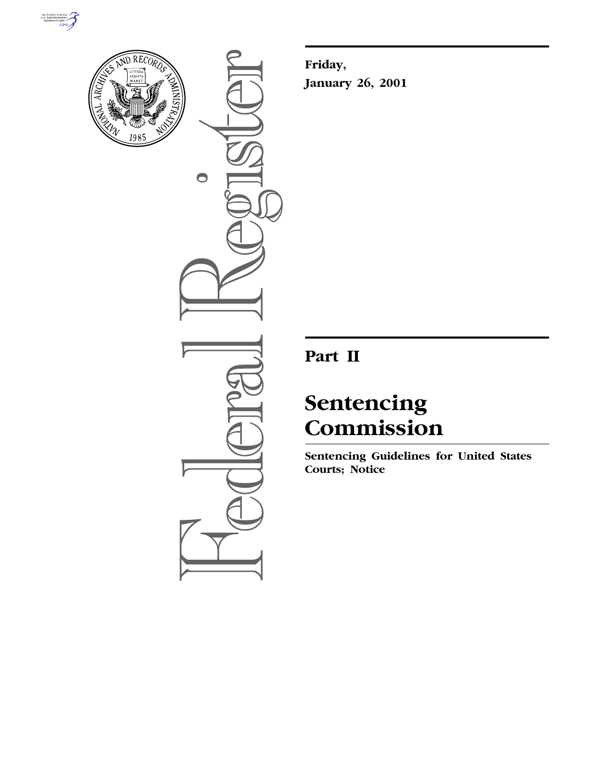**Friday,**

**January 26, 2001**

# Part II

# Sentencing Commission

**Sentencing Guidelines for United States Courts; Notice**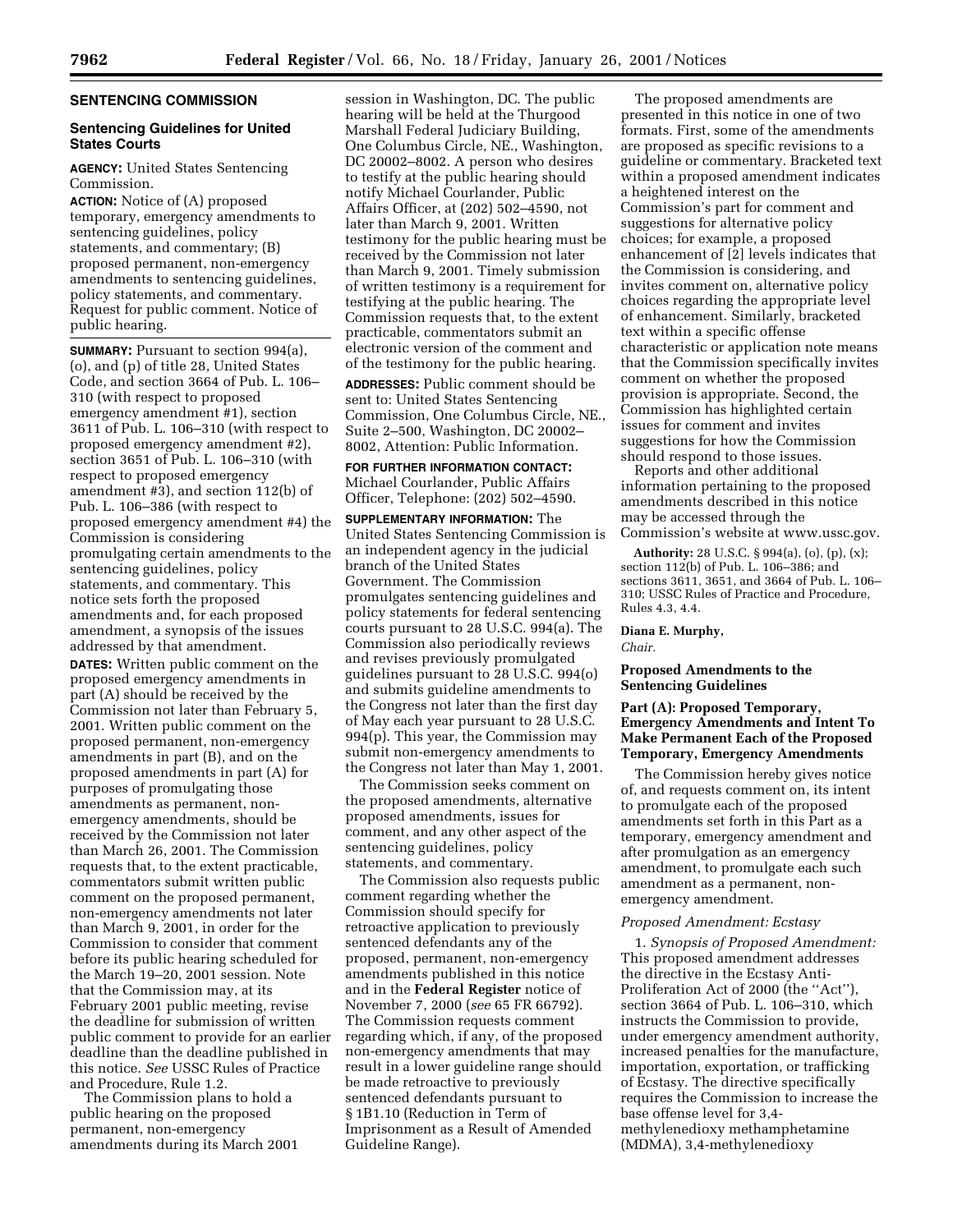## SENTENCING COMMISSION

### Sentencing Guidelines for United States Courts

**AGENCY:** United States Sentencing Commission.

**ACTION:** Notice of (A) proposed temporary, emergency amendments to sentencing guidelines, policy statements, and commentary; (B) proposed permanent, non-emergency amendments to sentencing guidelines, policy statements, and commentary. Request for public comment. Notice of public hearing.

**SUMMARY:** Pursuant to section 994(a), (o), and (p) of title 28, United States Code, and section 3664 of Pub. L. 106–310 (with respect to proposed emergency amendment #1), section 3611 of Pub. L. 106–310 (with respect to proposed emergency amendment #2), section 3651 of Pub. L. 106–310 (with respect to proposed emergency amendment #3), and section 112(b) of Pub. L. 106–386 (with respect to proposed emergency amendment #4) the Commission is considering promulgating certain amendments to the sentencing guidelines, policy statements, and commentary. This notice sets forth the proposed amendments and, for each proposed amendment, a synopsis of the issues addressed by that amendment.

**DATES:** Written public comment on the proposed emergency amendments in part (A) should be received by the Commission not later than February 5, 2001. Written public comment on the proposed permanent, non-emergency amendments in part (B), and on the proposed amendments in part (A) for purposes of promulgating those amendments as permanent, non-emergency amendments, should be received by the Commission not later than March 26, 2001. The Commission requests that, to the extent practicable, commentators submit written public comment on the proposed permanent, non-emergency amendments not later than March 9, 2001, in order for the Commission to consider that comment before its public hearing scheduled for the March 19–20, 2001 session. Note that the Commission may, at its February 2001 public meeting, revise the deadline for submission of written public comment to provide for an earlier deadline than the deadline published in this notice. *See* USSC Rules of Practice and Procedure, Rule 1.2.

The Commission plans to hold a public hearing on the proposed permanent, non-emergency amendments during its March 2001 session in Washington, DC. The public hearing will be held at the Thurgood Marshall Federal Judiciary Building, One Columbus Circle, NE., Washington, DC 20002–8002. A person who desires to testify at the public hearing should notify Michael Courlander, Public Affairs Officer, at (202) 502–4590, not later than March 9, 2001. Written testimony for the public hearing must be received by the Commission not later than March 9, 2001. Timely submission of written testimony is a requirement for testifying at the public hearing. The Commission requests that, to the extent practicable, commentators submit an electronic version of the comment and of the testimony for the public hearing.

**ADDRESSES:** Public comment should be sent to: United States Sentencing Commission, One Columbus Circle, NE., Suite 2–500, Washington, DC 20002–8002, Attention: Public Information.

**FOR FURTHER INFORMATION CONTACT:** Michael Courlander, Public Affairs Officer, Telephone: (202) 502–4590.

**SUPPLEMENTARY INFORMATION:** The United States Sentencing Commission is an independent agency in the judicial branch of the United States Government. The Commission promulgates sentencing guidelines and policy statements for federal sentencing courts pursuant to 28 U.S.C. 994(a). The Commission also periodically reviews and revises previously promulgated guidelines pursuant to 28 U.S.C. 994(o) and submits guideline amendments to the Congress not later than the first day of May each year pursuant to 28 U.S.C. 994(p). This year, the Commission may submit non-emergency amendments to the Congress not later than May 1, 2001.

The Commission seeks comment on the proposed amendments, alternative proposed amendments, issues for comment, and any other aspect of the sentencing guidelines, policy statements, and commentary.

The Commission also requests public comment regarding whether the Commission should specify for retroactive application to previously sentenced defendants any of the proposed, permanent, non-emergency amendments published in this notice and in the **Federal Register** notice of November 7, 2000 (*see* 65 FR 66792). The Commission requests comment regarding which, if any, of the proposed non-emergency amendments that may result in a lower guideline range should be made retroactive to previously sentenced defendants pursuant to § 1B1.10 (Reduction in Term of Imprisonment as a Result of Amended Guideline Range).

The proposed amendments are presented in this notice in one of two formats. First, some of the amendments are proposed as specific revisions to a guideline or commentary. Bracketed text within a proposed amendment indicates a heightened interest on the Commission's part for comment and suggestions for alternative policy choices; for example, a proposed enhancement of [2] levels indicates that the Commission is considering, and invites comment on, alternative policy choices regarding the appropriate level of enhancement. Similarly, bracketed text within a specific offense characteristic or application note means that the Commission specifically invites comment on whether the proposed provision is appropriate. Second, the Commission has highlighted certain issues for comment and invites suggestions for how the Commission should respond to those issues.

Reports and other additional information pertaining to the proposed amendments described in this notice may be accessed through the Commission's website at www.ussc.gov.

**Authority:** 28 U.S.C. § 994(a), (o), (p), (x); section 112(b) of Pub. L. 106–386; and sections 3611, 3651, and 3664 of Pub. L. 106–310; USSC Rules of Practice and Procedure, Rules 4.3, 4.4.

**Diana E. Murphy,**
*Chair.*

## Proposed Amendments to the Sentencing Guidelines

### Part (A): Proposed Temporary, Emergency Amendments and Intent To Make Permanent Each of the Proposed Temporary, Emergency Amendments

The Commission hereby gives notice of, and requests comment on, its intent to promulgate each of the proposed amendments set forth in this Part as a temporary, emergency amendment and after promulgation as an emergency amendment, to promulgate each such amendment as a permanent, non-emergency amendment.

*Proposed Amendment: Ecstasy*

1. *Synopsis of Proposed Amendment:* This proposed amendment addresses the directive in the Ecstasy Anti-Proliferation Act of 2000 (the "Act"), section 3664 of Pub. L. 106–310, which instructs the Commission to provide, under emergency amendment authority, increased penalties for the manufacture, importation, exportation, or trafficking of Ecstasy. The directive specifically requires the Commission to increase the base offense level for 3,4-methylenedioxy methamphetamine (MDMA), 3,4-methylenedioxy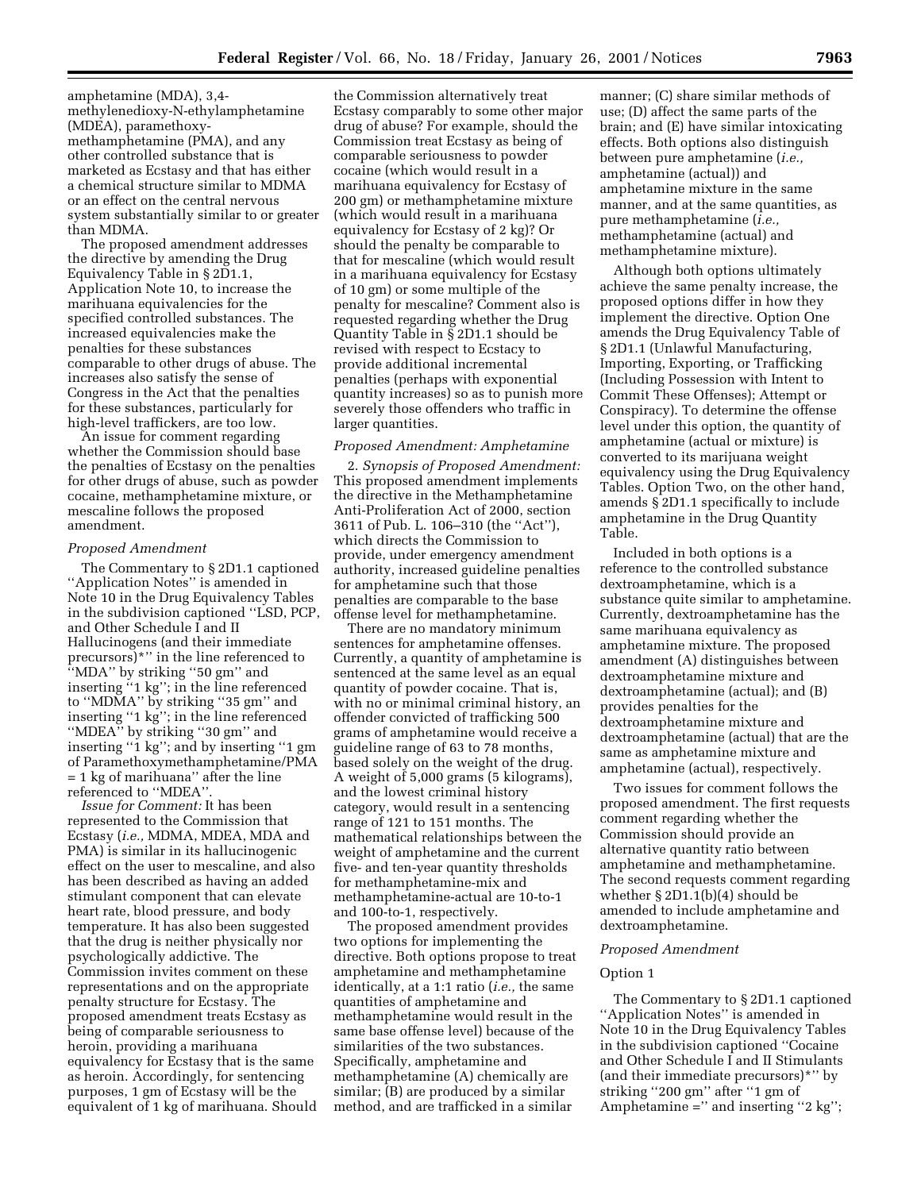amphetamine (MDA), 3,4-methylenedioxy-N-ethylamphetamine (MDEA), paramethoxy-methamphetamine (PMA), and any other controlled substance that is marketed as Ecstasy and that has either a chemical structure similar to MDMA or an effect on the central nervous system substantially similar to or greater than MDMA.

The proposed amendment addresses the directive by amending the Drug Equivalency Table in § 2D1.1, Application Note 10, to increase the marihuana equivalencies for the specified controlled substances. The increased equivalencies make the penalties for these substances comparable to other drugs of abuse. The increases also satisfy the sense of Congress in the Act that the penalties for these substances, particularly for high-level traffickers, are too low.

An issue for comment regarding whether the Commission should base the penalties of Ecstasy on the penalties for other drugs of abuse, such as powder cocaine, methamphetamine mixture, or mescaline follows the proposed amendment.

*Proposed Amendment*

The Commentary to § 2D1.1 captioned ''Application Notes'' is amended in Note 10 in the Drug Equivalency Tables in the subdivision captioned ''LSD, PCP, and Other Schedule I and II Hallucinogens (and their immediate precursors)*'' in the line referenced to ''MDA'' by striking ''50 gm'' and inserting ''1 kg''; in the line referenced to ''MDMA'' by striking ''35 gm'' and inserting ''1 kg''; in the line referenced to ''MDEA'' by striking ''30 gm'' and inserting ''1 kg''; and by inserting ''1 gm of Paramethoxymethamphetamine/PMA = 1 kg of marihuana'' after the line referenced to ''MDEA''.

*Issue for Comment:* It has been represented to the Commission that Ecstasy (*i.e.,* MDMA, MDEA, MDA and PMA) is similar in its hallucinogenic effect on the user to mescaline, and also has been described as having an added stimulant component that can elevate heart rate, blood pressure, and body temperature. It has also been suggested that the drug is neither physically nor psychologically addictive. The Commission invites comment on these representations and on the appropriate penalty structure for Ecstasy. The proposed amendment treats Ecstasy as being of comparable seriousness to heroin, providing a marihuana equivalency for Ecstasy that is the same as heroin. Accordingly, for sentencing purposes, 1 gm of Ecstasy will be the equivalent of 1 kg of marihuana. Should the Commission alternatively treat Ecstasy comparably to some other major drug of abuse? For example, should the Commission treat Ecstasy as being of comparable seriousness to powder cocaine (which would result in a marihuana equivalency for Ecstasy of 200 gm) or methamphetamine mixture (which would result in a marihuana equivalency for Ecstasy of 2 kg)? Or should the penalty be comparable to that for mescaline (which would result in a marihuana equivalency for Ecstasy of 10 gm) or some multiple of the penalty for mescaline? Comment also is requested regarding whether the Drug Quantity Table in § 2D1.1 should be revised with respect to Ecstacy to provide additional incremental penalties (perhaps with exponential quantity increases) so as to punish more severely those offenders who traffic in larger quantities.

*Proposed Amendment: Amphetamine*

2. *Synopsis of Proposed Amendment:* This proposed amendment implements the directive in the Methamphetamine Anti-Proliferation Act of 2000, section 3611 of Pub. L. 106–310 (the ''Act''), which directs the Commission to provide, under emergency amendment authority, increased guideline penalties for amphetamine such that those penalties are comparable to the base offense level for methamphetamine.

There are no mandatory minimum sentences for amphetamine offenses. Currently, a quantity of amphetamine is sentenced at the same level as an equal quantity of powder cocaine. That is, with no or minimal criminal history, an offender convicted of trafficking 500 grams of amphetamine would receive a guideline range of 63 to 78 months, based solely on the weight of the drug. A weight of 5,000 grams (5 kilograms), and the lowest criminal history category, would result in a sentencing range of 121 to 151 months. The mathematical relationships between the weight of amphetamine and the current five- and ten-year quantity thresholds for methamphetamine-mix and methamphetamine-actual are 10-to-1 and 100-to-1, respectively.

The proposed amendment provides two options for implementing the directive. Both options propose to treat amphetamine and methamphetamine identically, at a 1:1 ratio (*i.e.,* the same quantities of amphetamine and methamphetamine would result in the same base offense level) because of the similarities of the two substances. Specifically, amphetamine and methamphetamine (A) chemically are similar; (B) are produced by a similar method, and are trafficked in a similar manner; (C) share similar methods of use; (D) affect the same parts of the brain; and (E) have similar intoxicating effects. Both options also distinguish between pure amphetamine (*i.e.,* amphetamine (actual)) and amphetamine mixture in the same manner, and at the same quantities, as pure methamphetamine (*i.e.,* methamphetamine (actual) and methamphetamine mixture).

Although both options ultimately achieve the same penalty increase, the proposed options differ in how they implement the directive. Option One amends the Drug Equivalency Table of § 2D1.1 (Unlawful Manufacturing, Importing, Exporting, or Trafficking (Including Possession with Intent to Commit These Offenses); Attempt or Conspiracy). To determine the offense level under this option, the quantity of amphetamine (actual or mixture) is converted to its marijuana weight equivalency using the Drug Equivalency Tables. Option Two, on the other hand, amends § 2D1.1 specifically to include amphetamine in the Drug Quantity Table.

Included in both options is a reference to the controlled substance dextroamphetamine, which is a substance quite similar to amphetamine. Currently, dextroamphetamine has the same marihuana equivalency as amphetamine mixture. The proposed amendment (A) distinguishes between dextroamphetamine mixture and dextroamphetamine (actual); and (B) provides penalties for the dextroamphetamine mixture and dextroamphetamine (actual) that are the same as amphetamine mixture and amphetamine (actual), respectively.

Two issues for comment follows the proposed amendment. The first requests comment regarding whether the Commission should provide an alternative quantity ratio between amphetamine and methamphetamine. The second requests comment regarding whether § 2D1.1(b)(4) should be amended to include amphetamine and dextroamphetamine.

*Proposed Amendment*

Option 1

The Commentary to § 2D1.1 captioned ''Application Notes'' is amended in Note 10 in the Drug Equivalency Tables in the subdivision captioned ''Cocaine and Other Schedule I and II Stimulants (and their immediate precursors)*'' by striking ''200 gm'' after ''1 gm of Amphetamine ='' and inserting ''2 kg'';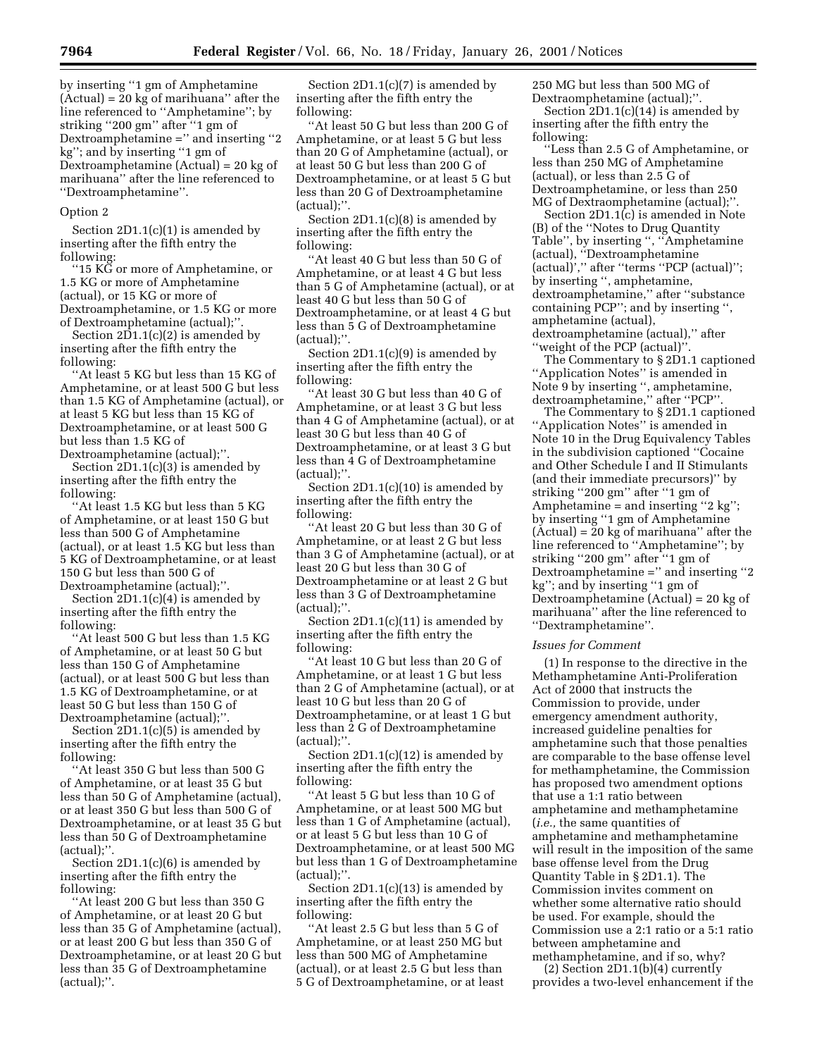by inserting ''1 gm of Amphetamine (Actual) = 20 kg of marihuana'' after the line referenced to ''Amphetamine''; by striking ''200 gm'' after ''1 gm of Dextroamphetamine ='' and inserting ''2 kg''; and by inserting ''1 gm of Dextroamphetamine (Actual) = 20 kg of marihuana'' after the line referenced to ''Dextroamphetamine''.

Option 2

Section 2D1.1(c)(1) is amended by inserting after the fifth entry the following:

''15 KG or more of Amphetamine, or 1.5 KG or more of Amphetamine (actual), or 15 KG or more of Dextroamphetamine, or 1.5 KG or more of Dextroamphetamine (actual);''.

Section 2D1.1(c)(2) is amended by inserting after the fifth entry the following:

''At least 5 KG but less than 15 KG of Amphetamine, or at least 500 G but less than 1.5 KG of Amphetamine (actual), or at least 5 KG but less than 15 KG of Dextroamphetamine, or at least 500 G but less than 1.5 KG of Dextroamphetamine (actual);''.

Section 2D1.1(c)(3) is amended by inserting after the fifth entry the following:

''At least 1.5 KG but less than 5 KG of Amphetamine, or at least 150 G but less than 500 G of Amphetamine (actual), or at least 1.5 KG but less than 5 KG of Dextroamphetamine, or at least 150 G but less than 500 G of Dextroamphetamine (actual);''.

Section 2D1.1(c)(4) is amended by inserting after the fifth entry the following:

''At least 500 G but less than 1.5 KG of Amphetamine, or at least 50 G but less than 150 G of Amphetamine (actual), or at least 500 G but less than 1.5 KG of Dextroamphetamine, or at least 50 G but less than 150 G of Dextroamphetamine (actual);''.

Section 2D1.1(c)(5) is amended by inserting after the fifth entry the following:

''At least 350 G but less than 500 G of Amphetamine, or at least 35 G but less than 50 G of Amphetamine (actual), or at least 350 G but less than 500 G of Dextroamphetamine, or at least 35 G but less than 50 G of Dextroamphetamine (actual);''.

Section 2D1.1(c)(6) is amended by inserting after the fifth entry the following:

''At least 200 G but less than 350 G of Amphetamine, or at least 20 G but less than 35 G of Amphetamine (actual), or at least 200 G but less than 350 G of Dextroamphetamine, or at least 20 G but less than 35 G of Dextroamphetamine (actual);''.

Section 2D1.1(c)(7) is amended by inserting after the fifth entry the following:

''At least 50 G but less than 200 G of Amphetamine, or at least 5 G but less than 20 G of Amphetamine (actual), or at least 50 G but less than 200 G of Dextroamphetamine, or at least 5 G but less than 20 G of Dextroamphetamine (actual);''.

Section 2D1.1(c)(8) is amended by inserting after the fifth entry the following:

''At least 40 G but less than 50 G of Amphetamine, or at least 4 G but less than 5 G of Amphetamine (actual), or at least 40 G but less than 50 G of Dextroamphetamine, or at least 4 G but less than 5 G of Dextroamphetamine (actual);''.

Section 2D1.1(c)(9) is amended by inserting after the fifth entry the following:

''At least 30 G but less than 40 G of Amphetamine, or at least 3 G but less than 4 G of Amphetamine (actual), or at least 30 G but less than 40 G of Dextroamphetamine, or at least 3 G but less than 4 G of Dextroamphetamine (actual);''.

Section 2D1.1(c)(10) is amended by inserting after the fifth entry the following:

''At least 20 G but less than 30 G of Amphetamine, or at least 2 G but less than 3 G of Amphetamine (actual), or at least 20 G but less than 30 G of Dextroamphetamine or at least 2 G but less than 3 G of Dextroamphetamine (actual);''.

Section 2D1.1(c)(11) is amended by inserting after the fifth entry the following:

''At least 10 G but less than 20 G of Amphetamine, or at least 1 G but less than 2 G of Amphetamine (actual), or at least 10 G but less than 20 G of Dextroamphetamine, or at least 1 G but less than 2 G of Dextroamphetamine (actual);''.

Section 2D1.1(c)(12) is amended by inserting after the fifth entry the following:

''At least 5 G but less than 10 G of Amphetamine, or at least 500 MG but less than 1 G of Amphetamine (actual), or at least 5 G but less than 10 G of Dextroamphetamine, or at least 500 MG but less than 1 G of Dextroamphetamine (actual);''.

Section 2D1.1(c)(13) is amended by inserting after the fifth entry the following:

''At least 2.5 G but less than 5 G of Amphetamine, or at least 250 MG but less than 500 MG of Amphetamine (actual), or at least 2.5 G but less than 5 G of Dextroamphetamine, or at least 250 MG but less than 500 MG of Dextraomphetamine (actual);''.

Section 2D1.1(c)(14) is amended by inserting after the fifth entry the following:

''Less than 2.5 G of Amphetamine, or less than 250 MG of Amphetamine (actual), or less than 2.5 G of Dextroamphetamine, or less than 250 MG of Dextraomphetamine (actual);''.

Section 2D1.1(c) is amended in Note (B) of the ''Notes to Drug Quantity Table'', by inserting '', ''Amphetamine (actual), ''Dextroamphetamine (actual)','' after ''terms ''PCP (actual)''; by inserting '', amphetamine, dextroamphetamine,'' after ''substance containing PCP''; and by inserting '', amphetamine (actual), dextroamphetamine (actual),'' after ''weight of the PCP (actual)''.

The Commentary to § 2D1.1 captioned ''Application Notes'' is amended in Note 9 by inserting '', amphetamine, dextroamphetamine,'' after ''PCP''.

The Commentary to § 2D1.1 captioned ''Application Notes'' is amended in Note 10 in the Drug Equivalency Tables in the subdivision captioned ''Cocaine and Other Schedule I and II Stimulants (and their immediate precursors)'' by striking ''200 gm'' after ''1 gm of Amphetamine = and inserting ''2 kg''; by inserting ''1 gm of Amphetamine (Actual) = 20 kg of marihuana'' after the line referenced to ''Amphetamine''; by striking ''200 gm'' after ''1 gm of Dextroamphetamine ='' and inserting ''2 kg''; and by inserting ''1 gm of Dextroamphetamine (Actual) = 20 kg of marihuana'' after the line referenced to ''Dextramphetamine''.

*Issues for Comment*

(1) In response to the directive in the Methamphetamine Anti-Proliferation Act of 2000 that instructs the Commission to provide, under emergency amendment authority, increased guideline penalties for amphetamine such that those penalties are comparable to the base offense level for methamphetamine, the Commission has proposed two amendment options that use a 1:1 ratio between amphetamine and methamphetamine (*i.e.,* the same quantities of amphetamine and methamphetamine will result in the imposition of the same base offense level from the Drug Quantity Table in § 2D1.1). The Commission invites comment on whether some alternative ratio should be used. For example, should the Commission use a 2:1 ratio or a 5:1 ratio between amphetamine and methamphetamine, and if so, why?

(2) Section 2D1.1(b)(4) currently provides a two-level enhancement if the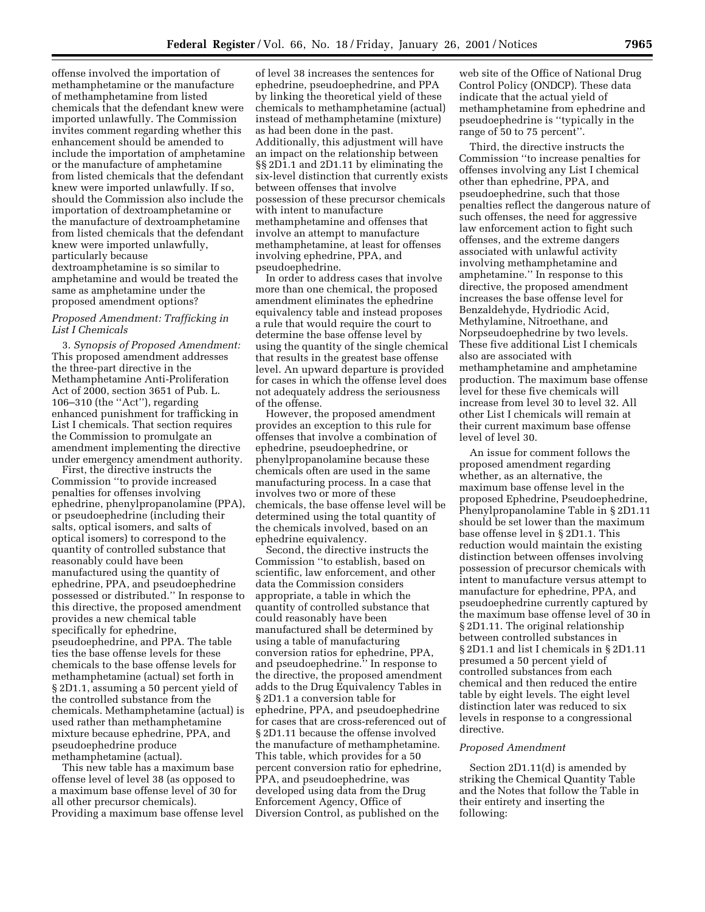offense involved the importation of methamphetamine or the manufacture of methamphetamine from listed chemicals that the defendant knew were imported unlawfully. The Commission invites comment regarding whether this enhancement should be amended to include the importation of amphetamine or the manufacture of amphetamine from listed chemicals that the defendant knew were imported unlawfully. If so, should the Commission also include the importation of dextroamphetamine or the manufacture of dextroamphetamine from listed chemicals that the defendant knew were imported unlawfully, particularly because dextroamphetamine is so similar to amphetamine and would be treated the same as amphetamine under the proposed amendment options?

*Proposed Amendment: Trafficking in List I Chemicals*

3. *Synopsis of Proposed Amendment:* This proposed amendment addresses the three-part directive in the Methamphetamine Anti-Proliferation Act of 2000, section 3651 of Pub. L. 106–310 (the ''Act''), regarding enhanced punishment for trafficking in List I chemicals. That section requires the Commission to promulgate an amendment implementing the directive under emergency amendment authority.

First, the directive instructs the Commission ''to provide increased penalties for offenses involving ephedrine, phenylpropanolamine (PPA), or pseudoephedrine (including their salts, optical isomers, and salts of optical isomers) to correspond to the quantity of controlled substance that reasonably could have been manufactured using the quantity of ephedrine, PPA, and pseudoephedrine possessed or distributed.'' In response to this directive, the proposed amendment provides a new chemical table specifically for ephedrine, pseudoephedrine, and PPA. The table ties the base offense levels for these chemicals to the base offense levels for methamphetamine (actual) set forth in § 2D1.1, assuming a 50 percent yield of the controlled substance from the chemicals. Methamphetamine (actual) is used rather than methamphetamine mixture because ephedrine, PPA, and pseudoephedrine produce methamphetamine (actual).

This new table has a maximum base offense level of level 38 (as opposed to a maximum base offense level of 30 for all other precursor chemicals). Providing a maximum base offense level of level 38 increases the sentences for ephedrine, pseudoephedrine, and PPA by linking the theoretical yield of these chemicals to methamphetamine (actual) instead of methamphetamine (mixture) as had been done in the past. Additionally, this adjustment will have an impact on the relationship between §§ 2D1.1 and 2D1.11 by eliminating the six-level distinction that currently exists between offenses that involve possession of these precursor chemicals with intent to manufacture methamphetamine and offenses that involve an attempt to manufacture methamphetamine, at least for offenses involving ephedrine, PPA, and pseudoephedrine.

In order to address cases that involve more than one chemical, the proposed amendment eliminates the ephedrine equivalency table and instead proposes a rule that would require the court to determine the base offense level by using the quantity of the single chemical that results in the greatest base offense level. An upward departure is provided for cases in which the offense level does not adequately address the seriousness of the offense.

However, the proposed amendment provides an exception to this rule for offenses that involve a combination of ephedrine, pseudoephedrine, or phenylpropanolamine because these chemicals often are used in the same manufacturing process. In a case that involves two or more of these chemicals, the base offense level will be determined using the total quantity of the chemicals involved, based on an ephedrine equivalency.

Second, the directive instructs the Commission ''to establish, based on scientific, law enforcement, and other data the Commission considers appropriate, a table in which the quantity of controlled substance that could reasonably have been manufactured shall be determined by using a table of manufacturing conversion ratios for ephedrine, PPA, and pseudoephedrine.'' In response to the directive, the proposed amendment adds to the Drug Equivalency Tables in § 2D1.1 a conversion table for ephedrine, PPA, and pseudoephedrine for cases that are cross-referenced out of § 2D1.11 because the offense involved the manufacture of methamphetamine. This table, which provides for a 50 percent conversion ratio for ephedrine, PPA, and pseudoephedrine, was developed using data from the Drug Enforcement Agency, Office of Diversion Control, as published on the web site of the Office of National Drug Control Policy (ONDCP). These data indicate that the actual yield of methamphetamine from ephedrine and pseudoephedrine is ''typically in the range of 50 to 75 percent''.

Third, the directive instructs the Commission ''to increase penalties for offenses involving any List I chemical other than ephedrine, PPA, and pseudoephedrine, such that those penalties reflect the dangerous nature of such offenses, the need for aggressive law enforcement action to fight such offenses, and the extreme dangers associated with unlawful activity involving methamphetamine and amphetamine.'' In response to this directive, the proposed amendment increases the base offense level for Benzaldehyde, Hydriodic Acid, Methylamine, Nitroethane, and Norpseudoephedrine by two levels. These five additional List I chemicals also are associated with methamphetamine and amphetamine production. The maximum base offense level for these five chemicals will increase from level 30 to level 32. All other List I chemicals will remain at their current maximum base offense level of level 30.

An issue for comment follows the proposed amendment regarding whether, as an alternative, the maximum base offense level in the proposed Ephedrine, Pseudoephedrine, Phenylpropanolamine Table in § 2D1.11 should be set lower than the maximum base offense level in § 2D1.1. This reduction would maintain the existing distinction between offenses involving possession of precursor chemicals with intent to manufacture versus attempt to manufacture for ephedrine, PPA, and pseudoephedrine currently captured by the maximum base offense level of 30 in § 2D1.11. The original relationship between controlled substances in § 2D1.1 and list I chemicals in § 2D1.11 presumed a 50 percent yield of controlled substances from each chemical and then reduced the entire table by eight levels. The eight level distinction later was reduced to six levels in response to a congressional directive.

*Proposed Amendment*

Section 2D1.11(d) is amended by striking the Chemical Quantity Table and the Notes that follow the Table in their entirety and inserting the following: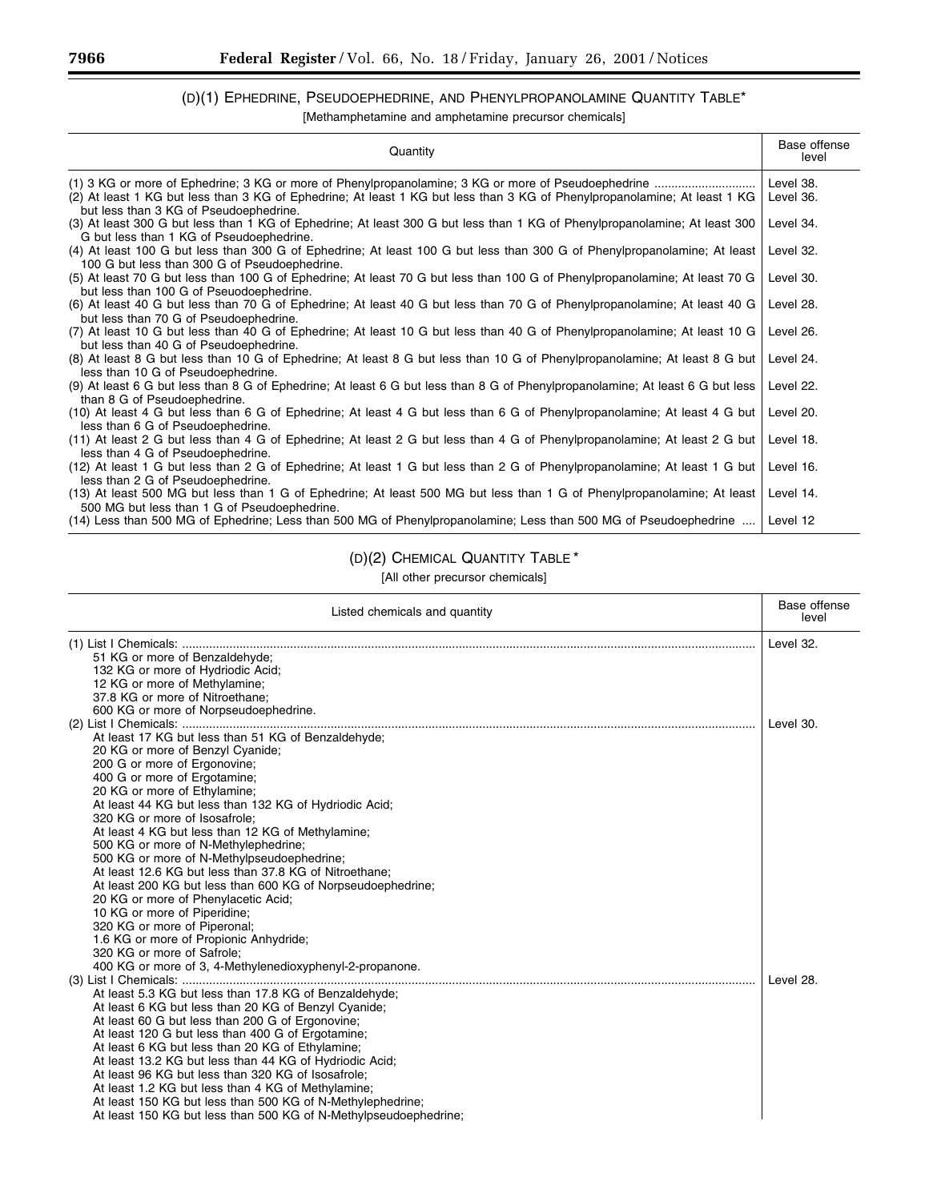## (D)(1) EPHEDRINE, PSEUDOEPHEDRINE, AND PHENYLPROPANOLAMINE QUANTITY TABLE*

[Methamphetamine and amphetamine precursor chemicals]

| Quantity | Base offense level |
|---|---|
| (1) 3 KG or more of Ephedrine; 3 KG or more of Phenylpropanolamine; 3 KG or more of Pseudoephedrine | Level 38. |
| (2) At least 1 KG but less than 3 KG of Ephedrine; At least 1 KG but less than 3 KG of Phenylpropanolamine; At least 1 KG but less than 3 KG of Pseudoephedrine. | Level 36. |
| (3) At least 300 G but less than 1 KG of Ephedrine; At least 300 G but less than 1 KG of Phenylpropanolamine; At least 300 G but less than 1 KG of Pseudoephedrine. | Level 34. |
| (4) At least 100 G but less than 300 G of Ephedrine; At least 100 G but less than 300 G of Phenylpropanolamine; At least 100 G but less than 300 G of Pseudoephedrine. | Level 32. |
| (5) At least 70 G but less than 100 G of Ephedrine; At least 70 G but less than 100 G of Phenylpropanolamine; At least 70 G but less than 100 G of Pseuodoephedrine. | Level 30. |
| (6) At least 40 G but less than 70 G of Ephedrine; At least 40 G but less than 70 G of Phenylpropanolamine; At least 40 G but less than 70 G of Pseudoephedrine. | Level 28. |
| (7) At least 10 G but less than 40 G of Ephedrine; At least 10 G but less than 40 G of Phenylpropanolamine; At least 10 G but less than 40 G of Pseudoephedrine. | Level 26. |
| (8) At least 8 G but less than 10 G of Ephedrine; At least 8 G but less than 10 G of Phenylpropanolamine; At least 8 G but less than 10 G of Pseudoephedrine. | Level 24. |
| (9) At least 6 G but less than 8 G of Ephedrine; At least 6 G but less than 8 G of Phenylpropanolamine; At least 6 G but less than 8 G of Pseudoephedrine. | Level 22. |
| (10) At least 4 G but less than 6 G of Ephedrine; At least 4 G but less than 6 G of Phenylpropanolamine; At least 4 G but less than 6 G of Pseudoephedrine. | Level 20. |
| (11) At least 2 G but less than 4 G of Ephedrine; At least 2 G but less than 4 G of Phenylpropanolamine; At least 2 G but less than 4 G of Pseudoephedrine. | Level 18. |
| (12) At least 1 G but less than 2 G of Ephedrine; At least 1 G but less than 2 G of Phenylpropanolamine; At least 1 G but less than 2 G of Pseudoephedrine. | Level 16. |
| (13) At least 500 MG but less than 1 G of Ephedrine; At least 500 MG but less than 1 G of Phenylpropanolamine; At least 500 MG but less than 1 G of Pseudoephedrine. | Level 14. |
| (14) Less than 500 MG of Ephedrine; Less than 500 MG of Phenylpropanolamine; Less than 500 MG of Pseudoephedrine | Level 12 |

## (D)(2) CHEMICAL QUANTITY TABLE*

[All other precursor chemicals]

| Listed chemicals and quantity | Base offense level |
|---|---|
| (1) List I Chemicals: | Level 32. |
| 51 KG or more of Benzaldehyde; | |
| 132 KG or more of Hydriodic Acid; | |
| 12 KG or more of Methylamine; | |
| 37.8 KG or more of Nitroethane; | |
| 600 KG or more of Norpseudoephedrine. | |
| (2) List I Chemicals: | Level 30. |
| At least 17 KG but less than 51 KG of Benzaldehyde; | |
| 20 KG or more of Benzyl Cyanide; | |
| 200 G or more of Ergonovine; | |
| 400 G or more of Ergotamine; | |
| 20 KG or more of Ethylamine; | |
| At least 44 KG but less than 132 KG of Hydriodic Acid; | |
| 320 KG or more of Isosafrole; | |
| At least 4 KG but less than 12 KG of Methylamine; | |
| 500 KG or more of N-Methylephedrine; | |
| 500 KG or more of N-Methylpseudoephedrine; | |
| At least 12.6 KG but less than 37.8 KG of Nitroethane; | |
| At least 200 KG but less than 600 KG of Norpseudoephedrine; | |
| 20 KG or more of Phenylacetic Acid; | |
| 10 KG or more of Piperidine; | |
| 320 KG or more of Piperonal; | |
| 1.6 KG or more of Propionic Anhydride; | |
| 320 KG or more of Safrole; | |
| 400 KG or more of 3, 4-Methylenedioxyphenyl-2-propanone. | |
| (3) List I Chemicals: | Level 28. |
| At least 5.3 KG but less than 17.8 KG of Benzaldehyde; | |
| At least 6 KG but less than 20 KG of Benzyl Cyanide; | |
| At least 60 G but less than 200 G of Ergonovine; | |
| At least 120 G but less than 400 G of Ergotamine; | |
| At least 6 KG but less than 20 KG of Ethylamine; | |
| At least 13.2 KG but less than 44 KG of Hydriodic Acid; | |
| At least 96 KG but less than 320 KG of Isosafrole; | |
| At least 1.2 KG but less than 4 KG of Methylamine; | |
| At least 150 KG but less than 500 KG of N-Methylephedrine; | |
| At least 150 KG but less than 500 KG of N-Methylpseudoephedrine; | |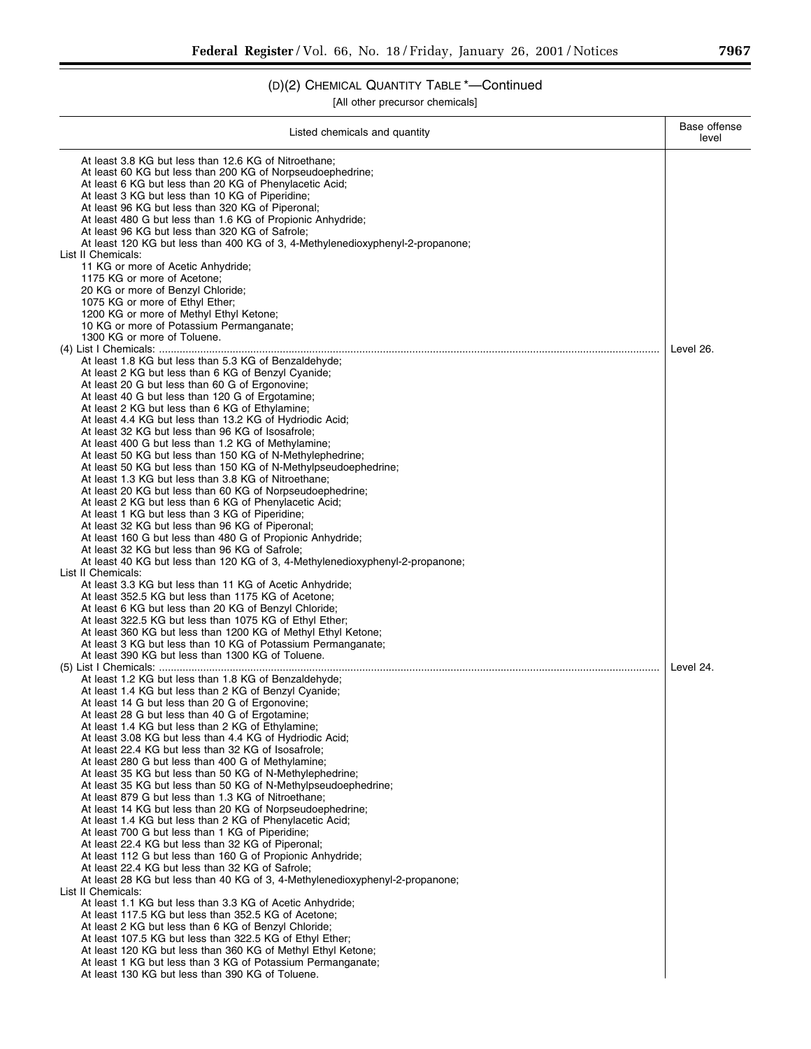## (D)(2) CHEMICAL QUANTITY TABLE *—Continued

[All other precursor chemicals]

| Listed chemicals and quantity | Base offense level |
| --- | --- |
| At least 3.8 KG but less than 12.6 KG of Nitroethane;<br>At least 60 KG but less than 200 KG of Norpseudoephedrine;<br>At least 6 KG but less than 20 KG of Phenylacetic Acid;<br>At least 3 KG but less than 10 KG of Piperidine;<br>At least 96 KG but less than 320 KG of Piperonal;<br>At least 480 G but less than 1.6 KG of Propionic Anhydride;<br>At least 96 KG but less than 320 KG of Safrole;<br>At least 120 KG but less than 400 KG of 3, 4-Methylenedioxyphenyl-2-propanone;<br>List II Chemicals:<br>11 KG or more of Acetic Anhydride;<br>1175 KG or more of Acetone;<br>20 KG or more of Benzyl Chloride;<br>1075 KG or more of Ethyl Ether;<br>1200 KG or more of Methyl Ethyl Ketone;<br>10 KG or more of Potassium Permanganate;<br>1300 KG or more of Toluene. | |
| (4) List I Chemicals:<br>At least 1.8 KG but less than 5.3 KG of Benzaldehyde;<br>At least 2 KG but less than 6 KG of Benzyl Cyanide;<br>At least 20 G but less than 60 G of Ergonovine;<br>At least 40 G but less than 120 G of Ergotamine;<br>At least 2 KG but less than 6 KG of Ethylamine;<br>At least 4.4 KG but less than 13.2 KG of Hydriodic Acid;<br>At least 32 KG but less than 96 KG of Isosafrole;<br>At least 400 G but less than 1.2 KG of Methylamine;<br>At least 50 KG but less than 150 KG of N-Methylephedrine;<br>At least 50 KG but less than 150 KG of N-Methylpseudoephedrine;<br>At least 1.3 KG but less than 3.8 KG of Nitroethane;<br>At least 20 KG but less than 60 KG of Norpseudoephedrine;<br>At least 2 KG but less than 6 KG of Phenylacetic Acid;<br>At least 1 KG but less than 3 KG of Piperidine;<br>At least 32 KG but less than 96 KG of Piperonal;<br>At least 160 G but less than 480 G of Propionic Anhydride;<br>At least 32 KG but less than 96 KG of Safrole;<br>At least 40 KG but less than 120 KG of 3, 4-Methylenedioxyphenyl-2-propanone;<br>List II Chemicals:<br>At least 3.3 KG but less than 11 KG of Acetic Anhydride;<br>At least 352.5 KG but less than 1175 KG of Acetone;<br>At least 6 KG but less than 20 KG of Benzyl Chloride;<br>At least 322.5 KG but less than 1075 KG of Ethyl Ether;<br>At least 360 KG but less than 1200 KG of Methyl Ethyl Ketone;<br>At least 3 KG but less than 10 KG of Potassium Permanganate;<br>At least 390 KG but less than 1300 KG of Toluene. | Level 26. |
| (5) List I Chemicals:<br>At least 1.2 KG but less than 1.8 KG of Benzaldehyde;<br>At least 1.4 KG but less than 2 KG of Benzyl Cyanide;<br>At least 14 G but less than 20 G of Ergonovine;<br>At least 28 G but less than 40 G of Ergotamine;<br>At least 1.4 KG but less than 2 KG of Ethylamine;<br>At least 3.08 KG but less than 4.4 KG of Hydriodic Acid;<br>At least 22.4 KG but less than 32 KG of Isosafrole;<br>At least 280 G but less than 400 G of Methylamine;<br>At least 35 KG but less than 50 KG of N-Methylephedrine;<br>At least 35 KG but less than 50 KG of N-Methylpseudoephedrine;<br>At least 879 G but less than 1.3 KG of Nitroethane;<br>At least 14 KG but less than 20 KG of Norpseudoephedrine;<br>At least 1.4 KG but less than 2 KG of Phenylacetic Acid;<br>At least 700 G but less than 1 KG of Piperidine;<br>At least 22.4 KG but less than 32 KG of Piperonal;<br>At least 112 G but less than 160 G of Propionic Anhydride;<br>At least 22.4 KG but less than 32 KG of Safrole;<br>At least 28 KG but less than 40 KG of 3, 4-Methylenedioxyphenyl-2-propanone;<br>List II Chemicals:<br>At least 1.1 KG but less than 3.3 KG of Acetic Anhydride;<br>At least 117.5 KG but less than 352.5 KG of Acetone;<br>At least 2 KG but less than 6 KG of Benzyl Chloride;<br>At least 107.5 KG but less than 322.5 KG of Ethyl Ether;<br>At least 120 KG but less than 360 KG of Methyl Ethyl Ketone;<br>At least 1 KG but less than 3 KG of Potassium Permanganate;<br>At least 130 KG but less than 390 KG of Toluene. | Level 24. |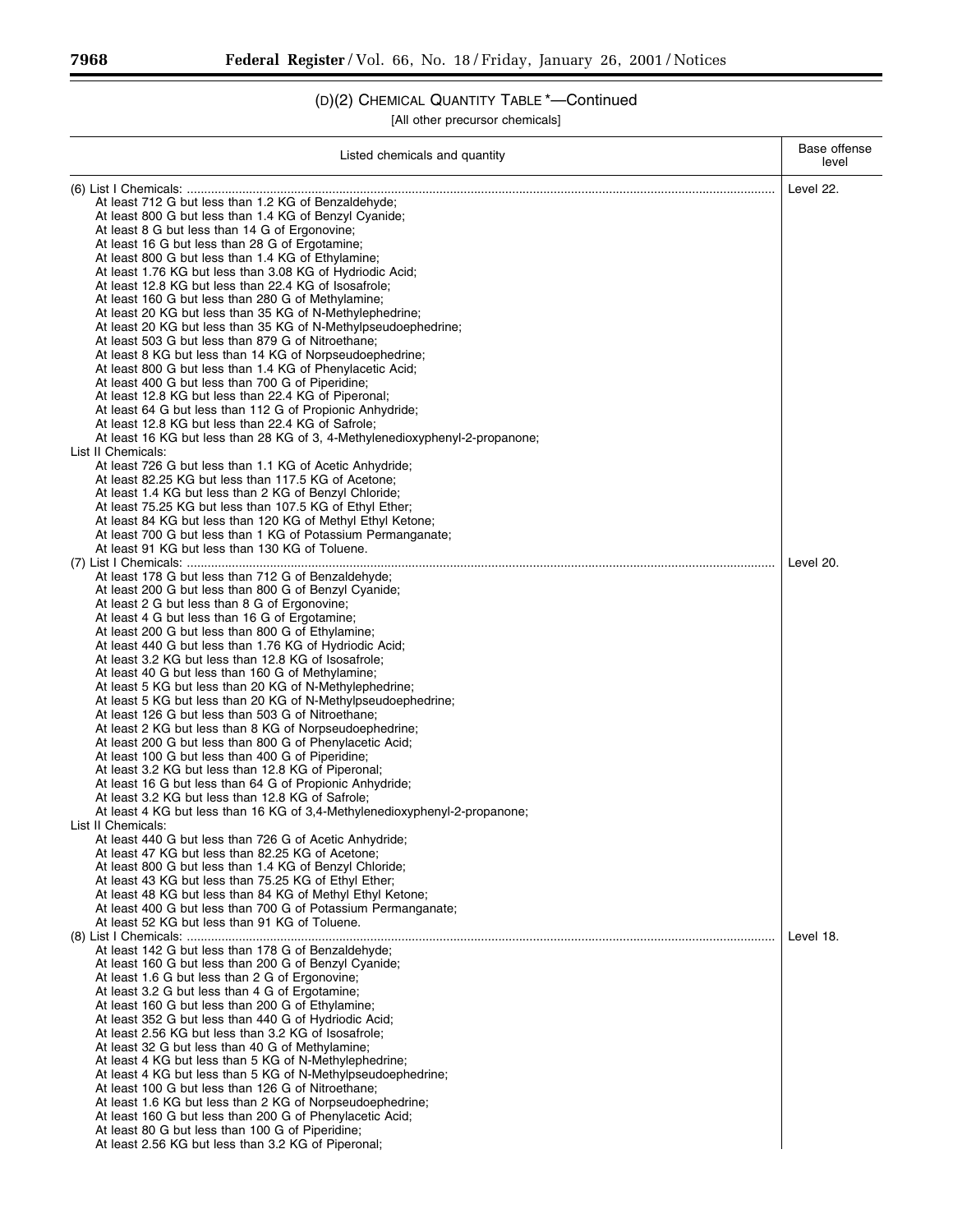## (D)(2) CHEMICAL QUANTITY TABLE *—Continued

[All other precursor chemicals]

| Listed chemicals and quantity | Base offense level |
|---|---|
| (6) List I Chemicals: | Level 22. |
| At least 712 G but less than 1.2 KG of Benzaldehyde; | |
| At least 800 G but less than 1.4 KG of Benzyl Cyanide; | |
| At least 8 G but less than 14 G of Ergonovine; | |
| At least 16 G but less than 28 G of Ergotamine; | |
| At least 800 G but less than 1.4 KG of Ethylamine; | |
| At least 1.76 KG but less than 3.08 KG of Hydriodic Acid; | |
| At least 12.8 KG but less than 22.4 KG of Isosafrole; | |
| At least 160 G but less than 280 G of Methylamine; | |
| At least 20 KG but less than 35 KG of N-Methylephedrine; | |
| At least 20 KG but less than 35 KG of N-Methylpseudoephedrine; | |
| At least 503 G but less than 879 G of Nitroethane; | |
| At least 8 KG but less than 14 KG of Norpseudoephedrine; | |
| At least 800 G but less than 1.4 KG of Phenylacetic Acid; | |
| At least 400 G but less than 700 G of Piperidine; | |
| At least 12.8 KG but less than 22.4 KG of Piperonal; | |
| At least 64 G but less than 112 G of Propionic Anhydride; | |
| At least 12.8 KG but less than 22.4 KG of Safrole; | |
| At least 16 KG but less than 28 KG of 3, 4-Methylenedioxyphenyl-2-propanone; | |
| List II Chemicals: | |
| At least 726 G but less than 1.1 KG of Acetic Anhydride; | |
| At least 82.25 KG but less than 117.5 KG of Acetone; | |
| At least 1.4 KG but less than 2 KG of Benzyl Chloride; | |
| At least 75.25 KG but less than 107.5 KG of Ethyl Ether; | |
| At least 84 KG but less than 120 KG of Methyl Ethyl Ketone; | |
| At least 700 G but less than 1 KG of Potassium Permanganate; | |
| At least 91 KG but less than 130 KG of Toluene. | |
| (7) List I Chemicals: | Level 20. |
| At least 178 G but less than 712 G of Benzaldehyde; | |
| At least 200 G but less than 800 G of Benzyl Cyanide; | |
| At least 2 G but less than 8 G of Ergonovine; | |
| At least 4 G but less than 16 G of Ergotamine; | |
| At least 200 G but less than 800 G of Ethylamine; | |
| At least 440 G but less than 1.76 KG of Hydriodic Acid; | |
| At least 3.2 KG but less than 12.8 KG of Isosafrole; | |
| At least 40 G but less than 160 G of Methylamine; | |
| At least 5 KG but less than 20 KG of N-Methylephedrine; | |
| At least 5 KG but less than 20 KG of N-Methylpseudoephedrine; | |
| At least 126 G but less than 503 G of Nitroethane; | |
| At least 2 KG but less than 8 KG of Norpseudoephedrine; | |
| At least 200 G but less than 800 G of Phenylacetic Acid; | |
| At least 100 G but less than 400 G of Piperidine; | |
| At least 3.2 KG but less than 12.8 KG of Piperonal; | |
| At least 16 G but less than 64 G of Propionic Anhydride; | |
| At least 3.2 KG but less than 12.8 KG of Safrole; | |
| At least 4 KG but less than 16 KG of 3,4-Methylenedioxyphenyl-2-propanone; | |
| List II Chemicals: | |
| At least 440 G but less than 726 G of Acetic Anhydride; | |
| At least 47 KG but less than 82.25 KG of Acetone; | |
| At least 800 G but less than 1.4 KG of Benzyl Chloride; | |
| At least 43 KG but less than 75.25 KG of Ethyl Ether; | |
| At least 48 KG but less than 84 KG of Methyl Ethyl Ketone; | |
| At least 400 G but less than 700 G of Potassium Permanganate; | |
| At least 52 KG but less than 91 KG of Toluene. | |
| (8) List I Chemicals: | Level 18. |
| At least 142 G but less than 178 G of Benzaldehyde; | |
| At least 160 G but less than 200 G of Benzyl Cyanide; | |
| At least 1.6 G but less than 2 G of Ergonovine; | |
| At least 3.2 G but less than 4 G of Ergotamine; | |
| At least 160 G but less than 200 G of Ethylamine; | |
| At least 352 G but less than 440 G of Hydriodic Acid; | |
| At least 2.56 KG but less than 3.2 KG of Isosafrole; | |
| At least 32 G but less than 40 G of Methylamine; | |
| At least 4 KG but less than 5 KG of N-Methylephedrine; | |
| At least 4 KG but less than 5 KG of N-Methylpseudoephedrine; | |
| At least 100 G but less than 126 G of Nitroethane; | |
| At least 1.6 KG but less than 2 KG of Norpseudoephedrine; | |
| At least 160 G but less than 200 G of Phenylacetic Acid; | |
| At least 80 G but less than 100 G of Piperidine; | |
| At least 2.56 KG but less than 3.2 KG of Piperonal; | |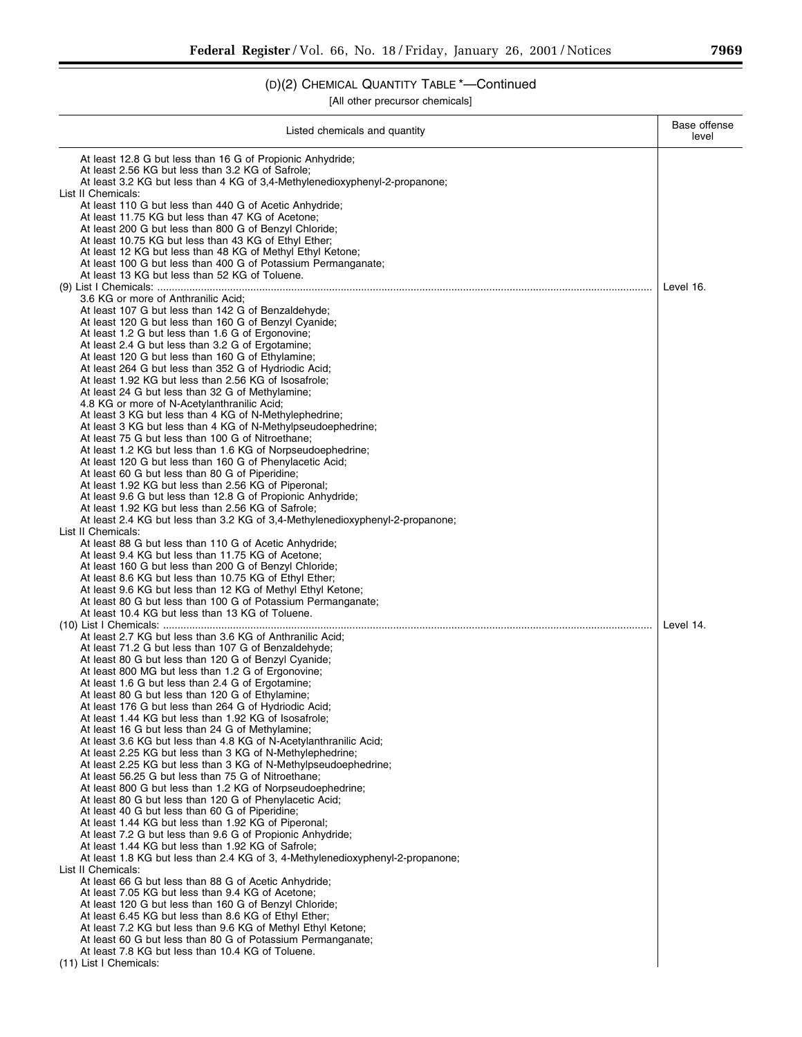## (D)(2) CHEMICAL QUANTITY TABLE *—Continued

[All other precursor chemicals]

| Listed chemicals and quantity | Base offense level |
| --- | --- |
| At least 12.8 G but less than 16 G of Propionic Anhydride; | |
| At least 2.56 KG but less than 3.2 KG of Safrole; | |
| At least 3.2 KG but less than 4 KG of 3,4-Methylenedioxyphenyl-2-propanone; | |
| List II Chemicals: | |
| At least 110 G but less than 440 G of Acetic Anhydride; | |
| At least 11.75 KG but less than 47 KG of Acetone; | |
| At least 200 G but less than 800 G of Benzyl Chloride; | |
| At least 10.75 KG but less than 43 KG of Ethyl Ether; | |
| At least 12 KG but less than 48 KG of Methyl Ethyl Ketone; | |
| At least 100 G but less than 400 G of Potassium Permanganate; | |
| At least 13 KG but less than 52 KG of Toluene. | |
| (9) List I Chemicals: | Level 16. |
| 3.6 KG or more of Anthranilic Acid; | |
| At least 107 G but less than 142 G of Benzaldehyde; | |
| At least 120 G but less than 160 G of Benzyl Cyanide; | |
| At least 1.2 G but less than 1.6 G of Ergonovine; | |
| At least 2.4 G but less than 3.2 G of Ergotamine; | |
| At least 120 G but less than 160 G of Ethylamine; | |
| At least 264 G but less than 352 G of Hydriodic Acid; | |
| At least 1.92 KG but less than 2.56 KG of Isosafrole; | |
| At least 24 G but less than 32 G of Methylamine; | |
| 4.8 KG or more of N-Acetylanthranilic Acid; | |
| At least 3 KG but less than 4 KG of N-Methylephedrine; | |
| At least 3 KG but less than 4 KG of N-Methylpseudoephedrine; | |
| At least 75 G but less than 100 G of Nitroethane; | |
| At least 1.2 KG but less than 1.6 KG of Norpseudoephedrine; | |
| At least 120 G but less than 160 G of Phenylacetic Acid; | |
| At least 60 G but less than 80 G of Piperidine; | |
| At least 1.92 KG but less than 2.56 KG of Piperonal; | |
| At least 9.6 G but less than 12.8 G of Propionic Anhydride; | |
| At least 1.92 KG but less than 2.56 KG of Safrole; | |
| At least 2.4 KG but less than 3.2 KG of 3,4-Methylenedioxyphenyl-2-propanone; | |
| List II Chemicals: | |
| At least 88 G but less than 110 G of Acetic Anhydride; | |
| At least 9.4 KG but less than 11.75 KG of Acetone; | |
| At least 160 G but less than 200 G of Benzyl Chloride; | |
| At least 8.6 KG but less than 10.75 KG of Ethyl Ether; | |
| At least 9.6 KG but less than 12 KG of Methyl Ethyl Ketone; | |
| At least 80 G but less than 100 G of Potassium Permanganate; | |
| At least 10.4 KG but less than 13 KG of Toluene. | |
| (10) List I Chemicals: | Level 14. |
| At least 2.7 KG but less than 3.6 KG of Anthranilic Acid; | |
| At least 71.2 G but less than 107 G of Benzaldehyde; | |
| At least 80 G but less than 120 G of Benzyl Cyanide; | |
| At least 800 MG but less than 1.2 G of Ergonovine; | |
| At least 1.6 G but less than 2.4 G of Ergotamine; | |
| At least 80 G but less than 120 G of Ethylamine; | |
| At least 176 G but less than 264 G of Hydriodic Acid; | |
| At least 1.44 KG but less than 1.92 KG of Isosafrole; | |
| At least 16 G but less than 24 G of Methylamine; | |
| At least 3.6 KG but less than 4.8 KG of N-Acetylanthranilic Acid; | |
| At least 2.25 KG but less than 3 KG of N-Methylephedrine; | |
| At least 2.25 KG but less than 3 KG of N-Methylpseudoephedrine; | |
| At least 56.25 G but less than 75 G of Nitroethane; | |
| At least 800 G but less than 1.2 KG of Norpseudoephedrine; | |
| At least 80 G but less than 120 G of Phenylacetic Acid; | |
| At least 40 G but less than 60 G of Piperidine; | |
| At least 1.44 KG but less than 1.92 KG of Piperonal; | |
| At least 7.2 G but less than 9.6 G of Propionic Anhydride; | |
| At least 1.44 KG but less than 1.92 KG of Safrole; | |
| At least 1.8 KG but less than 2.4 KG of 3, 4-Methylenedioxyphenyl-2-propanone; | |
| List II Chemicals: | |
| At least 66 G but less than 88 G of Acetic Anhydride; | |
| At least 7.05 KG but less than 9.4 KG of Acetone; | |
| At least 120 G but less than 160 G of Benzyl Chloride; | |
| At least 6.45 KG but less than 8.6 KG of Ethyl Ether; | |
| At least 7.2 KG but less than 9.6 KG of Methyl Ethyl Ketone; | |
| At least 60 G but less than 80 G of Potassium Permanganate; | |
| At least 7.8 KG but less than 10.4 KG of Toluene. | |
| (11) List I Chemicals: | |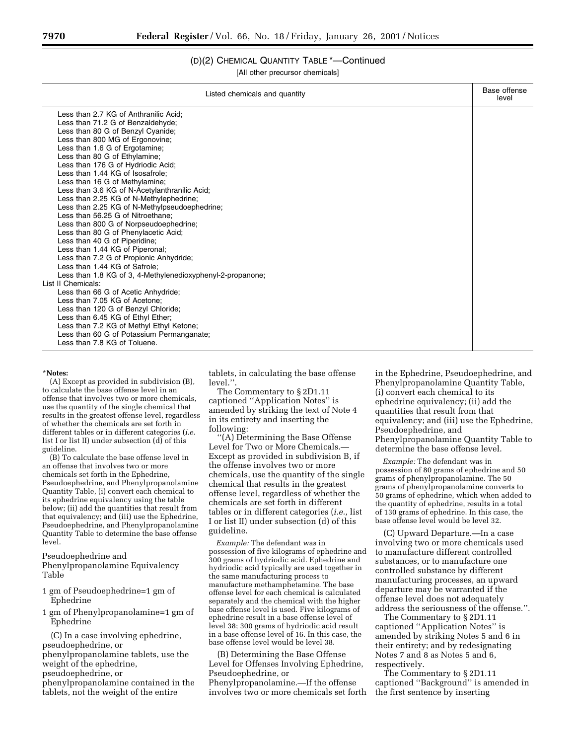## (D)(2) CHEMICAL QUANTITY TABLE *—Continued

[All other precursor chemicals]

| Listed chemicals and quantity | Base offense level |
|---|---|
| Less than 2.7 KG of Anthranilic Acid; | |
| Less than 71.2 G of Benzaldehyde; | |
| Less than 80 G of Benzyl Cyanide; | |
| Less than 800 MG of Ergonovine; | |
| Less than 1.6 G of Ergotamine; | |
| Less than 80 G of Ethylamine; | |
| Less than 176 G of Hydriodic Acid; | |
| Less than 1.44 KG of Isosafrole; | |
| Less than 16 G of Methylamine; | |
| Less than 3.6 KG of N-Acetylanthranilic Acid; | |
| Less than 2.25 KG of N-Methylephedrine; | |
| Less than 2.25 KG of N-Methylpseudoephedrine; | |
| Less than 56.25 G of Nitroethane; | |
| Less than 800 G of Norpseudoephedrine; | |
| Less than 80 G of Phenylacetic Acid; | |
| Less than 40 G of Piperidine; | |
| Less than 1.44 KG of Piperonal; | |
| Less than 7.2 G of Propionic Anhydride; | |
| Less than 1.44 KG of Safrole; | |
| Less than 1.8 KG of 3, 4-Methylenedioxyphenyl-2-propanone; | |
| List II Chemicals: | |
| Less than 66 G of Acetic Anhydride; | |
| Less than 7.05 KG of Acetone; | |
| Less than 120 G of Benzyl Chloride; | |
| Less than 6.45 KG of Ethyl Ether; | |
| Less than 7.2 KG of Methyl Ethyl Ketone; | |
| Less than 60 G of Potassium Permanganate; | |
| Less than 7.8 KG of Toluene. | |

***Notes:**

(A) Except as provided in subdivision (B), to calculate the base offense level in an offense that involves two or more chemicals, use the quantity of the single chemical that results in the greatest offense level, regardless of whether the chemicals are set forth in different tables or in different categories (*i.e.* list I or list II) under subsection (d) of this guideline.

(B) To calculate the base offense level in an offense that involves two or more chemicals set forth in the Ephedrine, Pseudoephedrine, and Phenylpropanolamine Quantity Table, (i) convert each chemical to its ephedrine equivalency using the table below; (ii) add the quantities that result from that equivalency; and (iii) use the Ephedrine, Pseudoephedrine, and Phenylpropanolamine Quantity Table to determine the base offense level.

Pseudoephedrine and Phenylpropanolamine Equivalency Table

1 gm of Pseudoephedrine=1 gm of Ephedrine

1 gm of Phenylpropanolamine=1 gm of Ephedrine

(C) In a case involving ephedrine, pseudoephedrine, or phenylpropanolamine tablets, use the weight of the ephedrine, pseudoephedrine, or phenylpropanolamine contained in the tablets, not the weight of the entire tablets, in calculating the base offense level.''.

The Commentary to § 2D1.11 captioned ''Application Notes'' is amended by striking the text of Note 4 in its entirety and inserting the following:

''(A) Determining the Base Offense Level for Two or More Chemicals.—Except as provided in subdivision B, if the offense involves two or more chemicals, use the quantity of the single chemical that results in the greatest offense level, regardless of whether the chemicals are set forth in different tables or in different categories (*i.e.,* list I or list II) under subsection (d) of this guideline.

*Example:* The defendant was in possession of five kilograms of ephedrine and 300 grams of hydriodic acid. Ephedrine and hydriodic acid typically are used together in the same manufacturing process to manufacture methamphetamine. The base offense level for each chemical is calculated separately and the chemical with the higher base offense level is used. Five kilograms of ephedrine result in a base offense level of level 38; 300 grams of hydriodic acid result in a base offense level of 16. In this case, the base offense level would be level 38.

(B) Determining the Base Offense Level for Offenses Involving Ephedrine, Pseudoephedrine, or Phenylpropanolamine.—If the offense involves two or more chemicals set forth in the Ephedrine, Pseudoephedrine, and Phenylpropanolamine Quantity Table, (i) convert each chemical to its ephedrine equivalency; (ii) add the quantities that result from that equivalency; and (iii) use the Ephedrine, Pseudoephedrine, and Phenylpropanolamine Quantity Table to determine the base offense level.

*Example:* The defendant was in possession of 80 grams of ephedrine and 50 grams of phenylpropanolamine. The 50 grams of phenylpropanolamine converts to 50 grams of ephedrine, which when added to the quantity of ephedrine, results in a total of 130 grams of ephedrine. In this case, the base offense level would be level 32.

(C) Upward Departure.—In a case involving two or more chemicals used to manufacture different controlled substances, or to manufacture one controlled substance by different manufacturing processes, an upward departure may be warranted if the offense level does not adequately address the seriousness of the offense.''.

The Commentary to § 2D1.11 captioned ''Application Notes'' is amended by striking Notes 5 and 6 in their entirety; and by redesignating Notes 7 and 8 as Notes 5 and 6, respectively.

The Commentary to § 2D1.11 captioned ''Background'' is amended in the first sentence by inserting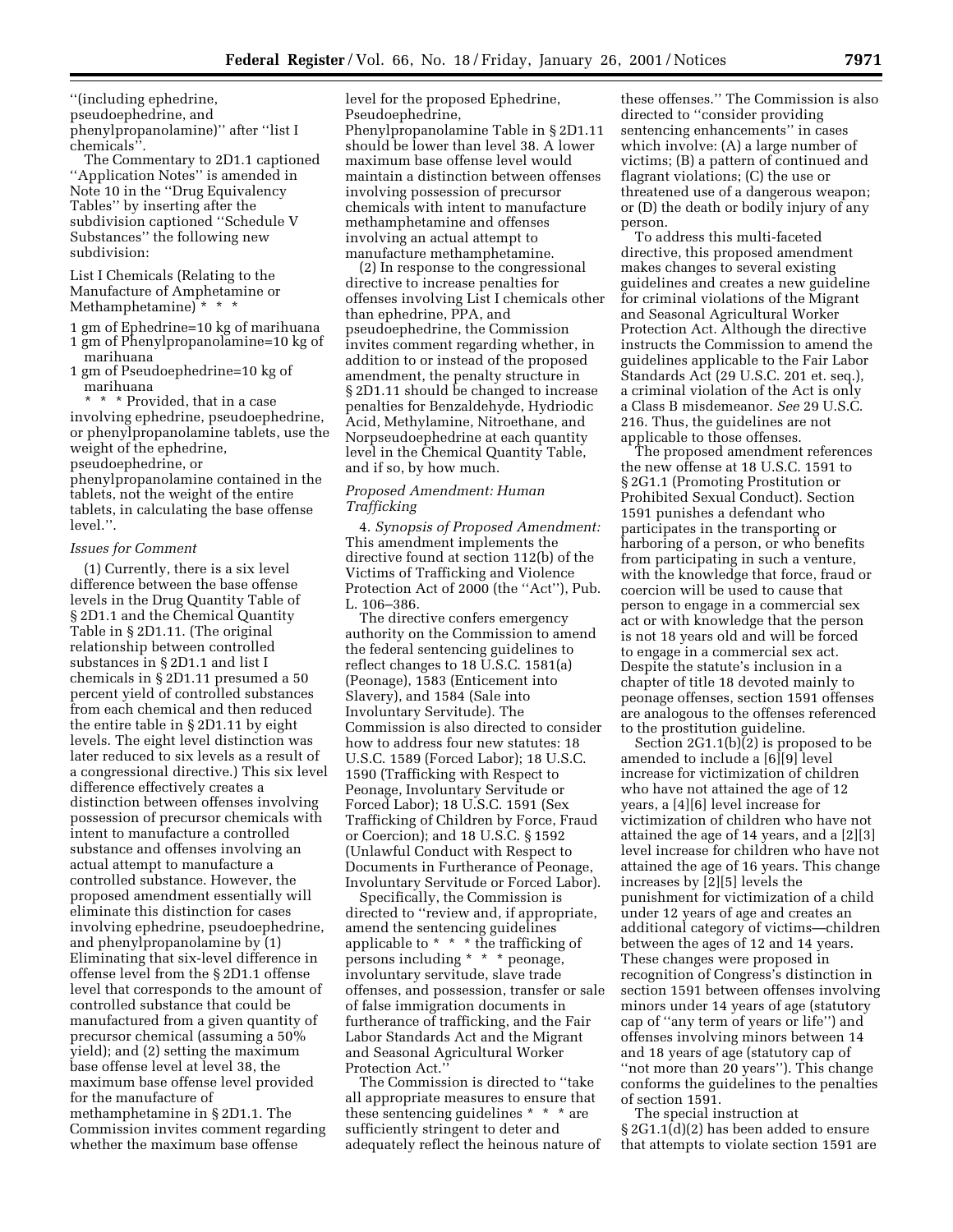''(including ephedrine, pseudoephedrine, and phenylpropanolamine)'' after ''list I chemicals''.

The Commentary to 2D1.1 captioned ''Application Notes'' is amended in Note 10 in the ''Drug Equivalency Tables'' by inserting after the subdivision captioned ''Schedule V Substances'' the following new subdivision:

List I Chemicals (Relating to the Manufacture of Amphetamine or Methamphetamine) * * *

1 gm of Ephedrine=10 kg of marihuana
1 gm of Phenylpropanolamine=10 kg of marihuana
1 gm of Pseudoephedrine=10 kg of marihuana

* * * Provided, that in a case involving ephedrine, pseudoephedrine, or phenylpropanolamine tablets, use the weight of the ephedrine, pseudoephedrine, or phenylpropanolamine contained in the tablets, not the weight of the entire tablets, in calculating the base offense level.''.

*Issues for Comment*

(1) Currently, there is a six level difference between the base offense levels in the Drug Quantity Table of § 2D1.1 and the Chemical Quantity Table in § 2D1.11. (The original relationship between controlled substances in § 2D1.1 and list I chemicals in § 2D1.11 presumed a 50 percent yield of controlled substances from each chemical and then reduced the entire table in § 2D1.11 by eight levels. The eight level distinction was later reduced to six levels as a result of a congressional directive.) This six level difference effectively creates a distinction between offenses involving possession of precursor chemicals with intent to manufacture a controlled substance and offenses involving an actual attempt to manufacture a controlled substance. However, the proposed amendment essentially will eliminate this distinction for cases involving ephedrine, pseudoephedrine, and phenylpropanolamine by (1) Eliminating that six-level difference in offense level from the § 2D1.1 offense level that corresponds to the amount of controlled substance that could be manufactured from a given quantity of precursor chemical (assuming a 50% yield); and (2) setting the maximum base offense level at level 38, the maximum base offense level provided for the manufacture of methamphetamine in § 2D1.1. The Commission invites comment regarding whether the maximum base offense level for the proposed Ephedrine, Pseudoephedrine, Phenylpropanolamine Table in § 2D1.11 should be lower than level 38. A lower maximum base offense level would maintain a distinction between offenses involving possession of precursor chemicals with intent to manufacture methamphetamine and offenses involving an actual attempt to manufacture methamphetamine.

(2) In response to the congressional directive to increase penalties for offenses involving List I chemicals other than ephedrine, PPA, and pseudoephedrine, the Commission invites comment regarding whether, in addition to or instead of the proposed amendment, the penalty structure in § 2D1.11 should be changed to increase penalties for Benzaldehyde, Hydriodic Acid, Methylamine, Nitroethane, and Norpseudoephedrine at each quantity level in the Chemical Quantity Table, and if so, by how much.

*Proposed Amendment: Human Trafficking*

4. *Synopsis of Proposed Amendment:* This amendment implements the directive found at section 112(b) of the Victims of Trafficking and Violence Protection Act of 2000 (the ''Act''), Pub. L. 106–386.

The directive confers emergency authority on the Commission to amend the federal sentencing guidelines to reflect changes to 18 U.S.C. 1581(a) (Peonage), 1583 (Enticement into Slavery), and 1584 (Sale into Involuntary Servitude). The Commission is also directed to consider how to address four new statutes: 18 U.S.C. 1589 (Forced Labor); 18 U.S.C. 1590 (Trafficking with Respect to Peonage, Involuntary Servitude or Forced Labor); 18 U.S.C. 1591 (Sex Trafficking of Children by Force, Fraud or Coercion); and 18 U.S.C. § 1592 (Unlawful Conduct with Respect to Documents in Furtherance of Peonage, Involuntary Servitude or Forced Labor).

Specifically, the Commission is directed to ''review and, if appropriate, amend the sentencing guidelines applicable to * * * the trafficking of persons including * * * peonage, involuntary servitude, slave trade offenses, and possession, transfer or sale of false immigration documents in furtherance of trafficking, and the Fair Labor Standards Act and the Migrant and Seasonal Agricultural Worker Protection Act.''

The Commission is directed to ''take all appropriate measures to ensure that these sentencing guidelines * * * are sufficiently stringent to deter and adequately reflect the heinous nature of these offenses.'' The Commission is also directed to ''consider providing sentencing enhancements'' in cases which involve: (A) a large number of victims; (B) a pattern of continued and flagrant violations; (C) the use or threatened use of a dangerous weapon; or (D) the death or bodily injury of any person.

To address this multi-faceted directive, this proposed amendment makes changes to several existing guidelines and creates a new guideline for criminal violations of the Migrant and Seasonal Agricultural Worker Protection Act. Although the directive instructs the Commission to amend the guidelines applicable to the Fair Labor Standards Act (29 U.S.C. 201 et. seq.), a criminal violation of the Act is only a Class B misdemeanor. *See* 29 U.S.C. 216. Thus, the guidelines are not applicable to those offenses.

The proposed amendment references the new offense at 18 U.S.C. 1591 to § 2G1.1 (Promoting Prostitution or Prohibited Sexual Conduct). Section 1591 punishes a defendant who participates in the transporting or harboring of a person, or who benefits from participating in such a venture, with the knowledge that force, fraud or coercion will be used to cause that person to engage in a commercial sex act or with knowledge that the person is not 18 years old and will be forced to engage in a commercial sex act. Despite the statute's inclusion in a chapter of title 18 devoted mainly to peonage offenses, section 1591 offenses are analogous to the offenses referenced to the prostitution guideline.

Section 2G1.1(b)(2) is proposed to be amended to include a [6][9] level increase for victimization of children who have not attained the age of 12 years, a [4][6] level increase for victimization of children who have not attained the age of 14 years, and a [2][3] level increase for children who have not attained the age of 16 years. This change increases by [2][5] levels the punishment for victimization of a child under 12 years of age and creates an additional category of victims—children between the ages of 12 and 14 years. These changes were proposed in recognition of Congress's distinction in section 1591 between offenses involving minors under 14 years of age (statutory cap of ''any term of years or life'') and offenses involving minors between 14 and 18 years of age (statutory cap of ''not more than 20 years''). This change conforms the guidelines to the penalties of section 1591.

The special instruction at § 2G1.1(d)(2) has been added to ensure that attempts to violate section 1591 are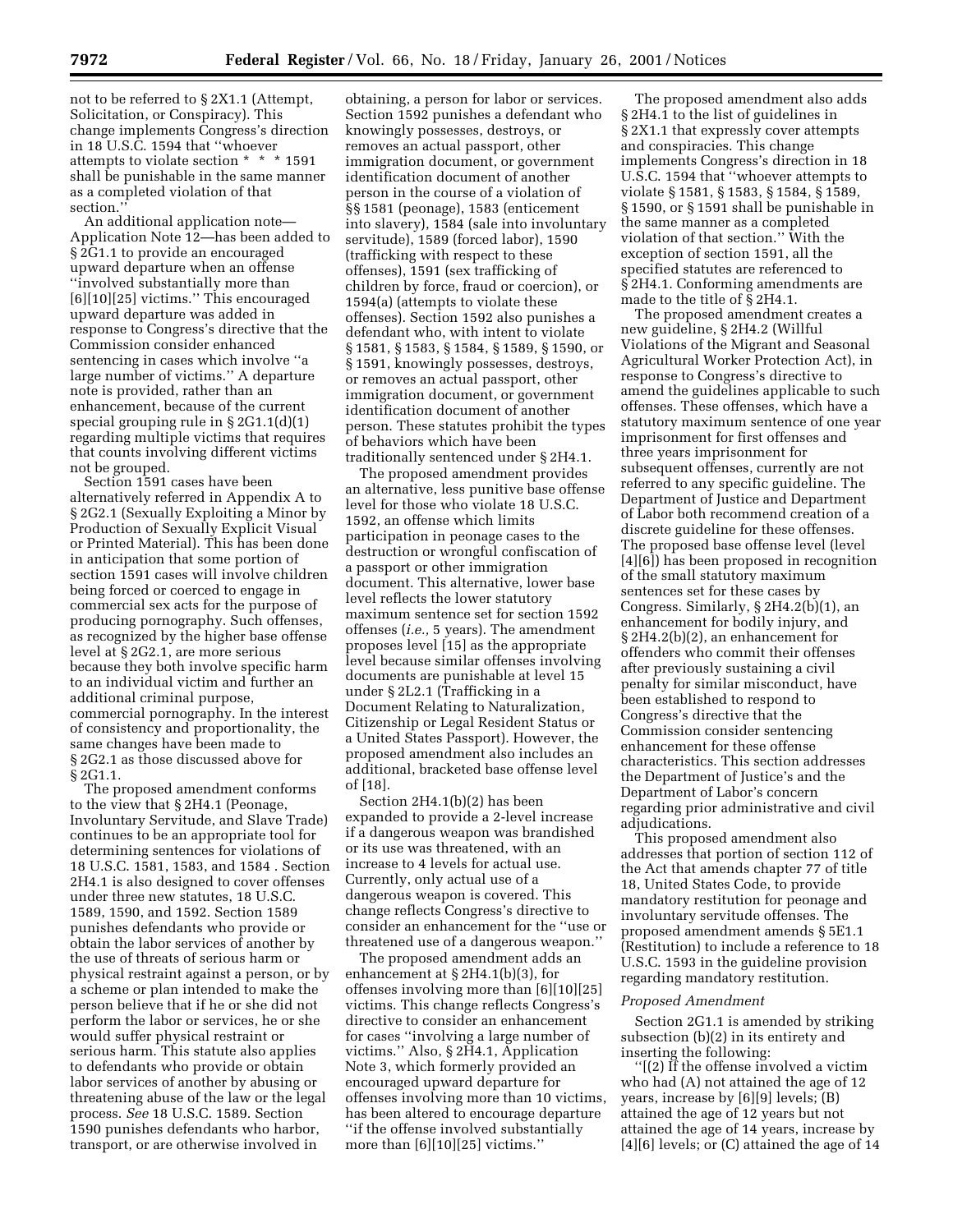not to be referred to § 2X1.1 (Attempt, Solicitation, or Conspiracy). This change implements Congress's direction in 18 U.S.C. 1594 that ''whoever attempts to violate section * * * 1591 shall be punishable in the same manner as a completed violation of that section.''

An additional application note—Application Note 12—has been added to § 2G1.1 to provide an encouraged upward departure when an offense ''involved substantially more than [6][10][25] victims.'' This encouraged upward departure was added in response to Congress's directive that the Commission consider enhanced sentencing in cases which involve ''a large number of victims.'' A departure note is provided, rather than an enhancement, because of the current special grouping rule in § 2G1.1(d)(1) regarding multiple victims that requires that counts involving different victims not be grouped.

Section 1591 cases have been alternatively referred in Appendix A to § 2G2.1 (Sexually Exploiting a Minor by Production of Sexually Explicit Visual or Printed Material). This has been done in anticipation that some portion of section 1591 cases will involve children being forced or coerced to engage in commercial sex acts for the purpose of producing pornography. Such offenses, as recognized by the higher base offense level at § 2G2.1, are more serious because they both involve specific harm to an individual victim and further an additional criminal purpose, commercial pornography. In the interest of consistency and proportionality, the same changes have been made to § 2G2.1 as those discussed above for § 2G1.1.

The proposed amendment conforms to the view that § 2H4.1 (Peonage, Involuntary Servitude, and Slave Trade) continues to be an appropriate tool for determining sentences for violations of 18 U.S.C. 1581, 1583, and 1584 . Section 2H4.1 is also designed to cover offenses under three new statutes, 18 U.S.C. 1589, 1590, and 1592. Section 1589 punishes defendants who provide or obtain the labor services of another by the use of threats of serious harm or physical restraint against a person, or by a scheme or plan intended to make the person believe that if he or she did not perform the labor or services, he or she would suffer physical restraint or serious harm. This statute also applies to defendants who provide or obtain labor services of another by abusing or threatening abuse of the law or the legal process. *See* 18 U.S.C. 1589. Section 1590 punishes defendants who harbor, transport, or are otherwise involved in obtaining, a person for labor or services. Section 1592 punishes a defendant who knowingly possesses, destroys, or removes an actual passport, other immigration document, or government identification document of another person in the course of a violation of §§ 1581 (peonage), 1583 (enticement into slavery), 1584 (sale into involuntary servitude), 1589 (forced labor), 1590 (trafficking with respect to these offenses), 1591 (sex trafficking of children by force, fraud or coercion), or 1594(a) (attempts to violate these offenses). Section 1592 also punishes a defendant who, with intent to violate § 1581, § 1583, § 1584, § 1589, § 1590, or § 1591, knowingly possesses, destroys, or removes an actual passport, other immigration document, or government identification document of another person. These statutes prohibit the types of behaviors which have been traditionally sentenced under § 2H4.1.

The proposed amendment provides an alternative, less punitive base offense level for those who violate 18 U.S.C. 1592, an offense which limits participation in peonage cases to the destruction or wrongful confiscation of a passport or other immigration document. This alternative, lower base level reflects the lower statutory maximum sentence set for section 1592 offenses (*i.e.,* 5 years). The amendment proposes level [15] as the appropriate level because similar offenses involving documents are punishable at level 15 under § 2L2.1 (Trafficking in a Document Relating to Naturalization, Citizenship or Legal Resident Status or a United States Passport). However, the proposed amendment also includes an additional, bracketed base offense level of [18].

Section 2H4.1(b)(2) has been expanded to provide a 2-level increase if a dangerous weapon was brandished or its use was threatened, with an increase to 4 levels for actual use. Currently, only actual use of a dangerous weapon is covered. This change reflects Congress's directive to consider an enhancement for the ''use or threatened use of a dangerous weapon.''

The proposed amendment adds an enhancement at § 2H4.1(b)(3), for offenses involving more than [6][10][25] victims. This change reflects Congress's directive to consider an enhancement for cases ''involving a large number of victims.'' Also, § 2H4.1, Application Note 3, which formerly provided an encouraged upward departure for offenses involving more than 10 victims, has been altered to encourage departure ''if the offense involved substantially more than [6][10][25] victims.''

The proposed amendment also adds § 2H4.1 to the list of guidelines in § 2X1.1 that expressly cover attempts and conspiracies. This change implements Congress's direction in 18 U.S.C. 1594 that ''whoever attempts to violate § 1581, § 1583, § 1584, § 1589, § 1590, or § 1591 shall be punishable in the same manner as a completed violation of that section.'' With the exception of section 1591, all the specified statutes are referenced to § 2H4.1. Conforming amendments are made to the title of § 2H4.1.

The proposed amendment creates a new guideline, § 2H4.2 (Willful Violations of the Migrant and Seasonal Agricultural Worker Protection Act), in response to Congress's directive to amend the guidelines applicable to such offenses. These offenses, which have a statutory maximum sentence of one year imprisonment for first offenses and three years imprisonment for subsequent offenses, currently are not referred to any specific guideline. The Department of Justice and Department of Labor both recommend creation of a discrete guideline for these offenses. The proposed base offense level (level [4][6]) has been proposed in recognition of the small statutory maximum sentences set for these cases by Congress. Similarly, § 2H4.2(b)(1), an enhancement for bodily injury, and § 2H4.2(b)(2), an enhancement for offenders who commit their offenses after previously sustaining a civil penalty for similar misconduct, have been established to respond to Congress's directive that the Commission consider sentencing enhancement for these offense characteristics. This section addresses the Department of Justice's and the Department of Labor's concern regarding prior administrative and civil adjudications.

This proposed amendment also addresses that portion of section 112 of the Act that amends chapter 77 of title 18, United States Code, to provide mandatory restitution for peonage and involuntary servitude offenses. The proposed amendment amends § 5E1.1 (Restitution) to include a reference to 18 U.S.C. 1593 in the guideline provision regarding mandatory restitution.

*Proposed Amendment*

Section 2G1.1 is amended by striking subsection (b)(2) in its entirety and inserting the following:

''[(2) If the offense involved a victim who had (A) not attained the age of 12 years, increase by [6][9] levels; (B) attained the age of 12 years but not attained the age of 14 years, increase by [4][6] levels; or (C) attained the age of 14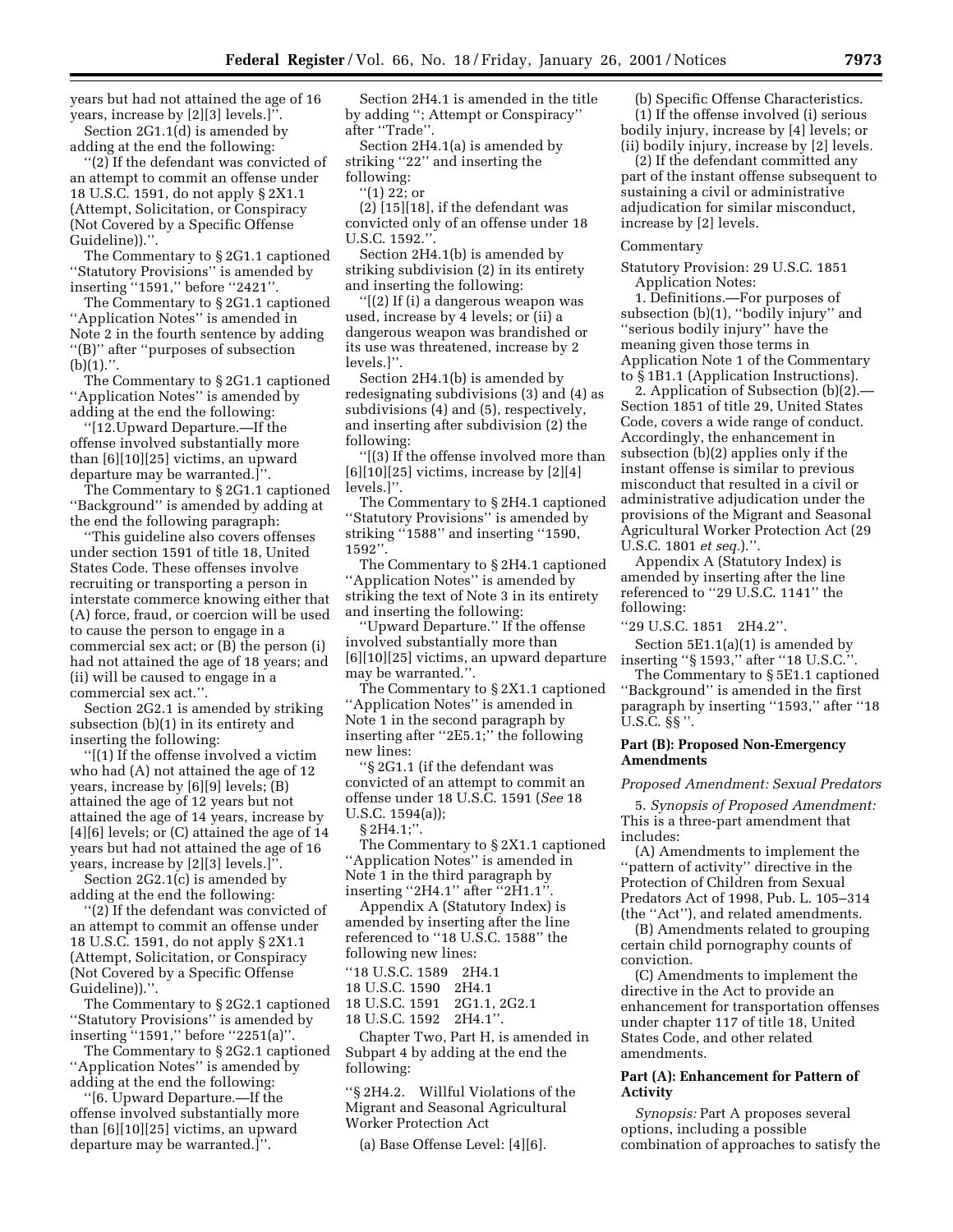years but had not attained the age of 16 years, increase by [2][3] levels.]''.

Section 2G1.1(d) is amended by adding at the end the following:

''(2) If the defendant was convicted of an attempt to commit an offense under 18 U.S.C. 1591, do not apply § 2X1.1 (Attempt, Solicitation, or Conspiracy (Not Covered by a Specific Offense Guideline)).''.

The Commentary to § 2G1.1 captioned ''Statutory Provisions'' is amended by inserting ''1591,'' before ''2421''.

The Commentary to § 2G1.1 captioned ''Application Notes'' is amended in Note 2 in the fourth sentence by adding ''(B)'' after ''purposes of subsection (b)(1).''.

The Commentary to § 2G1.1 captioned ''Application Notes'' is amended by adding at the end the following:

''[12.Upward Departure.—If the offense involved substantially more than [6][10][25] victims, an upward departure may be warranted.]''.

The Commentary to § 2G1.1 captioned ''Background'' is amended by adding at the end the following paragraph:

''This guideline also covers offenses under section 1591 of title 18, United States Code. These offenses involve recruiting or transporting a person in interstate commerce knowing either that (A) force, fraud, or coercion will be used to cause the person to engage in a commercial sex act; or (B) the person (i) had not attained the age of 18 years; and (ii) will be caused to engage in a commercial sex act.''.

Section 2G2.1 is amended by striking subsection (b)(1) in its entirety and inserting the following:

''[(1) If the offense involved a victim who had (A) not attained the age of 12 years, increase by [6][9] levels; (B) attained the age of 12 years but not attained the age of 14 years, increase by [4][6] levels; or (C) attained the age of 14 years but had not attained the age of 16 years, increase by [2][3] levels.]''.

Section 2G2.1(c) is amended by adding at the end the following:

''(2) If the defendant was convicted of an attempt to commit an offense under 18 U.S.C. 1591, do not apply § 2X1.1 (Attempt, Solicitation, or Conspiracy (Not Covered by a Specific Offense Guideline)).''.

The Commentary to § 2G2.1 captioned ''Statutory Provisions'' is amended by inserting ''1591,'' before ''2251(a)''.

The Commentary to § 2G2.1 captioned ''Application Notes'' is amended by adding at the end the following:

''[6. Upward Departure.—If the offense involved substantially more than [6][10][25] victims, an upward departure may be warranted.]''.

Section 2H4.1 is amended in the title by adding ''; Attempt or Conspiracy'' after ''Trade''.

Section 2H4.1(a) is amended by striking ''22'' and inserting the following:

''(1) 22; or

(2) [15][18], if the defendant was convicted only of an offense under 18 U.S.C. 1592.''.

Section 2H4.1(b) is amended by striking subdivision (2) in its entirety and inserting the following:

''[(2) If (i) a dangerous weapon was used, increase by 4 levels; or (ii) a dangerous weapon was brandished or its use was threatened, increase by 2 levels.]''.

Section 2H4.1(b) is amended by redesignating subdivisions (3) and (4) as subdivisions (4) and (5), respectively, and inserting after subdivision (2) the following:

''[(3) If the offense involved more than [6][10][25] victims, increase by [2][4] levels.]''.

The Commentary to § 2H4.1 captioned ''Statutory Provisions'' is amended by striking ''1588'' and inserting ''1590, 1592''.

The Commentary to § 2H4.1 captioned ''Application Notes'' is amended by striking the text of Note 3 in its entirety and inserting the following:

''Upward Departure.'' If the offense involved substantially more than [6][10][25] victims, an upward departure may be warranted.''.

The Commentary to § 2X1.1 captioned ''Application Notes'' is amended in Note 1 in the second paragraph by inserting after ''2E5.1;'' the following new lines:

''§ 2G1.1 (if the defendant was convicted of an attempt to commit an offense under 18 U.S.C. 1591 (*See* 18 U.S.C. 1594(a));

§ 2H4.1;''.

The Commentary to § 2X1.1 captioned ''Application Notes'' is amended in Note 1 in the third paragraph by inserting ''2H4.1'' after ''2H1.1''.

Appendix A (Statutory Index) is amended by inserting after the line referenced to ''18 U.S.C. 1588'' the following new lines:

''18 U.S.C. 1589 2H4.1
18 U.S.C. 1590 2H4.1
18 U.S.C. 1591 2G1.1, 2G2.1
18 U.S.C. 1592 2H4.1''.

Chapter Two, Part H, is amended in Subpart 4 by adding at the end the following:

''§ 2H4.2. Willful Violations of the Migrant and Seasonal Agricultural Worker Protection Act

(a) Base Offense Level: [4][6].

(b) Specific Offense Characteristics.

(1) If the offense involved (i) serious bodily injury, increase by [4] levels; or (ii) bodily injury, increase by [2] levels.

(2) If the defendant committed any part of the instant offense subsequent to sustaining a civil or administrative adjudication for similar misconduct, increase by [2] levels.

Commentary

Statutory Provision: 29 U.S.C. 1851

Application Notes:

1. Definitions.—For purposes of subsection (b)(1), ''bodily injury'' and ''serious bodily injury'' have the meaning given those terms in Application Note 1 of the Commentary to § 1B1.1 (Application Instructions).

2. Application of Subsection (b)(2).—Section 1851 of title 29, United States Code, covers a wide range of conduct. Accordingly, the enhancement in subsection (b)(2) applies only if the instant offense is similar to previous misconduct that resulted in a civil or administrative adjudication under the provisions of the Migrant and Seasonal Agricultural Worker Protection Act (29 U.S.C. 1801 *et seq.*).''.

Appendix A (Statutory Index) is amended by inserting after the line referenced to ''29 U.S.C. 1141'' the following:

''29 U.S.C. 1851 2H4.2''.

Section 5E1.1(a)(1) is amended by inserting ''§ 1593,'' after ''18 U.S.C.''.

The Commentary to § 5E1.1 captioned ''Background'' is amended in the first paragraph by inserting ''1593,'' after ''18 U.S.C. §§ ''.

### Part (B): Proposed Non-Emergency Amendments

*Proposed Amendment: Sexual Predators*

5. *Synopsis of Proposed Amendment:* This is a three-part amendment that includes:

(A) Amendments to implement the ''pattern of activity'' directive in the Protection of Children from Sexual Predators Act of 1998, Pub. L. 105–314 (the ''Act''), and related amendments.

(B) Amendments related to grouping certain child pornography counts of conviction.

(C) Amendments to implement the directive in the Act to provide an enhancement for transportation offenses under chapter 117 of title 18, United States Code, and other related amendments.

### Part (A): Enhancement for Pattern of Activity

*Synopsis:* Part A proposes several options, including a possible combination of approaches to satisfy the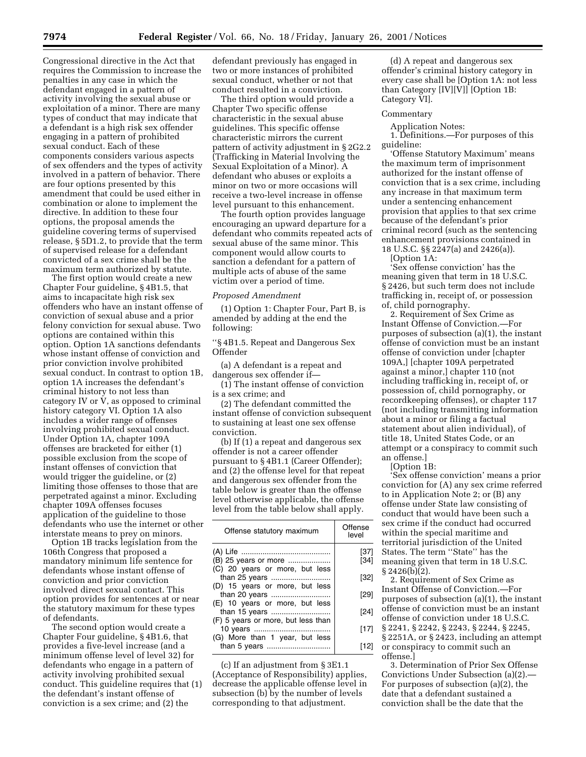Congressional directive in the Act that requires the Commission to increase the penalties in any case in which the defendant engaged in a pattern of activity involving the sexual abuse or exploitation of a minor. There are many types of conduct that may indicate that a defendant is a high risk sex offender engaging in a pattern of prohibited sexual conduct. Each of these components considers various aspects of sex offenders and the types of activity involved in a pattern of behavior. There are four options presented by this amendment that could be used either in combination or alone to implement the directive. In addition to these four options, the proposal amends the guideline covering terms of supervised release, § 5D1.2, to provide that the term of supervised release for a defendant convicted of a sex crime shall be the maximum term authorized by statute.

The first option would create a new Chapter Four guideline, § 4B1.5, that aims to incapacitate high risk sex offenders who have an instant offense of conviction of sexual abuse and a prior felony conviction for sexual abuse. Two options are contained within this option. Option 1A sanctions defendants whose instant offense of conviction and prior conviction involve prohibited sexual conduct. In contrast to option 1B, option 1A increases the defendant's criminal history to not less than category IV or V, as opposed to criminal history category VI. Option 1A also includes a wider range of offenses involving prohibited sexual conduct. Under Option 1A, chapter 109A offenses are bracketed for either (1) possible exclusion from the scope of instant offenses of conviction that would trigger the guideline, or (2) limiting those offenses to those that are perpetrated against a minor. Excluding chapter 109A offenses focuses application of the guideline to those defendants who use the internet or other interstate means to prey on minors.

Option 1B tracks legislation from the 106th Congress that proposed a mandatory minimum life sentence for defendants whose instant offense of conviction and prior conviction involved direct sexual contact. This option provides for sentences at or near the statutory maximum for these types of defendants.

The second option would create a Chapter Four guideline, § 4B1.6, that provides a five-level increase (and a minimum offense level of level 32) for defendants who engage in a pattern of activity involving prohibited sexual conduct. This guideline requires that (1) the defendant's instant offense of conviction is a sex crime; and (2) the defendant previously has engaged in two or more instances of prohibited sexual conduct, whether or not that conduct resulted in a conviction.

The third option would provide a Chapter Two specific offense characteristic in the sexual abuse guidelines. This specific offense characteristic mirrors the current pattern of activity adjustment in § 2G2.2 (Trafficking in Material Involving the Sexual Exploitation of a Minor). A defendant who abuses or exploits a minor on two or more occasions will receive a two-level increase in offense level pursuant to this enhancement.

The fourth option provides language encouraging an upward departure for a defendant who commits repeated acts of sexual abuse of the same minor. This component would allow courts to sanction a defendant for a pattern of multiple acts of abuse of the same victim over a period of time.

*Proposed Amendment*

(1) Option 1: Chapter Four, Part B, is amended by adding at the end the following:

"§ 4B1.5. Repeat and Dangerous Sex Offender

(a) A defendant is a repeat and dangerous sex offender if—

(1) The instant offense of conviction is a sex crime; and

(2) The defendant committed the instant offense of conviction subsequent to sustaining at least one sex offense conviction.

(b) If (1) a repeat and dangerous sex offender is not a career offender pursuant to § 4B1.1 (Career Offender); and (2) the offense level for that repeat and dangerous sex offender from the table below is greater than the offense level otherwise applicable, the offense level from the table below shall apply.

| Offense statutory maximum | Offense level |
|---|---|
| (A) Life | [37] |
| (B) 25 years or more | [34] |
| (C) 20 years or more, but less than 25 years | [32] |
| (D) 15 years or more, but less than 20 years | [29] |
| (E) 10 years or more, but less than 15 years | [24] |
| (F) 5 years or more, but less than 10 years | [17] |
| (G) More than 1 year, but less than 5 years | [12] |

(c) If an adjustment from § 3E1.1 (Acceptance of Responsibility) applies, decrease the applicable offense level in subsection (b) by the number of levels corresponding to that adjustment.

(d) A repeat and dangerous sex offender's criminal history category in every case shall be [Option 1A: not less than Category [IV][V]] [Option 1B: Category VI].

Commentary

Application Notes:

1. Definitions.—For purposes of this guideline:

'Offense Statutory Maximum' means the maximum term of imprisonment authorized for the instant offense of conviction that is a sex crime, including any increase in that maximum term under a sentencing enhancement provision that applies to that sex crime because of the defendant's prior criminal record (such as the sentencing enhancement provisions contained in 18 U.S.C. §§ 2247(a) and 2426(a)).

[Option 1A:

'Sex offense conviction' has the meaning given that term in 18 U.S.C. § 2426, but such term does not include trafficking in, receipt of, or possession of, child pornography.

2. Requirement of Sex Crime as Instant Offense of Conviction.—For purposes of subsection (a)(1), the instant offense of conviction must be an instant offense of conviction under [chapter 109A,] [chapter 109A perpetrated against a minor,] chapter 110 (not including trafficking in, receipt of, or possession of, child pornography, or recordkeeping offenses), or chapter 117 (not including transmitting information about a minor or filing a factual statement about alien individual), of title 18, United States Code, or an attempt or a conspiracy to commit such an offense.]

[Option 1B:

'Sex offense conviction' means a prior conviction for (A) any sex crime referred to in Application Note 2; or (B) any offense under State law consisting of conduct that would have been such a sex crime if the conduct had occurred within the special maritime and territorial jurisdiction of the United States. The term "State" has the meaning given that term in 18 U.S.C. § 2426(b)(2).

2. Requirement of Sex Crime as Instant Offense of Conviction.—For purposes of subsection (a)(1), the instant offense of conviction must be an instant offense of conviction under 18 U.S.C. § 2241, § 2242, § 2243, § 2244, § 2245, § 2251A, or § 2423, including an attempt or conspiracy to commit such an offense.]

3. Determination of Prior Sex Offense Convictions Under Subsection (a)(2).—For purposes of subsection (a)(2), the date that a defendant sustained a conviction shall be the date that the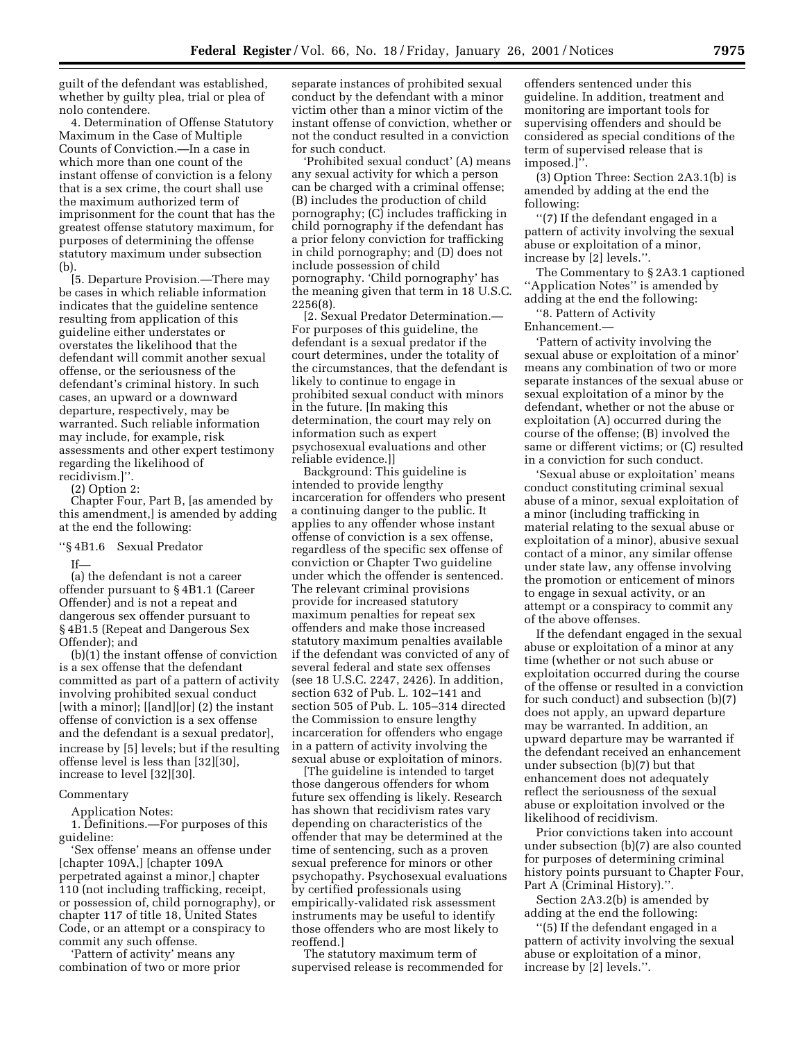guilt of the defendant was established, whether by guilty plea, trial or plea of nolo contendere.

4. Determination of Offense Statutory Maximum in the Case of Multiple Counts of Conviction.—In a case in which more than one count of the instant offense of conviction is a felony that is a sex crime, the court shall use the maximum authorized term of imprisonment for the count that has the greatest offense statutory maximum, for purposes of determining the offense statutory maximum under subsection (b).

[5. Departure Provision.—There may be cases in which reliable information indicates that the guideline sentence resulting from application of this guideline either understates or overstates the likelihood that the defendant will commit another sexual offense, or the seriousness of the defendant's criminal history. In such cases, an upward or a downward departure, respectively, may be warranted. Such reliable information may include, for example, risk assessments and other expert testimony regarding the likelihood of recidivism.]''.

(2) Option 2:

Chapter Four, Part B, [as amended by this amendment,] is amended by adding at the end the following:

''§ 4B1.6 Sexual Predator

If—

(a) the defendant is not a career offender pursuant to § 4B1.1 (Career Offender) and is not a repeat and dangerous sex offender pursuant to § 4B1.5 (Repeat and Dangerous Sex Offender); and

(b)(1) the instant offense of conviction is a sex offense that the defendant committed as part of a pattern of activity involving prohibited sexual conduct [with a minor]; [[and][or] (2) the instant offense of conviction is a sex offense and the defendant is a sexual predator], increase by [5] levels; but if the resulting offense level is less than [32][30], increase to level [32][30].

Commentary

Application Notes:

1. Definitions.—For purposes of this guideline:

'Sex offense' means an offense under [chapter 109A,] [chapter 109A perpetrated against a minor,] chapter 110 (not including trafficking, receipt, or possession of, child pornography), or chapter 117 of title 18, United States Code, or an attempt or a conspiracy to commit any such offense.

'Pattern of activity' means any combination of two or more prior separate instances of prohibited sexual conduct by the defendant with a minor victim other than a minor victim of the instant offense of conviction, whether or not the conduct resulted in a conviction for such conduct.

'Prohibited sexual conduct' (A) means any sexual activity for which a person can be charged with a criminal offense; (B) includes the production of child pornography; (C) includes trafficking in child pornography if the defendant has a prior felony conviction for trafficking in child pornography; and (D) does not include possession of child pornography. 'Child pornography' has the meaning given that term in 18 U.S.C. 2256(8).

[2. Sexual Predator Determination.—For purposes of this guideline, the defendant is a sexual predator if the court determines, under the totality of the circumstances, that the defendant is likely to continue to engage in prohibited sexual conduct with minors in the future. [In making this determination, the court may rely on information such as expert psychosexual evaluations and other reliable evidence.]]

Background: This guideline is intended to provide lengthy incarceration for offenders who present a continuing danger to the public. It applies to any offender whose instant offense of conviction is a sex offense, regardless of the specific sex offense of conviction or Chapter Two guideline under which the offender is sentenced. The relevant criminal provisions provide for increased statutory maximum penalties for repeat sex offenders and make those increased statutory maximum penalties available if the defendant was convicted of any of several federal and state sex offenses (see 18 U.S.C. 2247, 2426). In addition, section 632 of Pub. L. 102–141 and section 505 of Pub. L. 105–314 directed the Commission to ensure lengthy incarceration for offenders who engage in a pattern of activity involving the sexual abuse or exploitation of minors.

[The guideline is intended to target those dangerous offenders for whom future sex offending is likely. Research has shown that recidivism rates vary depending on characteristics of the offender that may be determined at the time of sentencing, such as a proven sexual preference for minors or other psychopathy. Psychosexual evaluations by certified professionals using empirically-validated risk assessment instruments may be useful to identify those offenders who are most likely to reoffend.]

The statutory maximum term of supervised release is recommended for offenders sentenced under this guideline. In addition, treatment and monitoring are important tools for supervising offenders and should be considered as special conditions of the term of supervised release that is imposed.]''.

(3) Option Three: Section 2A3.1(b) is amended by adding at the end the following:

''(7) If the defendant engaged in a pattern of activity involving the sexual abuse or exploitation of a minor, increase by [2] levels.''.

The Commentary to § 2A3.1 captioned ''Application Notes'' is amended by adding at the end the following:

''8. Pattern of Activity Enhancement.—

'Pattern of activity involving the sexual abuse or exploitation of a minor' means any combination of two or more separate instances of the sexual abuse or sexual exploitation of a minor by the defendant, whether or not the abuse or exploitation (A) occurred during the course of the offense; (B) involved the same or different victims; or (C) resulted in a conviction for such conduct.

'Sexual abuse or exploitation' means conduct constituting criminal sexual abuse of a minor, sexual exploitation of a minor (including trafficking in material relating to the sexual abuse or exploitation of a minor), abusive sexual contact of a minor, any similar offense under state law, any offense involving the promotion or enticement of minors to engage in sexual activity, or an attempt or a conspiracy to commit any of the above offenses.

If the defendant engaged in the sexual abuse or exploitation of a minor at any time (whether or not such abuse or exploitation occurred during the course of the offense or resulted in a conviction for such conduct) and subsection (b)(7) does not apply, an upward departure may be warranted. In addition, an upward departure may be warranted if the defendant received an enhancement under subsection (b)(7) but that enhancement does not adequately reflect the seriousness of the sexual abuse or exploitation involved or the likelihood of recidivism.

Prior convictions taken into account under subsection (b)(7) are also counted for purposes of determining criminal history points pursuant to Chapter Four, Part A (Criminal History).''.

Section 2A3.2(b) is amended by adding at the end the following:

''(5) If the defendant engaged in a pattern of activity involving the sexual abuse or exploitation of a minor, increase by [2] levels.''.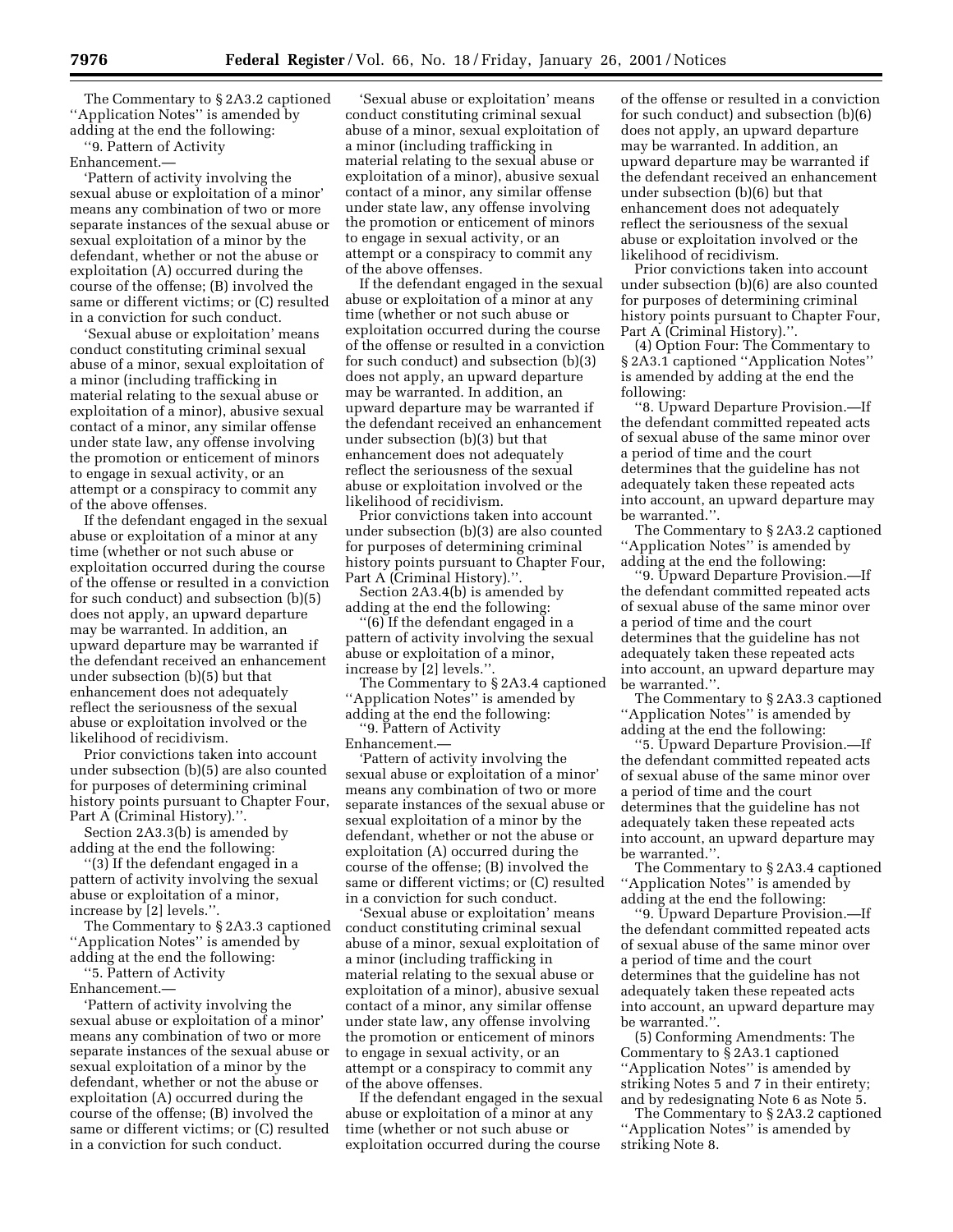The Commentary to § 2A3.2 captioned ''Application Notes'' is amended by adding at the end the following:

''9. Pattern of Activity Enhancement.—

'Pattern of activity involving the sexual abuse or exploitation of a minor' means any combination of two or more separate instances of the sexual abuse or sexual exploitation of a minor by the defendant, whether or not the abuse or exploitation (A) occurred during the course of the offense; (B) involved the same or different victims; or (C) resulted in a conviction for such conduct.

'Sexual abuse or exploitation' means conduct constituting criminal sexual abuse of a minor, sexual exploitation of a minor (including trafficking in material relating to the sexual abuse or exploitation of a minor), abusive sexual contact of a minor, any similar offense under state law, any offense involving the promotion or enticement of minors to engage in sexual activity, or an attempt or a conspiracy to commit any of the above offenses.

If the defendant engaged in the sexual abuse or exploitation of a minor at any time (whether or not such abuse or exploitation occurred during the course of the offense or resulted in a conviction for such conduct) and subsection (b)(5) does not apply, an upward departure may be warranted. In addition, an upward departure may be warranted if the defendant received an enhancement under subsection (b)(5) but that enhancement does not adequately reflect the seriousness of the sexual abuse or exploitation involved or the likelihood of recidivism.

Prior convictions taken into account under subsection (b)(5) are also counted for purposes of determining criminal history points pursuant to Chapter Four, Part A (Criminal History).''.

Section 2A3.3(b) is amended by adding at the end the following:

''(3) If the defendant engaged in a pattern of activity involving the sexual abuse or exploitation of a minor, increase by [2] levels.''.

The Commentary to § 2A3.3 captioned ''Application Notes'' is amended by adding at the end the following:

''5. Pattern of Activity Enhancement.—

'Pattern of activity involving the sexual abuse or exploitation of a minor' means any combination of two or more separate instances of the sexual abuse or sexual exploitation of a minor by the defendant, whether or not the abuse or exploitation (A) occurred during the course of the offense; (B) involved the same or different victims; or (C) resulted in a conviction for such conduct.

'Sexual abuse or exploitation' means conduct constituting criminal sexual abuse of a minor, sexual exploitation of a minor (including trafficking in material relating to the sexual abuse or exploitation of a minor), abusive sexual contact of a minor, any similar offense under state law, any offense involving the promotion or enticement of minors to engage in sexual activity, or an attempt or a conspiracy to commit any of the above offenses.

If the defendant engaged in the sexual abuse or exploitation of a minor at any time (whether or not such abuse or exploitation occurred during the course of the offense or resulted in a conviction for such conduct) and subsection (b)(3) does not apply, an upward departure may be warranted. In addition, an upward departure may be warranted if the defendant received an enhancement under subsection (b)(3) but that enhancement does not adequately reflect the seriousness of the sexual abuse or exploitation involved or the likelihood of recidivism.

Prior convictions taken into account under subsection (b)(3) are also counted for purposes of determining criminal history points pursuant to Chapter Four, Part A (Criminal History).''.

Section 2A3.4(b) is amended by adding at the end the following:

''(6) If the defendant engaged in a pattern of activity involving the sexual abuse or exploitation of a minor, increase by [2] levels.''.

The Commentary to § 2A3.4 captioned ''Application Notes'' is amended by adding at the end the following:

''9. Pattern of Activity Enhancement.—

'Pattern of activity involving the sexual abuse or exploitation of a minor' means any combination of two or more separate instances of the sexual abuse or sexual exploitation of a minor by the defendant, whether or not the abuse or exploitation (A) occurred during the course of the offense; (B) involved the same or different victims; or (C) resulted in a conviction for such conduct.

'Sexual abuse or exploitation' means conduct constituting criminal sexual abuse of a minor, sexual exploitation of a minor (including trafficking in material relating to the sexual abuse or exploitation of a minor), abusive sexual contact of a minor, any similar offense under state law, any offense involving the promotion or enticement of minors to engage in sexual activity, or an attempt or a conspiracy to commit any of the above offenses.

If the defendant engaged in the sexual abuse or exploitation of a minor at any time (whether or not such abuse or exploitation occurred during the course of the offense or resulted in a conviction for such conduct) and subsection (b)(6) does not apply, an upward departure may be warranted. In addition, an upward departure may be warranted if the defendant received an enhancement under subsection (b)(6) but that enhancement does not adequately reflect the seriousness of the sexual abuse or exploitation involved or the likelihood of recidivism.

Prior convictions taken into account under subsection (b)(6) are also counted for purposes of determining criminal history points pursuant to Chapter Four, Part A (Criminal History).''.

(4) Option Four: The Commentary to § 2A3.1 captioned ''Application Notes'' is amended by adding at the end the following:

''8. Upward Departure Provision.—If the defendant committed repeated acts of sexual abuse of the same minor over a period of time and the court determines that the guideline has not adequately taken these repeated acts into account, an upward departure may be warranted.''.

The Commentary to § 2A3.2 captioned ''Application Notes'' is amended by adding at the end the following:

''9. Upward Departure Provision.—If the defendant committed repeated acts of sexual abuse of the same minor over a period of time and the court determines that the guideline has not adequately taken these repeated acts into account, an upward departure may be warranted.''.

The Commentary to § 2A3.3 captioned ''Application Notes'' is amended by adding at the end the following:

''5. Upward Departure Provision.—If the defendant committed repeated acts of sexual abuse of the same minor over a period of time and the court determines that the guideline has not adequately taken these repeated acts into account, an upward departure may be warranted.''.

The Commentary to § 2A3.4 captioned ''Application Notes'' is amended by adding at the end the following:

''9. Upward Departure Provision.—If the defendant committed repeated acts of sexual abuse of the same minor over a period of time and the court determines that the guideline has not adequately taken these repeated acts into account, an upward departure may be warranted.''.

(5) Conforming Amendments: The Commentary to § 2A3.1 captioned ''Application Notes'' is amended by striking Notes 5 and 7 in their entirety; and by redesignating Note 6 as Note 5.

The Commentary to § 2A3.2 captioned ''Application Notes'' is amended by striking Note 8.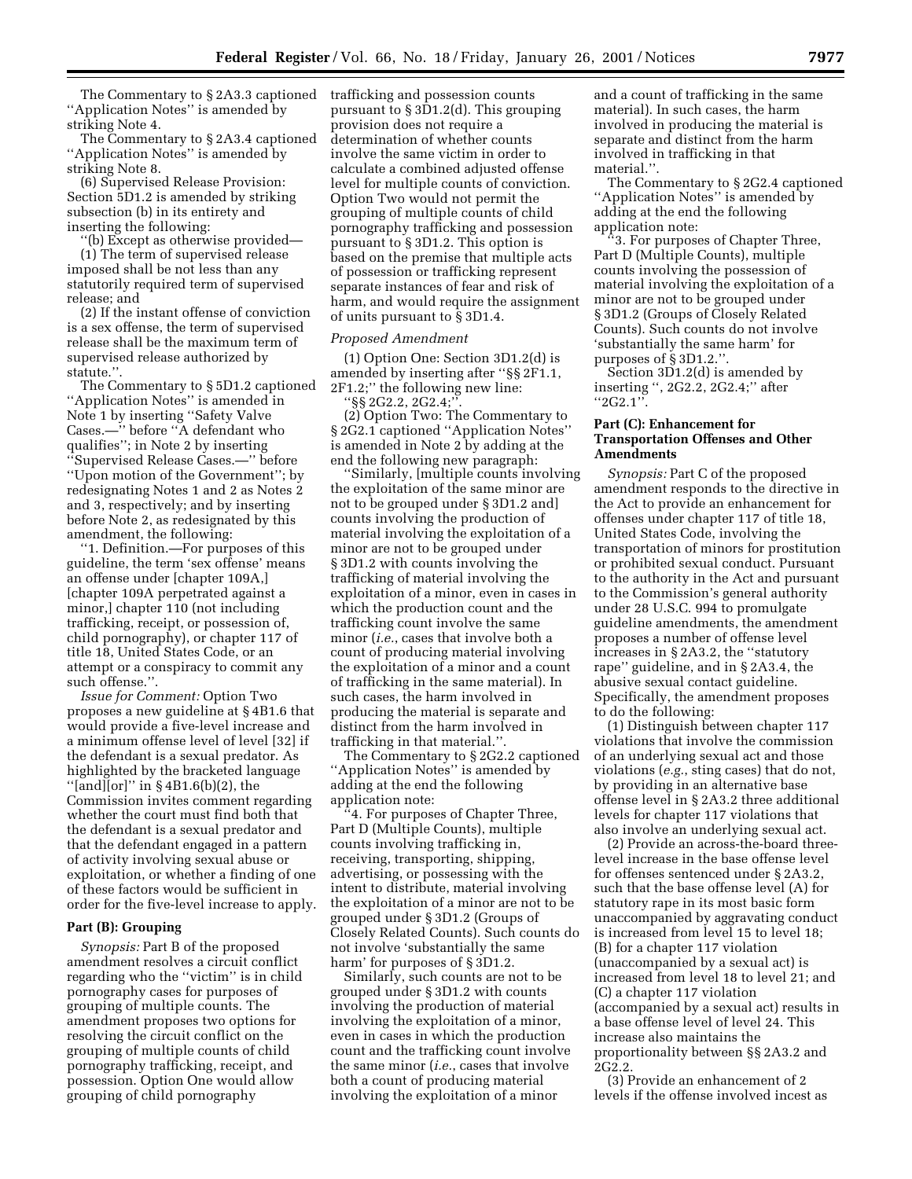The Commentary to § 2A3.3 captioned ''Application Notes'' is amended by striking Note 4.

The Commentary to § 2A3.4 captioned ''Application Notes'' is amended by striking Note 8.

(6) Supervised Release Provision: Section 5D1.2 is amended by striking subsection (b) in its entirety and inserting the following:

''(b) Except as otherwise provided—

(1) The term of supervised release imposed shall be not less than any statutorily required term of supervised release; and

(2) If the instant offense of conviction is a sex offense, the term of supervised release shall be the maximum term of supervised release authorized by statute.''.

The Commentary to § 5D1.2 captioned ''Application Notes'' is amended in Note 1 by inserting ''Safety Valve Cases.—'' before ''A defendant who qualifies''; in Note 2 by inserting ''Supervised Release Cases.—'' before ''Upon motion of the Government''; by redesignating Notes 1 and 2 as Notes 2 and 3, respectively; and by inserting before Note 2, as redesignated by this amendment, the following:

''1. Definition.—For purposes of this guideline, the term 'sex offense' means an offense under [chapter 109A,] [chapter 109A perpetrated against a minor,] chapter 110 (not including trafficking, receipt, or possession of, child pornography), or chapter 117 of title 18, United States Code, or an attempt or a conspiracy to commit any such offense.''.

*Issue for Comment:* Option Two proposes a new guideline at § 4B1.6 that would provide a five-level increase and a minimum offense level of level [32] if the defendant is a sexual predator. As highlighted by the bracketed language ''[and][or]'' in § 4B1.6(b)(2), the Commission invites comment regarding whether the court must find both that the defendant is a sexual predator and that the defendant engaged in a pattern of activity involving sexual abuse or exploitation, or whether a finding of one of these factors would be sufficient in order for the five-level increase to apply.

**Part (B): Grouping**

*Synopsis:* Part B of the proposed amendment resolves a circuit conflict regarding who the ''victim'' is in child pornography cases for purposes of grouping of multiple counts. The amendment proposes two options for resolving the circuit conflict on the grouping of multiple counts of child pornography trafficking, receipt, and possession. Option One would allow grouping of child pornography trafficking and possession counts pursuant to § 3D1.2(d). This grouping provision does not require a determination of whether the counts involve the same victim in order to calculate a combined adjusted offense level for multiple counts of conviction. Option Two would not permit the grouping of multiple counts of child pornography trafficking and possession pursuant to § 3D1.2. This option is based on the premise that multiple acts of possession or trafficking represent separate instances of fear and risk of harm, and would require the assignment of units pursuant to § 3D1.4.

*Proposed Amendment*

(1) Option One: Section 3D1.2(d) is amended by inserting after ''§§ 2F1.1, 2F1.2;'' the following new line:

''§§ 2G2.2, 2G2.4;''.

(2) Option Two: The Commentary to § 2G2.1 captioned ''Application Notes'' is amended in Note 2 by adding at the end the following new paragraph:

''Similarly, [multiple counts involving the exploitation of the same minor are not to be grouped under § 3D1.2 and] counts involving the production of material involving the exploitation of a minor are not to be grouped under § 3D1.2 with counts involving the trafficking of material involving the exploitation of a minor, even in cases in which the production count and the trafficking count involve the same minor (*i.e.*, cases that involve both a count of producing material involving the exploitation of a minor and a count of trafficking in the same material). In such cases, the harm involved in producing the material is separate and distinct from the harm involved in trafficking in that material.''.

The Commentary to § 2G2.2 captioned ''Application Notes'' is amended by adding at the end the following application note:

''4. For purposes of Chapter Three, Part D (Multiple Counts), multiple counts involving trafficking in, receiving, transporting, shipping, advertising, or possessing with the intent to distribute, material involving the exploitation of a minor are not to be grouped under § 3D1.2 (Groups of Closely Related Counts). Such counts do not involve 'substantially the same harm' for purposes of § 3D1.2.

Similarly, such counts are not to be grouped under § 3D1.2 with counts involving the production of material involving the exploitation of a minor, even in cases in which the production count and the trafficking count involve the same minor (*i.e.*, cases that involve both a count of producing material involving the exploitation of a minor and a count of trafficking in the same material). In such cases, the harm involved in producing the material is separate and distinct from the harm involved in trafficking in that material.''.

The Commentary to § 2G2.4 captioned ''Application Notes'' is amended by adding at the end the following application note:

''3. For purposes of Chapter Three, Part D (Multiple Counts), multiple counts involving the possession of material involving the exploitation of a minor are not to be grouped under § 3D1.2 (Groups of Closely Related Counts). Such counts do not involve 'substantially the same harm' for purposes of § 3D1.2.''.

Section 3D1.2(d) is amended by inserting '', 2G2.2, 2G2.4;'' after ''2G2.1''.

**Part (C): Enhancement for Transportation Offenses and Other Amendments**

*Synopsis:* Part C of the proposed amendment responds to the directive in the Act to provide an enhancement for offenses under chapter 117 of title 18, United States Code, involving the transportation of minors for prostitution or prohibited sexual conduct. Pursuant to the authority in the Act and pursuant to the Commission's general authority under 28 U.S.C. 994 to promulgate guideline amendments, the amendment proposes a number of offense level increases in § 2A3.2, the ''statutory rape'' guideline, and in § 2A3.4, the abusive sexual contact guideline. Specifically, the amendment proposes to do the following:

(1) Distinguish between chapter 117 violations that involve the commission of an underlying sexual act and those violations (*e.g.*, sting cases) that do not, by providing in an alternative base offense level in § 2A3.2 three additional levels for chapter 117 violations that also involve an underlying sexual act.

(2) Provide an across-the-board three-level increase in the base offense level for offenses sentenced under § 2A3.2, such that the base offense level (A) for statutory rape in its most basic form unaccompanied by aggravating conduct is increased from level 15 to level 18; (B) for a chapter 117 violation (unaccompanied by a sexual act) is increased from level 18 to level 21; and (C) a chapter 117 violation (accompanied by a sexual act) results in a base offense level of level 24. This increase also maintains the proportionality between §§ 2A3.2 and 2G2.2.

(3) Provide an enhancement of 2 levels if the offense involved incest as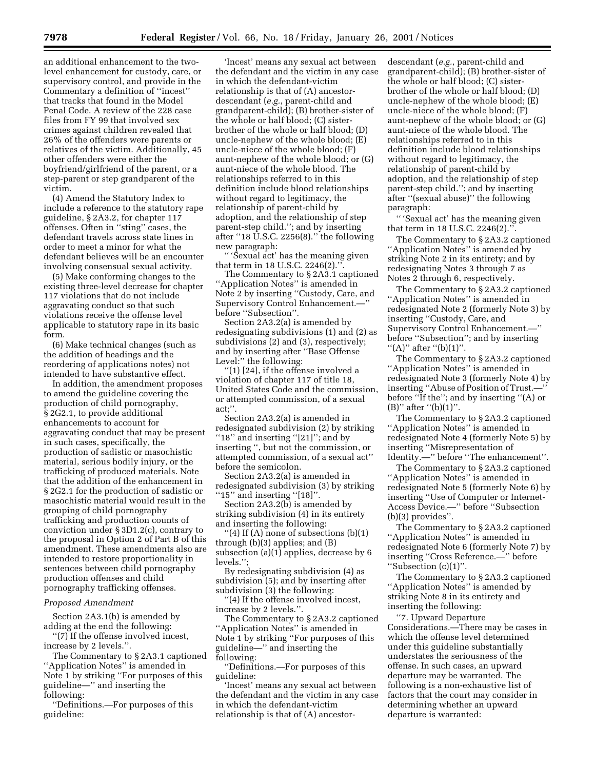an additional enhancement to the two-level enhancement for custody, care, or supervisory control, and provide in the Commentary a definition of ''incest'' that tracks that found in the Model Penal Code. A review of the 228 case files from FY 99 that involved sex crimes against children revealed that 26% of the offenders were parents or relatives of the victim. Additionally, 45 other offenders were either the boyfriend/girlfriend of the parent, or a step-parent or step grandparent of the victim.

(4) Amend the Statutory Index to include a reference to the statutory rape guideline, § 2A3.2, for chapter 117 offenses. Often in ''sting'' cases, the defendant travels across state lines in order to meet a minor for what the defendant believes will be an encounter involving consensual sexual activity.

(5) Make conforming changes to the existing three-level decrease for chapter 117 violations that do not include aggravating conduct so that such violations receive the offense level applicable to statutory rape in its basic form.

(6) Make technical changes (such as the addition of headings and the reordering of applications notes) not intended to have substantive effect.

In addition, the amendment proposes to amend the guideline covering the production of child pornography, § 2G2.1, to provide additional enhancements to account for aggravating conduct that may be present in such cases, specifically, the production of sadistic or masochistic material, serious bodily injury, or the trafficking of produced materials. Note that the addition of the enhancement in § 2G2.1 for the production of sadistic or masochistic material would result in the grouping of child pornography trafficking and production counts of conviction under § 3D1.2(c), contrary to the proposal in Option 2 of Part B of this amendment. These amendments also are intended to restore proportionality in sentences between child pornography production offenses and child pornography trafficking offenses.

*Proposed Amendment*

Section 2A3.1(b) is amended by adding at the end the following:

''(7) If the offense involved incest, increase by 2 levels.''.

The Commentary to § 2A3.1 captioned ''Application Notes'' is amended in Note 1 by striking ''For purposes of this guideline—'' and inserting the following:

''Definitions.—For purposes of this guideline:

'Incest' means any sexual act between the defendant and the victim in any case in which the defendant-victim relationship is that of (A) ancestor-descendant (*e.g.*, parent-child and grandparent-child); (B) brother-sister of the whole or half blood; (C) sister-brother of the whole or half blood; (D) uncle-nephew of the whole blood; (E) uncle-niece of the whole blood; (F) aunt-nephew of the whole blood; or (G) aunt-niece of the whole blood. The relationships referred to in this definition include blood relationships without regard to legitimacy, the relationship of parent-child by adoption, and the relationship of step parent-step child.''; and by inserting after ''18 U.S.C. 2256(8).'' the following new paragraph:

'' 'Sexual act' has the meaning given that term in 18 U.S.C. 2246(2).''.

The Commentary to § 2A3.1 captioned ''Application Notes'' is amended in Note 2 by inserting ''Custody, Care, and Supervisory Control Enhancement.—'' before ''Subsection''.

Section 2A3.2(a) is amended by redesignating subdivisions (1) and (2) as subdivisions (2) and (3), respectively; and by inserting after ''Base Offense Level:'' the following:

''(1) [24], if the offense involved a violation of chapter 117 of title 18, United States Code and the commission, or attempted commission, of a sexual act;''.

Section 2A3.2(a) is amended in redesignated subdivision (2) by striking ''18'' and inserting ''[21]''; and by inserting '', but not the commission, or attempted commission, of a sexual act'' before the semicolon.

Section 2A3.2(a) is amended in redesignated subdivision (3) by striking ''15'' and inserting ''[18]''.

Section 2A3.2(b) is amended by striking subdivision (4) in its entirety and inserting the following:

''(4) If (A) none of subsections (b)(1) through (b)(3) applies; and (B) subsection (a)(1) applies, decrease by 6 levels.'';

By redesignating subdivision (4) as subdivision (5); and by inserting after subdivision (3) the following:

''(4) If the offense involved incest, increase by 2 levels.''.

The Commentary to § 2A3.2 captioned ''Application Notes'' is amended in Note 1 by striking ''For purposes of this guideline—'' and inserting the following:

''Definitions.—For purposes of this guideline:

'Incest' means any sexual act between the defendant and the victim in any case in which the defendant-victim relationship is that of (A) ancestor-descendant (*e.g.*, parent-child and grandparent-child); (B) brother-sister of the whole or half blood; (C) sister-brother of the whole or half blood; (D) uncle-nephew of the whole blood; (E) uncle-niece of the whole blood; (F) aunt-nephew of the whole blood; or (G) aunt-niece of the whole blood. The relationships referred to in this definition include blood relationships without regard to legitimacy, the relationship of parent-child by adoption, and the relationship of step parent-step child.''; and by inserting after ''(sexual abuse)'' the following paragraph:

'' 'Sexual act' has the meaning given that term in 18 U.S.C. 2246(2).''.

The Commentary to § 2A3.2 captioned ''Application Notes'' is amended by striking Note 2 in its entirety; and by redesignating Notes 3 through 7 as Notes 2 through 6, respectively.

The Commentary to § 2A3.2 captioned ''Application Notes'' is amended in redesignated Note 2 (formerly Note 3) by inserting ''Custody, Care, and Supervisory Control Enhancement.—'' before ''Subsection''; and by inserting ''(A)'' after ''(b)(1)''.

The Commentary to § 2A3.2 captioned ''Application Notes'' is amended in redesignated Note 3 (formerly Note 4) by inserting ''Abuse of Position of Trust.—'' before ''If the''; and by inserting ''(A) or (B)'' after ''(b)(1)''.

The Commentary to § 2A3.2 captioned ''Application Notes'' is amended in redesignated Note 4 (formerly Note 5) by inserting ''Misrepresentation of Identity.—'' before ''The enhancement''.

The Commentary to § 2A3.2 captioned ''Application Notes'' is amended in redesignated Note 5 (formerly Note 6) by inserting ''Use of Computer or Internet-Access Device.—'' before ''Subsection (b)(3) provides''.

The Commentary to § 2A3.2 captioned ''Application Notes'' is amended in redesignated Note 6 (formerly Note 7) by inserting ''Cross Reference.—'' before ''Subsection (c)(1)''.

The Commentary to § 2A3.2 captioned ''Application Notes'' is amended by striking Note 8 in its entirety and inserting the following:

''7. Upward Departure Considerations.—There may be cases in which the offense level determined under this guideline substantially understates the seriousness of the offense. In such cases, an upward departure may be warranted. The following is a non-exhaustive list of factors that the court may consider in determining whether an upward departure is warranted: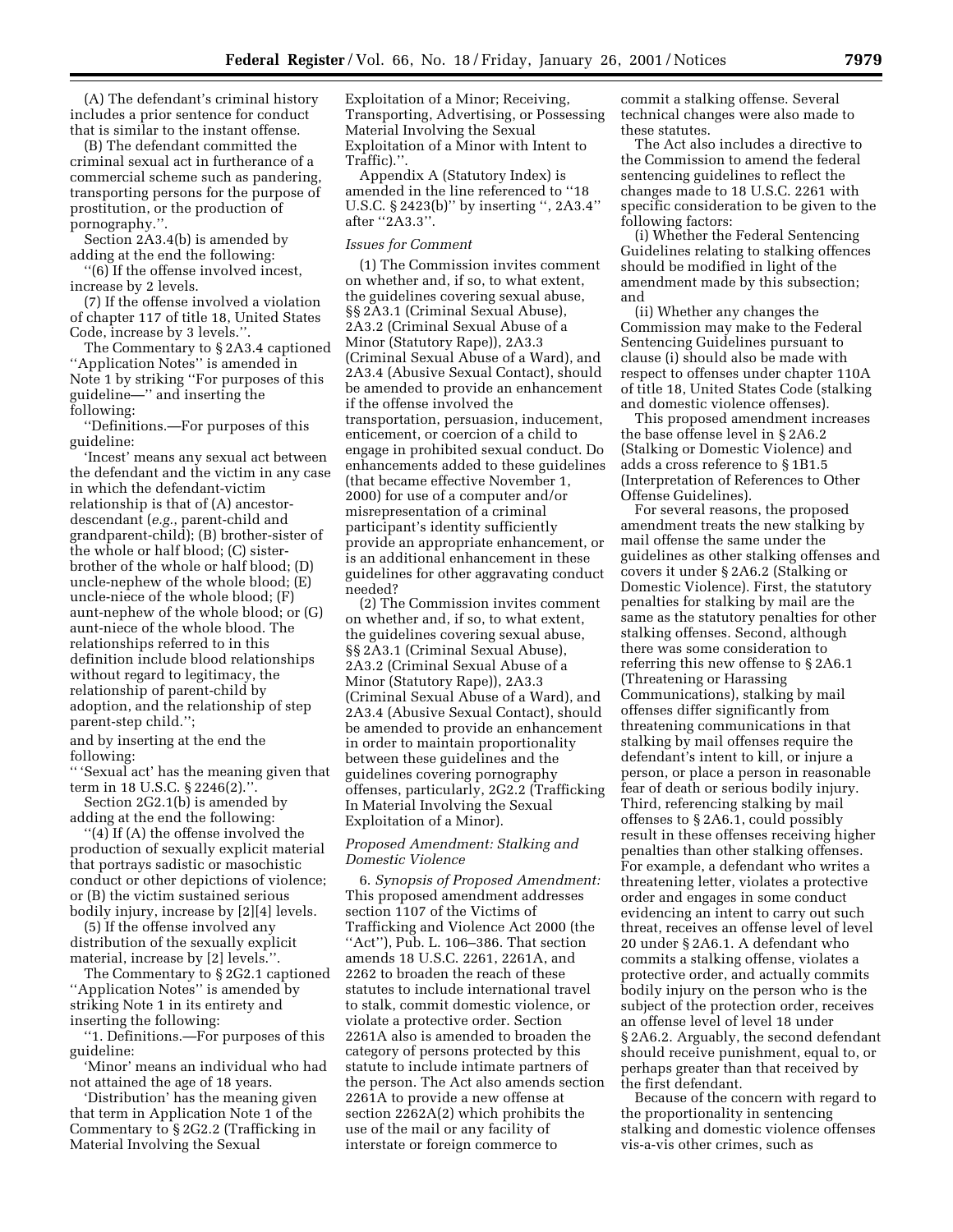(A) The defendant's criminal history includes a prior sentence for conduct that is similar to the instant offense.

(B) The defendant committed the criminal sexual act in furtherance of a commercial scheme such as pandering, transporting persons for the purpose of prostitution, or the production of pornography.''.

Section 2A3.4(b) is amended by adding at the end the following:

''(6) If the offense involved incest, increase by 2 levels.

(7) If the offense involved a violation of chapter 117 of title 18, United States Code, increase by 3 levels.''.

The Commentary to § 2A3.4 captioned ''Application Notes'' is amended in Note 1 by striking ''For purposes of this guideline—'' and inserting the following:

''Definitions.—For purposes of this guideline:

'Incest' means any sexual act between the defendant and the victim in any case in which the defendant-victim relationship is that of (A) ancestor-descendant (*e.g.*, parent-child and grandparent-child); (B) brother-sister of the whole or half blood; (C) sister-brother of the whole or half blood; (D) uncle-nephew of the whole blood; (E) uncle-niece of the whole blood; (F) aunt-nephew of the whole blood; or (G) aunt-niece of the whole blood. The relationships referred to in this definition include blood relationships without regard to legitimacy, the relationship of parent-child by adoption, and the relationship of step parent-step child.'';

and by inserting at the end the following:

'' 'Sexual act' has the meaning given that term in 18 U.S.C. § 2246(2).''.

Section 2G2.1(b) is amended by adding at the end the following:

''(4) If (A) the offense involved the production of sexually explicit material that portrays sadistic or masochistic conduct or other depictions of violence; or (B) the victim sustained serious bodily injury, increase by [2][4] levels.

(5) If the offense involved any distribution of the sexually explicit material, increase by [2] levels.''.

The Commentary to § 2G2.1 captioned ''Application Notes'' is amended by striking Note 1 in its entirety and inserting the following:

''1. Definitions.—For purposes of this guideline:

'Minor' means an individual who had not attained the age of 18 years.

'Distribution' has the meaning given that term in Application Note 1 of the Commentary to § 2G2.2 (Trafficking in Material Involving the Sexual Exploitation of a Minor; Receiving, Transporting, Advertising, or Possessing Material Involving the Sexual Exploitation of a Minor with Intent to Traffic).''.

Appendix A (Statutory Index) is amended in the line referenced to ''18 U.S.C. § 2423(b)'' by inserting '', 2A3.4'' after ''2A3.3''.

*Issues for Comment*

(1) The Commission invites comment on whether and, if so, to what extent, the guidelines covering sexual abuse, §§ 2A3.1 (Criminal Sexual Abuse), 2A3.2 (Criminal Sexual Abuse of a Minor (Statutory Rape)), 2A3.3 (Criminal Sexual Abuse of a Ward), and 2A3.4 (Abusive Sexual Contact), should be amended to provide an enhancement if the offense involved the transportation, persuasion, inducement, enticement, or coercion of a child to engage in prohibited sexual conduct. Do enhancements added to these guidelines (that became effective November 1, 2000) for use of a computer and/or misrepresentation of a criminal participant's identity sufficiently provide an appropriate enhancement, or is an additional enhancement in these guidelines for other aggravating conduct needed?

(2) The Commission invites comment on whether and, if so, to what extent, the guidelines covering sexual abuse, §§ 2A3.1 (Criminal Sexual Abuse), 2A3.2 (Criminal Sexual Abuse of a Minor (Statutory Rape)), 2A3.3 (Criminal Sexual Abuse of a Ward), and 2A3.4 (Abusive Sexual Contact), should be amended to provide an enhancement in order to maintain proportionality between these guidelines and the guidelines covering pornography offenses, particularly, 2G2.2 (Trafficking In Material Involving the Sexual Exploitation of a Minor).

*Proposed Amendment: Stalking and Domestic Violence*

6. *Synopsis of Proposed Amendment:* This proposed amendment addresses section 1107 of the Victims of Trafficking and Violence Act 2000 (the ''Act''), Pub. L. 106–386. That section amends 18 U.S.C. 2261, 2261A, and 2262 to broaden the reach of these statutes to include international travel to stalk, commit domestic violence, or violate a protective order. Section 2261A also is amended to broaden the category of persons protected by this statute to include intimate partners of the person. The Act also amends section 2261A to provide a new offense at section 2262A(2) which prohibits the use of the mail or any facility of interstate or foreign commerce to commit a stalking offense. Several technical changes were also made to these statutes.

The Act also includes a directive to the Commission to amend the federal sentencing guidelines to reflect the changes made to 18 U.S.C. 2261 with specific consideration to be given to the following factors:

(i) Whether the Federal Sentencing Guidelines relating to stalking offences should be modified in light of the amendment made by this subsection; and

(ii) Whether any changes the Commission may make to the Federal Sentencing Guidelines pursuant to clause (i) should also be made with respect to offenses under chapter 110A of title 18, United States Code (stalking and domestic violence offenses).

This proposed amendment increases the base offense level in § 2A6.2 (Stalking or Domestic Violence) and adds a cross reference to § 1B1.5 (Interpretation of References to Other Offense Guidelines).

For several reasons, the proposed amendment treats the new stalking by mail offense the same under the guidelines as other stalking offenses and covers it under § 2A6.2 (Stalking or Domestic Violence). First, the statutory penalties for stalking by mail are the same as the statutory penalties for other stalking offenses. Second, although there was some consideration to referring this new offense to § 2A6.1 (Threatening or Harassing Communications), stalking by mail offenses differ significantly from threatening communications in that stalking by mail offenses require the defendant's intent to kill, or injure a person, or place a person in reasonable fear of death or serious bodily injury. Third, referencing stalking by mail offenses to § 2A6.1, could possibly result in these offenses receiving higher penalties than other stalking offenses. For example, a defendant who writes a threatening letter, violates a protective order and engages in some conduct evidencing an intent to carry out such threat, receives an offense level of level 20 under § 2A6.1. A defendant who commits a stalking offense, violates a protective order, and actually commits bodily injury on the person who is the subject of the protection order, receives an offense level of level 18 under § 2A6.2. Arguably, the second defendant should receive punishment, equal to, or perhaps greater than that received by the first defendant.

Because of the concern with regard to the proportionality in sentencing stalking and domestic violence offenses vis-a-vis other crimes, such as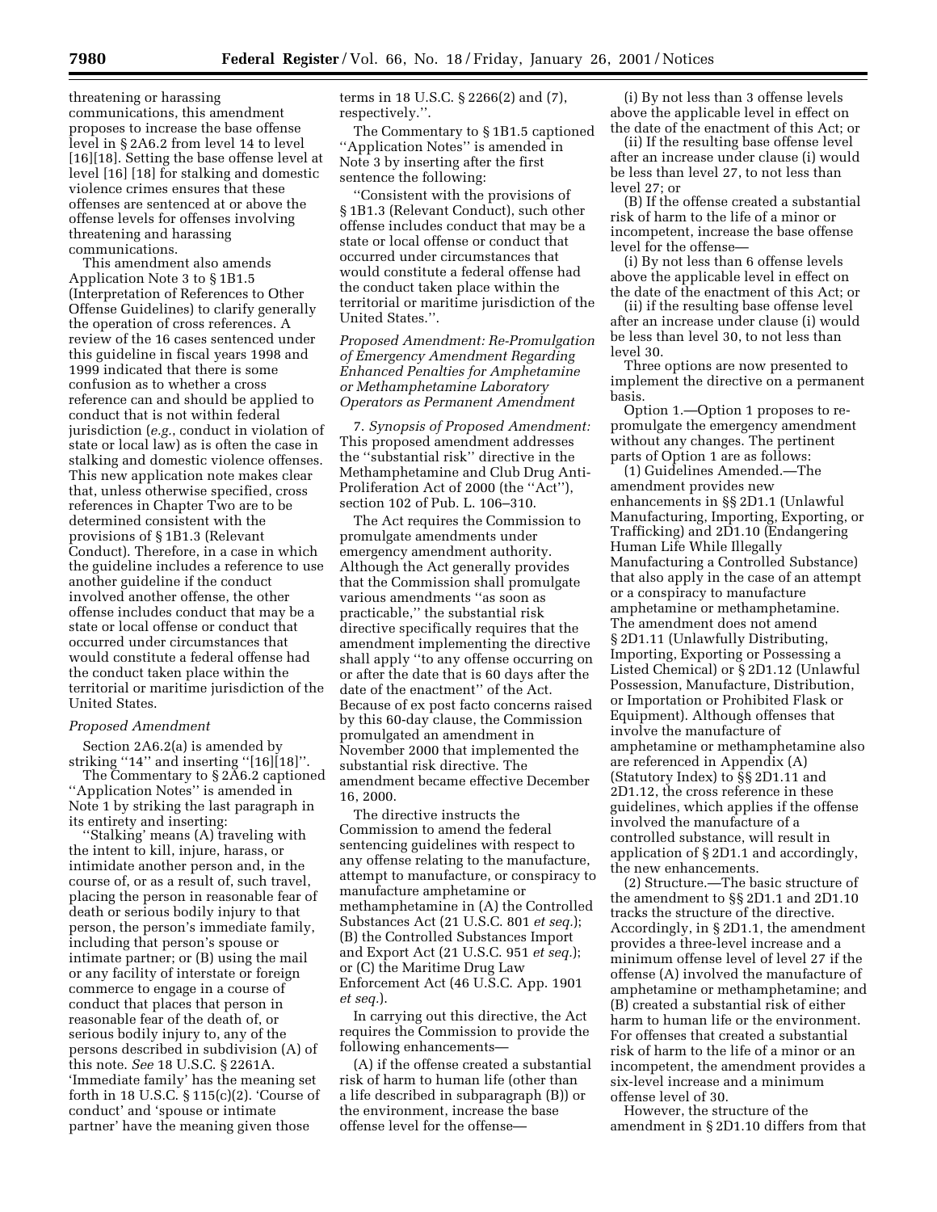threatening or harassing communications, this amendment proposes to increase the base offense level in § 2A6.2 from level 14 to level [16][18]. Setting the base offense level at level [16] [18] for stalking and domestic violence crimes ensures that these offenses are sentenced at or above the offense levels for offenses involving threatening and harassing communications.

This amendment also amends Application Note 3 to § 1B1.5 (Interpretation of References to Other Offense Guidelines) to clarify generally the operation of cross references. A review of the 16 cases sentenced under this guideline in fiscal years 1998 and 1999 indicated that there is some confusion as to whether a cross reference can and should be applied to conduct that is not within federal jurisdiction (*e.g.*, conduct in violation of state or local law) as is often the case in stalking and domestic violence offenses. This new application note makes clear that, unless otherwise specified, cross references in Chapter Two are to be determined consistent with the provisions of § 1B1.3 (Relevant Conduct). Therefore, in a case in which the guideline includes a reference to use another guideline if the conduct involved another offense, the other offense includes conduct that may be a state or local offense or conduct that occurred under circumstances that would constitute a federal offense had the conduct taken place within the territorial or maritime jurisdiction of the United States.

*Proposed Amendment*

Section 2A6.2(a) is amended by striking ''14'' and inserting ''[16][18]''.

The Commentary to § 2A6.2 captioned ''Application Notes'' is amended in Note 1 by striking the last paragraph in its entirety and inserting:

''Stalking' means (A) traveling with the intent to kill, injure, harass, or intimidate another person and, in the course of, or as a result of, such travel, placing the person in reasonable fear of death or serious bodily injury to that person, the person's immediate family, including that person's spouse or intimate partner; or (B) using the mail or any facility of interstate or foreign commerce to engage in a course of conduct that places that person in reasonable fear of the death of, or serious bodily injury to, any of the persons described in subdivision (A) of this note. *See* 18 U.S.C. § 2261A. 'Immediate family' has the meaning set forth in 18 U.S.C. § 115(c)(2). 'Course of conduct' and 'spouse or intimate partner' have the meaning given those terms in 18 U.S.C. § 2266(2) and (7), respectively.''.

The Commentary to § 1B1.5 captioned ''Application Notes'' is amended in Note 3 by inserting after the first sentence the following:

''Consistent with the provisions of § 1B1.3 (Relevant Conduct), such other offense includes conduct that may be a state or local offense or conduct that occurred under circumstances that would constitute a federal offense had the conduct taken place within the territorial or maritime jurisdiction of the United States.''.

*Proposed Amendment: Re-Promulgation of Emergency Amendment Regarding Enhanced Penalties for Amphetamine or Methamphetamine Laboratory Operators as Permanent Amendment*

7. *Synopsis of Proposed Amendment:* This proposed amendment addresses the ''substantial risk'' directive in the Methamphetamine and Club Drug Anti-Proliferation Act of 2000 (the ''Act''), section 102 of Pub. L. 106–310.

The Act requires the Commission to promulgate amendments under emergency amendment authority. Although the Act generally provides that the Commission shall promulgate various amendments ''as soon as practicable,'' the substantial risk directive specifically requires that the amendment implementing the directive shall apply ''to any offense occurring on or after the date that is 60 days after the date of the enactment'' of the Act. Because of ex post facto concerns raised by this 60-day clause, the Commission promulgated an amendment in November 2000 that implemented the substantial risk directive. The amendment became effective December 16, 2000.

The directive instructs the Commission to amend the federal sentencing guidelines with respect to any offense relating to the manufacture, attempt to manufacture, or conspiracy to manufacture amphetamine or methamphetamine in (A) the Controlled Substances Act (21 U.S.C. 801 *et seq.*); (B) the Controlled Substances Import and Export Act (21 U.S.C. 951 *et seq.*); or (C) the Maritime Drug Law Enforcement Act (46 U.S.C. App. 1901 *et seq.*).

In carrying out this directive, the Act requires the Commission to provide the following enhancements—

(A) if the offense created a substantial risk of harm to human life (other than a life described in subparagraph (B)) or the environment, increase the base offense level for the offense—

(i) By not less than 3 offense levels above the applicable level in effect on the date of the enactment of this Act; or

(ii) If the resulting base offense level after an increase under clause (i) would be less than level 27, to not less than level 27; or

(B) If the offense created a substantial risk of harm to the life of a minor or incompetent, increase the base offense level for the offense—

(i) By not less than 6 offense levels above the applicable level in effect on the date of the enactment of this Act; or

(ii) if the resulting base offense level after an increase under clause (i) would be less than level 30, to not less than level 30.

Three options are now presented to implement the directive on a permanent basis.

Option 1.—Option 1 proposes to re-promulgate the emergency amendment without any changes. The pertinent parts of Option 1 are as follows:

(1) Guidelines Amended.—The amendment provides new enhancements in §§ 2D1.1 (Unlawful Manufacturing, Importing, Exporting, or Trafficking) and 2D1.10 (Endangering Human Life While Illegally Manufacturing a Controlled Substance) that also apply in the case of an attempt or a conspiracy to manufacture amphetamine or methamphetamine. The amendment does not amend § 2D1.11 (Unlawfully Distributing, Importing, Exporting or Possessing a Listed Chemical) or § 2D1.12 (Unlawful Possession, Manufacture, Distribution, or Importation or Prohibited Flask or Equipment). Although offenses that involve the manufacture of amphetamine or methamphetamine also are referenced in Appendix (A) (Statutory Index) to §§ 2D1.11 and 2D1.12, the cross reference in these guidelines, which applies if the offense involved the manufacture of a controlled substance, will result in application of § 2D1.1 and accordingly, the new enhancements.

(2) Structure.—The basic structure of the amendment to §§ 2D1.1 and 2D1.10 tracks the structure of the directive. Accordingly, in § 2D1.1, the amendment provides a three-level increase and a minimum offense level of level 27 if the offense (A) involved the manufacture of amphetamine or methamphetamine; and (B) created a substantial risk of either harm to human life or the environment. For offenses that created a substantial risk of harm to the life of a minor or an incompetent, the amendment provides a six-level increase and a minimum offense level of 30.

However, the structure of the amendment in § 2D1.10 differs from that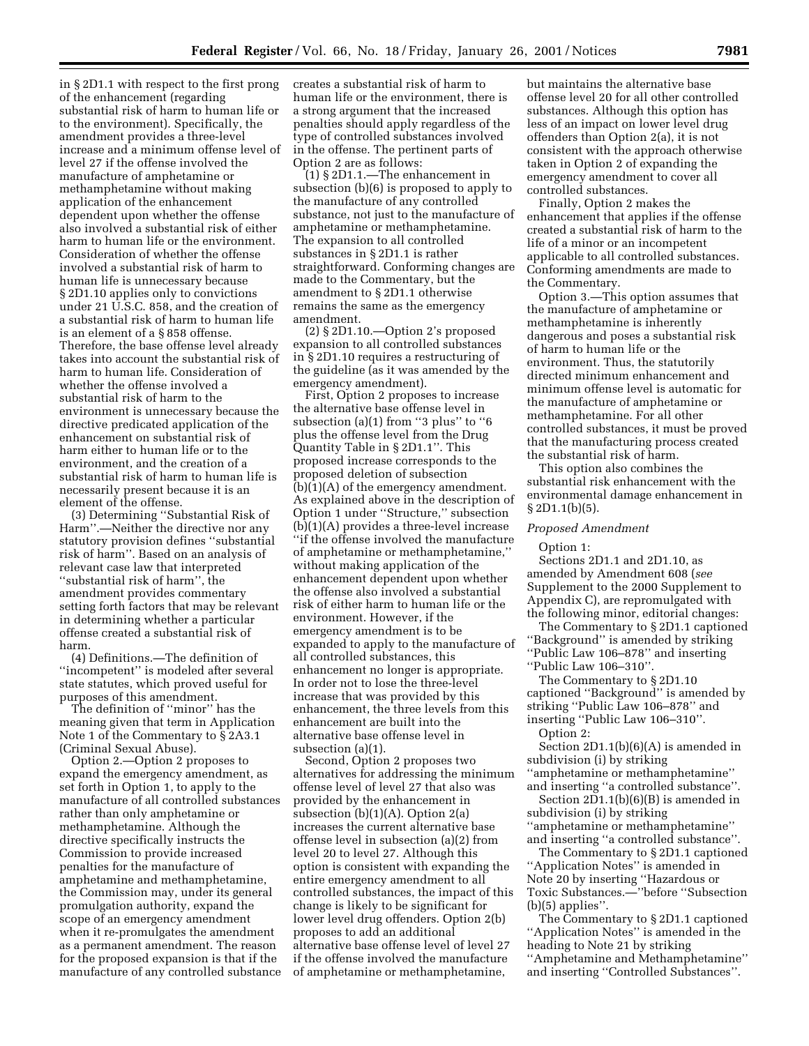in § 2D1.1 with respect to the first prong of the enhancement (regarding substantial risk of harm to human life or to the environment). Specifically, the amendment provides a three-level increase and a minimum offense level of level 27 if the offense involved the manufacture of amphetamine or methamphetamine without making application of the enhancement dependent upon whether the offense also involved a substantial risk of either harm to human life or the environment. Consideration of whether the offense involved a substantial risk of harm to human life is unnecessary because § 2D1.10 applies only to convictions under 21 U.S.C. 858, and the creation of a substantial risk of harm to human life is an element of a § 858 offense. Therefore, the base offense level already takes into account the substantial risk of harm to human life. Consideration of whether the offense involved a substantial risk of harm to the environment is unnecessary because the directive predicated application of the enhancement on substantial risk of harm either to human life or to the environment, and the creation of a substantial risk of harm to human life is necessarily present because it is an element of the offense.

(3) Determining ''Substantial Risk of Harm''.—Neither the directive nor any statutory provision defines ''substantial risk of harm''. Based on an analysis of relevant case law that interpreted ''substantial risk of harm'', the amendment provides commentary setting forth factors that may be relevant in determining whether a particular offense created a substantial risk of harm.

(4) Definitions.—The definition of ''incompetent'' is modeled after several state statutes, which proved useful for purposes of this amendment.

The definition of ''minor'' has the meaning given that term in Application Note 1 of the Commentary to § 2A3.1 (Criminal Sexual Abuse).

Option 2.—Option 2 proposes to expand the emergency amendment, as set forth in Option 1, to apply to the manufacture of all controlled substances rather than only amphetamine or methamphetamine. Although the directive specifically instructs the Commission to provide increased penalties for the manufacture of amphetamine and methamphetamine, the Commission may, under its general promulgation authority, expand the scope of an emergency amendment when it re-promulgates the amendment as a permanent amendment. The reason for the proposed expansion is that if the manufacture of any controlled substance creates a substantial risk of harm to human life or the environment, there is a strong argument that the increased penalties should apply regardless of the type of controlled substances involved in the offense. The pertinent parts of Option 2 are as follows:

(1) § 2D1.1.—The enhancement in subsection (b)(6) is proposed to apply to the manufacture of any controlled substance, not just to the manufacture of amphetamine or methamphetamine. The expansion to all controlled substances in § 2D1.1 is rather straightforward. Conforming changes are made to the Commentary, but the amendment to § 2D1.1 otherwise remains the same as the emergency amendment.

(2) § 2D1.10.—Option 2's proposed expansion to all controlled substances in § 2D1.10 requires a restructuring of the guideline (as it was amended by the emergency amendment).

First, Option 2 proposes to increase the alternative base offense level in subsection (a)(1) from ''3 plus'' to ''6 plus the offense level from the Drug Quantity Table in § 2D1.1''. This proposed increase corresponds to the proposed deletion of subsection (b)(1)(A) of the emergency amendment. As explained above in the description of Option 1 under ''Structure,'' subsection (b)(1)(A) provides a three-level increase ''if the offense involved the manufacture of amphetamine or methamphetamine,'' without making application of the enhancement dependent upon whether the offense also involved a substantial risk of either harm to human life or the environment. However, if the emergency amendment is to be expanded to apply to the manufacture of all controlled substances, this enhancement no longer is appropriate. In order not to lose the three-level increase that was provided by this enhancement, the three levels from this enhancement are built into the alternative base offense level in subsection (a)(1).

Second, Option 2 proposes two alternatives for addressing the minimum offense level of level 27 that also was provided by the enhancement in subsection (b)(1)(A). Option 2(a) increases the current alternative base offense level in subsection (a)(2) from level 20 to level 27. Although this option is consistent with expanding the entire emergency amendment to all controlled substances, the impact of this change is likely to be significant for lower level drug offenders. Option 2(b) proposes to add an additional alternative base offense level of level 27 if the offense involved the manufacture of amphetamine or methamphetamine, but maintains the alternative base offense level 20 for all other controlled substances. Although this option has less of an impact on lower level drug offenders than Option 2(a), it is not consistent with the approach otherwise taken in Option 2 of expanding the emergency amendment to cover all controlled substances.

Finally, Option 2 makes the enhancement that applies if the offense created a substantial risk of harm to the life of a minor or an incompetent applicable to all controlled substances. Conforming amendments are made to the Commentary.

Option 3.—This option assumes that the manufacture of amphetamine or methamphetamine is inherently dangerous and poses a substantial risk of harm to human life or the environment. Thus, the statutorily directed minimum enhancement and minimum offense level is automatic for the manufacture of amphetamine or methamphetamine. For all other controlled substances, it must be proved that the manufacturing process created the substantial risk of harm.

This option also combines the substantial risk enhancement with the environmental damage enhancement in § 2D1.1(b)(5).

*Proposed Amendment*

Option 1:

Sections 2D1.1 and 2D1.10, as amended by Amendment 608 (*see* Supplement to the 2000 Supplement to Appendix C), are repromulgated with the following minor, editorial changes:

The Commentary to § 2D1.1 captioned ''Background'' is amended by striking ''Public Law 106–878'' and inserting ''Public Law 106–310''.

The Commentary to § 2D1.10 captioned ''Background'' is amended by striking ''Public Law 106–878'' and inserting ''Public Law 106–310''.

Option 2:

Section 2D1.1(b)(6)(A) is amended in subdivision (i) by striking ''amphetamine or methamphetamine'' and inserting ''a controlled substance''.

Section 2D1.1(b)(6)(B) is amended in subdivision (i) by striking ''amphetamine or methamphetamine'' and inserting ''a controlled substance''.

The Commentary to § 2D1.1 captioned ''Application Notes'' is amended in Note 20 by inserting ''Hazardous or Toxic Substances.—''before ''Subsection (b)(5) applies''.

The Commentary to § 2D1.1 captioned ''Application Notes'' is amended in the heading to Note 21 by striking ''Amphetamine and Methamphetamine'' and inserting ''Controlled Substances''.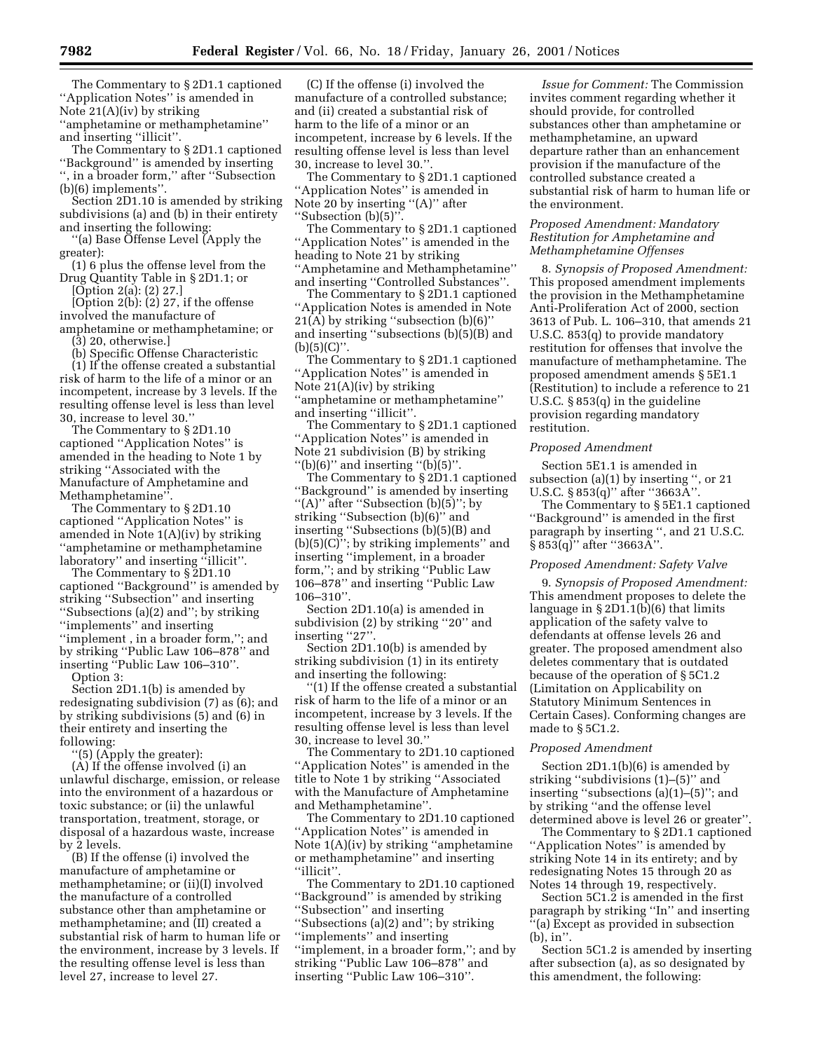The Commentary to § 2D1.1 captioned ''Application Notes'' is amended in Note 21(A)(iv) by striking ''amphetamine or methamphetamine'' and inserting ''illicit''.

The Commentary to § 2D1.1 captioned ''Background'' is amended by inserting '', in a broader form,'' after ''Subsection (b)(6) implements''.

Section 2D1.10 is amended by striking subdivisions (a) and (b) in their entirety and inserting the following:

''(a) Base Offense Level (Apply the greater):

(1) 6 plus the offense level from the Drug Quantity Table in § 2D1.1; or

[Option 2(a): (2) 27.]

[Option 2(b): (2) 27, if the offense involved the manufacture of amphetamine or methamphetamine; or

(3) 20, otherwise.]

(b) Specific Offense Characteristic

(1) If the offense created a substantial risk of harm to the life of a minor or an incompetent, increase by 3 levels. If the resulting offense level is less than level 30, increase to level 30.''

The Commentary to § 2D1.10 captioned ''Application Notes'' is amended in the heading to Note 1 by striking ''Associated with the Manufacture of Amphetamine and Methamphetamine''.

The Commentary to § 2D1.10 captioned ''Application Notes'' is amended in Note 1(A)(iv) by striking ''amphetamine or methamphetamine laboratory'' and inserting ''illicit''.

The Commentary to § 2D1.10 captioned ''Background'' is amended by striking ''Subsection'' and inserting ''Subsections (a)(2) and''; by striking ''implements'' and inserting ''implement , in a broader form,''; and by striking ''Public Law 106–878'' and inserting ''Public Law 106–310''.

Option 3:

Section 2D1.1(b) is amended by redesignating subdivision (7) as (6); and by striking subdivisions (5) and (6) in their entirety and inserting the following:

''(5) (Apply the greater):

(A) If the offense involved (i) an unlawful discharge, emission, or release into the environment of a hazardous or toxic substance; or (ii) the unlawful transportation, treatment, storage, or disposal of a hazardous waste, increase by 2 levels.

(B) If the offense (i) involved the manufacture of amphetamine or methamphetamine; or (ii)(I) involved the manufacture of a controlled substance other than amphetamine or methamphetamine; and (II) created a substantial risk of harm to human life or the environment, increase by 3 levels. If the resulting offense level is less than level 27, increase to level 27.

(C) If the offense (i) involved the manufacture of a controlled substance; and (ii) created a substantial risk of harm to the life of a minor or an incompetent, increase by 6 levels. If the resulting offense level is less than level 30, increase to level 30.''.

The Commentary to § 2D1.1 captioned ''Application Notes'' is amended in Note 20 by inserting ''(A)'' after ''Subsection (b)(5)''.

The Commentary to § 2D1.1 captioned ''Application Notes'' is amended in the heading to Note 21 by striking ''Amphetamine and Methamphetamine'' and inserting ''Controlled Substances''.

The Commentary to § 2D1.1 captioned ''Application Notes is amended in Note 21(A) by striking ''subsection (b)(6)'' and inserting ''subsections (b)(5)(B) and (b)(5)(C)''.

The Commentary to § 2D1.1 captioned ''Application Notes'' is amended in Note 21(A)(iv) by striking ''amphetamine or methamphetamine'' and inserting ''illicit''.

The Commentary to § 2D1.1 captioned ''Application Notes'' is amended in Note 21 subdivision (B) by striking ''(b)(6)'' and inserting ''(b)(5)''.

The Commentary to § 2D1.1 captioned ''Background'' is amended by inserting ''(A)'' after ''Subsection (b)(5)''; by striking ''Subsection (b)(6)'' and inserting ''Subsections (b)(5)(B) and (b)(5)(C)''; by striking implements'' and inserting ''implement, in a broader form,''; and by striking ''Public Law 106–878'' and inserting ''Public Law 106–310''.

Section 2D1.10(a) is amended in subdivision (2) by striking ''20'' and inserting ''27''.

Section 2D1.10(b) is amended by striking subdivision (1) in its entirety and inserting the following:

''(1) If the offense created a substantial risk of harm to the life of a minor or an incompetent, increase by 3 levels. If the resulting offense level is less than level 30, increase to level 30.''

The Commentary to 2D1.10 captioned ''Application Notes'' is amended in the title to Note 1 by striking ''Associated with the Manufacture of Amphetamine and Methamphetamine''.

The Commentary to 2D1.10 captioned ''Application Notes'' is amended in Note 1(A)(iv) by striking ''amphetamine or methamphetamine'' and inserting ''illicit''.

The Commentary to 2D1.10 captioned ''Background'' is amended by striking ''Subsection'' and inserting ''Subsections (a)(2) and''; by striking ''implements'' and inserting ''implement, in a broader form,''; and by striking ''Public Law 106–878'' and inserting ''Public Law 106–310''.

*Issue for Comment:* The Commission invites comment regarding whether it should provide, for controlled substances other than amphetamine or methamphetamine, an upward departure rather than an enhancement provision if the manufacture of the controlled substance created a substantial risk of harm to human life or the environment.

### *Proposed Amendment: Mandatory Restitution for Amphetamine and Methamphetamine Offenses*

8. *Synopsis of Proposed Amendment:* This proposed amendment implements the provision in the Methamphetamine Anti-Proliferation Act of 2000, section 3613 of Pub. L. 106–310, that amends 21 U.S.C. 853(q) to provide mandatory restitution for offenses that involve the manufacture of methamphetamine. The proposed amendment amends § 5E1.1 (Restitution) to include a reference to 21 U.S.C. § 853(q) in the guideline provision regarding mandatory restitution.

### *Proposed Amendment*

Section 5E1.1 is amended in subsection (a)(1) by inserting '', or 21 U.S.C. § 853(q)'' after ''3663A''.

The Commentary to § 5E1.1 captioned ''Background'' is amended in the first paragraph by inserting '', and 21 U.S.C. § 853(q)'' after ''3663A''.

### *Proposed Amendment: Safety Valve*

9. *Synopsis of Proposed Amendment:* This amendment proposes to delete the language in § 2D1.1(b)(6) that limits application of the safety valve to defendants at offense levels 26 and greater. The proposed amendment also deletes commentary that is outdated because of the operation of § 5C1.2 (Limitation on Applicability on Statutory Minimum Sentences in Certain Cases). Conforming changes are made to § 5C1.2.

### *Proposed Amendment*

Section 2D1.1(b)(6) is amended by striking ''subdivisions (1)–(5)'' and inserting ''subsections (a)(1)–(5)''; and by striking ''and the offense level determined above is level 26 or greater''.

The Commentary to § 2D1.1 captioned ''Application Notes'' is amended by striking Note 14 in its entirety; and by redesignating Notes 15 through 20 as Notes 14 through 19, respectively.

Section 5C1.2 is amended in the first paragraph by striking ''In'' and inserting ''(a) Except as provided in subsection (b), in''.

Section 5C1.2 is amended by inserting after subsection (a), as so designated by this amendment, the following: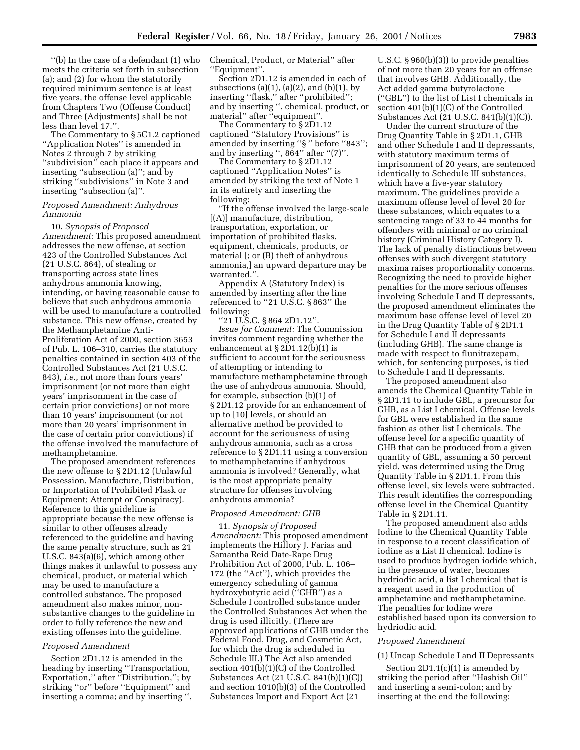''(b) In the case of a defendant (1) who meets the criteria set forth in subsection (a); and (2) for whom the statutorily required minimum sentence is at least five years, the offense level applicable from Chapters Two (Offense Conduct) and Three (Adjustments) shall be not less than level 17.''.

The Commentary to § 5C1.2 captioned ''Application Notes'' is amended in Notes 2 through 7 by striking ''subdivision'' each place it appears and inserting ''subsection (a)''; and by striking ''subdivisions'' in Note 3 and inserting ''subsection (a)''.

*Proposed Amendment: Anhydrous Ammonia*

10. *Synopsis of Proposed Amendment:* This proposed amendment addresses the new offense, at section 423 of the Controlled Substances Act (21 U.S.C. 864), of stealing or transporting across state lines anhydrous ammonia knowing, intending, or having reasonable cause to believe that such anhydrous ammonia will be used to manufacture a controlled substance. This new offense, created by the Methamphetamine Anti-Proliferation Act of 2000, section 3653 of Pub. L. 106–310, carries the statutory penalties contained in section 403 of the Controlled Substances Act (21 U.S.C. 843), *i.e.,* not more than fours years' imprisonment (or not more than eight years' imprisonment in the case of certain prior convictions) or not more than 10 years' imprisonment (or not more than 20 years' imprisonment in the case of certain prior convictions) if the offense involved the manufacture of methamphetamine.

The proposed amendment references the new offense to § 2D1.12 (Unlawful Possession, Manufacture, Distribution, or Importation of Prohibited Flask or Equipment; Attempt or Conspiracy). Reference to this guideline is appropriate because the new offense is similar to other offenses already referenced to the guideline and having the same penalty structure, such as 21 U.S.C. 843(a)(6), which among other things makes it unlawful to possess any chemical, product, or material which may be used to manufacture a controlled substance. The proposed amendment also makes minor, non-substantive changes to the guideline in order to fully reference the new and existing offenses into the guideline.

*Proposed Amendment*

Section 2D1.12 is amended in the heading by inserting ''Transportation, Exportation,'' after ''Distribution,''; by striking ''or'' before ''Equipment'' and inserting a comma; and by inserting '', Chemical, Product, or Material'' after ''Equipment''.

Section 2D1.12 is amended in each of subsections (a)(1), (a)(2), and (b)(1), by inserting ''flask,'' after ''prohibited''; and by inserting '', chemical, product, or material'' after ''equipment''.

The Commentary to § 2D1.12 captioned ''Statutory Provisions'' is amended by inserting ''§ '' before ''843''; and by inserting '', 864'' after ''(7)''.

The Commentary to § 2D1.12 captioned ''Application Notes'' is amended by striking the text of Note 1 in its entirety and inserting the following:

''If the offense involved the large-scale [(A)] manufacture, distribution, transportation, exportation, or importation of prohibited flasks, equipment, chemicals, products, or material [; or (B) theft of anhydrous ammonia,] an upward departure may be warranted.''.

Appendix A (Statutory Index) is amended by inserting after the line referenced to ''21 U.S.C. § 863'' the following:

''21 U.S.C. § 864 2D1.12''.

*Issue for Comment:* The Commission invites comment regarding whether the enhancement at § 2D1.12(b)(1) is sufficient to account for the seriousness of attempting or intending to manufacture methamphetamine through the use of anhydrous ammonia. Should, for example, subsection (b)(1) of § 2D1.12 provide for an enhancement of up to [10] levels, or should an alternative method be provided to account for the seriousness of using anhydrous ammonia, such as a cross reference to § 2D1.11 using a conversion to methamphetamine if anhydrous ammonia is involved? Generally, what is the most appropriate penalty structure for offenses involving anhydrous ammonia?

*Proposed Amendment: GHB*

11. *Synopsis of Proposed Amendment:* This proposed amendment implements the Hillory J. Farias and Samantha Reid Date-Rape Drug Prohibition Act of 2000, Pub. L. 106–172 (the ''Act''), which provides the emergency scheduling of gamma hydroxybutyric acid (''GHB'') as a Schedule I controlled substance under the Controlled Substances Act when the drug is used illicitly. (There are approved applications of GHB under the Federal Food, Drug, and Cosmetic Act, for which the drug is scheduled in Schedule III.) The Act also amended section 401(b)(1)(C) of the Controlled Substances Act (21 U.S.C. 841(b)(1)(C)) and section 1010(b)(3) of the Controlled Substances Import and Export Act (21 U.S.C. § 960(b)(3)) to provide penalties of not more than 20 years for an offense that involves GHB. Additionally, the Act added gamma butyrolactone (''GBL'') to the list of List I chemicals in section 401(b)(1)(C) of the Controlled Substances Act (21 U.S.C. 841(b)(1)(C)).

Under the current structure of the Drug Quantity Table in § 2D1.1, GHB and other Schedule I and II depressants, with statutory maximum terms of imprisonment of 20 years, are sentenced identically to Schedule III substances, which have a five-year statutory maximum. The guidelines provide a maximum offense level of level 20 for these substances, which equates to a sentencing range of 33 to 44 months for offenders with minimal or no criminal history (Criminal History Category I). The lack of penalty distinctions between offenses with such divergent statutory maxima raises proportionality concerns. Recognizing the need to provide higher penalties for the more serious offenses involving Schedule I and II depressants, the proposed amendment eliminates the maximum base offense level of level 20 in the Drug Quantity Table of § 2D1.1 for Schedule I and II depressants (including GHB). The same change is made with respect to flunitrazepam, which, for sentencing purposes, is tied to Schedule I and II depressants.

The proposed amendment also amends the Chemical Quantity Table in § 2D1.11 to include GBL, a precursor for GHB, as a List I chemical. Offense levels for GBL were established in the same fashion as other list I chemicals. The offense level for a specific quantity of GHB that can be produced from a given quantity of GBL, assuming a 50 percent yield, was determined using the Drug Quantity Table in § 2D1.1. From this offense level, six levels were subtracted. This result identifies the corresponding offense level in the Chemical Quantity Table in § 2D1.11.

The proposed amendment also adds Iodine to the Chemical Quantity Table in response to a recent classification of iodine as a List II chemical. Iodine is used to produce hydrogen iodide which, in the presence of water, becomes hydriodic acid, a list I chemical that is a reagent used in the production of amphetamine and methamphetamine. The penalties for Iodine were established based upon its conversion to hydriodic acid.

*Proposed Amendment*

(1) Uncap Schedule I and II Depressants

Section 2D1.1(c)(1) is amended by striking the period after ''Hashish Oil'' and inserting a semi-colon; and by inserting at the end the following: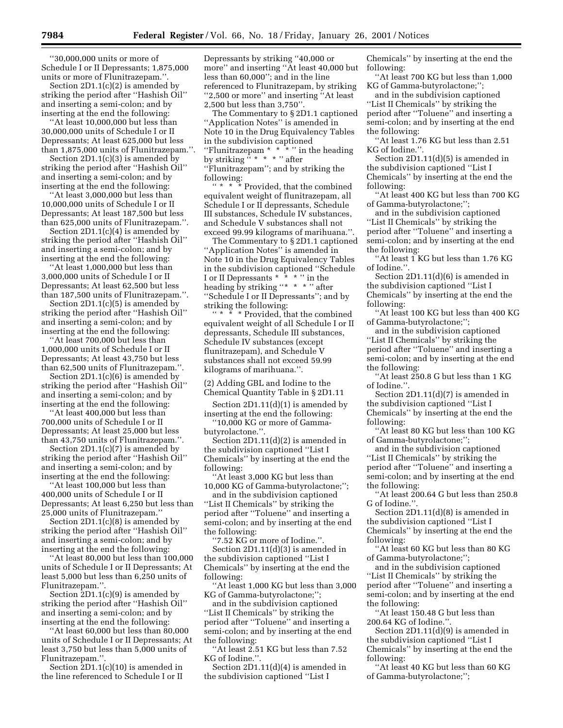''30,000,000 units or more of Schedule I or II Depressants; 1,875,000 units or more of Flunitrazepam.''.

Section 2D1.1(c)(2) is amended by striking the period after ''Hashish Oil'' and inserting a semi-colon; and by inserting at the end the following:

''At least 10,000,000 but less than 30,000,000 units of Schedule I or II Depressants; At least 625,000 but less than 1,875,000 units of Flunitrazepam.''.

Section 2D1.1(c)(3) is amended by striking the period after ''Hashish Oil'' and inserting a semi-colon; and by inserting at the end the following:

''At least 3,000,000 but less than 10,000,000 units of Schedule I or II Depressants; At least 187,500 but less than 625,000 units of Flunitrazepam.''.

Section 2D1.1(c)(4) is amended by striking the period after ''Hashish Oil'' and inserting a semi-colon; and by inserting at the end the following:

''At least 1,000,000 but less than 3,000,000 units of Schedule I or II Depressants; At least 62,500 but less than 187,500 units of Flunitrazepam.''.

Section 2D1.1(c)(5) is amended by striking the period after ''Hashish Oil'' and inserting a semi-colon; and by inserting at the end the following:

''At least 700,000 but less than 1,000,000 units of Schedule I or II Depressants; At least 43,750 but less than 62,500 units of Flunitrazepam.''.

Section 2D1.1(c)(6) is amended by striking the period after ''Hashish Oil'' and inserting a semi-colon; and by inserting at the end the following:

''At least 400,000 but less than 700,000 units of Schedule I or II Depressants; At least 25,000 but less than 43,750 units of Flunitrazepam.''.

Section 2D1.1(c)(7) is amended by striking the period after ''Hashish Oil'' and inserting a semi-colon; and by inserting at the end the following:

''At least 100,000 but less than 400,000 units of Schedule I or II Depressants; At least 6,250 but less than 25,000 units of Flunitrazepam.''

Section 2D1.1(c)(8) is amended by striking the period after ''Hashish Oil'' and inserting a semi-colon; and by inserting at the end the following:

''At least 80,000 but less than 100,000 units of Schedule I or II Depressants; At least 5,000 but less than 6,250 units of Flunitrazepam.''.

Section 2D1.1(c)(9) is amended by striking the period after ''Hashish Oil'' and inserting a semi-colon; and by inserting at the end the following:

''At least 60,000 but less than 80,000 units of Schedule I or II Depressants; At least 3,750 but less than 5,000 units of Flunitrazepam.''.

Section 2D1.1(c)(10) is amended in the line referenced to Schedule I or II Depressants by striking ''40,000 or more'' and inserting ''At least 40,000 but less than 60,000''; and in the line referenced to Flunitrazepam, by striking ''2,500 or more'' and inserting ''At least 2,500 but less than 3,750''.

The Commentary to § 2D1.1 captioned ''Application Notes'' is amended in Note 10 in the Drug Equivalency Tables in the subdivision captioned ''Flunitrazepam * * * '' in the heading by striking '' * * * '' after ''Flunitrazepam''; and by striking the following:

'' * * * Provided, that the combined equivalent weight of flunitrazepam, all Schedule I or II depressants, Schedule III substances, Schedule IV substances, and Schedule V substances shall not exceed 99.99 kilograms of marihuana.''.

The Commentary to § 2D1.1 captioned ''Application Notes'' is amended in Note 10 in the Drug Equivalency Tables in the subdivision captioned ''Schedule I or II Depressants * * * '' in the heading by striking ''* * * '' after ''Schedule I or II Depressants''; and by striking the following:

'' * * * Provided, that the combined equivalent weight of all Schedule I or II depressants, Schedule III substances, Schedule IV substances (except flunitrazepam), and Schedule V substances shall not exceed 59.99 kilograms of marihuana.''.

(2) Adding GBL and Iodine to the Chemical Quantity Table in § 2D1.11

Section 2D1.11(d)(1) is amended by inserting at the end the following:

''10,000 KG or more of Gamma-butyrolactone.''.

Section 2D1.11(d)(2) is amended in the subdivision captioned ''List I Chemicals'' by inserting at the end the following:

''At least 3,000 KG but less than 10,000 KG of Gamma-butyrolactone;'';

and in the subdivision captioned ''List II Chemicals'' by striking the period after ''Toluene'' and inserting a semi-colon; and by inserting at the end the following:

''7.52 KG or more of Iodine.''.

Section 2D1.11(d)(3) is amended in the subdivision captioned ''List I Chemicals'' by inserting at the end the following:

''At least 1,000 KG but less than 3,000 KG of Gamma-butyrolactone;'';

and in the subdivision captioned ''List II Chemicals'' by striking the period after ''Toluene'' and inserting a semi-colon; and by inserting at the end the following:

''At least 2.51 KG but less than 7.52 KG of Iodine.''.

Section 2D1.11(d)(4) is amended in the subdivision captioned ''List I Chemicals'' by inserting at the end the following:

''At least 700 KG but less than 1,000 KG of Gamma-butyrolactone;'';

and in the subdivision captioned ''List II Chemicals'' by striking the period after ''Toluene'' and inserting a semi-colon; and by inserting at the end the following:

''At least 1.76 KG but less than 2.51 KG of Iodine.''.

Section 2D1.11(d)(5) is amended in the subdivision captioned ''List I Chemicals'' by inserting at the end the following:

''At least 400 KG but less than 700 KG of Gamma-butyrolactone;'';

and in the subdivision captioned ''List II Chemicals'' by striking the period after ''Toluene'' and inserting a semi-colon; and by inserting at the end the following:

''At least 1 KG but less than 1.76 KG of Iodine.''.

Section 2D1.11(d)(6) is amended in the subdivision captioned ''List I Chemicals'' by inserting at the end the following:

''At least 100 KG but less than 400 KG of Gamma-butyrolactone;'';

and in the subdivision captioned ''List II Chemicals'' by striking the period after ''Toluene'' and inserting a semi-colon; and by inserting at the end the following:

''At least 250.8 G but less than 1 KG of Iodine.''.

Section 2D1.11(d)(7) is amended in the subdivision captioned ''List I Chemicals'' by inserting at the end the following:

''At least 80 KG but less than 100 KG of Gamma-butyrolactone;'';

and in the subdivision captioned ''List II Chemicals'' by striking the period after ''Toluene'' and inserting a semi-colon; and by inserting at the end the following:

''At least 200.64 G but less than 250.8 G of Iodine.''.

Section 2D1.11(d)(8) is amended in the subdivision captioned ''List I Chemicals'' by inserting at the end the following:

''At least 60 KG but less than 80 KG of Gamma-butyrolactone;'';

and in the subdivision captioned ''List II Chemicals'' by striking the period after ''Toluene'' and inserting a semi-colon; and by inserting at the end the following:

''At least 150.48 G but less than 200.64 KG of Iodine.''.

Section 2D1.11(d)(9) is amended in the subdivision captioned ''List I Chemicals'' by inserting at the end the following:

''At least 40 KG but less than 60 KG of Gamma-butyrolactone;'';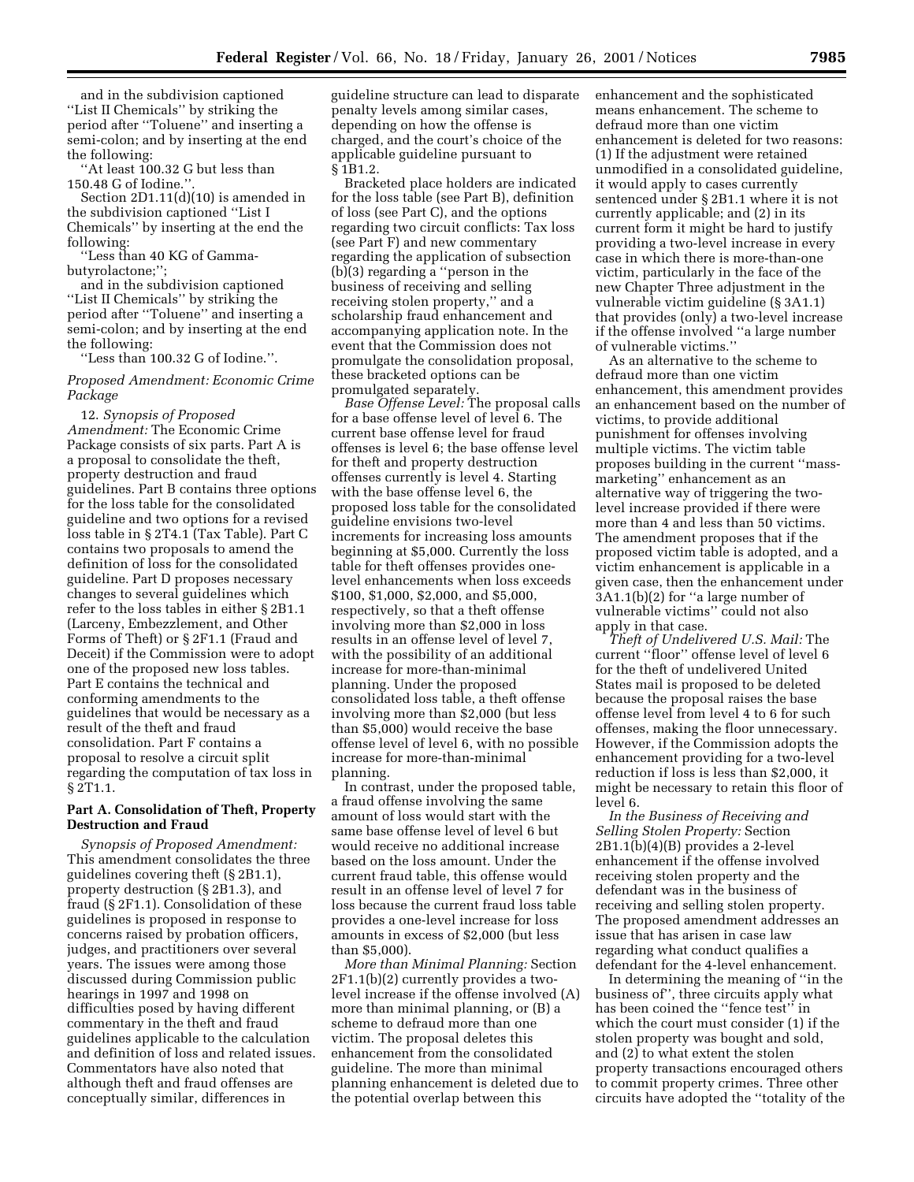and in the subdivision captioned ''List II Chemicals'' by striking the period after ''Toluene'' and inserting a semi-colon; and by inserting at the end the following:

''At least 100.32 G but less than 150.48 G of Iodine.''.

Section 2D1.11(d)(10) is amended in the subdivision captioned ''List I Chemicals'' by inserting at the end the following:

''Less than 40 KG of Gamma-butyrolactone;'';

and in the subdivision captioned ''List II Chemicals'' by striking the period after ''Toluene'' and inserting a semi-colon; and by inserting at the end the following:

''Less than 100.32 G of Iodine.''.

*Proposed Amendment: Economic Crime Package*

12. *Synopsis of Proposed Amendment:* The Economic Crime Package consists of six parts. Part A is a proposal to consolidate the theft, property destruction and fraud guidelines. Part B contains three options for the loss table for the consolidated guideline and two options for a revised loss table in § 2T4.1 (Tax Table). Part C contains two proposals to amend the definition of loss for the consolidated guideline. Part D proposes necessary changes to several guidelines which refer to the loss tables in either § 2B1.1 (Larceny, Embezzlement, and Other Forms of Theft) or § 2F1.1 (Fraud and Deceit) if the Commission were to adopt one of the proposed new loss tables. Part E contains the technical and conforming amendments to the guidelines that would be necessary as a result of the theft and fraud consolidation. Part F contains a proposal to resolve a circuit split regarding the computation of tax loss in § 2T1.1.

**Part A. Consolidation of Theft, Property Destruction and Fraud**

*Synopsis of Proposed Amendment:* This amendment consolidates the three guidelines covering theft (§ 2B1.1), property destruction (§ 2B1.3), and fraud (§ 2F1.1). Consolidation of these guidelines is proposed in response to concerns raised by probation officers, judges, and practitioners over several years. The issues were among those discussed during Commission public hearings in 1997 and 1998 on difficulties posed by having different commentary in the theft and fraud guidelines applicable to the calculation and definition of loss and related issues. Commentators have also noted that although theft and fraud offenses are conceptually similar, differences in guideline structure can lead to disparate penalty levels among similar cases, depending on how the offense is charged, and the court's choice of the applicable guideline pursuant to § 1B1.2.

Bracketed place holders are indicated for the loss table (see Part B), definition of loss (see Part C), and the options regarding two circuit conflicts: Tax loss (see Part F) and new commentary regarding the application of subsection (b)(3) regarding a ''person in the business of receiving and selling receiving stolen property,'' and a scholarship fraud enhancement and accompanying application note. In the event that the Commission does not promulgate the consolidation proposal, these bracketed options can be promulgated separately.

*Base Offense Level:* The proposal calls for a base offense level of level 6. The current base offense level for fraud offenses is level 6; the base offense level for theft and property destruction offenses currently is level 4. Starting with the base offense level 6, the proposed loss table for the consolidated guideline envisions two-level increments for increasing loss amounts beginning at $5,000. Currently the loss table for theft offenses provides one-level enhancements when loss exceeds $100, $1,000, $2,000, and $5,000, respectively, so that a theft offense involving more than $2,000 in loss results in an offense level of level 7, with the possibility of an additional increase for more-than-minimal planning. Under the proposed consolidated loss table, a theft offense involving more than $2,000 (but less than $5,000) would receive the base offense level of level 6, with no possible increase for more-than-minimal planning.

In contrast, under the proposed table, a fraud offense involving the same amount of loss would start with the same base offense level of level 6 but would receive no additional increase based on the loss amount. Under the current fraud table, this offense would result in an offense level of level 7 for loss because the current fraud loss table provides a one-level increase for loss amounts in excess of $2,000 (but less than $5,000).

*More than Minimal Planning:* Section 2F1.1(b)(2) currently provides a two-level increase if the offense involved (A) more than minimal planning, or (B) a scheme to defraud more than one victim. The proposal deletes this enhancement from the consolidated guideline. The more than minimal planning enhancement is deleted due to the potential overlap between this enhancement and the sophisticated means enhancement. The scheme to defraud more than one victim enhancement is deleted for two reasons: (1) If the adjustment were retained unmodified in a consolidated guideline, it would apply to cases currently sentenced under § 2B1.1 where it is not currently applicable; and (2) in its current form it might be hard to justify providing a two-level increase in every case in which there is more-than-one victim, particularly in the face of the new Chapter Three adjustment in the vulnerable victim guideline (§ 3A1.1) that provides (only) a two-level increase if the offense involved ''a large number of vulnerable victims.''

As an alternative to the scheme to defraud more than one victim enhancement, this amendment provides an enhancement based on the number of victims, to provide additional punishment for offenses involving multiple victims. The victim table proposes building in the current ''mass-marketing'' enhancement as an alternative way of triggering the two-level increase provided if there were more than 4 and less than 50 victims. The amendment proposes that if the proposed victim table is adopted, and a victim enhancement is applicable in a given case, then the enhancement under 3A1.1(b)(2) for ''a large number of vulnerable victims'' could not also apply in that case.

*Theft of Undelivered U.S. Mail:* The current ''floor'' offense level of level 6 for the theft of undelivered United States mail is proposed to be deleted because the proposal raises the base offense level from level 4 to 6 for such offenses, making the floor unnecessary. However, if the Commission adopts the enhancement providing for a two-level reduction if loss is less than $2,000, it might be necessary to retain this floor of level 6.

*In the Business of Receiving and Selling Stolen Property:* Section 2B1.1(b)(4)(B) provides a 2-level enhancement if the offense involved receiving stolen property and the defendant was in the business of receiving and selling stolen property. The proposed amendment addresses an issue that has arisen in case law regarding what conduct qualifies a defendant for the 4-level enhancement.

In determining the meaning of ''in the business of'', three circuits apply what has been coined the ''fence test'' in which the court must consider (1) if the stolen property was bought and sold, and (2) to what extent the stolen property transactions encouraged others to commit property crimes. Three other circuits have adopted the ''totality of the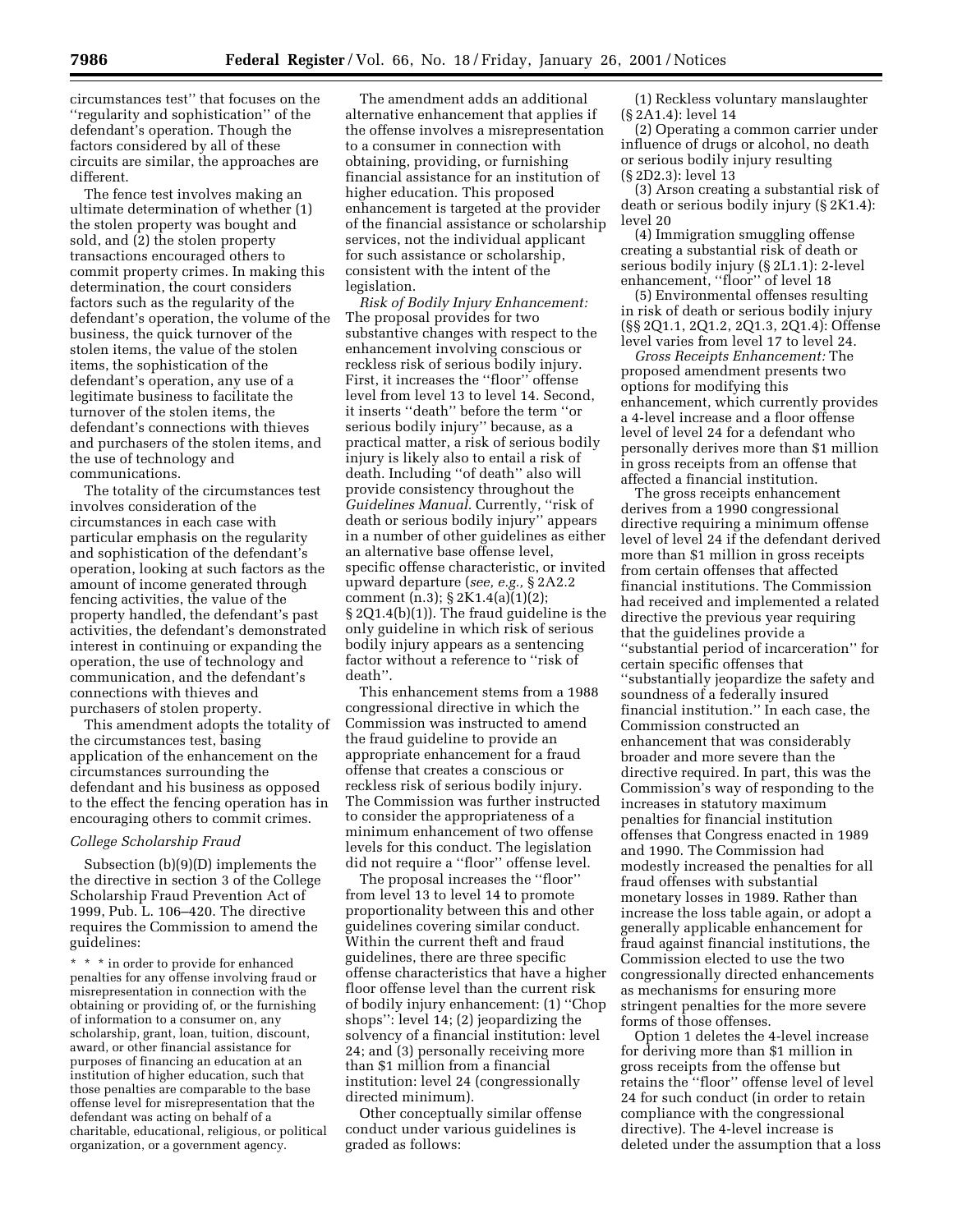circumstances test'' that focuses on the ''regularity and sophistication'' of the defendant's operation. Though the factors considered by all of these circuits are similar, the approaches are different.

The fence test involves making an ultimate determination of whether (1) the stolen property was bought and sold, and (2) the stolen property transactions encouraged others to commit property crimes. In making this determination, the court considers factors such as the regularity of the defendant's operation, the volume of the business, the quick turnover of the stolen items, the value of the stolen items, the sophistication of the defendant's operation, any use of a legitimate business to facilitate the turnover of the stolen items, the defendant's connections with thieves and purchasers of the stolen items, and the use of technology and communications.

The totality of the circumstances test involves consideration of the circumstances in each case with particular emphasis on the regularity and sophistication of the defendant's operation, looking at such factors as the amount of income generated through fencing activities, the value of the property handled, the defendant's past activities, the defendant's demonstrated interest in continuing or expanding the operation, the use of technology and communication, and the defendant's connections with thieves and purchasers of stolen property.

This amendment adopts the totality of the circumstances test, basing application of the enhancement on the circumstances surrounding the defendant and his business as opposed to the effect the fencing operation has in encouraging others to commit crimes.

*College Scholarship Fraud*

Subsection (b)(9)(D) implements the directive in section 3 of the College Scholarship Fraud Prevention Act of 1999, Pub. L. 106–420. The directive requires the Commission to amend the guidelines:

> * * * in order to provide for enhanced penalties for any offense involving fraud or misrepresentation in connection with the obtaining or providing of, or the furnishing of information to a consumer on, any scholarship, grant, loan, tuition, discount, award, or other financial assistance for purposes of financing an education at an institution of higher education, such that those penalties are comparable to the base offense level for misrepresentation that the defendant was acting on behalf of a charitable, educational, religious, or political organization, or a government agency.

The amendment adds an additional alternative enhancement that applies if the offense involves a misrepresentation to a consumer in connection with obtaining, providing, or furnishing financial assistance for an institution of higher education. This proposed enhancement is targeted at the provider of the financial assistance or scholarship services, not the individual applicant for such assistance or scholarship, consistent with the intent of the legislation.

*Risk of Bodily Injury Enhancement:* The proposal provides for two substantive changes with respect to the enhancement involving conscious or reckless risk of serious bodily injury. First, it increases the ''floor'' offense level from level 13 to level 14. Second, it inserts ''death'' before the term ''or serious bodily injury'' because, as a practical matter, a risk of serious bodily injury is likely also to entail a risk of death. Including ''of death'' also will provide consistency throughout the *Guidelines Manual*. Currently, ''risk of death or serious bodily injury'' appears in a number of other guidelines as either an alternative base offense level, specific offense characteristic, or invited upward departure (*see, e.g.,* § 2A2.2 comment (n.3); § 2K1.4(a)(1)(2); § 2Q1.4(b)(1)). The fraud guideline is the only guideline in which risk of serious bodily injury appears as a sentencing factor without a reference to ''risk of death''.

This enhancement stems from a 1988 congressional directive in which the Commission was instructed to amend the fraud guideline to provide an appropriate enhancement for a fraud offense that creates a conscious or reckless risk of serious bodily injury. The Commission was further instructed to consider the appropriateness of a minimum enhancement of two offense levels for this conduct. The legislation did not require a ''floor'' offense level.

The proposal increases the ''floor'' from level 13 to level 14 to promote proportionality between this and other guidelines covering similar conduct. Within the current theft and fraud guidelines, there are three specific offense characteristics that have a higher floor offense level than the current risk of bodily injury enhancement: (1) ''Chop shops'': level 14; (2) jeopardizing the solvency of a financial institution: level 24; and (3) personally receiving more than $1 million from a financial institution: level 24 (congressionally directed minimum).

Other conceptually similar offense conduct under various guidelines is graded as follows:

(1) Reckless voluntary manslaughter (§ 2A1.4): level 14

(2) Operating a common carrier under influence of drugs or alcohol, no death or serious bodily injury resulting (§ 2D2.3): level 13

(3) Arson creating a substantial risk of death or serious bodily injury (§ 2K1.4): level 20

(4) Immigration smuggling offense creating a substantial risk of death or serious bodily injury (§ 2L1.1): 2-level enhancement, ''floor'' of level 18

(5) Environmental offenses resulting in risk of death or serious bodily injury (§§ 2Q1.1, 2Q1.2, 2Q1.3, 2Q1.4): Offense level varies from level 17 to level 24.

*Gross Receipts Enhancement:* The proposed amendment presents two options for modifying this enhancement, which currently provides a 4-level increase and a floor offense level of level 24 for a defendant who personally derives more than $1 million in gross receipts from an offense that affected a financial institution.

The gross receipts enhancement derives from a 1990 congressional directive requiring a minimum offense level of level 24 if the defendant derived more than $1 million in gross receipts from certain offenses that affected financial institutions. The Commission had received and implemented a related directive the previous year requiring that the guidelines provide a ''substantial period of incarceration'' for certain specific offenses that ''substantially jeopardize the safety and soundness of a federally insured financial institution.'' In each case, the Commission constructed an enhancement that was considerably broader and more severe than the directive required. In part, this was the Commission's way of responding to the increases in statutory maximum penalties for financial institution offenses that Congress enacted in 1989 and 1990. The Commission had modestly increased the penalties for all fraud offenses with substantial monetary losses in 1989. Rather than increase the loss table again, or adopt a generally applicable enhancement for fraud against financial institutions, the Commission elected to use the two congressionally directed enhancements as mechanisms for ensuring more stringent penalties for the more severe forms of those offenses.

Option 1 deletes the 4-level increase for deriving more than $1 million in gross receipts from the offense but retains the ''floor'' offense level of level 24 for such conduct (in order to retain compliance with the congressional directive). The 4-level increase is deleted under the assumption that a loss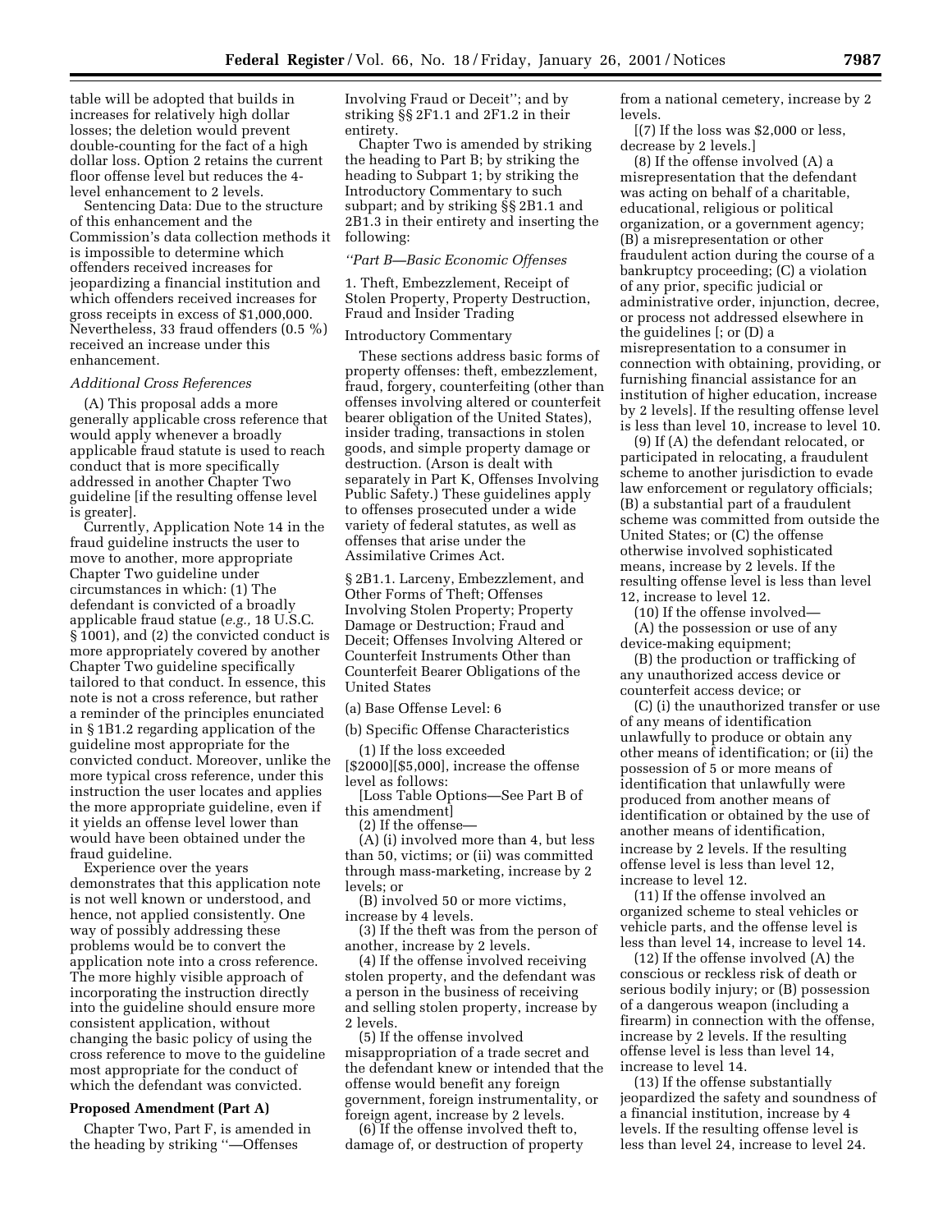table will be adopted that builds in increases for relatively high dollar losses; the deletion would prevent double-counting for the fact of a high dollar loss. Option 2 retains the current floor offense level but reduces the 4-level enhancement to 2 levels.

Sentencing Data: Due to the structure of this enhancement and the Commission's data collection methods it is impossible to determine which offenders received increases for jeopardizing a financial institution and which offenders received increases for gross receipts in excess of $1,000,000. Nevertheless, 33 fraud offenders (0.5 %) received an increase under this enhancement.

*Additional Cross References*

(A) This proposal adds a more generally applicable cross reference that would apply whenever a broadly applicable fraud statute is used to reach conduct that is more specifically addressed in another Chapter Two guideline [if the resulting offense level is greater].

Currently, Application Note 14 in the fraud guideline instructs the user to move to another, more appropriate Chapter Two guideline under circumstances in which: (1) The defendant is convicted of a broadly applicable fraud statue (*e.g.,* 18 U.S.C. § 1001), and (2) the convicted conduct is more appropriately covered by another Chapter Two guideline specifically tailored to that conduct. In essence, this note is not a cross reference, but rather a reminder of the principles enunciated in § 1B1.2 regarding application of the guideline most appropriate for the convicted conduct. Moreover, unlike the more typical cross reference, under this instruction the user locates and applies the more appropriate guideline, even if it yields an offense level lower than would have been obtained under the fraud guideline.

Experience over the years demonstrates that this application note is not well known or understood, and hence, not applied consistently. One way of possibly addressing these problems would be to convert the application note into a cross reference. The more highly visible approach of incorporating the instruction directly into the guideline should ensure more consistent application, without changing the basic policy of using the cross reference to move to the guideline most appropriate for the conduct of which the defendant was convicted.

**Proposed Amendment (Part A)**

Chapter Two, Part F, is amended in the heading by striking ''—Offenses Involving Fraud or Deceit''; and by striking §§ 2F1.1 and 2F1.2 in their entirety.

Chapter Two is amended by striking the heading to Part B; by striking the heading to Subpart 1; by striking the Introductory Commentary to such subpart; and by striking §§ 2B1.1 and 2B1.3 in their entirety and inserting the following:

*''Part B—Basic Economic Offenses*

1. Theft, Embezzlement, Receipt of Stolen Property, Property Destruction, Fraud and Insider Trading

Introductory Commentary

These sections address basic forms of property offenses: theft, embezzlement, fraud, forgery, counterfeiting (other than offenses involving altered or counterfeit bearer obligation of the United States), insider trading, transactions in stolen goods, and simple property damage or destruction. (Arson is dealt with separately in Part K, Offenses Involving Public Safety.) These guidelines apply to offenses prosecuted under a wide variety of federal statutes, as well as offenses that arise under the Assimilative Crimes Act.

§ 2B1.1. Larceny, Embezzlement, and Other Forms of Theft; Offenses Involving Stolen Property; Property Damage or Destruction; Fraud and Deceit; Offenses Involving Altered or Counterfeit Instruments Other than Counterfeit Bearer Obligations of the United States

(a) Base Offense Level: 6

(b) Specific Offense Characteristics

(1) If the loss exceeded [$2000][$5,000], increase the offense level as follows:

[Loss Table Options—See Part B of this amendment]

(2) If the offense—

(A) (i) involved more than 4, but less than 50, victims; or (ii) was committed through mass-marketing, increase by 2 levels; or

(B) involved 50 or more victims, increase by 4 levels.

(3) If the theft was from the person of another, increase by 2 levels.

(4) If the offense involved receiving stolen property, and the defendant was a person in the business of receiving and selling stolen property, increase by 2 levels.

(5) If the offense involved misappropriation of a trade secret and the defendant knew or intended that the offense would benefit any foreign government, foreign instrumentality, or foreign agent, increase by 2 levels.

(6) If the offense involved theft to, damage of, or destruction of property from a national cemetery, increase by 2 levels.

[(7) If the loss was $2,000 or less, decrease by 2 levels.]

(8) If the offense involved (A) a misrepresentation that the defendant was acting on behalf of a charitable, educational, religious or political organization, or a government agency; (B) a misrepresentation or other fraudulent action during the course of a bankruptcy proceeding; (C) a violation of any prior, specific judicial or administrative order, injunction, decree, or process not addressed elsewhere in the guidelines [; or (D) a misrepresentation to a consumer in connection with obtaining, providing, or furnishing financial assistance for an institution of higher education, increase by 2 levels]. If the resulting offense level is less than level 10, increase to level 10.

(9) If (A) the defendant relocated, or participated in relocating, a fraudulent scheme to another jurisdiction to evade law enforcement or regulatory officials; (B) a substantial part of a fraudulent scheme was committed from outside the United States; or (C) the offense otherwise involved sophisticated means, increase by 2 levels. If the resulting offense level is less than level 12, increase to level 12.

(10) If the offense involved—

(A) the possession or use of any device-making equipment;

(B) the production or trafficking of any unauthorized access device or counterfeit access device; or

(C) (i) the unauthorized transfer or use of any means of identification unlawfully to produce or obtain any other means of identification; or (ii) the possession of 5 or more means of identification that unlawfully were produced from another means of identification or obtained by the use of another means of identification, increase by 2 levels. If the resulting offense level is less than level 12, increase to level 12.

(11) If the offense involved an organized scheme to steal vehicles or vehicle parts, and the offense level is less than level 14, increase to level 14.

(12) If the offense involved (A) the conscious or reckless risk of death or serious bodily injury; or (B) possession of a dangerous weapon (including a firearm) in connection with the offense, increase by 2 levels. If the resulting offense level is less than level 14, increase to level 14.

(13) If the offense substantially jeopardized the safety and soundness of a financial institution, increase by 4 levels. If the resulting offense level is less than level 24, increase to level 24.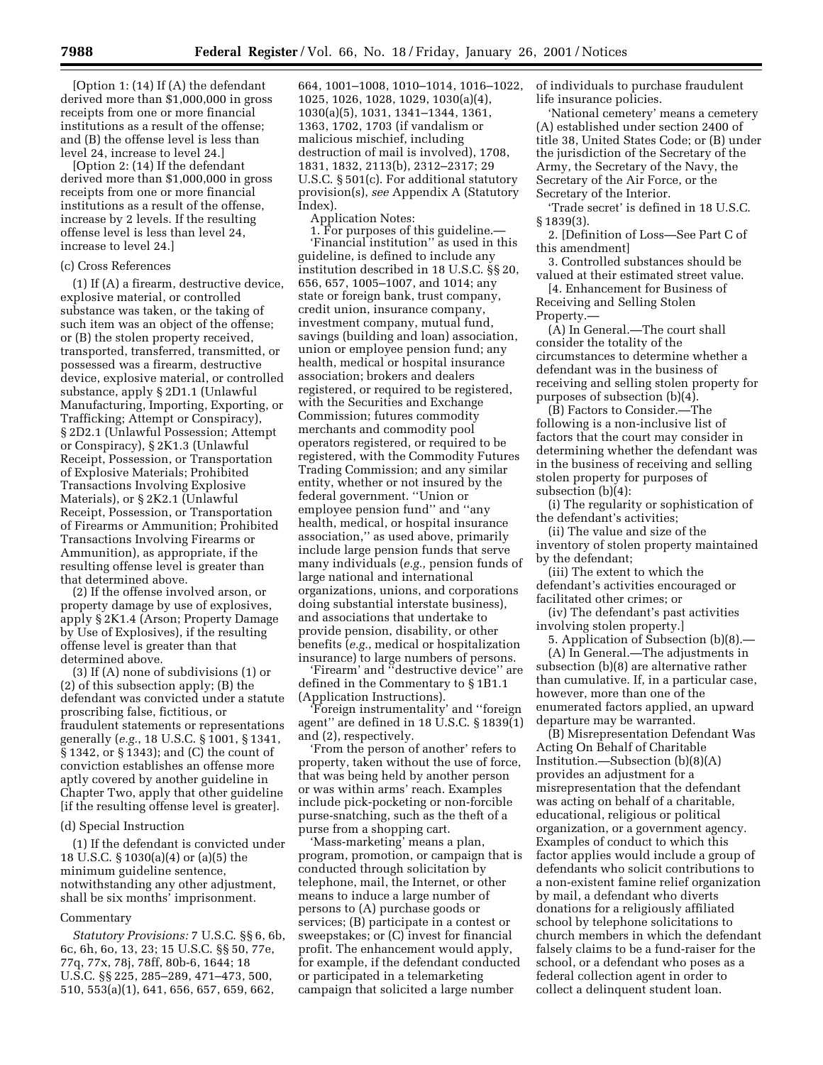[Option 1: (14) If (A) the defendant derived more than $1,000,000 in gross receipts from one or more financial institutions as a result of the offense; and (B) the offense level is less than level 24, increase to level 24.]

[Option 2: (14) If the defendant derived more than $1,000,000 in gross receipts from one or more financial institutions as a result of the offense, increase by 2 levels. If the resulting offense level is less than level 24, increase to level 24.]

(c) Cross References

(1) If (A) a firearm, destructive device, explosive material, or controlled substance was taken, or the taking of such item was an object of the offense; or (B) the stolen property received, transported, transferred, transmitted, or possessed was a firearm, destructive device, explosive material, or controlled substance, apply § 2D1.1 (Unlawful Manufacturing, Importing, Exporting, or Trafficking; Attempt or Conspiracy), § 2D2.1 (Unlawful Possession; Attempt or Conspiracy), § 2K1.3 (Unlawful Receipt, Possession, or Transportation of Explosive Materials; Prohibited Transactions Involving Explosive Materials), or § 2K2.1 (Unlawful Receipt, Possession, or Transportation of Firearms or Ammunition; Prohibited Transactions Involving Firearms or Ammunition), as appropriate, if the resulting offense level is greater than that determined above.

(2) If the offense involved arson, or property damage by use of explosives, apply § 2K1.4 (Arson; Property Damage by Use of Explosives), if the resulting offense level is greater than that determined above.

(3) If (A) none of subdivisions (1) or (2) of this subsection apply; (B) the defendant was convicted under a statute proscribing false, fictitious, or fraudulent statements or representations generally (*e.g.*, 18 U.S.C. § 1001, § 1341, § 1342, or § 1343); and (C) the count of conviction establishes an offense more aptly covered by another guideline in Chapter Two, apply that other guideline [if the resulting offense level is greater].

(d) Special Instruction

(1) If the defendant is convicted under 18 U.S.C. § 1030(a)(4) or (a)(5) the minimum guideline sentence, notwithstanding any other adjustment, shall be six months' imprisonment.

Commentary

*Statutory Provisions:* 7 U.S.C. §§ 6, 6b, 6c, 6h, 6o, 13, 23; 15 U.S.C. §§ 50, 77e, 77q, 77x, 78j, 78ff, 80b-6, 1644; 18 U.S.C. §§ 225, 285–289, 471–473, 500, 510, 553(a)(1), 641, 656, 657, 659, 662, 664, 1001–1008, 1010–1014, 1016–1022, 1025, 1026, 1028, 1029, 1030(a)(4), 1030(a)(5), 1031, 1341–1344, 1361, 1363, 1702, 1703 (if vandalism or malicious mischief, including destruction of mail is involved), 1708, 1831, 1832, 2113(b), 2312–2317; 29 U.S.C. § 501(c). For additional statutory provision(s), *see* Appendix A (Statutory Index).

Application Notes:

1. For purposes of this guideline.—

'Financial institution'' as used in this guideline, is defined to include any institution described in 18 U.S.C. §§ 20, 656, 657, 1005–1007, and 1014; any state or foreign bank, trust company, credit union, insurance company, investment company, mutual fund, savings (building and loan) association, union or employee pension fund; any health, medical or hospital insurance association; brokers and dealers registered, or required to be registered, with the Securities and Exchange Commission; futures commodity merchants and commodity pool operators registered, or required to be registered, with the Commodity Futures Trading Commission; and any similar entity, whether or not insured by the federal government. ''Union or employee pension fund'' and ''any health, medical, or hospital insurance association,'' as used above, primarily include large pension funds that serve many individuals (*e.g.*, pension funds of large national and international organizations, unions, and corporations doing substantial interstate business), and associations that undertake to provide pension, disability, or other benefits (*e.g.*, medical or hospitalization insurance) to large numbers of persons.

'Firearm' and ''destructive device'' are defined in the Commentary to § 1B1.1 (Application Instructions).

'Foreign instrumentality' and ''foreign agent'' are defined in 18 U.S.C. § 1839(1) and (2), respectively.

'From the person of another' refers to property, taken without the use of force, that was being held by another person or was within arms' reach. Examples include pick-pocketing or non-forcible purse-snatching, such as the theft of a purse from a shopping cart.

'Mass-marketing' means a plan, program, promotion, or campaign that is conducted through solicitation by telephone, mail, the Internet, or other means to induce a large number of persons to (A) purchase goods or services; (B) participate in a contest or sweepstakes; or (C) invest for financial profit. The enhancement would apply, for example, if the defendant conducted or participated in a telemarketing campaign that solicited a large number of individuals to purchase fraudulent life insurance policies.

'National cemetery' means a cemetery (A) established under section 2400 of title 38, United States Code; or (B) under the jurisdiction of the Secretary of the Army, the Secretary of the Navy, the Secretary of the Air Force, or the Secretary of the Interior.

'Trade secret' is defined in 18 U.S.C. § 1839(3).

2. [Definition of Loss—See Part C of this amendment]

3. Controlled substances should be valued at their estimated street value.

[4. Enhancement for Business of Receiving and Selling Stolen Property.—

(A) In General.—The court shall consider the totality of the circumstances to determine whether a defendant was in the business of receiving and selling stolen property for purposes of subsection (b)(4).

(B) Factors to Consider.—The following is a non-inclusive list of factors that the court may consider in determining whether the defendant was in the business of receiving and selling stolen property for purposes of subsection (b)(4):

(i) The regularity or sophistication of the defendant's activities;

(ii) The value and size of the inventory of stolen property maintained by the defendant;

(iii) The extent to which the defendant's activities encouraged or facilitated other crimes; or

(iv) The defendant's past activities involving stolen property.]

5. Application of Subsection (b)(8).—

(A) In General.—The adjustments in subsection (b)(8) are alternative rather than cumulative. If, in a particular case, however, more than one of the enumerated factors applied, an upward departure may be warranted.

(B) Misrepresentation Defendant Was Acting On Behalf of Charitable Institution.—Subsection (b)(8)(A) provides an adjustment for a misrepresentation that the defendant was acting on behalf of a charitable, educational, religious or political organization, or a government agency. Examples of conduct to which this factor applies would include a group of defendants who solicit contributions to a non-existent famine relief organization by mail, a defendant who diverts donations for a religiously affiliated school by telephone solicitations to church members in which the defendant falsely claims to be a fund-raiser for the school, or a defendant who poses as a federal collection agent in order to collect a delinquent student loan.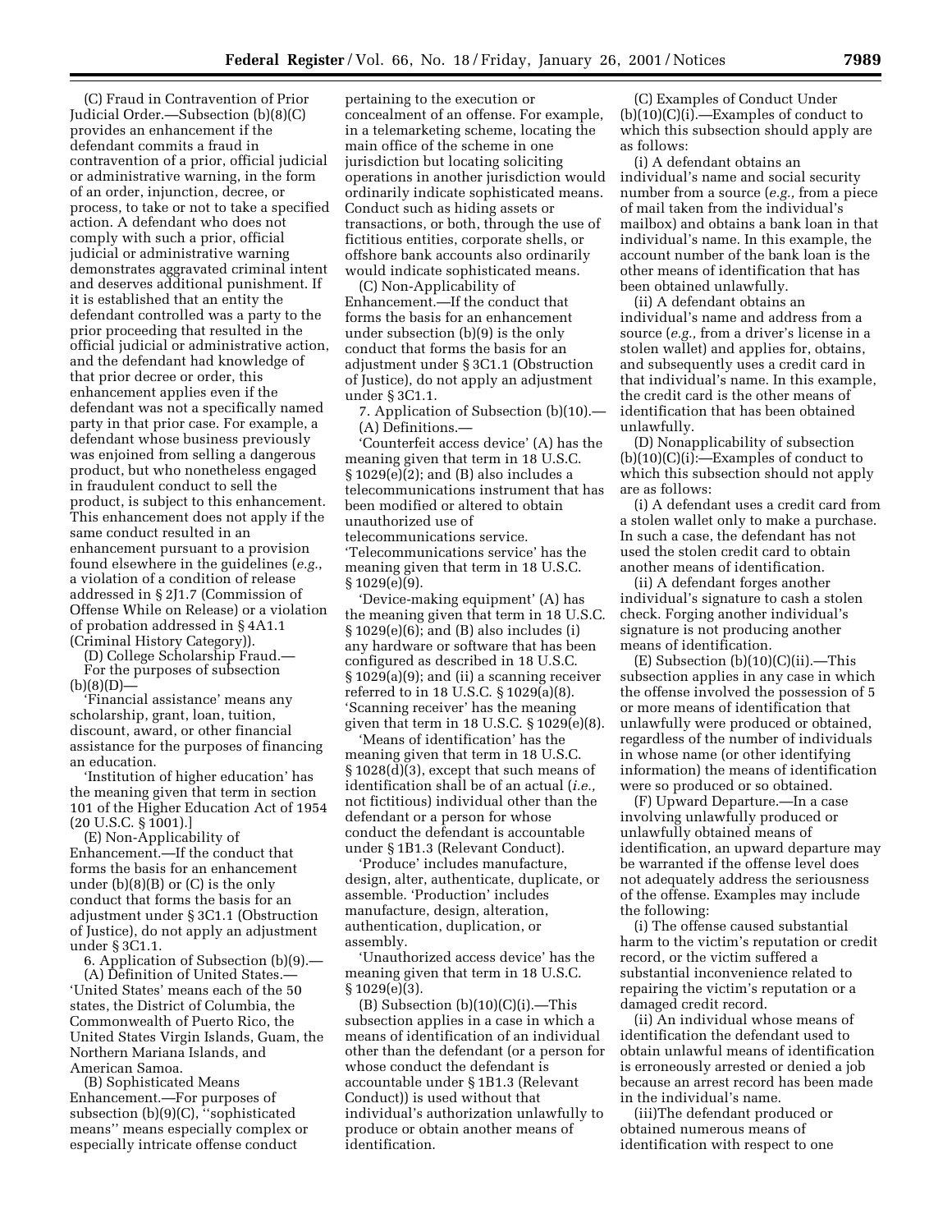(C) Fraud in Contravention of Prior Judicial Order.—Subsection (b)(8)(C) provides an enhancement if the defendant commits a fraud in contravention of a prior, official judicial or administrative warning, in the form of an order, injunction, decree, or process, to take or not to take a specified action. A defendant who does not comply with such a prior, official judicial or administrative warning demonstrates aggravated criminal intent and deserves additional punishment. If it is established that an entity the defendant controlled was a party to the prior proceeding that resulted in the official judicial or administrative action, and the defendant had knowledge of that prior decree or order, this enhancement applies even if the defendant was not a specifically named party in that prior case. For example, a defendant whose business previously was enjoined from selling a dangerous product, but who nonetheless engaged in fraudulent conduct to sell the product, is subject to this enhancement. This enhancement does not apply if the same conduct resulted in an enhancement pursuant to a provision found elsewhere in the guidelines (*e.g.*, a violation of a condition of release addressed in § 2J1.7 (Commission of Offense While on Release) or a violation of probation addressed in § 4A1.1 (Criminal History Category)).

(D) College Scholarship Fraud.— For the purposes of subsection (b)(8)(D)—

'Financial assistance' means any scholarship, grant, loan, tuition, discount, award, or other financial assistance for the purposes of financing an education.

'Institution of higher education' has the meaning given that term in section 101 of the Higher Education Act of 1954 (20 U.S.C. § 1001).]

(E) Non-Applicability of Enhancement.—If the conduct that forms the basis for an enhancement under (b)(8)(B) or (C) is the only conduct that forms the basis for an adjustment under § 3C1.1 (Obstruction of Justice), do not apply an adjustment under § 3C1.1.

6. Application of Subsection (b)(9).—

(A) Definition of United States.— 'United States' means each of the 50 states, the District of Columbia, the Commonwealth of Puerto Rico, the United States Virgin Islands, Guam, the Northern Mariana Islands, and American Samoa.

(B) Sophisticated Means Enhancement.—For purposes of subsection (b)(9)(C), ''sophisticated means'' means especially complex or especially intricate offense conduct pertaining to the execution or concealment of an offense. For example, in a telemarketing scheme, locating the main office of the scheme in one jurisdiction but locating soliciting operations in another jurisdiction would ordinarily indicate sophisticated means. Conduct such as hiding assets or transactions, or both, through the use of fictitious entities, corporate shells, or offshore bank accounts also ordinarily would indicate sophisticated means.

(C) Non-Applicability of Enhancement.—If the conduct that forms the basis for an enhancement under subsection (b)(9) is the only conduct that forms the basis for an adjustment under § 3C1.1 (Obstruction of Justice), do not apply an adjustment under § 3C1.1.

7. Application of Subsection (b)(10).—

(A) Definitions.—

'Counterfeit access device' (A) has the meaning given that term in 18 U.S.C. § 1029(e)(2); and (B) also includes a telecommunications instrument that has been modified or altered to obtain unauthorized use of telecommunications service. 'Telecommunications service' has the meaning given that term in 18 U.S.C. § 1029(e)(9).

'Device-making equipment' (A) has the meaning given that term in 18 U.S.C. § 1029(e)(6); and (B) also includes (i) any hardware or software that has been configured as described in 18 U.S.C. § 1029(a)(9); and (ii) a scanning receiver referred to in 18 U.S.C. § 1029(a)(8). 'Scanning receiver' has the meaning given that term in 18 U.S.C. § 1029(e)(8).

'Means of identification' has the meaning given that term in 18 U.S.C. § 1028(d)(3), except that such means of identification shall be of an actual (*i.e.,* not fictitious) individual other than the defendant or a person for whose conduct the defendant is accountable under § 1B1.3 (Relevant Conduct).

'Produce' includes manufacture, design, alter, authenticate, duplicate, or assemble. 'Production' includes manufacture, design, alteration, authentication, duplication, or assembly.

'Unauthorized access device' has the meaning given that term in 18 U.S.C. § 1029(e)(3).

(B) Subsection (b)(10)(C)(i).—This subsection applies in a case in which a means of identification of an individual other than the defendant (or a person for whose conduct the defendant is accountable under § 1B1.3 (Relevant Conduct)) is used without that individual's authorization unlawfully to produce or obtain another means of identification.

(C) Examples of Conduct Under (b)(10)(C)(i).—Examples of conduct to which this subsection should apply are as follows:

(i) A defendant obtains an individual's name and social security number from a source (*e.g.,* from a piece of mail taken from the individual's mailbox) and obtains a bank loan in that individual's name. In this example, the account number of the bank loan is the other means of identification that has been obtained unlawfully.

(ii) A defendant obtains an individual's name and address from a source (*e.g.,* from a driver's license in a stolen wallet) and applies for, obtains, and subsequently uses a credit card in that individual's name. In this example, the credit card is the other means of identification that has been obtained unlawfully.

(D) Nonapplicability of subsection (b)(10)(C)(i:—Examples of conduct to which this subsection should not apply are as follows:

(i) A defendant uses a credit card from a stolen wallet only to make a purchase. In such a case, the defendant has not used the stolen credit card to obtain another means of identification.

(ii) A defendant forges another individual's signature to cash a stolen check. Forging another individual's signature is not producing another means of identification.

(E) Subsection (b)(10)(C)(ii).—This subsection applies in any case in which the offense involved the possession of 5 or more means of identification that unlawfully were produced or obtained, regardless of the number of individuals in whose name (or other identifying information) the means of identification were so produced or so obtained.

(F) Upward Departure.—In a case involving unlawfully produced or unlawfully obtained means of identification, an upward departure may be warranted if the offense level does not adequately address the seriousness of the offense. Examples may include the following:

(i) The offense caused substantial harm to the victim's reputation or credit record, or the victim suffered a substantial inconvenience related to repairing the victim's reputation or a damaged credit record.

(ii) An individual whose means of identification the defendant used to obtain unlawful means of identification is erroneously arrested or denied a job because an arrest record has been made in the individual's name.

(iii)The defendant produced or obtained numerous means of identification with respect to one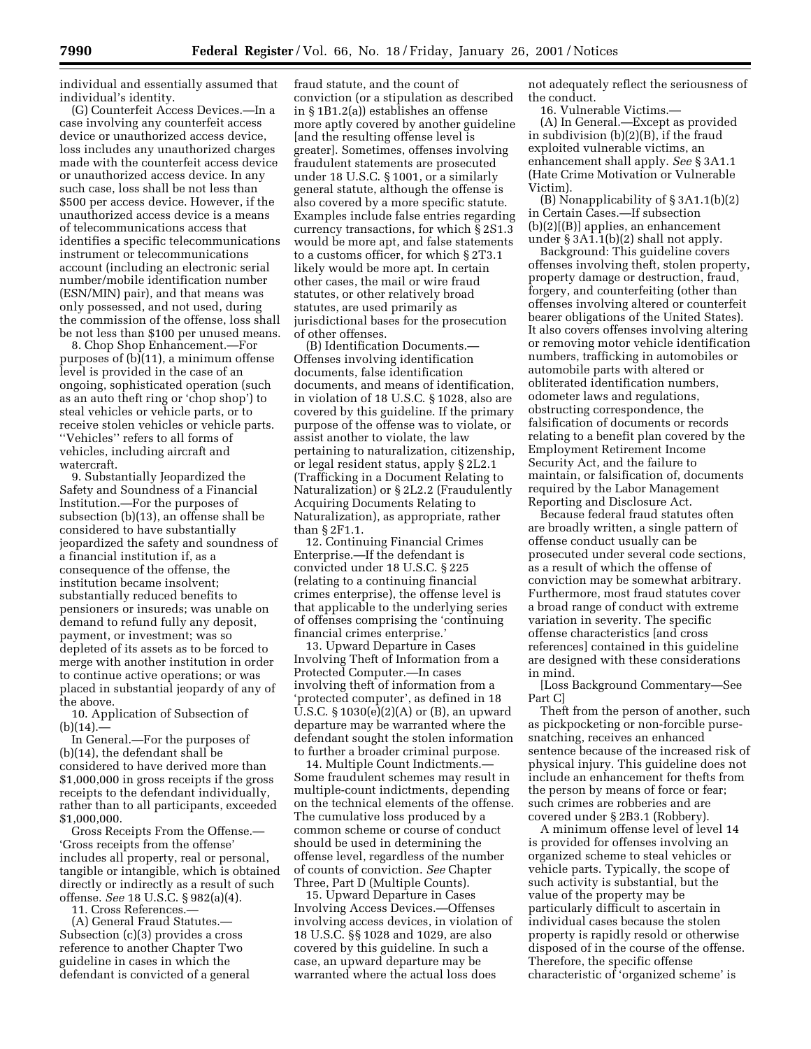individual and essentially assumed that individual's identity.

(G) Counterfeit Access Devices.—In a case involving any counterfeit access device or unauthorized access device, loss includes any unauthorized charges made with the counterfeit access device or unauthorized access device. In any such case, loss shall be not less than $500 per access device. However, if the unauthorized access device is a means of telecommunications access that identifies a specific telecommunications instrument or telecommunications account (including an electronic serial number/mobile identification number (ESN/MIN) pair), and that means was only possessed, and not used, during the commission of the offense, loss shall be not less than $100 per unused means.

8. Chop Shop Enhancement.—For purposes of (b)(11), a minimum offense level is provided in the case of an ongoing, sophisticated operation (such as an auto theft ring or 'chop shop') to steal vehicles or vehicle parts, or to receive stolen vehicles or vehicle parts. ''Vehicles'' refers to all forms of vehicles, including aircraft and watercraft.

9. Substantially Jeopardized the Safety and Soundness of a Financial Institution.—For the purposes of subsection (b)(13), an offense shall be considered to have substantially jeopardized the safety and soundness of a financial institution if, as a consequence of the offense, the institution became insolvent; substantially reduced benefits to pensioners or insureds; was unable on demand to refund fully any deposit, payment, or investment; was so depleted of its assets as to be forced to merge with another institution in order to continue active operations; or was placed in substantial jeopardy of any of the above.

10. Application of Subsection of (b)(14).—

In General.—For the purposes of (b)(14), the defendant shall be considered to have derived more than $1,000,000 in gross receipts if the gross receipts to the defendant individually, rather than to all participants, exceeded $1,000,000.

Gross Receipts From the Offense.—'Gross receipts from the offense' includes all property, real or personal, tangible or intangible, which is obtained directly or indirectly as a result of such offense. *See* 18 U.S.C. § 982(a)(4).

11. Cross References.—

(A) General Fraud Statutes.—Subsection (c)(3) provides a cross reference to another Chapter Two guideline in cases in which the defendant is convicted of a general fraud statute, and the count of conviction (or a stipulation as described in § 1B1.2(a)) establishes an offense more aptly covered by another guideline [and the resulting offense level is greater]. Sometimes, offenses involving fraudulent statements are prosecuted under 18 U.S.C. § 1001, or a similarly general statute, although the offense is also covered by a more specific statute. Examples include false entries regarding currency transactions, for which § 2S1.3 would be more apt, and false statements to a customs officer, for which § 2T3.1 likely would be more apt. In certain other cases, the mail or wire fraud statutes, or other relatively broad statutes, are used primarily as jurisdictional bases for the prosecution of other offenses.

(B) Identification Documents.—Offenses involving identification documents, false identification documents, and means of identification, in violation of 18 U.S.C. § 1028, also are covered by this guideline. If the primary purpose of the offense was to violate, or assist another to violate, the law pertaining to naturalization, citizenship, or legal resident status, apply § 2L2.1 (Trafficking in a Document Relating to Naturalization) or § 2L2.2 (Fraudulently Acquiring Documents Relating to Naturalization), as appropriate, rather than § 2F1.1.

12. Continuing Financial Crimes Enterprise.—If the defendant is convicted under 18 U.S.C. § 225 (relating to a continuing financial crimes enterprise), the offense level is that applicable to the underlying series of offenses comprising the 'continuing financial crimes enterprise.'

13. Upward Departure in Cases Involving Theft of Information from a Protected Computer.—In cases involving theft of information from a 'protected computer', as defined in 18 U.S.C. § 1030(e)(2)(A) or (B), an upward departure may be warranted where the defendant sought the stolen information to further a broader criminal purpose.

14. Multiple Count Indictments.—Some fraudulent schemes may result in multiple-count indictments, depending on the technical elements of the offense. The cumulative loss produced by a common scheme or course of conduct should be used in determining the offense level, regardless of the number of counts of conviction. *See* Chapter Three, Part D (Multiple Counts).

15. Upward Departure in Cases Involving Access Devices.—Offenses involving access devices, in violation of 18 U.S.C. §§ 1028 and 1029, are also covered by this guideline. In such a case, an upward departure may be warranted where the actual loss does not adequately reflect the seriousness of the conduct.

16. Vulnerable Victims.—

(A) In General.—Except as provided in subdivision (b)(2)(B), if the fraud exploited vulnerable victims, an enhancement shall apply. *See* § 3A1.1 (Hate Crime Motivation or Vulnerable Victim).

(B) Nonapplicability of § 3A1.1(b)(2) in Certain Cases.—If subsection (b)(2)[(B)] applies, an enhancement under § 3A1.1(b)(2) shall not apply.

Background: This guideline covers offenses involving theft, stolen property, property damage or destruction, fraud, forgery, and counterfeiting (other than offenses involving altered or counterfeit bearer obligations of the United States). It also covers offenses involving altering or removing motor vehicle identification numbers, trafficking in automobiles or automobile parts with altered or obliterated identification numbers, odometer laws and regulations, obstructing correspondence, the falsification of documents or records relating to a benefit plan covered by the Employment Retirement Income Security Act, and the failure to maintain, or falsification of, documents required by the Labor Management Reporting and Disclosure Act.

Because federal fraud statutes often are broadly written, a single pattern of offense conduct usually can be prosecuted under several code sections, as a result of which the offense of conviction may be somewhat arbitrary. Furthermore, most fraud statutes cover a broad range of conduct with extreme variation in severity. The specific offense characteristics [and cross references] contained in this guideline are designed with these considerations in mind.

[Loss Background Commentary—See Part C]

Theft from the person of another, such as pickpocketing or non-forcible purse-snatching, receives an enhanced sentence because of the increased risk of physical injury. This guideline does not include an enhancement for thefts from the person by means of force or fear; such crimes are robberies and are covered under § 2B3.1 (Robbery).

A minimum offense level of level 14 is provided for offenses involving an organized scheme to steal vehicles or vehicle parts. Typically, the scope of such activity is substantial, but the value of the property may be particularly difficult to ascertain in individual cases because the stolen property is rapidly resold or otherwise disposed of in the course of the offense. Therefore, the specific offense characteristic of 'organized scheme' is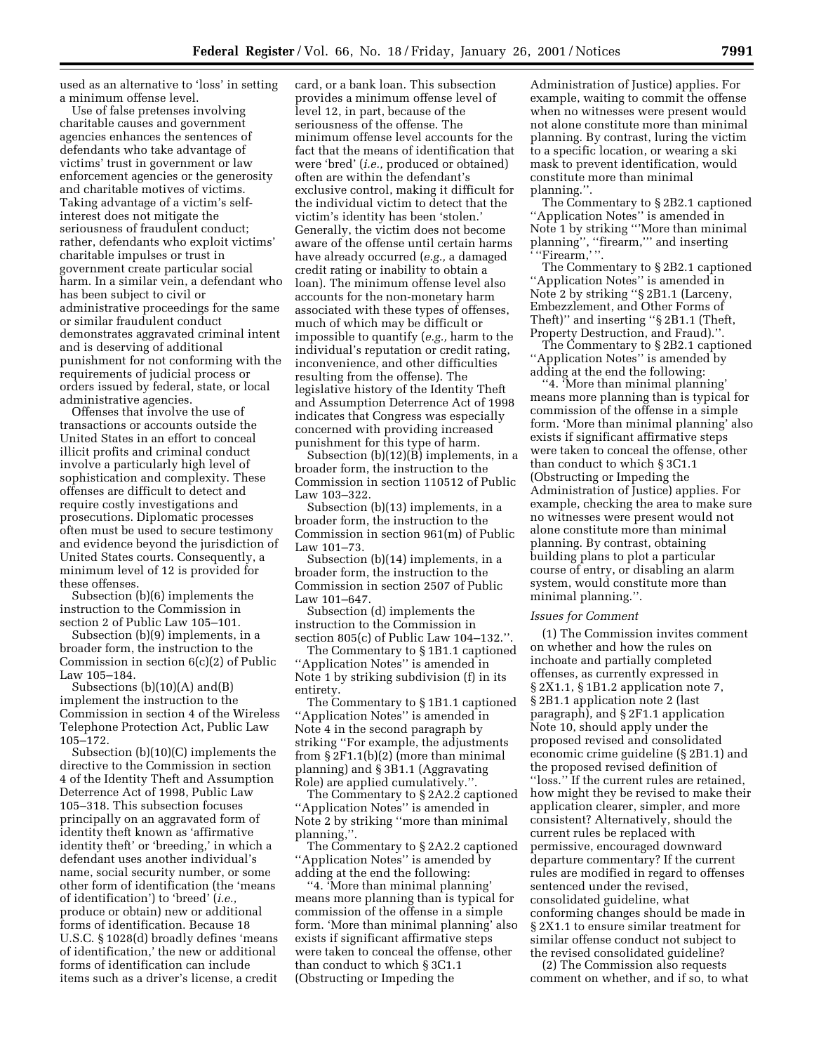used as an alternative to 'loss' in setting a minimum offense level.

Use of false pretenses involving charitable causes and government agencies enhances the sentences of defendants who take advantage of victims' trust in government or law enforcement agencies or the generosity and charitable motives of victims. Taking advantage of a victim's self-interest does not mitigate the seriousness of fraudulent conduct; rather, defendants who exploit victims' charitable impulses or trust in government create particular social harm. In a similar vein, a defendant who has been subject to civil or administrative proceedings for the same or similar fraudulent conduct demonstrates aggravated criminal intent and is deserving of additional punishment for not conforming with the requirements of judicial process or orders issued by federal, state, or local administrative agencies.

Offenses that involve the use of transactions or accounts outside the United States in an effort to conceal illicit profits and criminal conduct involve a particularly high level of sophistication and complexity. These offenses are difficult to detect and require costly investigations and prosecutions. Diplomatic processes often must be used to secure testimony and evidence beyond the jurisdiction of United States courts. Consequently, a minimum level of 12 is provided for these offenses.

Subsection (b)(6) implements the instruction to the Commission in section 2 of Public Law 105–101.

Subsection (b)(9) implements, in a broader form, the instruction to the Commission in section 6(c)(2) of Public Law 105–184.

Subsections (b)(10)(A) and(B) implement the instruction to the Commission in section 4 of the Wireless Telephone Protection Act, Public Law 105–172.

Subsection (b)(10)(C) implements the directive to the Commission in section 4 of the Identity Theft and Assumption Deterrence Act of 1998, Public Law 105–318. This subsection focuses principally on an aggravated form of identity theft known as 'affirmative identity theft' or 'breeding,' in which a defendant uses another individual's name, social security number, or some other form of identification (the 'means of identification') to 'breed' (*i.e.,* produce or obtain) new or additional forms of identification. Because 18 U.S.C. § 1028(d) broadly defines 'means of identification,' the new or additional forms of identification can include items such as a driver's license, a credit card, or a bank loan. This subsection provides a minimum offense level of level 12, in part, because of the seriousness of the offense. The minimum offense level accounts for the fact that the means of identification that were 'bred' (*i.e.,* produced or obtained) often are within the defendant's exclusive control, making it difficult for the individual victim to detect that the victim's identity has been 'stolen.' Generally, the victim does not become aware of the offense until certain harms have already occurred (*e.g.,* a damaged credit rating or inability to obtain a loan). The minimum offense level also accounts for the non-monetary harm associated with these types of offenses, much of which may be difficult or impossible to quantify (*e.g.,* harm to the individual's reputation or credit rating, inconvenience, and other difficulties resulting from the offense). The legislative history of the Identity Theft and Assumption Deterrence Act of 1998 indicates that Congress was especially concerned with providing increased punishment for this type of harm.

Subsection (b)(12)(B) implements, in a broader form, the instruction to the Commission in section 110512 of Public Law 103–322.

Subsection (b)(13) implements, in a broader form, the instruction to the Commission in section 961(m) of Public Law 101–73.

Subsection (b)(14) implements, in a broader form, the instruction to the Commission in section 2507 of Public Law 101–647.

Subsection (d) implements the instruction to the Commission in section 805(c) of Public Law 104–132.''.

The Commentary to § 1B1.1 captioned ''Application Notes'' is amended in Note 1 by striking subdivision (f) in its entirety.

The Commentary to § 1B1.1 captioned ''Application Notes'' is amended in Note 4 in the second paragraph by striking ''For example, the adjustments from § 2F1.1(b)(2) (more than minimal planning) and § 3B1.1 (Aggravating Role) are applied cumulatively.''.

The Commentary to § 2A2.2 captioned ''Application Notes'' is amended in Note 2 by striking ''more than minimal planning,''.

The Commentary to § 2A2.2 captioned ''Application Notes'' is amended by adding at the end the following:

''4. 'More than minimal planning' means more planning than is typical for commission of the offense in a simple form. 'More than minimal planning' also exists if significant affirmative steps were taken to conceal the offense, other than conduct to which § 3C1.1 (Obstructing or Impeding the Administration of Justice) applies. For example, waiting to commit the offense when no witnesses were present would not alone constitute more than minimal planning. By contrast, luring the victim to a specific location, or wearing a ski mask to prevent identification, would constitute more than minimal planning.''.

The Commentary to § 2B2.1 captioned ''Application Notes'' is amended in Note 1 by striking '''More than minimal planning'', ''firearm,''' and inserting '''Firearm,' ''.

The Commentary to § 2B2.1 captioned ''Application Notes'' is amended in Note 2 by striking ''§ 2B1.1 (Larceny, Embezzlement, and Other Forms of Theft)'' and inserting ''§ 2B1.1 (Theft, Property Destruction, and Fraud).''.

The Commentary to § 2B2.1 captioned ''Application Notes'' is amended by adding at the end the following:

''4. 'More than minimal planning' means more planning than is typical for commission of the offense in a simple form. 'More than minimal planning' also exists if significant affirmative steps were taken to conceal the offense, other than conduct to which § 3C1.1 (Obstructing or Impeding the Administration of Justice) applies. For example, checking the area to make sure no witnesses were present would not alone constitute more than minimal planning. By contrast, obtaining building plans to plot a particular course of entry, or disabling an alarm system, would constitute more than minimal planning.''.

*Issues for Comment*

(1) The Commission invites comment on whether and how the rules on inchoate and partially completed offenses, as currently expressed in § 2X1.1, § 1B1.2 application note 7, § 2B1.1 application note 2 (last paragraph), and § 2F1.1 application Note 10, should apply under the proposed revised and consolidated economic crime guideline (§ 2B1.1) and the proposed revised definition of ''loss.'' If the current rules are retained, how might they be revised to make their application clearer, simpler, and more consistent? Alternatively, should the current rules be replaced with permissive, encouraged downward departure commentary? If the current rules are modified in regard to offenses sentenced under the revised, consolidated guideline, what conforming changes should be made in § 2X1.1 to ensure similar treatment for similar offense conduct not subject to the revised consolidated guideline?

(2) The Commission also requests comment on whether, and if so, to what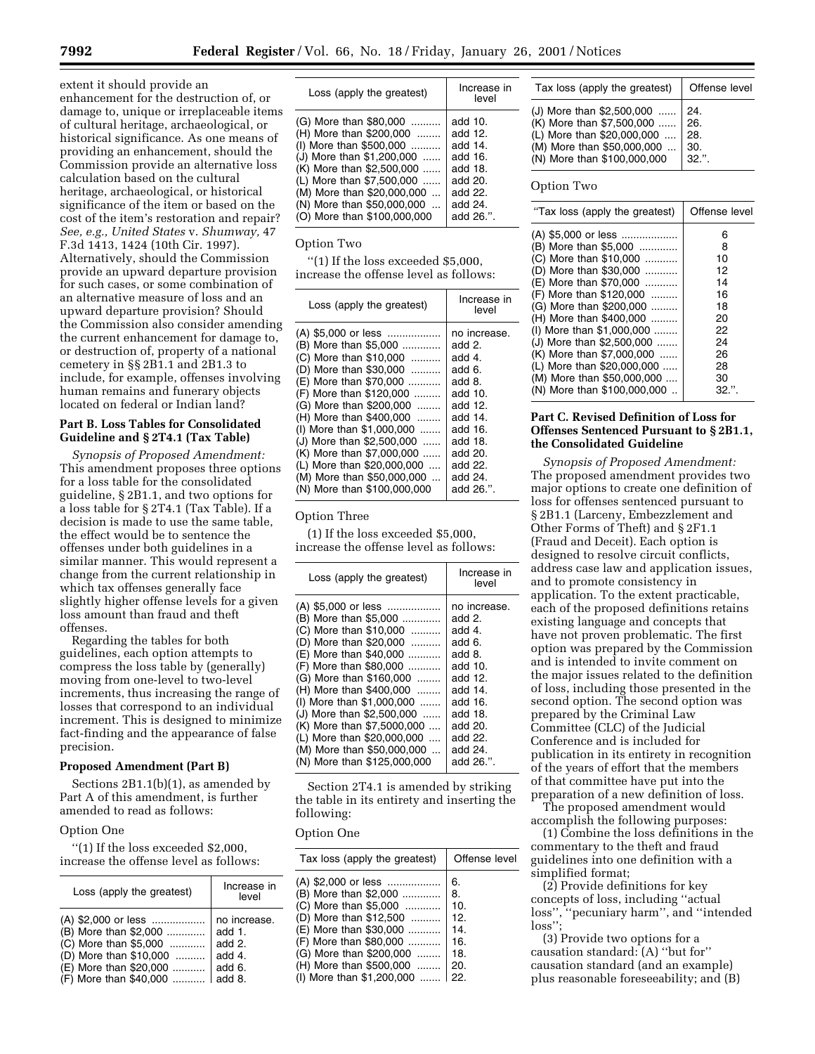extent it should provide an enhancement for the destruction of, or damage to, unique or irreplaceable items of cultural heritage, archaeological, or historical significance. As one means of providing an enhancement, should the Commission provide an alternative loss calculation based on the cultural heritage, archaeological, or historical significance of the item or based on the cost of the item's restoration and repair? *See, e.g., United States* v. *Shumway,* 47 F.3d 1413, 1424 (10th Cir. 1997). Alternatively, should the Commission provide an upward departure provision for such cases, or some combination of an alternative measure of loss and an upward departure provision? Should the Commission also consider amending the current enhancement for damage to, or destruction of, property of a national cemetery in §§ 2B1.1 and 2B1.3 to include, for example, offenses involving human remains and funerary objects located on federal or Indian land?

**Part B. Loss Tables for Consolidated Guideline and § 2T4.1 (Tax Table)**

*Synopsis of Proposed Amendment:* This amendment proposes three options for a loss table for the consolidated guideline, § 2B1.1, and two options for a loss table for § 2T4.1 (Tax Table). If a decision is made to use the same table, the effect would be to sentence the offenses under both guidelines in a similar manner. This would represent a change from the current relationship in which tax offenses generally face slightly higher offense levels for a given loss amount than fraud and theft offenses.

Regarding the tables for both guidelines, each option attempts to compress the loss table by (generally) moving from one-level to two-level increments, thus increasing the range of losses that correspond to an individual increment. This is designed to minimize fact-finding and the appearance of false precision.

**Proposed Amendment (Part B)**

Sections 2B1.1(b)(1), as amended by Part A of this amendment, is further amended to read as follows:

Option One

''(1) If the loss exceeded $2,000, increase the offense level as follows:

| Loss (apply the greatest) | Increase in level |
|---|---|
| (A) $2,000 or less .................. | no increase. |
| (B) More than $2,000 ............. | add 1. |
| (C) More than $5,000 ............ | add 2. |
| (D) More than $10,000 .......... | add 4. |
| (E) More than $20,000 ........... | add 6. |
| (F) More than $40,000 ........... | add 8. |
| (G) More than $80,000 .......... | add 10. |
| (H) More than $200,000 ........ | add 12. |
| (I) More than $500,000 .......... | add 14. |
| (J) More than $1,200,000 ...... | add 16. |
| (K) More than $2,500,000 ...... | add 18. |
| (L) More than $7,500,000 ...... | add 20. |
| (M) More than $20,000,000 ... | add 22. |
| (N) More than $50,000,000 ... | add 24. |
| (O) More than $100,000,000 | add 26.''. |

Option Two

''(1) If the loss exceeded $5,000, increase the offense level as follows:

| Loss (apply the greatest) | Increase in level |
|---|---|
| (A) $5,000 or less .................. | no increase. |
| (B) More than $5,000 ............. | add 2. |
| (C) More than $10,000 .......... | add 4. |
| (D) More than $30,000 .......... | add 6. |
| (E) More than $70,000 ........... | add 8. |
| (F) More than $120,000 ......... | add 10. |
| (G) More than $200,000 ........ | add 12. |
| (H) More than $400,000 ........ | add 14. |
| (I) More than $1,000,000 ....... | add 16. |
| (J) More than $2,500,000 ...... | add 18. |
| (K) More than $7,000,000 ...... | add 20. |
| (L) More than $20,000,000 .... | add 22. |
| (M) More than $50,000,000 ... | add 24. |
| (N) More than $100,000,000 | add 26.''. |

Option Three

(1) If the loss exceeded $5,000, increase the offense level as follows:

| Loss (apply the greatest) | Increase in level |
|---|---|
| (A) $5,000 or less .................. | no increase. |
| (B) More than $5,000 ............. | add 2. |
| (C) More than $10,000 .......... | add 4. |
| (D) More than $20,000 .......... | add 6. |
| (E) More than $40,000 ........... | add 8. |
| (F) More than $80,000 ........... | add 10. |
| (G) More than $160,000 ........ | add 12. |
| (H) More than $400,000 ........ | add 14. |
| (I) More than $1,000,000 ....... | add 16. |
| (J) More than $2,500,000 ...... | add 18. |
| (K) More than $7,5000,000 .... | add 20. |
| (L) More than $20,000,000 .... | add 22. |
| (M) More than $50,000,000 ... | add 24. |
| (N) More than $125,000,000 | add 26.''. |

Section 2T4.1 is amended by striking the table in its entirety and inserting the following:

Option One

| Tax loss (apply the greatest) | Offense level |
|---|---|
| (A) $2,000 or less .................. | 6. |
| (B) More than $2,000 ............. | 8. |
| (C) More than $5,000 ............ | 10. |
| (D) More than $12,500 .......... | 12. |
| (E) More than $30,000 ........... | 14. |
| (F) More than $80,000 ........... | 16. |
| (G) More than $200,000 ........ | 18. |
| (H) More than $500,000 ........ | 20. |
| (I) More than $1,200,000 ....... | 22. |
| (J) More than $2,500,000 ...... | 24. |
| (K) More than $7,500,000 ...... | 26. |
| (L) More than $20,000,000 .... | 28. |
| (M) More than $50,000,000 ... | 30. |
| (N) More than $100,000,000 | 32.''. |

Option Two

| ''Tax loss (apply the greatest) | Offense level |
|---|---|
| (A) $5,000 or less .................. | 6 |
| (B) More than $5,000 ............. | 8 |
| (C) More than $10,000 ........... | 10 |
| (D) More than $30,000 ........... | 12 |
| (E) More than $70,000 ........... | 14 |
| (F) More than $120,000 ......... | 16 |
| (G) More than $200,000 ......... | 18 |
| (H) More than $400,000 ......... | 20 |
| (I) More than $1,000,000 ........ | 22 |
| (J) More than $2,500,000 ....... | 24 |
| (K) More than $7,000,000 ....... | 26 |
| (L) More than $20,000,000 ..... | 28 |
| (M) More than $50,000,000 ..... | 30 |
| (N) More than $100,000,000 .. | 32.''. |

**Part C. Revised Definition of Loss for Offenses Sentenced Pursuant to § 2B1.1, the Consolidated Guideline**

*Synopsis of Proposed Amendment:* The proposed amendment provides two major options to create one definition of loss for offenses sentenced pursuant to § 2B1.1 (Larceny, Embezzlement and Other Forms of Theft) and § 2F1.1 (Fraud and Deceit). Each option is designed to resolve circuit conflicts, address case law and application issues, and to promote consistency in application. To the extent practicable, each of the proposed definitions retains existing language and concepts that have not proven problematic. The first option was prepared by the Commission and is intended to invite comment on the major issues related to the definition of loss, including those presented in the second option. The second option was prepared by the Criminal Law Committee (CLC) of the Judicial Conference and is included for publication in its entirety in recognition of the years of effort that the members of that committee have put into the preparation of a new definition of loss.

The proposed amendment would accomplish the following purposes:

(1) Combine the loss definitions in the commentary to the theft and fraud guidelines into one definition with a simplified format;

(2) Provide definitions for key concepts of loss, including ''actual loss'', ''pecuniary harm'', and ''intended loss'';

(3) Provide two options for a causation standard: (A) ''but for'' causation standard (and an example) plus reasonable foreseeability; and (B)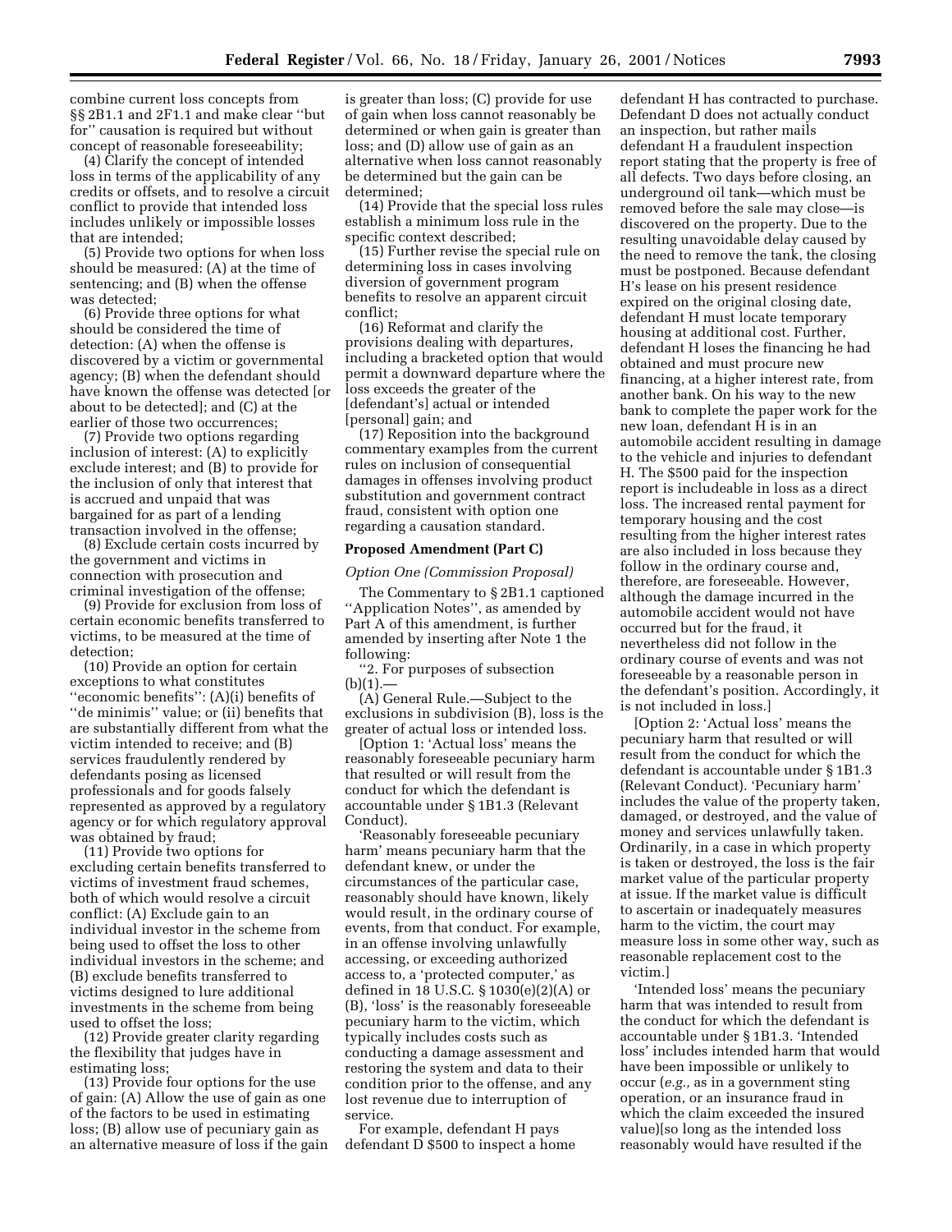combine current loss concepts from §§ 2B1.1 and 2F1.1 and make clear ''but for'' causation is required but without concept of reasonable foreseeability;

(4) Clarify the concept of intended loss in terms of the applicability of any credits or offsets, and to resolve a circuit conflict to provide that intended loss includes unlikely or impossible losses that are intended;

(5) Provide two options for when loss should be measured: (A) at the time of sentencing; and (B) when the offense was detected;

(6) Provide three options for what should be considered the time of detection: (A) when the offense is discovered by a victim or governmental agency; (B) when the defendant should have known the offense was detected [or about to be detected]; and (C) at the earlier of those two occurrences;

(7) Provide two options regarding inclusion of interest: (A) to explicitly exclude interest; and (B) to provide for the inclusion of only that interest that is accrued and unpaid that was bargained for as part of a lending transaction involved in the offense;

(8) Exclude certain costs incurred by the government and victims in connection with prosecution and criminal investigation of the offense;

(9) Provide for exclusion from loss of certain economic benefits transferred to victims, to be measured at the time of detection;

(10) Provide an option for certain exceptions to what constitutes ''economic benefits'': (A)(i) benefits of ''de minimis'' value; or (ii) benefits that are substantially different from what the victim intended to receive; and (B) services fraudulently rendered by defendants posing as licensed professionals and for goods falsely represented as approved by a regulatory agency or for which regulatory approval was obtained by fraud;

(11) Provide two options for excluding certain benefits transferred to victims of investment fraud schemes, both of which would resolve a circuit conflict: (A) Exclude gain to an individual investor in the scheme from being used to offset the loss to other individual investors in the scheme; and (B) exclude benefits transferred to victims designed to lure additional investments in the scheme from being used to offset the loss;

(12) Provide greater clarity regarding the flexibility that judges have in estimating loss;

(13) Provide four options for the use of gain: (A) Allow the use of gain as one of the factors to be used in estimating loss; (B) allow use of pecuniary gain as an alternative measure of loss if the gain is greater than loss; (C) provide for use of gain when loss cannot reasonably be determined or when gain is greater than loss; and (D) allow use of gain as an alternative when loss cannot reasonably be determined but the gain can be determined;

(14) Provide that the special loss rules establish a minimum loss rule in the specific context described;

(15) Further revise the special rule on determining loss in cases involving diversion of government program benefits to resolve an apparent circuit conflict;

(16) Reformat and clarify the provisions dealing with departures, including a bracketed option that would permit a downward departure where the loss exceeds the greater of the [defendant's] actual or intended [personal] gain; and

(17) Reposition into the background commentary examples from the current rules on inclusion of consequential damages in offenses involving product substitution and government contract fraud, consistent with option one regarding a causation standard.

**Proposed Amendment (Part C)**

*Option One (Commission Proposal)*

The Commentary to § 2B1.1 captioned ''Application Notes'', as amended by Part A of this amendment, is further amended by inserting after Note 1 the following:

''2. For purposes of subsection (b)(1).—

(A) General Rule.—Subject to the exclusions in subdivision (B), loss is the greater of actual loss or intended loss.

[Option 1: 'Actual loss' means the reasonably foreseeable pecuniary harm that resulted or will result from the conduct for which the defendant is accountable under § 1B1.3 (Relevant Conduct).

'Reasonably foreseeable pecuniary harm' means pecuniary harm that the defendant knew, or under the circumstances of the particular case, reasonably should have known, likely would result, in the ordinary course of events, from that conduct. For example, in an offense involving unlawfully accessing, or exceeding authorized access to, a 'protected computer,' as defined in 18 U.S.C. § 1030(e)(2)(A) or (B), 'loss' is the reasonably foreseeable pecuniary harm to the victim, which typically includes costs such as conducting a damage assessment and restoring the system and data to their condition prior to the offense, and any lost revenue due to interruption of service.

For example, defendant H pays defendant D $500 to inspect a home defendant H has contracted to purchase. Defendant D does not actually conduct an inspection, but rather mails defendant H a fraudulent inspection report stating that the property is free of all defects. Two days before closing, an underground oil tank—which must be removed before the sale may close—is discovered on the property. Due to the resulting unavoidable delay caused by the need to remove the tank, the closing must be postponed. Because defendant H's lease on his present residence expired on the original closing date, defendant H must locate temporary housing at additional cost. Further, defendant H loses the financing he had obtained and must procure new financing, at a higher interest rate, from another bank. On his way to the new bank to complete the paper work for the new loan, defendant H is in an automobile accident resulting in damage to the vehicle and injuries to defendant H. The $500 paid for the inspection report is includeable in loss as a direct loss. The increased rental payment for temporary housing and the cost resulting from the higher interest rates are also included in loss because they follow in the ordinary course and, therefore, are foreseeable. However, although the damage incurred in the automobile accident would not have occurred but for the fraud, it nevertheless did not follow in the ordinary course of events and was not foreseeable by a reasonable person in the defendant's position. Accordingly, it is not included in loss.]

[Option 2: 'Actual loss' means the pecuniary harm that resulted or will result from the conduct for which the defendant is accountable under § 1B1.3 (Relevant Conduct). 'Pecuniary harm' includes the value of the property taken, damaged, or destroyed, and the value of money and services unlawfully taken. Ordinarily, in a case in which property is taken or destroyed, the loss is the fair market value of the particular property at issue. If the market value is difficult to ascertain or inadequately measures harm to the victim, the court may measure loss in some other way, such as reasonable replacement cost to the victim.]

'Intended loss' means the pecuniary harm that was intended to result from the conduct for which the defendant is accountable under § 1B1.3. 'Intended loss' includes intended harm that would have been impossible or unlikely to occur (*e.g.,* as in a government sting operation, or an insurance fraud in which the claim exceeded the intended insured value)[so long as the intended loss reasonably would have resulted if the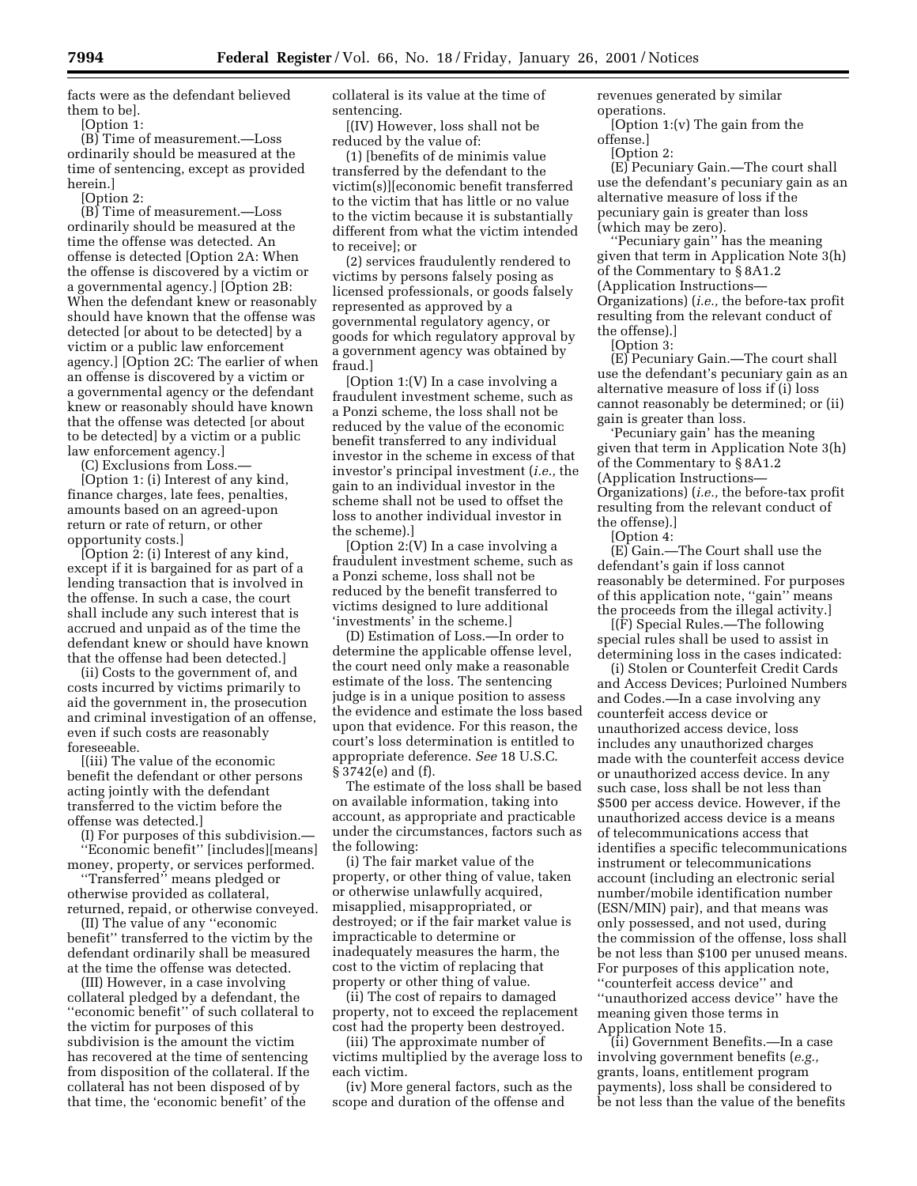facts were as the defendant believed them to be].

[Option 1:

(B) Time of measurement.—Loss ordinarily should be measured at the time of sentencing, except as provided herein.]

[Option 2:

(B) Time of measurement.—Loss ordinarily should be measured at the time the offense was detected. An offense is detected [Option 2A: When the offense is discovered by a victim or a governmental agency.] [Option 2B: When the defendant knew or reasonably should have known that the offense was detected [or about to be detected] by a victim or a public law enforcement agency.] [Option 2C: The earlier of when an offense is discovered by a victim or a governmental agency or the defendant knew or reasonably should have known that the offense was detected [or about to be detected] by a victim or a public law enforcement agency.]

(C) Exclusions from Loss.—

[Option 1: (i) Interest of any kind, finance charges, late fees, penalties, amounts based on an agreed-upon return or rate of return, or other opportunity costs.]

[Option 2: (i) Interest of any kind, except if it is bargained for as part of a lending transaction that is involved in the offense. In such a case, the court shall include any such interest that is accrued and unpaid as of the time the defendant knew or should have known that the offense had been detected.]

(ii) Costs to the government of, and costs incurred by victims primarily to aid the government in, the prosecution and criminal investigation of an offense, even if such costs are reasonably foreseeable.

[(iii) The value of the economic benefit the defendant or other persons acting jointly with the defendant transferred to the victim before the offense was detected.]

(I) For purposes of this subdivision.—

''Economic benefit'' [includes][means] money, property, or services performed.

''Transferred'' means pledged or otherwise provided as collateral, returned, repaid, or otherwise conveyed.

(II) The value of any ''economic benefit'' transferred to the victim by the defendant ordinarily shall be measured at the time the offense was detected.

(III) However, in a case involving collateral pledged by a defendant, the ''economic benefit'' of such collateral to the victim for purposes of this subdivision is the amount the victim has recovered at the time of sentencing from disposition of the collateral. If the collateral has not been disposed of by that time, the 'economic benefit' of the collateral is its value at the time of sentencing.

[(IV) However, loss shall not be reduced by the value of:

(1) [benefits of de minimis value transferred by the defendant to the victim(s)][economic benefit transferred to the victim that has little or no value to the victim because it is substantially different from what the victim intended to receive]; or

(2) services fraudulently rendered to victims by persons falsely posing as licensed professionals, or goods falsely represented as approved by a governmental regulatory agency, or goods for which regulatory approval by a government agency was obtained by fraud.]

[Option 1:(V) In a case involving a fraudulent investment scheme, such as a Ponzi scheme, the loss shall not be reduced by the value of the economic benefit transferred to any individual investor in the scheme in excess of that investor's principal investment (*i.e.,* the gain to an individual investor in the scheme shall not be used to offset the loss to another individual investor in the scheme).]

[Option 2:(V) In a case involving a fraudulent investment scheme, such as a Ponzi scheme, loss shall not be reduced by the benefit transferred to victims designed to lure additional 'investments' in the scheme.]

(D) Estimation of Loss.—In order to determine the applicable offense level, the court need only make a reasonable estimate of the loss. The sentencing judge is in a unique position to assess the evidence and estimate the loss based upon that evidence. For this reason, the court's loss determination is entitled to appropriate deference. *See* 18 U.S.C. § 3742(e) and (f).

The estimate of the loss shall be based on available information, taking into account, as appropriate and practicable under the circumstances, factors such as the following:

(i) The fair market value of the property, or other thing of value, taken or otherwise unlawfully acquired, misapplied, misappropriated, or destroyed; or if the fair market value is impracticable to determine or inadequately measures the harm, the cost to the victim of replacing that property or other thing of value.

(ii) The cost of repairs to damaged property, not to exceed the replacement cost had the property been destroyed.

(iii) The approximate number of victims multiplied by the average loss to each victim.

(iv) More general factors, such as the scope and duration of the offense and revenues generated by similar operations.

[Option 1:(v) The gain from the offense.]

[Option 2:

(E) Pecuniary Gain.—The court shall use the defendant's pecuniary gain as an alternative measure of loss if the pecuniary gain is greater than loss (which may be zero).

''Pecuniary gain'' has the meaning given that term in Application Note 3(h) of the Commentary to § 8A1.2 (Application Instructions—Organizations) (*i.e.,* the before-tax profit resulting from the relevant conduct of the offense).]

[Option 3:

(E) Pecuniary Gain.—The court shall use the defendant's pecuniary gain as an alternative measure of loss if (i) loss cannot reasonably be determined; or (ii) gain is greater than loss.

'Pecuniary gain' has the meaning given that term in Application Note 3(h) of the Commentary to § 8A1.2 (Application Instructions—Organizations) (*i.e.,* the before-tax profit resulting from the relevant conduct of the offense).]

[Option 4:

(E) Gain.—The Court shall use the defendant's gain if loss cannot reasonably be determined. For purposes of this application note, ''gain'' means the proceeds from the illegal activity.]

[(F) Special Rules.—The following special rules shall be used to assist in determining loss in the cases indicated:

(i) Stolen or Counterfeit Credit Cards and Access Devices; Purloined Numbers and Codes.—In a case involving any counterfeit access device or unauthorized access device, loss includes any unauthorized charges made with the counterfeit access device or unauthorized access device. In any such case, loss shall be not less than $500 per access device. However, if the unauthorized access device is a means of telecommunications access that identifies a specific telecommunications instrument or telecommunications account (including an electronic serial number/mobile identification number (ESN/MIN) pair), and that means was only possessed, and not used, during the commission of the offense, loss shall be not less than $100 per unused means. For purposes of this application note, ''counterfeit access device'' and ''unauthorized access device'' have the meaning given those terms in Application Note 15.

(ii) Government Benefits.—In a case involving government benefits (*e.g.,* grants, loans, entitlement program payments), loss shall be considered to be not less than the value of the benefits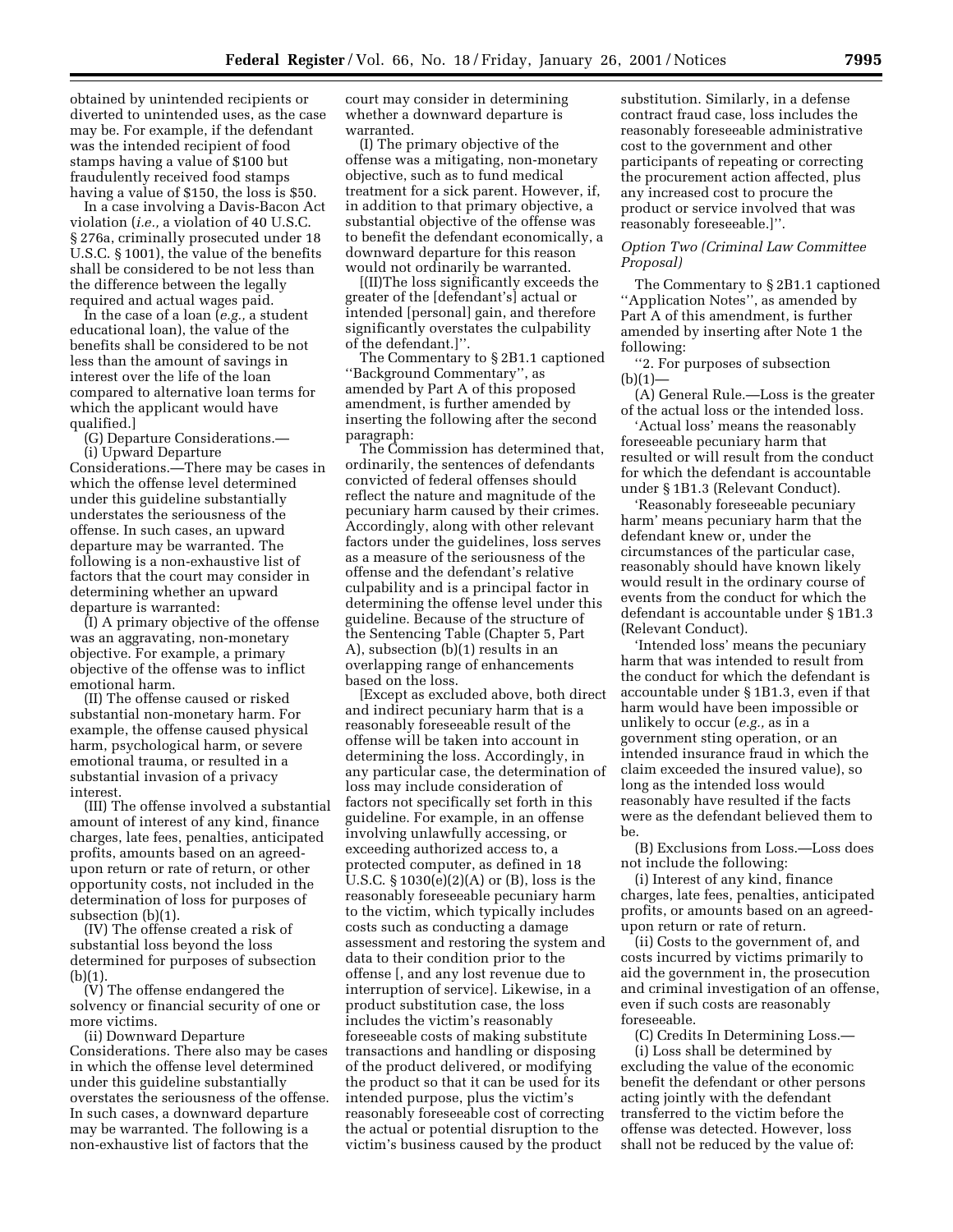obtained by unintended recipients or diverted to unintended uses, as the case may be. For example, if the defendant was the intended recipient of food stamps having a value of $100 but fraudulently received food stamps having a value of $150, the loss is $50.

In a case involving a Davis-Bacon Act violation (*i.e.,* a violation of 40 U.S.C. § 276a, criminally prosecuted under 18 U.S.C. § 1001), the value of the benefits shall be considered to be not less than the difference between the legally required and actual wages paid.

In the case of a loan (*e.g.,* a student educational loan), the value of the benefits shall be considered to be not less than the amount of savings in interest over the life of the loan compared to alternative loan terms for which the applicant would have qualified.]

(G) Departure Considerations.—

(i) Upward Departure Considerations.—There may be cases in which the offense level determined under this guideline substantially understates the seriousness of the offense. In such cases, an upward departure may be warranted. The following is a non-exhaustive list of factors that the court may consider in determining whether an upward departure is warranted:

(I) A primary objective of the offense was an aggravating, non-monetary objective. For example, a primary objective of the offense was to inflict emotional harm.

(II) The offense caused or risked substantial non-monetary harm. For example, the offense caused physical harm, psychological harm, or severe emotional trauma, or resulted in a substantial invasion of a privacy interest.

(III) The offense involved a substantial amount of interest of any kind, finance charges, late fees, penalties, anticipated profits, amounts based on an agreed-upon return or rate of return, or other opportunity costs, not included in the determination of loss for purposes of subsection (b)(1).

(IV) The offense created a risk of substantial loss beyond the loss determined for purposes of subsection (b)(1).

(V) The offense endangered the solvency or financial security of one or more victims.

(ii) Downward Departure Considerations. There also may be cases in which the offense level determined under this guideline substantially overstates the seriousness of the offense. In such cases, a downward departure may be warranted. The following is a non-exhaustive list of factors that the court may consider in determining whether a downward departure is warranted:

(I) The primary objective of the offense was a mitigating, non-monetary objective, such as to fund medical treatment for a sick parent. However, if, in addition to that primary objective, a substantial objective of the offense was to benefit the defendant economically, a downward departure for this reason would not ordinarily be warranted.

[(II)The loss significantly exceeds the greater of the [defendant's] actual or intended [personal] gain, and therefore significantly overstates the culpability of the defendant.]''.

The Commentary to § 2B1.1 captioned ''Background Commentary'', as amended by Part A of this proposed amendment, is further amended by inserting the following after the second paragraph:

The Commission has determined that, ordinarily, the sentences of defendants convicted of federal offenses should reflect the nature and magnitude of the pecuniary harm caused by their crimes. Accordingly, along with other relevant factors under the guidelines, loss serves as a measure of the seriousness of the offense and the defendant's relative culpability and is a principal factor in determining the offense level under this guideline. Because of the structure of the Sentencing Table (Chapter 5, Part A), subsection (b)(1) results in an overlapping range of enhancements based on the loss.

[Except as excluded above, both direct and indirect pecuniary harm that is a reasonably foreseeable result of the offense will be taken into account in determining the loss. Accordingly, in any particular case, the determination of loss may include consideration of factors not specifically set forth in this guideline. For example, in an offense involving unlawfully accessing, or exceeding authorized access to, a protected computer, as defined in 18 U.S.C. § 1030(e)(2)(A) or (B), loss is the reasonably foreseeable pecuniary harm to the victim, which typically includes costs such as conducting a damage assessment and restoring the system and data to their condition prior to the offense [, and any lost revenue due to interruption of service]. Likewise, in a product substitution case, the loss includes the victim's reasonably foreseeable costs of making substitute transactions and handling or disposing of the product delivered, or modifying the product so that it can be used for its intended purpose, plus the victim's reasonably foreseeable cost of correcting the actual or potential disruption to the victim's business caused by the product substitution. Similarly, in a defense contract fraud case, loss includes the reasonably foreseeable administrative cost to the government and other participants of repeating or correcting the procurement action affected, plus any increased cost to procure the product or service involved that was reasonably foreseeable.]''.

*Option Two (Criminal Law Committee Proposal)*

The Commentary to § 2B1.1 captioned ''Application Notes'', as amended by Part A of this amendment, is further amended by inserting after Note 1 the following:

''2. For purposes of subsection (b)(1)—

(A) General Rule.—Loss is the greater of the actual loss or the intended loss.

'Actual loss' means the reasonably foreseeable pecuniary harm that resulted or will result from the conduct for which the defendant is accountable under § 1B1.3 (Relevant Conduct).

'Reasonably foreseeable pecuniary harm' means pecuniary harm that the defendant knew or, under the circumstances of the particular case, reasonably should have known likely would result in the ordinary course of events from the conduct for which the defendant is accountable under § 1B1.3 (Relevant Conduct).

'Intended loss' means the pecuniary harm that was intended to result from the conduct for which the defendant is accountable under § 1B1.3, even if that harm would have been impossible or unlikely to occur (*e.g.,* as in a government sting operation, or an intended insurance fraud in which the claim exceeded the insured value), so long as the intended loss would reasonably have resulted if the facts were as the defendant believed them to be.

(B) Exclusions from Loss.—Loss does not include the following:

(i) Interest of any kind, finance charges, late fees, penalties, anticipated profits, or amounts based on an agreed-upon return or rate of return.

(ii) Costs to the government of, and costs incurred by victims primarily to aid the government in, the prosecution and criminal investigation of an offense, even if such costs are reasonably foreseeable.

(C) Credits In Determining Loss.—

(i) Loss shall be determined by excluding the value of the economic benefit the defendant or other persons acting jointly with the defendant transferred to the victim before the offense was detected. However, loss shall not be reduced by the value of: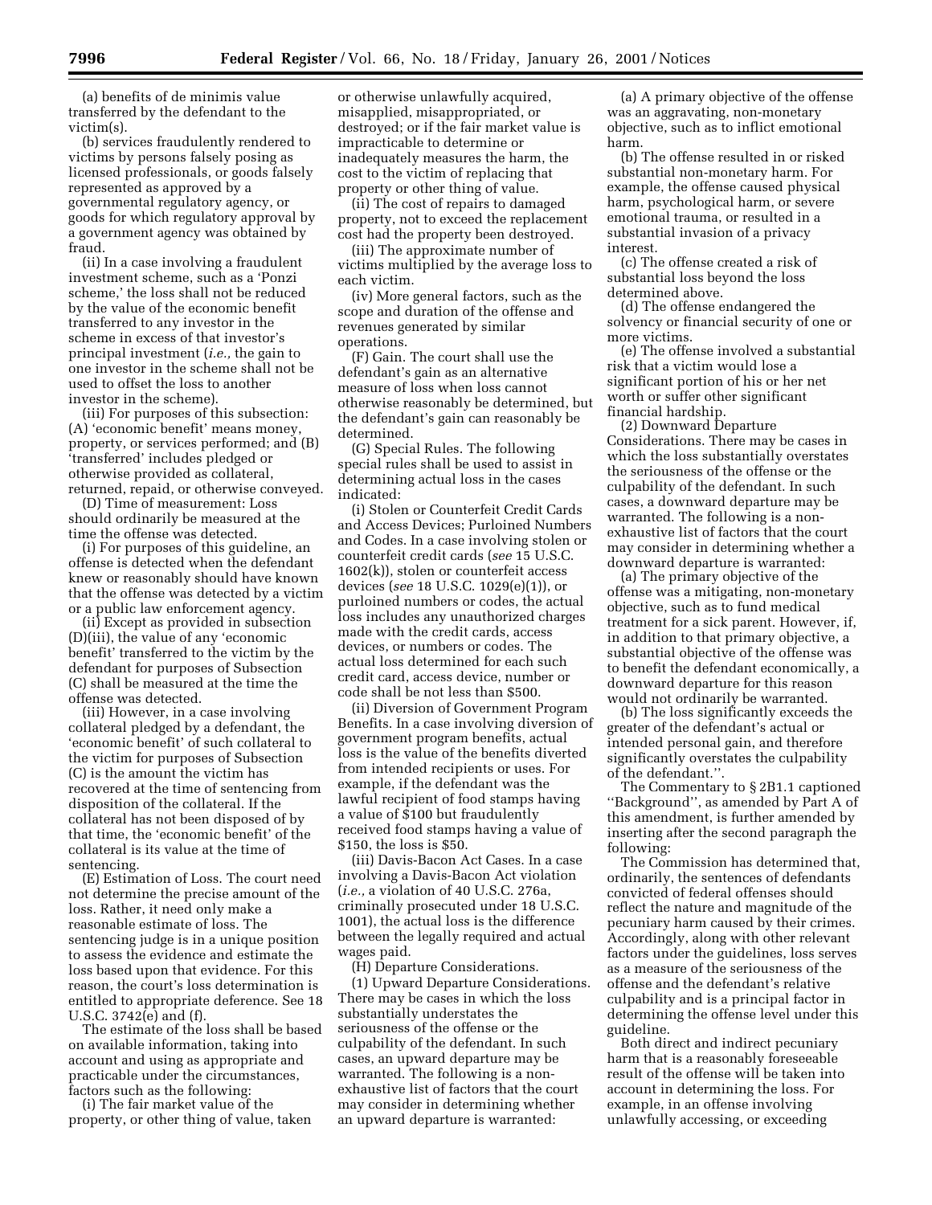(a) benefits of de minimis value transferred by the defendant to the victim(s).

(b) services fraudulently rendered to victims by persons falsely posing as licensed professionals, or goods falsely represented as approved by a governmental regulatory agency, or goods for which regulatory approval by a government agency was obtained by fraud.

(ii) In a case involving a fraudulent investment scheme, such as a 'Ponzi scheme,' the loss shall not be reduced by the value of the economic benefit transferred to any investor in the scheme in excess of that investor's principal investment (*i.e.,* the gain to one investor in the scheme shall not be used to offset the loss to another investor in the scheme).

(iii) For purposes of this subsection: (A) 'economic benefit' means money, property, or services performed; and (B) 'transferred' includes pledged or otherwise provided as collateral, returned, repaid, or otherwise conveyed.

(D) Time of measurement: Loss should ordinarily be measured at the time the offense was detected.

(i) For purposes of this guideline, an offense is detected when the defendant knew or reasonably should have known that the offense was detected by a victim or a public law enforcement agency.

(ii) Except as provided in subsection (D)(iii), the value of any 'economic benefit' transferred to the victim by the defendant for purposes of Subsection (C) shall be measured at the time the offense was detected.

(iii) However, in a case involving collateral pledged by a defendant, the 'economic benefit' of such collateral to the victim for purposes of Subsection (C) is the amount the victim has recovered at the time of sentencing from disposition of the collateral. If the collateral has not been disposed of by that time, the 'economic benefit' of the collateral is its value at the time of sentencing.

(E) Estimation of Loss. The court need not determine the precise amount of the loss. Rather, it need only make a reasonable estimate of loss. The sentencing judge is in a unique position to assess the evidence and estimate the loss based upon that evidence. For this reason, the court's loss determination is entitled to appropriate deference. See 18 U.S.C. 3742(e) and (f).

The estimate of the loss shall be based on available information, taking into account and using as appropriate and practicable under the circumstances, factors such as the following:

(i) The fair market value of the property, or other thing of value, taken or otherwise unlawfully acquired, misapplied, misappropriated, or destroyed; or if the fair market value is impracticable to determine or inadequately measures the harm, the cost to the victim of replacing that property or other thing of value.

(ii) The cost of repairs to damaged property, not to exceed the replacement cost had the property been destroyed.

(iii) The approximate number of victims multiplied by the average loss to each victim.

(iv) More general factors, such as the scope and duration of the offense and revenues generated by similar operations.

(F) Gain. The court shall use the defendant's gain as an alternative measure of loss when loss cannot otherwise reasonably be determined, but the defendant's gain can reasonably be determined.

(G) Special Rules. The following special rules shall be used to assist in determining actual loss in the cases indicated:

(i) Stolen or Counterfeit Credit Cards and Access Devices; Purloined Numbers and Codes. In a case involving stolen or counterfeit credit cards (*see* 15 U.S.C. 1602(k)), stolen or counterfeit access devices (*see* 18 U.S.C. 1029(e)(1)), or purloined numbers or codes, the actual loss includes any unauthorized charges made with the credit cards, access devices, or numbers or codes. The actual loss determined for each such credit card, access device, number or code shall be not less than $500.

(ii) Diversion of Government Program Benefits. In a case involving diversion of government program benefits, actual loss is the value of the benefits diverted from intended recipients or uses. For example, if the defendant was the lawful recipient of food stamps having a value of $100 but fraudulently received food stamps having a value of $150, the loss is $50.

(iii) Davis-Bacon Act Cases. In a case involving a Davis-Bacon Act violation (*i.e.,* a violation of 40 U.S.C. 276a, criminally prosecuted under 18 U.S.C. 1001), the actual loss is the difference between the legally required and actual wages paid.

(H) Departure Considerations.

(1) Upward Departure Considerations. There may be cases in which the loss substantially understates the seriousness of the offense or the culpability of the defendant. In such cases, an upward departure may be warranted. The following is a non-exhaustive list of factors that the court may consider in determining whether an upward departure is warranted:

(a) A primary objective of the offense was an aggravating, non-monetary objective, such as to inflict emotional harm.

(b) The offense resulted in or risked substantial non-monetary harm. For example, the offense caused physical harm, psychological harm, or severe emotional trauma, or resulted in a substantial invasion of a privacy interest.

(c) The offense created a risk of substantial loss beyond the loss determined above.

(d) The offense endangered the solvency or financial security of one or more victims.

(e) The offense involved a substantial risk that a victim would lose a significant portion of his or her net worth or suffer other significant financial hardship.

(2) Downward Departure Considerations. There may be cases in which the loss substantially overstates the seriousness of the offense or the culpability of the defendant. In such cases, a downward departure may be warranted. The following is a non-exhaustive list of factors that the court may consider in determining whether a downward departure is warranted:

(a) The primary objective of the offense was a mitigating, non-monetary objective, such as to fund medical treatment for a sick parent. However, if, in addition to that primary objective, a substantial objective of the offense was to benefit the defendant economically, a downward departure for this reason would not ordinarily be warranted.

(b) The loss significantly exceeds the greater of the defendant's actual or intended personal gain, and therefore significantly overstates the culpability of the defendant.''.

The Commentary to § 2B1.1 captioned ''Background'', as amended by Part A of this amendment, is further amended by inserting after the second paragraph the following:

The Commission has determined that, ordinarily, the sentences of defendants convicted of federal offenses should reflect the nature and magnitude of the pecuniary harm caused by their crimes. Accordingly, along with other relevant factors under the guidelines, loss serves as a measure of the seriousness of the offense and the defendant's relative culpability and is a principal factor in determining the offense level under this guideline.

Both direct and indirect pecuniary harm that is a reasonably foreseeable result of the offense will be taken into account in determining the loss. For example, in an offense involving unlawfully accessing, or exceeding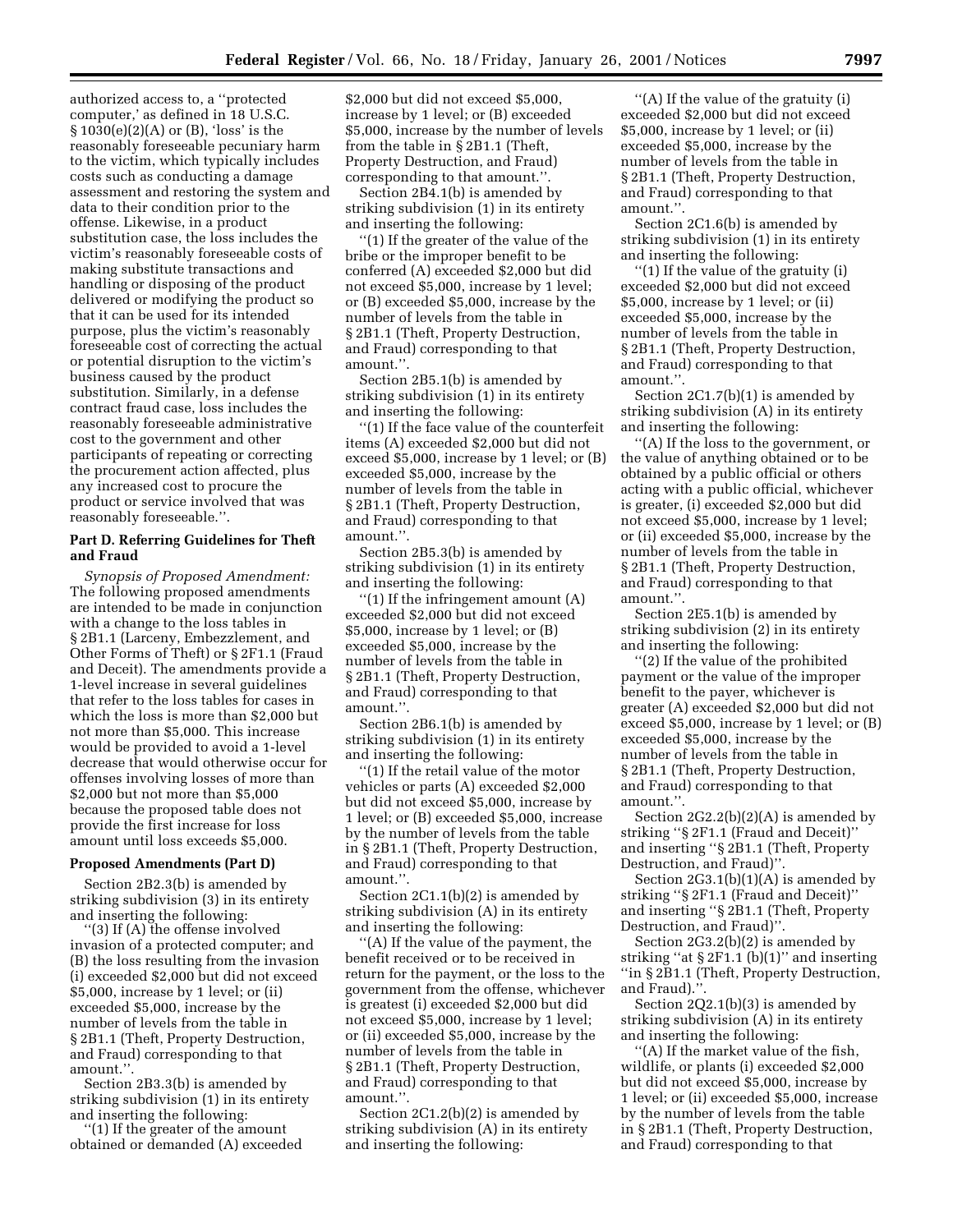authorized access to, a ''protected computer,' as defined in 18 U.S.C. § 1030(e)(2)(A) or (B), 'loss' is the reasonably foreseeable pecuniary harm to the victim, which typically includes costs such as conducting a damage assessment and restoring the system and data to their condition prior to the offense. Likewise, in a product substitution case, the loss includes the victim's reasonably foreseeable costs of making substitute transactions and handling or disposing of the product delivered or modifying the product so that it can be used for its intended purpose, plus the victim's reasonably foreseeable cost of correcting the actual or potential disruption to the victim's business caused by the product substitution. Similarly, in a defense contract fraud case, loss includes the reasonably foreseeable administrative cost to the government and other participants of repeating or correcting the procurement action affected, plus any increased cost to procure the product or service involved that was reasonably foreseeable.''.

**Part D. Referring Guidelines for Theft and Fraud**

*Synopsis of Proposed Amendment:* The following proposed amendments are intended to be made in conjunction with a change to the loss tables in § 2B1.1 (Larceny, Embezzlement, and Other Forms of Theft) or § 2F1.1 (Fraud and Deceit). The amendments provide a 1-level increase in several guidelines that refer to the loss tables for cases in which the loss is more than $2,000 but not more than $5,000. This increase would be provided to avoid a 1-level decrease that would otherwise occur for offenses involving losses of more than $2,000 but not more than $5,000 because the proposed table does not provide the first increase for loss amount until loss exceeds $5,000.

**Proposed Amendments (Part D)**

Section 2B2.3(b) is amended by striking subdivision (3) in its entirety and inserting the following:

''(3) If (A) the offense involved invasion of a protected computer; and (B) the loss resulting from the invasion (i) exceeded $2,000 but did not exceed $5,000, increase by 1 level; or (ii) exceeded $5,000, increase by the number of levels from the table in § 2B1.1 (Theft, Property Destruction, and Fraud) corresponding to that amount.''.

Section 2B3.3(b) is amended by striking subdivision (1) in its entirety and inserting the following:

''(1) If the greater of the amount obtained or demanded (A) exceeded $2,000 but did not exceed $5,000, increase by 1 level; or (B) exceeded $5,000, increase by the number of levels from the table in § 2B1.1 (Theft, Property Destruction, and Fraud) corresponding to that amount.''.

Section 2B4.1(b) is amended by striking subdivision (1) in its entirety and inserting the following:

''(1) If the greater of the value of the bribe or the improper benefit to be conferred (A) exceeded $2,000 but did not exceed $5,000, increase by 1 level; or (B) exceeded $5,000, increase by the number of levels from the table in § 2B1.1 (Theft, Property Destruction, and Fraud) corresponding to that amount.''.

Section 2B5.1(b) is amended by striking subdivision (1) in its entirety and inserting the following:

''(1) If the face value of the counterfeit items (A) exceeded $2,000 but did not exceed $5,000, increase by 1 level; or (B) exceeded $5,000, increase by the number of levels from the table in § 2B1.1 (Theft, Property Destruction, and Fraud) corresponding to that amount.''.

Section 2B5.3(b) is amended by striking subdivision (1) in its entirety and inserting the following:

''(1) If the infringement amount (A) exceeded $2,000 but did not exceed $5,000, increase by 1 level; or (B) exceeded $5,000, increase by the number of levels from the table in § 2B1.1 (Theft, Property Destruction, and Fraud) corresponding to that amount.''.

Section 2B6.1(b) is amended by striking subdivision (1) in its entirety and inserting the following:

''(1) If the retail value of the motor vehicles or parts (A) exceeded $2,000 but did not exceed $5,000, increase by 1 level; or (B) exceeded $5,000, increase by the number of levels from the table in § 2B1.1 (Theft, Property Destruction, and Fraud) corresponding to that amount.''.

Section 2C1.1(b)(2) is amended by striking subdivision (A) in its entirety and inserting the following:

''(A) If the value of the payment, the benefit received or to be received in return for the payment, or the loss to the government from the offense, whichever is greatest (i) exceeded $2,000 but did not exceed $5,000, increase by 1 level; or (ii) exceeded $5,000, increase by the number of levels from the table in § 2B1.1 (Theft, Property Destruction, and Fraud) corresponding to that amount.''.

Section 2C1.2(b)(2) is amended by striking subdivision (A) in its entirety and inserting the following:

''(A) If the value of the gratuity (i) exceeded $2,000 but did not exceed $5,000, increase by 1 level; or (ii) exceeded $5,000, increase by the number of levels from the table in § 2B1.1 (Theft, Property Destruction, and Fraud) corresponding to that amount.''.

Section 2C1.6(b) is amended by striking subdivision (1) in its entirety and inserting the following:

''(1) If the value of the gratuity (i) exceeded $2,000 but did not exceed $5,000, increase by 1 level; or (ii) exceeded $5,000, increase by the number of levels from the table in § 2B1.1 (Theft, Property Destruction, and Fraud) corresponding to that amount.''.

Section 2C1.7(b)(1) is amended by striking subdivision (A) in its entirety and inserting the following:

''(A) If the loss to the government, or the value of anything obtained or to be obtained by a public official or others acting with a public official, whichever is greater, (i) exceeded $2,000 but did not exceed $5,000, increase by 1 level; or (ii) exceeded $5,000, increase by the number of levels from the table in § 2B1.1 (Theft, Property Destruction, and Fraud) corresponding to that amount.''.

Section 2E5.1(b) is amended by striking subdivision (2) in its entirety and inserting the following:

''(2) If the value of the prohibited payment or the value of the improper benefit to the payer, whichever is greater (A) exceeded $2,000 but did not exceed $5,000, increase by 1 level; or (B) exceeded $5,000, increase by the number of levels from the table in § 2B1.1 (Theft, Property Destruction, and Fraud) corresponding to that amount.''.

Section 2G2.2(b)(2)(A) is amended by striking ''§ 2F1.1 (Fraud and Deceit)'' and inserting ''§ 2B1.1 (Theft, Property Destruction, and Fraud)''.

Section 2G3.1(b)(1)(A) is amended by striking ''§ 2F1.1 (Fraud and Deceit)'' and inserting ''§ 2B1.1 (Theft, Property Destruction, and Fraud)''.

Section 2G3.2(b)(2) is amended by striking ''at § 2F1.1 (b)(1)'' and inserting ''in § 2B1.1 (Theft, Property Destruction, and Fraud).''.

Section 2Q2.1(b)(3) is amended by striking subdivision (A) in its entirety and inserting the following:

''(A) If the market value of the fish, wildlife, or plants (i) exceeded $2,000 but did not exceed $5,000, increase by 1 level; or (ii) exceeded $5,000, increase by the number of levels from the table in § 2B1.1 (Theft, Property Destruction, and Fraud) corresponding to that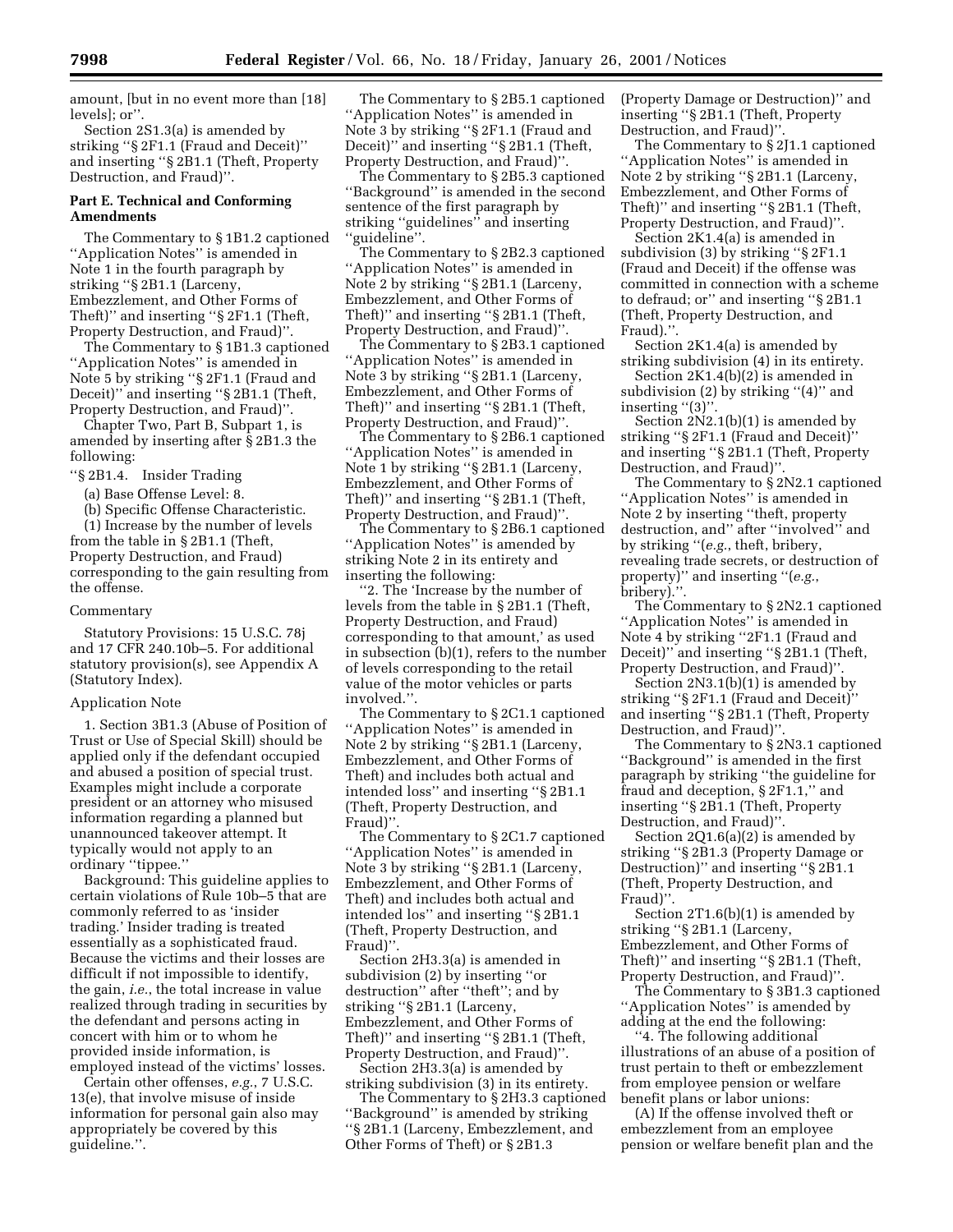amount, [but in no event more than [18] levels]; or''.

Section 2S1.3(a) is amended by striking ''§ 2F1.1 (Fraud and Deceit)'' and inserting ''§ 2B1.1 (Theft, Property Destruction, and Fraud)''.

**Part E. Technical and Conforming Amendments**

The Commentary to § 1B1.2 captioned ''Application Notes'' is amended in Note 1 in the fourth paragraph by striking ''§ 2B1.1 (Larceny, Embezzlement, and Other Forms of Theft)'' and inserting ''§ 2F1.1 (Theft, Property Destruction, and Fraud)''.

The Commentary to § 1B1.3 captioned ''Application Notes'' is amended in Note 5 by striking ''§ 2F1.1 (Fraud and Deceit)'' and inserting ''§ 2B1.1 (Theft, Property Destruction, and Fraud)''.

Chapter Two, Part B, Subpart 1, is amended by inserting after § 2B1.3 the following:

''§ 2B1.4. Insider Trading

(a) Base Offense Level: 8.

(b) Specific Offense Characteristic.

(1) Increase by the number of levels from the table in § 2B1.1 (Theft, Property Destruction, and Fraud) corresponding to the gain resulting from the offense.

Commentary

Statutory Provisions: 15 U.S.C. 78j and 17 CFR 240.10b–5. For additional statutory provision(s), see Appendix A (Statutory Index).

Application Note

1. Section 3B1.3 (Abuse of Position of Trust or Use of Special Skill) should be applied only if the defendant occupied and abused a position of special trust. Examples might include a corporate president or an attorney who misused information regarding a planned but unannounced takeover attempt. It typically would not apply to an ordinary ''tippee.''

Background: This guideline applies to certain violations of Rule 10b–5 that are commonly referred to as 'insider trading.' Insider trading is treated essentially as a sophisticated fraud. Because the victims and their losses are difficult if not impossible to identify, the gain, *i.e.*, the total increase in value realized through trading in securities by the defendant and persons acting in concert with him or to whom he provided inside information, is employed instead of the victims' losses.

Certain other offenses, *e.g.*, 7 U.S.C. 13(e), that involve misuse of inside information for personal gain also may appropriately be covered by this guideline.''.

The Commentary to § 2B5.1 captioned ''Application Notes'' is amended in Note 3 by striking ''§ 2F1.1 (Fraud and Deceit)'' and inserting ''§ 2B1.1 (Theft, Property Destruction, and Fraud)''.

The Commentary to § 2B5.3 captioned ''Background'' is amended in the second sentence of the first paragraph by striking ''guidelines'' and inserting ''guideline''.

The Commentary to § 2B2.3 captioned ''Application Notes'' is amended in Note 2 by striking ''§ 2B1.1 (Larceny, Embezzlement, and Other Forms of Theft)'' and inserting ''§ 2B1.1 (Theft, Property Destruction, and Fraud)''.

The Commentary to § 2B3.1 captioned ''Application Notes'' is amended in Note 3 by striking ''§ 2B1.1 (Larceny, Embezzlement, and Other Forms of Theft)'' and inserting ''§ 2B1.1 (Theft, Property Destruction, and Fraud)''.

The Commentary to § 2B6.1 captioned ''Application Notes'' is amended in Note 1 by striking ''§ 2B1.1 (Larceny, Embezzlement, and Other Forms of Theft)'' and inserting ''§ 2B1.1 (Theft, Property Destruction, and Fraud)''.

The Commentary to § 2B6.1 captioned ''Application Notes'' is amended by striking Note 2 in its entirety and inserting the following:

''2. The 'Increase by the number of levels from the table in § 2B1.1 (Theft, Property Destruction, and Fraud) corresponding to that amount,' as used in subsection (b)(1), refers to the number of levels corresponding to the retail value of the motor vehicles or parts involved.''.

The Commentary to § 2C1.1 captioned ''Application Notes'' is amended in Note 2 by striking ''§ 2B1.1 (Larceny, Embezzlement, and Other Forms of Theft) and includes both actual and intended loss'' and inserting ''§ 2B1.1 (Theft, Property Destruction, and Fraud)''.

The Commentary to § 2C1.7 captioned ''Application Notes'' is amended in Note 3 by striking ''§ 2B1.1 (Larceny, Embezzlement, and Other Forms of Theft) and includes both actual and intended los'' and inserting ''§ 2B1.1 (Theft, Property Destruction, and Fraud)''.

Section 2H3.3(a) is amended in subdivision (2) by inserting ''or destruction'' after ''theft''; and by striking ''§ 2B1.1 (Larceny, Embezzlement, and Other Forms of Theft)'' and inserting ''§ 2B1.1 (Theft, Property Destruction, and Fraud)''.

Section 2H3.3(a) is amended by striking subdivision (3) in its entirety.

The Commentary to § 2H3.3 captioned ''Background'' is amended by striking ''§ 2B1.1 (Larceny, Embezzlement, and Other Forms of Theft) or § 2B1.3 (Property Damage or Destruction)'' and inserting ''§ 2B1.1 (Theft, Property Destruction, and Fraud)''.

The Commentary to § 2J1.1 captioned ''Application Notes'' is amended in Note 2 by striking ''§ 2B1.1 (Larceny, Embezzlement, and Other Forms of Theft)'' and inserting ''§ 2B1.1 (Theft, Property Destruction, and Fraud)''.

Section 2K1.4(a) is amended in subdivision (3) by striking ''§ 2F1.1 (Fraud and Deceit) if the offense was committed in connection with a scheme to defraud; or'' and inserting ''§ 2B1.1 (Theft, Property Destruction, and Fraud).''.

Section 2K1.4(a) is amended by striking subdivision (4) in its entirety.

Section 2K1.4(b)(2) is amended in subdivision (2) by striking ''(4)'' and inserting ''(3)''.

Section 2N2.1(b)(1) is amended by striking ''§ 2F1.1 (Fraud and Deceit)'' and inserting ''§ 2B1.1 (Theft, Property Destruction, and Fraud)''.

The Commentary to § 2N2.1 captioned ''Application Notes'' is amended in Note 2 by inserting ''theft, property destruction, and'' after ''involved'' and by striking ''(*e.g.*, theft, bribery, revealing trade secrets, or destruction of property)'' and inserting ''(*e.g.*, bribery).''.

The Commentary to § 2N2.1 captioned ''Application Notes'' is amended in Note 4 by striking ''2F1.1 (Fraud and Deceit)'' and inserting ''§ 2B1.1 (Theft, Property Destruction, and Fraud)''.

Section 2N3.1(b)(1) is amended by striking ''§ 2F1.1 (Fraud and Deceit)'' and inserting ''§ 2B1.1 (Theft, Property Destruction, and Fraud)''.

The Commentary to § 2N3.1 captioned ''Background'' is amended in the first paragraph by striking ''the guideline for fraud and deception, § 2F1.1,'' and inserting ''§ 2B1.1 (Theft, Property Destruction, and Fraud)''.

Section 2Q1.6(a)(2) is amended by striking ''§ 2B1.3 (Property Damage or Destruction)'' and inserting ''§ 2B1.1 (Theft, Property Destruction, and Fraud)''.

Section 2T1.6(b)(1) is amended by striking ''§ 2B1.1 (Larceny, Embezzlement, and Other Forms of Theft)'' and inserting ''§ 2B1.1 (Theft, Property Destruction, and Fraud)''.

The Commentary to § 3B1.3 captioned ''Application Notes'' is amended by adding at the end the following:

''4. The following additional illustrations of an abuse of a position of trust pertain to theft or embezzlement from employee pension or welfare benefit plans or labor unions:

(A) If the offense involved theft or embezzlement from an employee pension or welfare benefit plan and the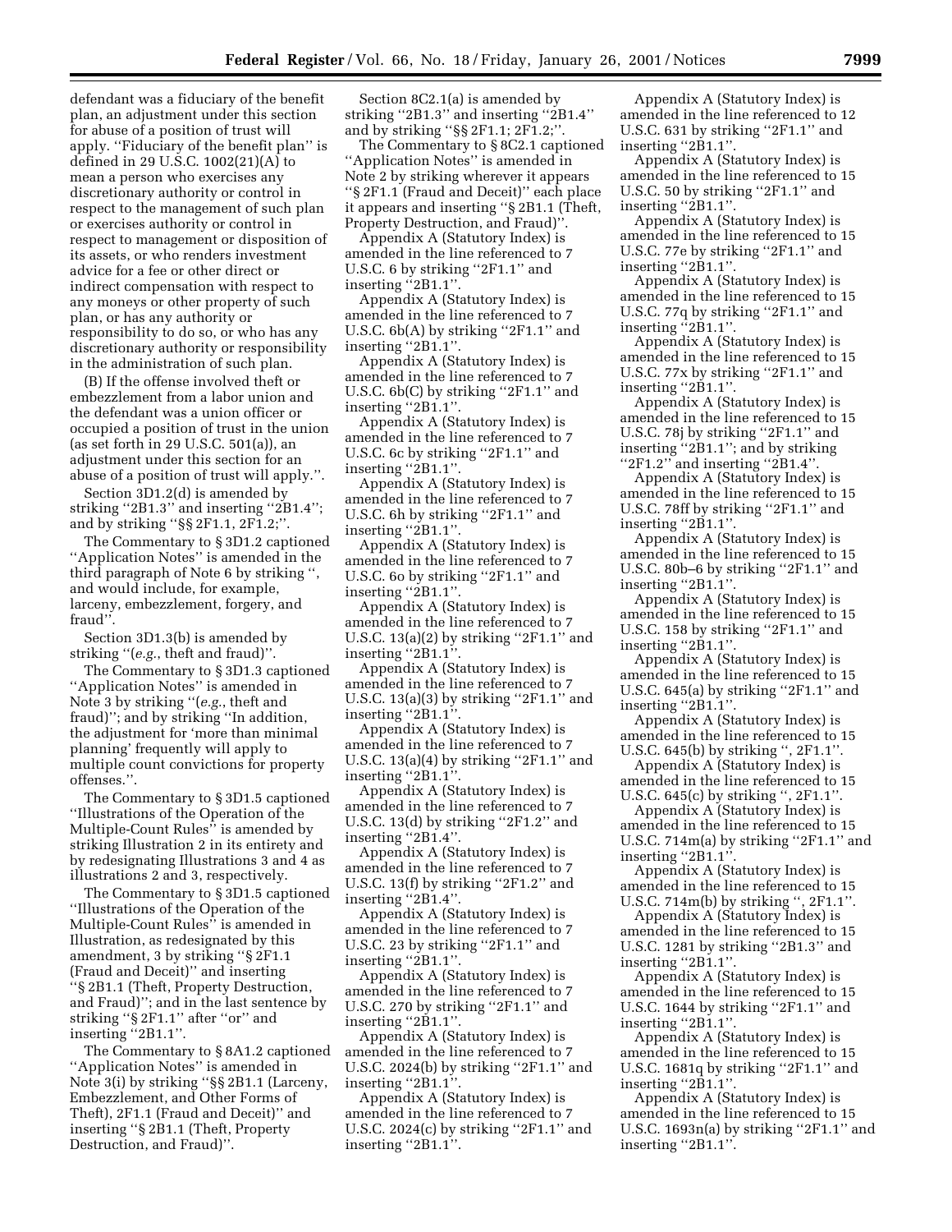defendant was a fiduciary of the benefit plan, an adjustment under this section for abuse of a position of trust will apply. ''Fiduciary of the benefit plan'' is defined in 29 U.S.C. 1002(21)(A) to mean a person who exercises any discretionary authority or control in respect to the management of such plan or exercises authority or control in respect to management or disposition of its assets, or who renders investment advice for a fee or other direct or indirect compensation with respect to any moneys or other property of such plan, or has any authority or responsibility to do so, or who has any discretionary authority or responsibility in the administration of such plan.

(B) If the offense involved theft or embezzlement from a labor union and the defendant was a union officer or occupied a position of trust in the union (as set forth in 29 U.S.C. 501(a)), an adjustment under this section for an abuse of a position of trust will apply.''.

Section 3D1.2(d) is amended by striking ''2B1.3'' and inserting ''2B1.4''; and by striking ''§§ 2F1.1, 2F1.2;''.

The Commentary to § 3D1.2 captioned ''Application Notes'' is amended in the third paragraph of Note 6 by striking '', and would include, for example, larceny, embezzlement, forgery, and fraud''.

Section 3D1.3(b) is amended by striking ''(*e.g.*, theft and fraud)''.

The Commentary to § 3D1.3 captioned ''Application Notes'' is amended in Note 3 by striking ''(*e.g.*, theft and fraud)''; and by striking ''In addition, the adjustment for 'more than minimal planning' frequently will apply to multiple count convictions for property offenses.''.

The Commentary to § 3D1.5 captioned ''Illustrations of the Operation of the Multiple-Count Rules'' is amended by striking Illustration 2 in its entirety and by redesignating Illustrations 3 and 4 as illustrations 2 and 3, respectively.

The Commentary to § 3D1.5 captioned ''Illustrations of the Operation of the Multiple-Count Rules'' is amended in Illustration, as redesignated by this amendment, 3 by striking ''§ 2F1.1 (Fraud and Deceit)'' and inserting ''§ 2B1.1 (Theft, Property Destruction, and Fraud)''; and in the last sentence by striking ''§ 2F1.1'' after ''or'' and inserting ''2B1.1''.

The Commentary to § 8A1.2 captioned ''Application Notes'' is amended in Note 3(i) by striking ''§§ 2B1.1 (Larceny, Embezzlement, and Other Forms of Theft), 2F1.1 (Fraud and Deceit)'' and inserting ''§ 2B1.1 (Theft, Property Destruction, and Fraud)''.

Section 8C2.1(a) is amended by striking ''2B1.3'' and inserting ''2B1.4'' and by striking ''§§ 2F1.1; 2F1.2;''.

The Commentary to § 8C2.1 captioned ''Application Notes'' is amended in Note 2 by striking wherever it appears ''§ 2F1.1 (Fraud and Deceit)'' each place it appears and inserting ''§ 2B1.1 (Theft, Property Destruction, and Fraud)''.

Appendix A (Statutory Index) is amended in the line referenced to 7 U.S.C. 6 by striking ''2F1.1'' and inserting ''2B1.1''.

Appendix A (Statutory Index) is amended in the line referenced to 7 U.S.C. 6b(A) by striking ''2F1.1'' and inserting ''2B1.1''.

Appendix A (Statutory Index) is amended in the line referenced to 7 U.S.C. 6b(C) by striking ''2F1.1'' and inserting ''2B1.1''.

Appendix A (Statutory Index) is amended in the line referenced to 7 U.S.C. 6c by striking ''2F1.1'' and inserting ''2B1.1''.

Appendix A (Statutory Index) is amended in the line referenced to 7 U.S.C. 6h by striking ''2F1.1'' and inserting ''2B1.1''.

Appendix A (Statutory Index) is amended in the line referenced to 7 U.S.C. 6o by striking ''2F1.1'' and inserting ''2B1.1''.

Appendix A (Statutory Index) is amended in the line referenced to 7 U.S.C. 13(a)(2) by striking ''2F1.1'' and inserting ''2B1.1''.

Appendix A (Statutory Index) is amended in the line referenced to 7 U.S.C. 13(a)(3) by striking ''2F1.1'' and inserting ''2B1.1''.

Appendix A (Statutory Index) is amended in the line referenced to 7 U.S.C. 13(a)(4) by striking ''2F1.1'' and inserting ''2B1.1''.

Appendix A (Statutory Index) is amended in the line referenced to 7 U.S.C. 13(d) by striking ''2F1.2'' and inserting ''2B1.4''.

Appendix A (Statutory Index) is amended in the line referenced to 7 U.S.C. 13(f) by striking ''2F1.2'' and inserting ''2B1.4''.

Appendix A (Statutory Index) is amended in the line referenced to 7 U.S.C. 23 by striking ''2F1.1'' and inserting ''2B1.1''.

Appendix A (Statutory Index) is amended in the line referenced to 7 U.S.C. 270 by striking ''2F1.1'' and inserting ''2B1.1''.

Appendix A (Statutory Index) is amended in the line referenced to 7 U.S.C. 2024(b) by striking ''2F1.1'' and inserting ''2B1.1''.

Appendix A (Statutory Index) is amended in the line referenced to 7 U.S.C. 2024(c) by striking ''2F1.1'' and inserting ''2B1.1''.

Appendix A (Statutory Index) is amended in the line referenced to 12 U.S.C. 631 by striking ''2F1.1'' and inserting ''2B1.1''.

Appendix A (Statutory Index) is amended in the line referenced to 15 U.S.C. 50 by striking ''2F1.1'' and inserting ''2B1.1''.

Appendix A (Statutory Index) is amended in the line referenced to 15 U.S.C. 77e by striking ''2F1.1'' and inserting ''2B1.1''.

Appendix A (Statutory Index) is amended in the line referenced to 15 U.S.C. 77q by striking ''2F1.1'' and inserting ''2B1.1''.

Appendix A (Statutory Index) is amended in the line referenced to 15 U.S.C. 77x by striking ''2F1.1'' and inserting ''2B1.1''.

Appendix A (Statutory Index) is amended in the line referenced to 15 U.S.C. 78j by striking ''2F1.1'' and inserting ''2B1.1''; and by striking ''2F1.2'' and inserting ''2B1.4''.

Appendix A (Statutory Index) is amended in the line referenced to 15 U.S.C. 78ff by striking ''2F1.1'' and inserting ''2B1.1''.

Appendix A (Statutory Index) is amended in the line referenced to 15 U.S.C. 80b–6 by striking ''2F1.1'' and inserting ''2B1.1''.

Appendix A (Statutory Index) is amended in the line referenced to 15 U.S.C. 158 by striking ''2F1.1'' and inserting ''2B1.1''.

Appendix A (Statutory Index) is amended in the line referenced to 15 U.S.C. 645(a) by striking ''2F1.1'' and inserting ''2B1.1''.

Appendix A (Statutory Index) is amended in the line referenced to 15 U.S.C. 645(b) by striking '', 2F1.1''.

Appendix A (Statutory Index) is amended in the line referenced to 15 U.S.C. 645(c) by striking '', 2F1.1''.

Appendix A (Statutory Index) is amended in the line referenced to 15 U.S.C. 714m(a) by striking ''2F1.1'' and inserting ''2B1.1''.

Appendix A (Statutory Index) is amended in the line referenced to 15 U.S.C. 714m(b) by striking '', 2F1.1''.

Appendix A (Statutory Index) is amended in the line referenced to 15 U.S.C. 1281 by striking ''2B1.3'' and inserting ''2B1.1''.

Appendix A (Statutory Index) is amended in the line referenced to 15 U.S.C. 1644 by striking ''2F1.1'' and inserting ''2B1.1''.

Appendix A (Statutory Index) is amended in the line referenced to 15 U.S.C. 1681q by striking ''2F1.1'' and inserting ''2B1.1''.

Appendix A (Statutory Index) is amended in the line referenced to 15 U.S.C. 1693n(a) by striking ''2F1.1'' and inserting ''2B1.1''.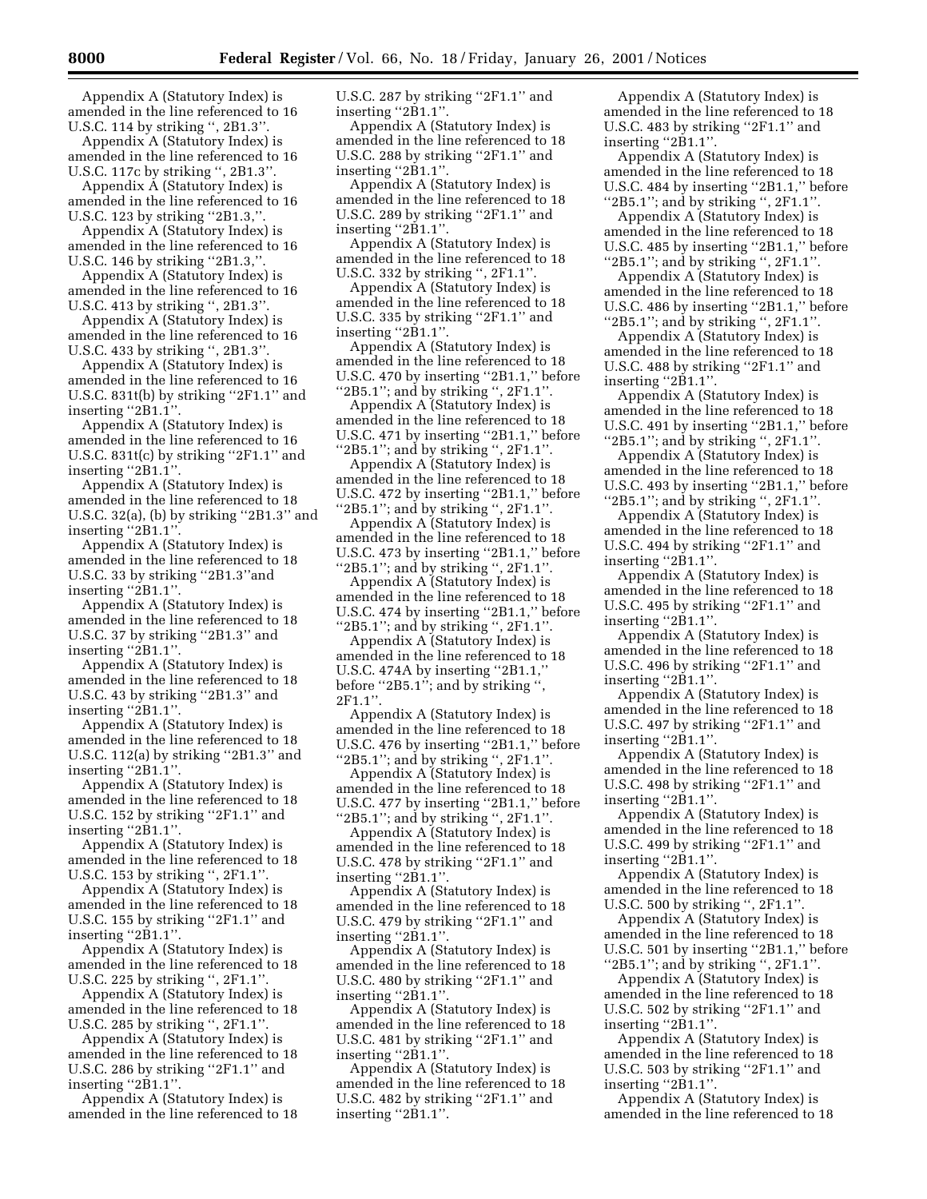Appendix A (Statutory Index) is amended in the line referenced to 16 U.S.C. 114 by striking '', 2B1.3''.

Appendix A (Statutory Index) is amended in the line referenced to 16 U.S.C. 117c by striking '', 2B1.3''.

Appendix A (Statutory Index) is amended in the line referenced to 16 U.S.C. 123 by striking ''2B1.3,''.

Appendix A (Statutory Index) is amended in the line referenced to 16 U.S.C. 146 by striking ''2B1.3,''.

Appendix A (Statutory Index) is amended in the line referenced to 16 U.S.C. 413 by striking '', 2B1.3''.

Appendix A (Statutory Index) is amended in the line referenced to 16 U.S.C. 433 by striking '', 2B1.3''.

Appendix A (Statutory Index) is amended in the line referenced to 16 U.S.C. 831t(b) by striking ''2F1.1'' and inserting ''2B1.1''.

Appendix A (Statutory Index) is amended in the line referenced to 16 U.S.C. 831t(c) by striking ''2F1.1'' and inserting ''2B1.1''.

Appendix A (Statutory Index) is amended in the line referenced to 18 U.S.C. 32(a), (b) by striking ''2B1.3'' and inserting ''2B1.1''.

Appendix A (Statutory Index) is amended in the line referenced to 18 U.S.C. 33 by striking ''2B1.3''and inserting ''2B1.1''.

Appendix A (Statutory Index) is amended in the line referenced to 18 U.S.C. 37 by striking ''2B1.3'' and inserting ''2B1.1''.

Appendix A (Statutory Index) is amended in the line referenced to 18 U.S.C. 43 by striking ''2B1.3'' and inserting ''2B1.1''.

Appendix A (Statutory Index) is amended in the line referenced to 18 U.S.C. 112(a) by striking ''2B1.3'' and inserting ''2B1.1''.

Appendix A (Statutory Index) is amended in the line referenced to 18 U.S.C. 152 by striking ''2F1.1'' and inserting ''2B1.1''.

Appendix A (Statutory Index) is amended in the line referenced to 18 U.S.C. 153 by striking '', 2F1.1''.

Appendix A (Statutory Index) is amended in the line referenced to 18 U.S.C. 155 by striking ''2F1.1'' and inserting ''2B1.1''.

Appendix A (Statutory Index) is amended in the line referenced to 18 U.S.C. 225 by striking '', 2F1.1''.

Appendix A (Statutory Index) is amended in the line referenced to 18 U.S.C. 285 by striking '', 2F1.1''.

Appendix A (Statutory Index) is amended in the line referenced to 18 U.S.C. 286 by striking ''2F1.1'' and inserting ''2B1.1''.

Appendix A (Statutory Index) is amended in the line referenced to 18 U.S.C. 287 by striking ''2F1.1'' and inserting ''2B1.1''.

Appendix A (Statutory Index) is amended in the line referenced to 18 U.S.C. 288 by striking ''2F1.1'' and inserting ''2B1.1''.

Appendix A (Statutory Index) is amended in the line referenced to 18 U.S.C. 289 by striking ''2F1.1'' and inserting ''2B1.1''.

Appendix A (Statutory Index) is amended in the line referenced to 18 U.S.C. 332 by striking '', 2F1.1''.

Appendix A (Statutory Index) is amended in the line referenced to 18 U.S.C. 335 by striking ''2F1.1'' and inserting ''2B1.1''.

Appendix A (Statutory Index) is amended in the line referenced to 18 U.S.C. 470 by inserting ''2B1.1,'' before ''2B5.1''; and by striking '', 2F1.1''.

Appendix A (Statutory Index) is amended in the line referenced to 18 U.S.C. 471 by inserting ''2B1.1,'' before ''2B5.1''; and by striking '', 2F1.1''.

Appendix A (Statutory Index) is amended in the line referenced to 18 U.S.C. 472 by inserting ''2B1.1,'' before ''2B5.1''; and by striking '', 2F1.1''.

Appendix A (Statutory Index) is amended in the line referenced to 18 U.S.C. 473 by inserting ''2B1.1,'' before ''2B5.1''; and by striking '', 2F1.1''.

Appendix A (Statutory Index) is amended in the line referenced to 18 U.S.C. 474 by inserting ''2B1.1,'' before ''2B5.1''; and by striking '', 2F1.1''.

Appendix A (Statutory Index) is amended in the line referenced to 18 U.S.C. 474A by inserting ''2B1.1,'' before ''2B5.1''; and by striking '', 2F1.1''.

Appendix A (Statutory Index) is amended in the line referenced to 18 U.S.C. 476 by inserting ''2B1.1,'' before ''2B5.1''; and by striking '', 2F1.1''.

Appendix A (Statutory Index) is amended in the line referenced to 18 U.S.C. 477 by inserting ''2B1.1,'' before ''2B5.1''; and by striking '', 2F1.1''.

Appendix A (Statutory Index) is amended in the line referenced to 18 U.S.C. 478 by striking ''2F1.1'' and inserting ''2B1.1''.

Appendix A (Statutory Index) is amended in the line referenced to 18 U.S.C. 479 by striking ''2F1.1'' and inserting ''2B1.1''.

Appendix A (Statutory Index) is amended in the line referenced to 18 U.S.C. 480 by striking ''2F1.1'' and inserting ''2B1.1''.

Appendix A (Statutory Index) is amended in the line referenced to 18 U.S.C. 481 by striking ''2F1.1'' and inserting ''2B1.1''.

Appendix A (Statutory Index) is amended in the line referenced to 18 U.S.C. 482 by striking ''2F1.1'' and inserting ''2B1.1''.

Appendix A (Statutory Index) is amended in the line referenced to 18 U.S.C. 483 by striking ''2F1.1'' and inserting ''2B1.1''.

Appendix A (Statutory Index) is amended in the line referenced to 18 U.S.C. 484 by inserting ''2B1.1,'' before ''2B5.1''; and by striking '', 2F1.1''.

Appendix A (Statutory Index) is amended in the line referenced to 18 U.S.C. 485 by inserting ''2B1.1,'' before ''2B5.1''; and by striking '', 2F1.1''.

Appendix A (Statutory Index) is amended in the line referenced to 18 U.S.C. 486 by inserting ''2B1.1,'' before ''2B5.1''; and by striking '', 2F1.1''.

Appendix A (Statutory Index) is amended in the line referenced to 18 U.S.C. 488 by striking ''2F1.1'' and inserting ''2B1.1''.

Appendix A (Statutory Index) is amended in the line referenced to 18 U.S.C. 491 by inserting ''2B1.1,'' before ''2B5.1''; and by striking '', 2F1.1''.

Appendix A (Statutory Index) is amended in the line referenced to 18 U.S.C. 493 by inserting ''2B1.1,'' before ''2B5.1''; and by striking '', 2F1.1''.

Appendix A (Statutory Index) is amended in the line referenced to 18 U.S.C. 494 by striking ''2F1.1'' and inserting ''2B1.1''.

Appendix A (Statutory Index) is amended in the line referenced to 18 U.S.C. 495 by striking ''2F1.1'' and inserting ''2B1.1''.

Appendix A (Statutory Index) is amended in the line referenced to 18 U.S.C. 496 by striking ''2F1.1'' and inserting ''2B1.1''.

Appendix A (Statutory Index) is amended in the line referenced to 18 U.S.C. 497 by striking ''2F1.1'' and inserting ''2B1.1''.

Appendix A (Statutory Index) is amended in the line referenced to 18 U.S.C. 498 by striking ''2F1.1'' and inserting ''2B1.1''.

Appendix A (Statutory Index) is amended in the line referenced to 18 U.S.C. 499 by striking ''2F1.1'' and inserting ''2B1.1''.

Appendix A (Statutory Index) is amended in the line referenced to 18 U.S.C. 500 by striking '', 2F1.1''.

Appendix A (Statutory Index) is amended in the line referenced to 18 U.S.C. 501 by inserting ''2B1.1,'' before ''2B5.1''; and by striking '', 2F1.1''.

Appendix A (Statutory Index) is amended in the line referenced to 18 U.S.C. 502 by striking ''2F1.1'' and inserting ''2B1.1''.

Appendix A (Statutory Index) is amended in the line referenced to 18 U.S.C. 503 by striking ''2F1.1'' and inserting ''2B1.1''.

Appendix A (Statutory Index) is amended in the line referenced to 18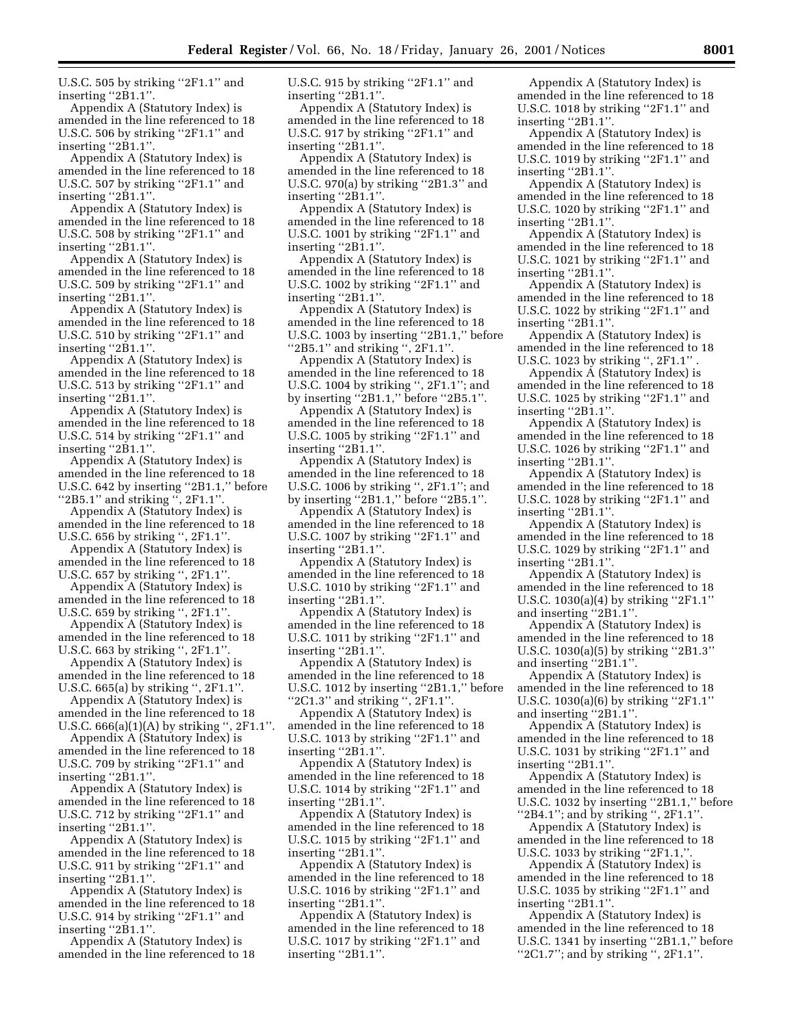U.S.C. 505 by striking ''2F1.1'' and inserting ''2B1.1''.

Appendix A (Statutory Index) is amended in the line referenced to 18 U.S.C. 506 by striking ''2F1.1'' and inserting ''2B1.1''.

Appendix A (Statutory Index) is amended in the line referenced to 18 U.S.C. 507 by striking ''2F1.1'' and inserting ''2B1.1''.

Appendix A (Statutory Index) is amended in the line referenced to 18 U.S.C. 508 by striking ''2F1.1'' and inserting ''2B1.1''.

Appendix A (Statutory Index) is amended in the line referenced to 18 U.S.C. 509 by striking ''2F1.1'' and inserting ''2B1.1''.

Appendix A (Statutory Index) is amended in the line referenced to 18 U.S.C. 510 by striking ''2F1.1'' and inserting ''2B1.1''.

Appendix A (Statutory Index) is amended in the line referenced to 18 U.S.C. 513 by striking ''2F1.1'' and inserting ''2B1.1''.

Appendix A (Statutory Index) is amended in the line referenced to 18 U.S.C. 514 by striking ''2F1.1'' and inserting ''2B1.1''.

Appendix A (Statutory Index) is amended in the line referenced to 18 U.S.C. 642 by inserting ''2B1.1,'' before ''2B5.1'' and striking '', 2F1.1''.

Appendix A (Statutory Index) is amended in the line referenced to 18 U.S.C. 656 by striking '', 2F1.1''.

Appendix A (Statutory Index) is amended in the line referenced to 18 U.S.C. 657 by striking '', 2F1.1''.

Appendix A (Statutory Index) is amended in the line referenced to 18 U.S.C. 659 by striking '', 2F1.1''.

Appendix A (Statutory Index) is amended in the line referenced to 18 U.S.C. 663 by striking '', 2F1.1''.

Appendix A (Statutory Index) is amended in the line referenced to 18 U.S.C. 665(a) by striking '', 2F1.1''.

Appendix A (Statutory Index) is amended in the line referenced to 18 U.S.C. 666(a)(1)(A) by striking '', 2F1.1''.

Appendix A (Statutory Index) is amended in the line referenced to 18 U.S.C. 709 by striking ''2F1.1'' and inserting ''2B1.1''.

Appendix A (Statutory Index) is amended in the line referenced to 18 U.S.C. 712 by striking ''2F1.1'' and inserting ''2B1.1''.

Appendix A (Statutory Index) is amended in the line referenced to 18 U.S.C. 911 by striking ''2F1.1'' and inserting ''2B1.1''.

Appendix A (Statutory Index) is amended in the line referenced to 18 U.S.C. 914 by striking ''2F1.1'' and inserting ''2B1.1''.

Appendix A (Statutory Index) is amended in the line referenced to 18 U.S.C. 915 by striking ''2F1.1'' and inserting ''2B1.1''.

Appendix A (Statutory Index) is amended in the line referenced to 18 U.S.C. 917 by striking ''2F1.1'' and inserting ''2B1.1''.

Appendix A (Statutory Index) is amended in the line referenced to 18 U.S.C. 970(a) by striking ''2B1.3'' and inserting ''2B1.1''.

Appendix A (Statutory Index) is amended in the line referenced to 18 U.S.C. 1001 by striking ''2F1.1'' and inserting ''2B1.1''.

Appendix A (Statutory Index) is amended in the line referenced to 18 U.S.C. 1002 by striking ''2F1.1'' and inserting ''2B1.1''.

Appendix A (Statutory Index) is amended in the line referenced to 18 U.S.C. 1003 by inserting ''2B1.1,'' before ''2B5.1'' and striking '', 2F1.1''.

Appendix A (Statutory Index) is amended in the line referenced to 18 U.S.C. 1004 by striking '', 2F1.1''; and by inserting ''2B1.1,'' before ''2B5.1''.

Appendix A (Statutory Index) is amended in the line referenced to 18 U.S.C. 1005 by striking ''2F1.1'' and inserting ''2B1.1''.

Appendix A (Statutory Index) is amended in the line referenced to 18 U.S.C. 1006 by striking '', 2F1.1''; and by inserting ''2B1.1,'' before ''2B5.1''.

Appendix A (Statutory Index) is amended in the line referenced to 18 U.S.C. 1007 by striking ''2F1.1'' and inserting ''2B1.1''.

Appendix A (Statutory Index) is amended in the line referenced to 18 U.S.C. 1010 by striking ''2F1.1'' and inserting ''2B1.1''.

Appendix A (Statutory Index) is amended in the line referenced to 18 U.S.C. 1011 by striking ''2F1.1'' and inserting ''2B1.1''.

Appendix A (Statutory Index) is amended in the line referenced to 18 U.S.C. 1012 by inserting ''2B1.1,'' before ''2C1.3'' and striking '', 2F1.1''.

Appendix A (Statutory Index) is amended in the line referenced to 18 U.S.C. 1013 by striking ''2F1.1'' and inserting ''2B1.1''.

Appendix A (Statutory Index) is amended in the line referenced to 18 U.S.C. 1014 by striking ''2F1.1'' and inserting ''2B1.1''.

Appendix A (Statutory Index) is amended in the line referenced to 18 U.S.C. 1015 by striking ''2F1.1'' and inserting ''2B1.1''.

Appendix A (Statutory Index) is amended in the line referenced to 18 U.S.C. 1016 by striking ''2F1.1'' and inserting ''2B1.1''.

Appendix A (Statutory Index) is amended in the line referenced to 18 U.S.C. 1017 by striking ''2F1.1'' and inserting ''2B1.1''.

Appendix A (Statutory Index) is amended in the line referenced to 18 U.S.C. 1018 by striking ''2F1.1'' and inserting ''2B1.1''.

Appendix A (Statutory Index) is amended in the line referenced to 18 U.S.C. 1019 by striking ''2F1.1'' and inserting ''2B1.1''.

Appendix A (Statutory Index) is amended in the line referenced to 18 U.S.C. 1020 by striking ''2F1.1'' and inserting ''2B1.1''.

Appendix A (Statutory Index) is amended in the line referenced to 18 U.S.C. 1021 by striking ''2F1.1'' and inserting ''2B1.1''.

Appendix A (Statutory Index) is amended in the line referenced to 18 U.S.C. 1022 by striking ''2F1.1'' and inserting ''2B1.1''.

Appendix A (Statutory Index) is amended in the line referenced to 18 U.S.C. 1023 by striking '', 2F1.1'' .

Appendix A (Statutory Index) is amended in the line referenced to 18 U.S.C. 1025 by striking ''2F1.1'' and inserting ''2B1.1''.

Appendix A (Statutory Index) is amended in the line referenced to 18 U.S.C. 1026 by striking ''2F1.1'' and inserting ''2B1.1''.

Appendix A (Statutory Index) is amended in the line referenced to 18 U.S.C. 1028 by striking ''2F1.1'' and inserting ''2B1.1''.

Appendix A (Statutory Index) is amended in the line referenced to 18 U.S.C. 1029 by striking ''2F1.1'' and inserting ''2B1.1''.

Appendix A (Statutory Index) is amended in the line referenced to 18 U.S.C. 1030(a)(4) by striking ''2F1.1'' and inserting ''2B1.1''.

Appendix A (Statutory Index) is amended in the line referenced to 18 U.S.C. 1030(a)(5) by striking ''2B1.3'' and inserting ''2B1.1''.

Appendix A (Statutory Index) is amended in the line referenced to 18 U.S.C. 1030(a)(6) by striking ''2F1.1'' and inserting ''2B1.1''.

Appendix A (Statutory Index) is amended in the line referenced to 18 U.S.C. 1031 by striking ''2F1.1'' and inserting ''2B1.1''.

Appendix A (Statutory Index) is amended in the line referenced to 18 U.S.C. 1032 by inserting ''2B1.1,'' before ''2B4.1''; and by striking '', 2F1.1''.

Appendix A (Statutory Index) is amended in the line referenced to 18 U.S.C. 1033 by striking ''2F1.1,''.

Appendix A (Statutory Index) is amended in the line referenced to 18 U.S.C. 1035 by striking ''2F1.1'' and inserting ''2B1.1''.

Appendix A (Statutory Index) is amended in the line referenced to 18 U.S.C. 1341 by inserting ''2B1.1,'' before ''2C1.7''; and by striking '', 2F1.1''.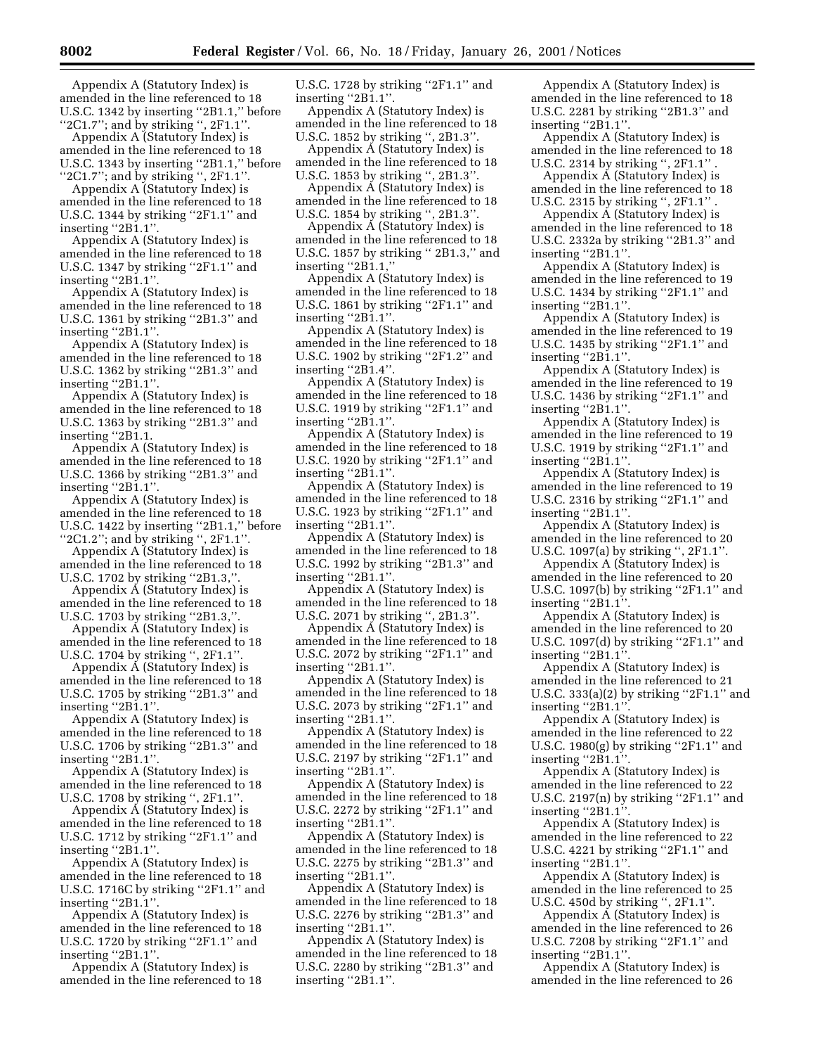Appendix A (Statutory Index) is amended in the line referenced to 18 U.S.C. 1342 by inserting ''2B1.1,'' before ''2C1.7''; and by striking '', 2F1.1''.

Appendix A (Statutory Index) is amended in the line referenced to 18 U.S.C. 1343 by inserting ''2B1.1,'' before ''2C1.7''; and by striking '', 2F1.1''.

Appendix A (Statutory Index) is amended in the line referenced to 18 U.S.C. 1344 by striking ''2F1.1'' and inserting ''2B1.1''.

Appendix A (Statutory Index) is amended in the line referenced to 18 U.S.C. 1347 by striking ''2F1.1'' and inserting ''2B1.1''.

Appendix A (Statutory Index) is amended in the line referenced to 18 U.S.C. 1361 by striking ''2B1.3'' and inserting ''2B1.1''.

Appendix A (Statutory Index) is amended in the line referenced to 18 U.S.C. 1362 by striking ''2B1.3'' and inserting ''2B1.1''.

Appendix A (Statutory Index) is amended in the line referenced to 18 U.S.C. 1363 by striking ''2B1.3'' and inserting ''2B1.1.

Appendix A (Statutory Index) is amended in the line referenced to 18 U.S.C. 1366 by striking ''2B1.3'' and inserting ''2B1.1''.

Appendix A (Statutory Index) is amended in the line referenced to 18 U.S.C. 1422 by inserting ''2B1.1,'' before ''2C1.2''; and by striking '', 2F1.1''.

Appendix A (Statutory Index) is amended in the line referenced to 18 U.S.C. 1702 by striking ''2B1.3,''.

Appendix A (Statutory Index) is amended in the line referenced to 18 U.S.C. 1703 by striking ''2B1.3,''.

Appendix A (Statutory Index) is amended in the line referenced to 18 U.S.C. 1704 by striking '', 2F1.1''.

Appendix A (Statutory Index) is amended in the line referenced to 18 U.S.C. 1705 by striking ''2B1.3'' and inserting ''2B1.1''.

Appendix A (Statutory Index) is amended in the line referenced to 18 U.S.C. 1706 by striking ''2B1.3'' and inserting ''2B1.1''.

Appendix A (Statutory Index) is amended in the line referenced to 18 U.S.C. 1708 by striking '', 2F1.1''.

Appendix A (Statutory Index) is amended in the line referenced to 18 U.S.C. 1712 by striking ''2F1.1'' and inserting ''2B1.1''.

Appendix A (Statutory Index) is amended in the line referenced to 18 U.S.C. 1716C by striking ''2F1.1'' and inserting ''2B1.1''.

Appendix A (Statutory Index) is amended in the line referenced to 18 U.S.C. 1720 by striking ''2F1.1'' and inserting ''2B1.1''.

Appendix A (Statutory Index) is amended in the line referenced to 18 U.S.C. 1728 by striking ''2F1.1'' and inserting ''2B1.1''.

Appendix A (Statutory Index) is amended in the line referenced to 18 U.S.C. 1852 by striking '', 2B1.3''.

Appendix A (Statutory Index) is amended in the line referenced to 18 U.S.C. 1853 by striking '', 2B1.3''.

Appendix A (Statutory Index) is amended in the line referenced to 18 U.S.C. 1854 by striking '', 2B1.3''.

Appendix A (Statutory Index) is amended in the line referenced to 18 U.S.C. 1857 by striking '' 2B1.3,'' and inserting ''2B1.1,''

Appendix A (Statutory Index) is amended in the line referenced to 18 U.S.C. 1861 by striking ''2F1.1'' and inserting ''2B1.1''.

Appendix A (Statutory Index) is amended in the line referenced to 18 U.S.C. 1902 by striking ''2F1.2'' and inserting ''2B1.4''.

Appendix A (Statutory Index) is amended in the line referenced to 18 U.S.C. 1919 by striking ''2F1.1'' and inserting ''2B1.1''.

Appendix A (Statutory Index) is amended in the line referenced to 18 U.S.C. 1920 by striking ''2F1.1'' and inserting ''2B1.1''.

Appendix A (Statutory Index) is amended in the line referenced to 18 U.S.C. 1923 by striking ''2F1.1'' and inserting ''2B1.1''.

Appendix A (Statutory Index) is amended in the line referenced to 18 U.S.C. 1992 by striking ''2B1.3'' and inserting ''2B1.1''.

Appendix A (Statutory Index) is amended in the line referenced to 18 U.S.C. 2071 by striking '', 2B1.3''.

Appendix A (Statutory Index) is amended in the line referenced to 18 U.S.C. 2072 by striking ''2F1.1'' and inserting ''2B1.1''.

Appendix A (Statutory Index) is amended in the line referenced to 18 U.S.C. 2073 by striking ''2F1.1'' and inserting ''2B1.1''.

Appendix A (Statutory Index) is amended in the line referenced to 18 U.S.C. 2197 by striking ''2F1.1'' and inserting ''2B1.1''.

Appendix A (Statutory Index) is amended in the line referenced to 18 U.S.C. 2272 by striking ''2F1.1'' and inserting ''2B1.1''.

Appendix A (Statutory Index) is amended in the line referenced to 18 U.S.C. 2275 by striking ''2B1.3'' and inserting ''2B1.1''.

Appendix A (Statutory Index) is amended in the line referenced to 18 U.S.C. 2276 by striking ''2B1.3'' and inserting ''2B1.1''.

Appendix A (Statutory Index) is amended in the line referenced to 18 U.S.C. 2280 by striking ''2B1.3'' and inserting ''2B1.1''.

Appendix A (Statutory Index) is amended in the line referenced to 18 U.S.C. 2281 by striking ''2B1.3'' and inserting ''2B1.1''.

Appendix A (Statutory Index) is amended in the line referenced to 18 U.S.C. 2314 by striking '', 2F1.1'' .

Appendix A (Statutory Index) is amended in the line referenced to 18 U.S.C. 2315 by striking '', 2F1.1'' .

Appendix A (Statutory Index) is amended in the line referenced to 18 U.S.C. 2332a by striking ''2B1.3'' and inserting ''2B1.1''.

Appendix A (Statutory Index) is amended in the line referenced to 19 U.S.C. 1434 by striking ''2F1.1'' and inserting ''2B1.1''.

Appendix A (Statutory Index) is amended in the line referenced to 19 U.S.C. 1435 by striking ''2F1.1'' and inserting ''2B1.1''.

Appendix A (Statutory Index) is amended in the line referenced to 19 U.S.C. 1436 by striking ''2F1.1'' and inserting ''2B1.1''.

Appendix A (Statutory Index) is amended in the line referenced to 19 U.S.C. 1919 by striking ''2F1.1'' and inserting ''2B1.1''.

Appendix A (Statutory Index) is amended in the line referenced to 19 U.S.C. 2316 by striking ''2F1.1'' and inserting ''2B1.1''.

Appendix A (Statutory Index) is amended in the line referenced to 20 U.S.C. 1097(a) by striking '', 2F1.1''.

Appendix A (Statutory Index) is amended in the line referenced to 20 U.S.C. 1097(b) by striking ''2F1.1'' and inserting ''2B1.1''.

Appendix A (Statutory Index) is amended in the line referenced to 20 U.S.C. 1097(d) by striking ''2F1.1'' and inserting ''2B1.1''.

Appendix A (Statutory Index) is amended in the line referenced to 21 U.S.C. 333(a)(2) by striking ''2F1.1'' and inserting ''2B1.1''.

Appendix A (Statutory Index) is amended in the line referenced to 22 U.S.C. 1980(g) by striking ''2F1.1'' and inserting ''2B1.1''.

Appendix A (Statutory Index) is amended in the line referenced to 22 U.S.C. 2197(n) by striking ''2F1.1'' and inserting ''2B1.1''.

Appendix A (Statutory Index) is amended in the line referenced to 22 U.S.C. 4221 by striking ''2F1.1'' and inserting ''2B1.1''.

Appendix A (Statutory Index) is amended in the line referenced to 25 U.S.C. 450d by striking '', 2F1.1''.

Appendix A (Statutory Index) is amended in the line referenced to 26 U.S.C. 7208 by striking ''2F1.1'' and inserting ''2B1.1''.

Appendix A (Statutory Index) is amended in the line referenced to 26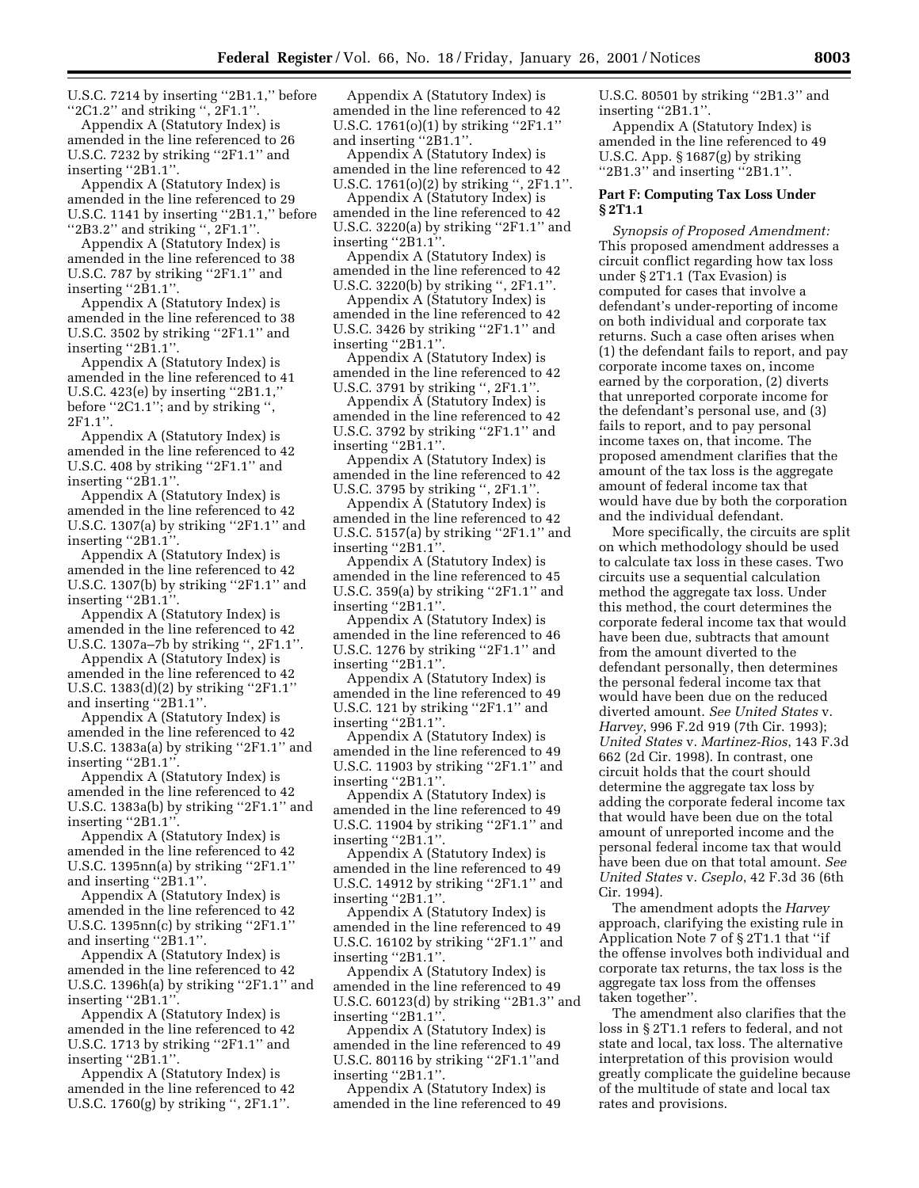U.S.C. 7214 by inserting ''2B1.1,'' before ''2C1.2'' and striking '', 2F1.1''.

Appendix A (Statutory Index) is amended in the line referenced to 26 U.S.C. 7232 by striking ''2F1.1'' and inserting ''2B1.1''.

Appendix A (Statutory Index) is amended in the line referenced to 29 U.S.C. 1141 by inserting ''2B1.1,'' before ''2B3.2'' and striking '', 2F1.1''.

Appendix A (Statutory Index) is amended in the line referenced to 38 U.S.C. 787 by striking ''2F1.1'' and inserting ''2B1.1''.

Appendix A (Statutory Index) is amended in the line referenced to 38 U.S.C. 3502 by striking ''2F1.1'' and inserting ''2B1.1''.

Appendix A (Statutory Index) is amended in the line referenced to 41 U.S.C. 423(e) by inserting ''2B1.1,'' before ''2C1.1''; and by striking '', 2F1.1''.

Appendix A (Statutory Index) is amended in the line referenced to 42 U.S.C. 408 by striking ''2F1.1'' and inserting ''2B1.1''.

Appendix A (Statutory Index) is amended in the line referenced to 42 U.S.C. 1307(a) by striking ''2F1.1'' and inserting ''2B1.1''.

Appendix A (Statutory Index) is amended in the line referenced to 42 U.S.C. 1307(b) by striking ''2F1.1'' and inserting ''2B1.1''.

Appendix A (Statutory Index) is amended in the line referenced to 42 U.S.C. 1307a–7b by striking '', 2F1.1''.

Appendix A (Statutory Index) is amended in the line referenced to 42 U.S.C. 1383(d)(2) by striking ''2F1.1'' and inserting ''2B1.1''.

Appendix A (Statutory Index) is amended in the line referenced to 42 U.S.C. 1383a(a) by striking ''2F1.1'' and inserting ''2B1.1''.

Appendix A (Statutory Index) is amended in the line referenced to 42 U.S.C. 1383a(b) by striking ''2F1.1'' and inserting ''2B1.1''.

Appendix A (Statutory Index) is amended in the line referenced to 42 U.S.C. 1395nn(a) by striking ''2F1.1'' and inserting ''2B1.1''.

Appendix A (Statutory Index) is amended in the line referenced to 42 U.S.C. 1395nn(c) by striking ''2F1.1'' and inserting ''2B1.1''.

Appendix A (Statutory Index) is amended in the line referenced to 42 U.S.C. 1396h(a) by striking ''2F1.1'' and inserting ''2B1.1''.

Appendix A (Statutory Index) is amended in the line referenced to 42 U.S.C. 1713 by striking ''2F1.1'' and inserting ''2B1.1''.

Appendix A (Statutory Index) is amended in the line referenced to 42 U.S.C. 1760(g) by striking '', 2F1.1''.

Appendix A (Statutory Index) is amended in the line referenced to 42 U.S.C. 1761(o)(1) by striking ''2F1.1'' and inserting ''2B1.1''.

Appendix A (Statutory Index) is amended in the line referenced to 42 U.S.C. 1761(o)(2) by striking '', 2F1.1''.

Appendix A (Statutory Index) is amended in the line referenced to 42 U.S.C. 3220(a) by striking ''2F1.1'' and inserting ''2B1.1''.

Appendix A (Statutory Index) is amended in the line referenced to 42 U.S.C. 3220(b) by striking '', 2F1.1''.

Appendix A (Statutory Index) is amended in the line referenced to 42 U.S.C. 3426 by striking ''2F1.1'' and inserting ''2B1.1''.

Appendix A (Statutory Index) is amended in the line referenced to 42 U.S.C. 3791 by striking '', 2F1.1''.

Appendix A (Statutory Index) is amended in the line referenced to 42 U.S.C. 3792 by striking ''2F1.1'' and inserting ''2B1.1''.

Appendix A (Statutory Index) is amended in the line referenced to 42 U.S.C. 3795 by striking '', 2F1.1''.

Appendix A (Statutory Index) is amended in the line referenced to 42 U.S.C. 5157(a) by striking ''2F1.1'' and inserting ''2B1.1''.

Appendix A (Statutory Index) is amended in the line referenced to 45 U.S.C. 359(a) by striking ''2F1.1'' and inserting ''2B1.1''.

Appendix A (Statutory Index) is amended in the line referenced to 46 U.S.C. 1276 by striking ''2F1.1'' and inserting ''2B1.1''.

Appendix A (Statutory Index) is amended in the line referenced to 49 U.S.C. 121 by striking ''2F1.1'' and inserting ''2B1.1''.

Appendix A (Statutory Index) is amended in the line referenced to 49 U.S.C. 11903 by striking ''2F1.1'' and inserting ''2B1.1''.

Appendix A (Statutory Index) is amended in the line referenced to 49 U.S.C. 11904 by striking ''2F1.1'' and inserting ''2B1.1''.

Appendix A (Statutory Index) is amended in the line referenced to 49 U.S.C. 14912 by striking ''2F1.1'' and inserting ''2B1.1''.

Appendix A (Statutory Index) is amended in the line referenced to 49 U.S.C. 16102 by striking ''2F1.1'' and inserting ''2B1.1''.

Appendix A (Statutory Index) is amended in the line referenced to 49 U.S.C. 60123(d) by striking ''2B1.3'' and inserting ''2B1.1''.

Appendix A (Statutory Index) is amended in the line referenced to 49 U.S.C. 80116 by striking ''2F1.1''and inserting ''2B1.1''.

Appendix A (Statutory Index) is amended in the line referenced to 49 U.S.C. 80501 by striking ''2B1.3'' and inserting ''2B1.1''.

Appendix A (Statutory Index) is amended in the line referenced to 49 U.S.C. App. § 1687(g) by striking ''2B1.3'' and inserting ''2B1.1''.

### Part F: Computing Tax Loss Under § 2T1.1

*Synopsis of Proposed Amendment:* This proposed amendment addresses a circuit conflict regarding how tax loss under § 2T1.1 (Tax Evasion) is computed for cases that involve a defendant's under-reporting of income on both individual and corporate tax returns. Such a case often arises when (1) the defendant fails to report, and pay corporate income taxes on, income earned by the corporation, (2) diverts that unreported corporate income for the defendant's personal use, and (3) fails to report, and to pay personal income taxes on, that income. The proposed amendment clarifies that the amount of the tax loss is the aggregate amount of federal income tax that would have due by both the corporation and the individual defendant.

More specifically, the circuits are split on which methodology should be used to calculate tax loss in these cases. Two circuits use a sequential calculation method the aggregate tax loss. Under this method, the court determines the corporate federal income tax that would have been due, subtracts that amount from the amount diverted to the defendant personally, then determines the personal federal income tax that would have been due on the reduced diverted amount. *See United States* v. *Harvey*, 996 F.2d 919 (7th Cir. 1993); *United States* v. *Martinez-Rios*, 143 F.3d 662 (2d Cir. 1998). In contrast, one circuit holds that the court should determine the aggregate tax loss by adding the corporate federal income tax that would have been due on the total amount of unreported income and the personal federal income tax that would have been due on that total amount. *See United States* v. *Cseplo*, 42 F.3d 36 (6th Cir. 1994).

The amendment adopts the *Harvey* approach, clarifying the existing rule in Application Note 7 of § 2T1.1 that ''if the offense involves both individual and corporate tax returns, the tax loss is the aggregate tax loss from the offenses taken together''.

The amendment also clarifies that the loss in § 2T1.1 refers to federal, and not state and local, tax loss. The alternative interpretation of this provision would greatly complicate the guideline because of the multitude of state and local tax rates and provisions.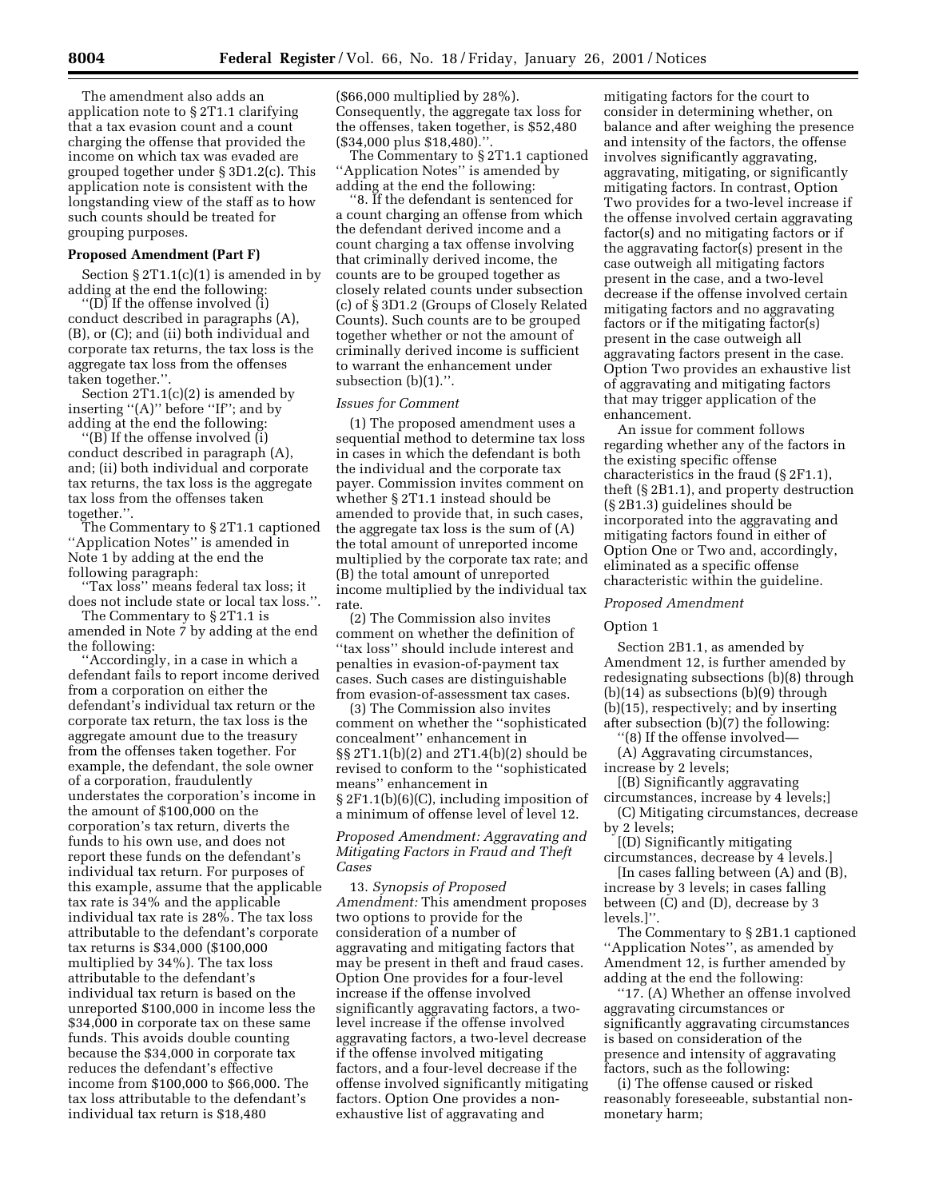The amendment also adds an application note to § 2T1.1 clarifying that a tax evasion count and a count charging the offense that provided the income on which tax was evaded are grouped together under § 3D1.2(c). This application note is consistent with the longstanding view of the staff as to how such counts should be treated for grouping purposes.

**Proposed Amendment (Part F)**

Section § 2T1.1(c)(1) is amended in by adding at the end the following:

''(D) If the offense involved (i) conduct described in paragraphs (A), (B), or (C); and (ii) both individual and corporate tax returns, the tax loss is the aggregate tax loss from the offenses taken together.''.

Section 2T1.1(c)(2) is amended by inserting ''(A)'' before ''If''; and by adding at the end the following:

''(B) If the offense involved (i) conduct described in paragraph (A), and; (ii) both individual and corporate tax returns, the tax loss is the aggregate tax loss from the offenses taken together.''.

The Commentary to § 2T1.1 captioned ''Application Notes'' is amended in Note 1 by adding at the end the following paragraph:

''Tax loss'' means federal tax loss; it does not include state or local tax loss.''.

The Commentary to § 2T1.1 is amended in Note 7 by adding at the end the following:

''Accordingly, in a case in which a defendant fails to report income derived from a corporation on either the defendant's individual tax return or the corporate tax return, the tax loss is the aggregate amount due to the treasury from the offenses taken together. For example, the defendant, the sole owner of a corporation, fraudulently understates the corporation's income in the amount of $100,000 on the corporation's tax return, diverts the funds to his own use, and does not report these funds on the defendant's individual tax return. For purposes of this example, assume that the applicable tax rate is 34% and the applicable individual tax rate is 28%. The tax loss attributable to the defendant's corporate tax returns is $34,000 ($100,000 multiplied by 34%). The tax loss attributable to the defendant's individual tax return is based on the unreported $100,000 in income less the $34,000 in corporate tax on these same funds. This avoids double counting because the $34,000 in corporate tax reduces the defendant's effective income from $100,000 to $66,000. The tax loss attributable to the defendant's individual tax return is $18,480 ($66,000 multiplied by 28%). Consequently, the aggregate tax loss for the offenses, taken together, is $52,480 ($34,000 plus $18,480).''.

The Commentary to § 2T1.1 captioned ''Application Notes'' is amended by adding at the end the following:

''8. If the defendant is sentenced for a count charging an offense from which the defendant derived income and a count charging a tax offense involving that criminally derived income, the counts are to be grouped together as closely related counts under subsection (c) of § 3D1.2 (Groups of Closely Related Counts). Such counts are to be grouped together whether or not the amount of criminally derived income is sufficient to warrant the enhancement under subsection (b)(1).''.

*Issues for Comment*

(1) The proposed amendment uses a sequential method to determine tax loss in cases in which the defendant is both the individual and the corporate tax payer. Commission invites comment on whether § 2T1.1 instead should be amended to provide that, in such cases, the aggregate tax loss is the sum of (A) the total amount of unreported income multiplied by the corporate tax rate; and (B) the total amount of unreported income multiplied by the individual tax rate.

(2) The Commission also invites comment on whether the definition of ''tax loss'' should include interest and penalties in evasion-of-payment tax cases. Such cases are distinguishable from evasion-of-assessment tax cases.

(3) The Commission also invites comment on whether the ''sophisticated concealment'' enhancement in §§ 2T1.1(b)(2) and 2T1.4(b)(2) should be revised to conform to the ''sophisticated means'' enhancement in § 2F1.1(b)(6)(C), including imposition of a minimum of offense level of level 12.

*Proposed Amendment: Aggravating and Mitigating Factors in Fraud and Theft Cases*

13. *Synopsis of Proposed Amendment:* This amendment proposes two options to provide for the consideration of a number of aggravating and mitigating factors that may be present in theft and fraud cases. Option One provides for a four-level increase if the offense involved significantly aggravating factors, a two-level increase if the offense involved aggravating factors, a two-level decrease if the offense involved mitigating factors, and a four-level decrease if the offense involved significantly mitigating factors. Option One provides a non-exhaustive list of aggravating and mitigating factors for the court to consider in determining whether, on balance and after weighing the presence and intensity of the factors, the offense involves significantly aggravating, aggravating, mitigating, or significantly mitigating factors. In contrast, Option Two provides for a two-level increase if the offense involved certain aggravating factor(s) and no mitigating factors or if the aggravating factor(s) present in the case outweigh all mitigating factors present in the case, and a two-level decrease if the offense involved certain mitigating factors and no aggravating factors or if the mitigating factor(s) present in the case outweigh all aggravating factors present in the case. Option Two provides an exhaustive list of aggravating and mitigating factors that may trigger application of the enhancement.

An issue for comment follows regarding whether any of the factors in the existing specific offense characteristics in the fraud (§ 2F1.1), theft (§ 2B1.1), and property destruction (§ 2B1.3) guidelines should be incorporated into the aggravating and mitigating factors found in either of Option One or Two and, accordingly, eliminated as a specific offense characteristic within the guideline.

*Proposed Amendment*

Option 1

Section 2B1.1, as amended by Amendment 12, is further amended by redesignating subsections (b)(8) through (b)(14) as subsections (b)(9) through (b)(15), respectively; and by inserting after subsection (b)(7) the following:

''(8) If the offense involved—

(A) Aggravating circumstances, increase by 2 levels;

[(B) Significantly aggravating circumstances, increase by 4 levels;]

(C) Mitigating circumstances, decrease by 2 levels;

[(D) Significantly mitigating circumstances, decrease by 4 levels.]

[In cases falling between (A) and (B), increase by 3 levels; in cases falling between (C) and (D), decrease by 3 levels.]''.

The Commentary to § 2B1.1 captioned ''Application Notes'', as amended by Amendment 12, is further amended by adding at the end the following:

''17. (A) Whether an offense involved aggravating circumstances or significantly aggravating circumstances is based on consideration of the presence and intensity of aggravating factors, such as the following:

(i) The offense caused or risked reasonably foreseeable, substantial non-monetary harm;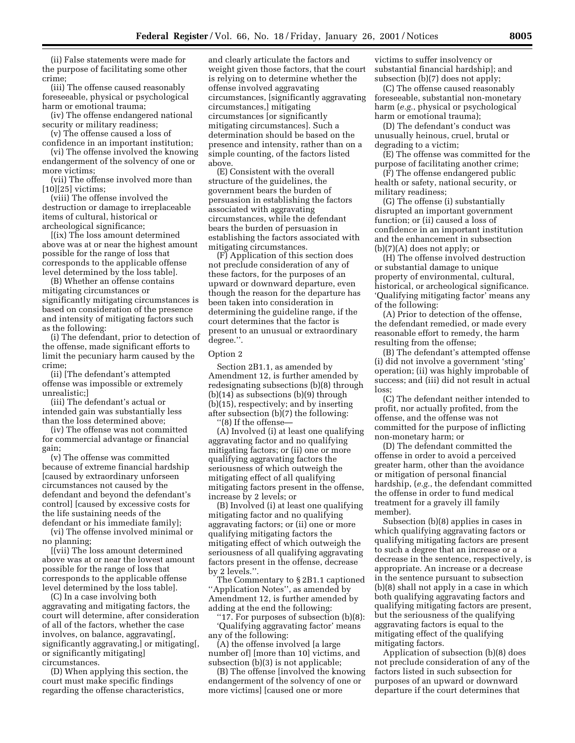(ii) False statements were made for the purpose of facilitating some other crime;

(iii) The offense caused reasonably foreseeable, physical or psychological harm or emotional trauma;

(iv) The offense endangered national security or military readiness;

(v) The offense caused a loss of confidence in an important institution;

(vi) The offense involved the knowing endangerment of the solvency of one or more victims;

(vii) The offense involved more than [10][25] victims;

(viii) The offense involved the destruction or damage to irreplaceable items of cultural, historical or archeological significance;

[(ix) The loss amount determined above was at or near the highest amount possible for the range of loss that corresponds to the applicable offense level determined by the loss table].

(B) Whether an offense contains mitigating circumstances or significantly mitigating circumstances is based on consideration of the presence and intensity of mitigating factors such as the following:

(i) The defendant, prior to detection of the offense, made significant efforts to limit the pecuniary harm caused by the crime;

(ii) [The defendant's attempted offense was impossible or extremely unrealistic;]

(iii) The defendant's actual or intended gain was substantially less than the loss determined above;

(iv) The offense was not committed for commercial advantage or financial gain;

(v) The offense was committed because of extreme financial hardship [caused by extraordinary unforseen circumstances not caused by the defendant and beyond the defendant's control] [caused by excessive costs for the life sustaining needs of the defendant or his immediate family];

(vi) The offense involved minimal or no planning;

[(vii) The loss amount determined above was at or near the lowest amount possible for the range of loss that corresponds to the applicable offense level determined by the loss table].

(C) In a case involving both aggravating and mitigating factors, the court will determine, after consideration of all of the factors, whether the case involves, on balance, aggravating[, significantly aggravating,] or mitigating[, or significantly mitigating] circumstances.

(D) When applying this section, the court must make specific findings regarding the offense characteristics, and clearly articulate the factors and weight given those factors, that the court is relying on to determine whether the offense involved aggravating circumstances, [significantly aggravating circumstances,] mitigating circumstances [or significantly mitigating circumstances]. Such a determination should be based on the presence and intensity, rather than on a simple counting, of the factors listed above.

(E) Consistent with the overall structure of the guidelines, the government bears the burden of persuasion in establishing the factors associated with aggravating circumstances, while the defendant bears the burden of persuasion in establishing the factors associated with mitigating circumstances.

(F) Application of this section does not preclude consideration of any of these factors, for the purposes of an upward or downward departure, even though the reason for the departure has been taken into consideration in determining the guideline range, if the court determines that the factor is present to an unusual or extraordinary degree.''.

Option 2

Section 2B1.1, as amended by Amendment 12, is further amended by redesignating subsections (b)(8) through (b)(14) as subsections (b)(9) through (b)(15), respectively; and by inserting after subsection (b)(7) the following:

''(8) If the offense—

(A) Involved (i) at least one qualifying aggravating factor and no qualifying mitigating factors; or (ii) one or more qualifying aggravating factors the seriousness of which outweigh the mitigating effect of all qualifying mitigating factors present in the offense, increase by 2 levels; or

(B) Involved (i) at least one qualifying mitigating factor and no qualifying aggravating factors; or (ii) one or more qualifying mitigating factors the mitigating effect of which outweigh the seriousness of all qualifying aggravating factors present in the offense, decrease by 2 levels.''.

The Commentary to § 2B1.1 captioned ''Application Notes'', as amended by Amendment 12, is further amended by adding at the end the following:

''17. For purposes of subsection (b)(8):

'Qualifying aggravating factor' means any of the following:

(A) the offense involved [a large number of] [more than 10] victims, and subsection (b)(3) is not applicable;

(B) The offense [involved the knowing endangerment of the solvency of one or more victims] [caused one or more victims to suffer insolvency or substantial financial hardship]; and subsection (b)(7) does not apply;

(C) The offense caused reasonably foreseeable, substantial non-monetary harm (*e.g.*, physical or psychological harm or emotional trauma);

(D) The defendant's conduct was unusually heinous, cruel, brutal or degrading to a victim;

(E) The offense was committed for the purpose of facilitating another crime;

(F) The offense endangered public health or safety, national security, or military readiness;

(G) The offense (i) substantially disrupted an important government function; or (ii) caused a loss of confidence in an important institution and the enhancement in subsection (b)(7)(A) does not apply; or

(H) The offense involved destruction or substantial damage to unique property of environmental, cultural, historical, or archeological significance.

'Qualifying mitigating factor' means any of the following:

(A) Prior to detection of the offense, the defendant remedied, or made every reasonable effort to remedy, the harm resulting from the offense;

(B) The defendant's attempted offense (i) did not involve a government 'sting' operation; (ii) was highly improbable of success; and (iii) did not result in actual loss;

(C) The defendant neither intended to profit, nor actually profited, from the offense, and the offense was not committed for the purpose of inflicting non-monetary harm; or

(D) The defendant committed the offense in order to avoid a perceived greater harm, other than the avoidance or mitigation of personal financial hardship, (*e.g.*, the defendant committed the offense in order to fund medical treatment for a gravely ill family member).

Subsection (b)(8) applies in cases in which qualifying aggravating factors or qualifying mitigating factors are present to such a degree that an increase or a decrease in the sentence, respectively, is appropriate. An increase or a decrease in the sentence pursuant to subsection (b)(8) shall not apply in a case in which both qualifying aggravating factors and qualifying mitigating factors are present, but the seriousness of the qualifying aggravating factors is equal to the mitigating effect of the qualifying mitigating factors.

Application of subsection (b)(8) does not preclude consideration of any of the factors listed in such subsection for purposes of an upward or downward departure if the court determines that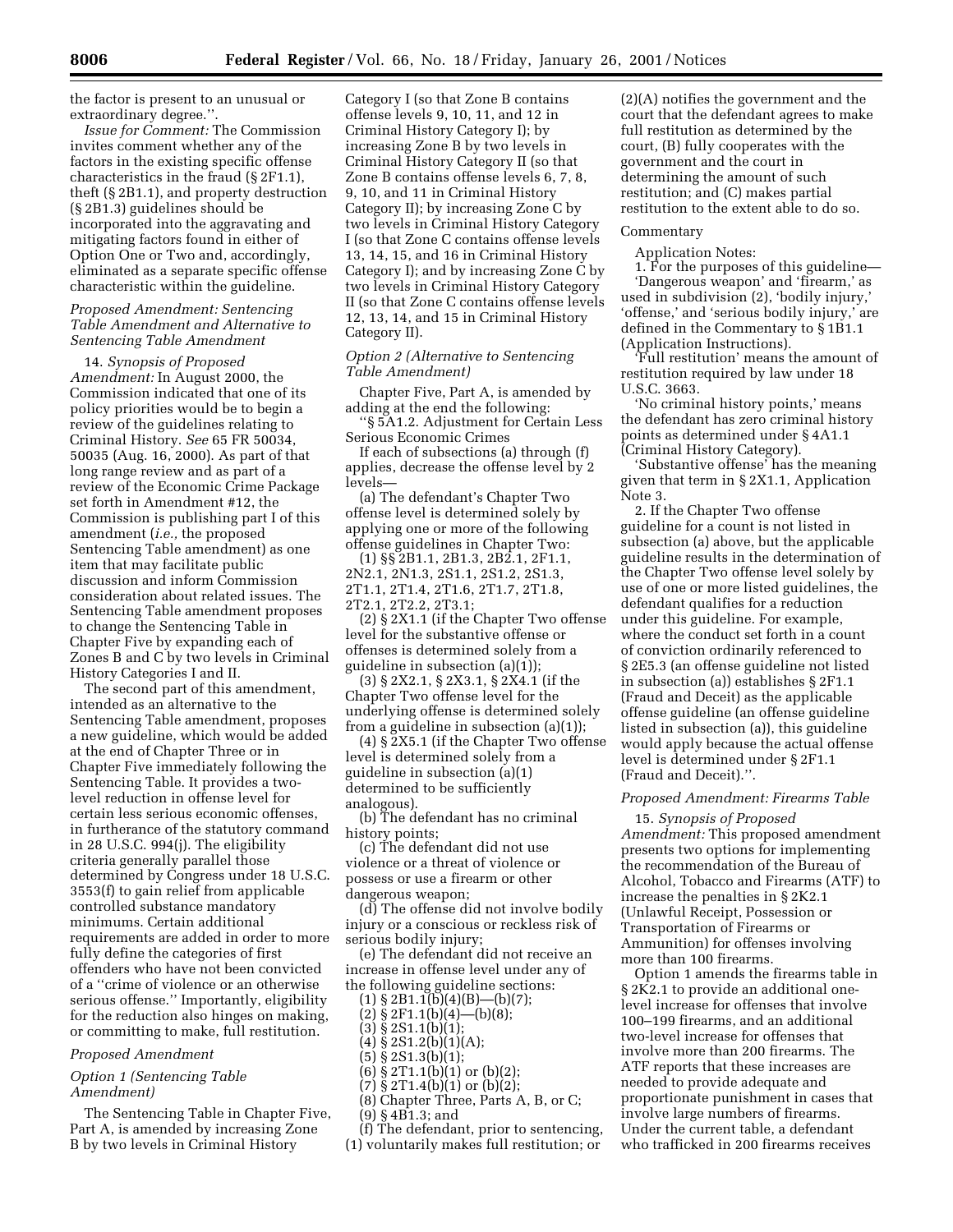the factor is present to an unusual or extraordinary degree.''.

*Issue for Comment:* The Commission invites comment whether any of the factors in the existing specific offense characteristics in the fraud (§ 2F1.1), theft (§ 2B1.1), and property destruction (§ 2B1.3) guidelines should be incorporated into the aggravating and mitigating factors found in either of Option One or Two and, accordingly, eliminated as a separate specific offense characteristic within the guideline.

### *Proposed Amendment: Sentencing Table Amendment and Alternative to Sentencing Table Amendment*

14. *Synopsis of Proposed Amendment:* In August 2000, the Commission indicated that one of its policy priorities would be to begin a review of the guidelines relating to Criminal History. *See* 65 FR 50034, 50035 (Aug. 16, 2000). As part of that long range review and as part of a review of the Economic Crime Package set forth in Amendment #12, the Commission is publishing part I of this amendment (*i.e.,* the proposed Sentencing Table amendment) as one item that may facilitate public discussion and inform Commission consideration about related issues. The Sentencing Table amendment proposes to change the Sentencing Table in Chapter Five by expanding each of Zones B and C by two levels in Criminal History Categories I and II.

The second part of this amendment, intended as an alternative to the Sentencing Table amendment, proposes a new guideline, which would be added at the end of Chapter Three or in Chapter Five immediately following the Sentencing Table. It provides a two-level reduction in offense level for certain less serious economic offenses, in furtherance of the statutory command in 28 U.S.C. 994(j). The eligibility criteria generally parallel those determined by Congress under 18 U.S.C. 3553(f) to gain relief from applicable controlled substance mandatory minimums. Certain additional requirements are added in order to more fully define the categories of first offenders who have not been convicted of a ''crime of violence or an otherwise serious offense.'' Importantly, eligibility for the reduction also hinges on making, or committing to make, full restitution.

### *Proposed Amendment*

#### *Option 1 (Sentencing Table Amendment)*

The Sentencing Table in Chapter Five, Part A, is amended by increasing Zone B by two levels in Criminal History Category I (so that Zone B contains offense levels 9, 10, 11, and 12 in Criminal History Category I); by increasing Zone B by two levels in Criminal History Category II (so that Zone B contains offense levels 6, 7, 8, 9, 10, and 11 in Criminal History Category II); by increasing Zone C by two levels in Criminal History Category I (so that Zone C contains offense levels 13, 14, 15, and 16 in Criminal History Category I); and by increasing Zone C by two levels in Criminal History Category II (so that Zone C contains offense levels 12, 13, 14, and 15 in Criminal History Category II).

#### *Option 2 (Alternative to Sentencing Table Amendment)*

Chapter Five, Part A, is amended by adding at the end the following:

''§ 5A1.2. Adjustment for Certain Less Serious Economic Crimes

If each of subsections (a) through (f) applies, decrease the offense level by 2 levels—

(a) The defendant's Chapter Two offense level is determined solely by applying one or more of the following offense guidelines in Chapter Two:

(1) §§ 2B1.1, 2B1.3, 2B2.1, 2F1.1, 2N2.1, 2N1.3, 2S1.1, 2S1.2, 2S1.3, 2T1.1, 2T1.4, 2T1.6, 2T1.7, 2T1.8, 2T2.1, 2T2.2, 2T3.1;

(2) § 2X1.1 (if the Chapter Two offense level for the substantive offense or offenses is determined solely from a guideline in subsection (a)(1));

(3) § 2X2.1, § 2X3.1, § 2X4.1 (if the Chapter Two offense level for the underlying offense is determined solely from a guideline in subsection (a)(1));

(4) § 2X5.1 (if the Chapter Two offense level is determined solely from a guideline in subsection (a)(1) determined to be sufficiently analogous).

(b) The defendant has no criminal history points;

(c) The defendant did not use violence or a threat of violence or possess or use a firearm or other dangerous weapon;

(d) The offense did not involve bodily injury or a conscious or reckless risk of serious bodily injury;

(e) The defendant did not receive an increase in offense level under any of the following guideline sections:

(1) § 2B1.1(b)(4)(B)—(b)(7);
(2) § 2F1.1(b)(4)—(b)(8);
(3) § 2S1.1(b)(1);
(4) § 2S1.2(b)(1)(A);
(5) § 2S1.3(b)(1);
(6) § 2T1.1(b)(1) or (b)(2);
(7) § 2T1.4(b)(1) or (b)(2);
(8) Chapter Three, Parts A, B, or C;
(9) § 4B1.3; and

(f) The defendant, prior to sentencing, (1) voluntarily makes full restitution; or (2)(A) notifies the government and the court that the defendant agrees to make full restitution as determined by the court, (B) fully cooperates with the government and the court in determining the amount of such restitution; and (C) makes partial restitution to the extent able to do so.

Commentary

Application Notes:

1. For the purposes of this guideline—

'Dangerous weapon' and 'firearm,' as used in subdivision (2), 'bodily injury,' 'offense,' and 'serious bodily injury,' are defined in the Commentary to § 1B1.1 (Application Instructions).

'Full restitution' means the amount of restitution required by law under 18 U.S.C. 3663.

'No criminal history points,' means the defendant has zero criminal history points as determined under § 4A1.1 (Criminal History Category).

'Substantive offense' has the meaning given that term in § 2X1.1, Application Note 3.

2. If the Chapter Two offense guideline for a count is not listed in subsection (a) above, but the applicable guideline results in the determination of the Chapter Two offense level solely by use of one or more listed guidelines, the defendant qualifies for a reduction under this guideline. For example, where the conduct set forth in a count of conviction ordinarily referenced to § 2E5.3 (an offense guideline not listed in subsection (a)) establishes § 2F1.1 (Fraud and Deceit) as the applicable offense guideline (an offense guideline listed in subsection (a)), this guideline would apply because the actual offense level is determined under § 2F1.1 (Fraud and Deceit).''.

### *Proposed Amendment: Firearms Table*

15. *Synopsis of Proposed Amendment:* This proposed amendment presents two options for implementing the recommendation of the Bureau of Alcohol, Tobacco and Firearms (ATF) to increase the penalties in § 2K2.1 (Unlawful Receipt, Possession or Transportation of Firearms or Ammunition) for offenses involving more than 100 firearms.

Option 1 amends the firearms table in § 2K2.1 to provide an additional one-level increase for offenses that involve 100–199 firearms, and an additional two-level increase for offenses that involve more than 200 firearms. The ATF reports that these increases are needed to provide adequate and proportionate punishment in cases that involve large numbers of firearms. Under the current table, a defendant who trafficked in 200 firearms receives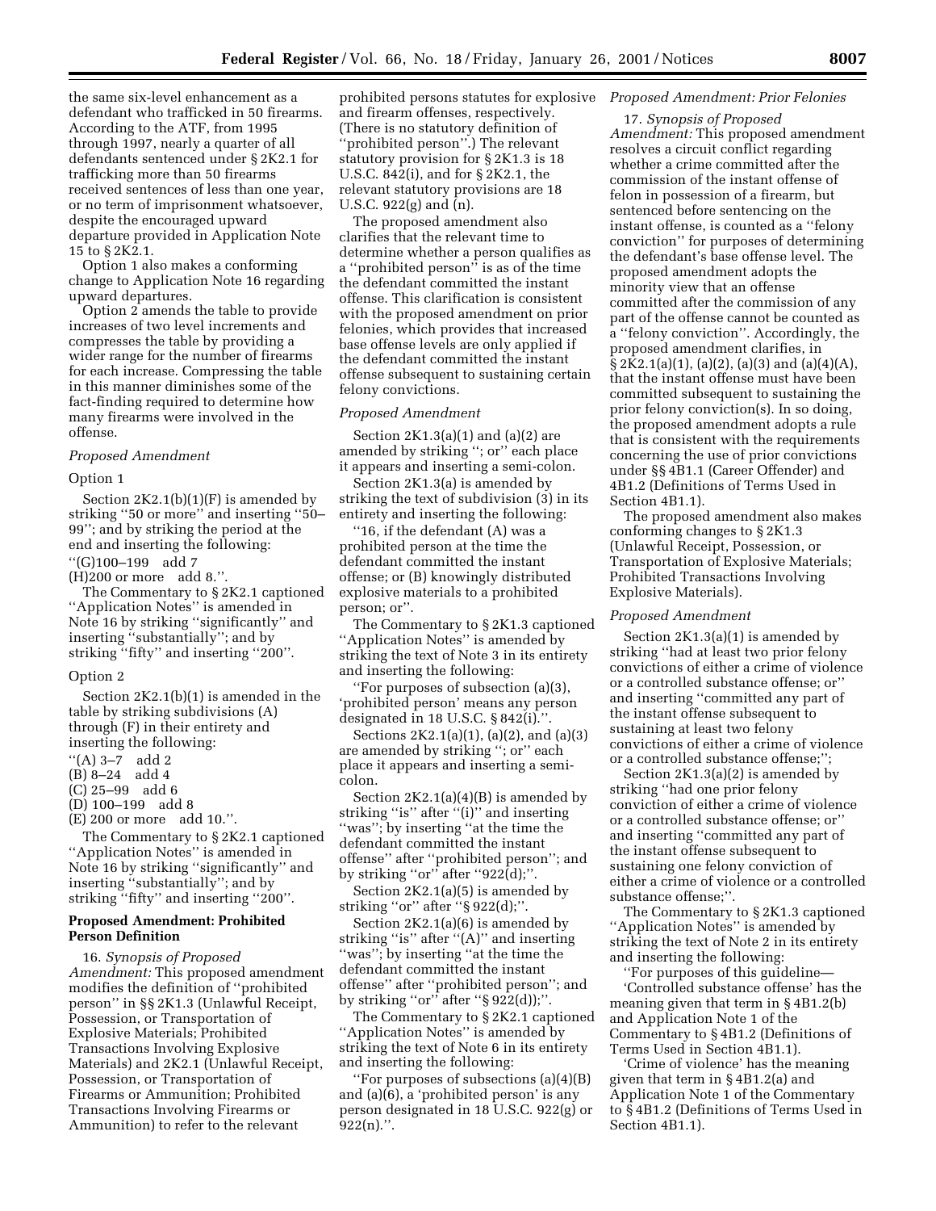the same six-level enhancement as a defendant who trafficked in 50 firearms. According to the ATF, from 1995 through 1997, nearly a quarter of all defendants sentenced under § 2K2.1 for trafficking more than 50 firearms received sentences of less than one year, or no term of imprisonment whatsoever, despite the encouraged upward departure provided in Application Note 15 to § 2K2.1.

Option 1 also makes a conforming change to Application Note 16 regarding upward departures.

Option 2 amends the table to provide increases of two level increments and compresses the table by providing a wider range for the number of firearms for each increase. Compressing the table in this manner diminishes some of the fact-finding required to determine how many firearms were involved in the offense.

*Proposed Amendment*

Option 1

Section 2K2.1(b)(1)(F) is amended by striking ''50 or more'' and inserting ''50–99''; and by striking the period at the end and inserting the following:

''(G)100–199 add 7

(H)200 or more add 8.''.

The Commentary to § 2K2.1 captioned ''Application Notes'' is amended in Note 16 by striking ''significantly'' and inserting ''substantially''; and by striking ''fifty'' and inserting ''200''.

Option 2

Section 2K2.1(b)(1) is amended in the table by striking subdivisions (A) through (F) in their entirety and inserting the following:

''(A) 3–7 add 2

(B) 8–24 add 4

(C) 25–99 add 6

(D) 100–199 add 8

(E) 200 or more add 10.''.

The Commentary to § 2K2.1 captioned ''Application Notes'' is amended in Note 16 by striking ''significantly'' and inserting ''substantially''; and by striking ''fifty'' and inserting ''200''.

**Proposed Amendment: Prohibited Person Definition**

16. *Synopsis of Proposed Amendment:* This proposed amendment modifies the definition of ''prohibited person'' in §§ 2K1.3 (Unlawful Receipt, Possession, or Transportation of Explosive Materials; Prohibited Transactions Involving Explosive Materials) and 2K2.1 (Unlawful Receipt, Possession, or Transportation of Firearms or Ammunition; Prohibited Transactions Involving Firearms or Ammunition) to refer to the relevant prohibited persons statutes for explosive and firearm offenses, respectively. (There is no statutory definition of ''prohibited person''.) The relevant statutory provision for § 2K1.3 is 18 U.S.C. 842(i), and for § 2K2.1, the relevant statutory provisions are 18 U.S.C. 922(g) and (n).

The proposed amendment also clarifies that the relevant time to determine whether a person qualifies as a ''prohibited person'' is as of the time the defendant committed the instant offense. This clarification is consistent with the proposed amendment on prior felonies, which provides that increased base offense levels are only applied if the defendant committed the instant offense subsequent to sustaining certain felony convictions.

*Proposed Amendment*

Section 2K1.3(a)(1) and (a)(2) are amended by striking ''; or'' each place it appears and inserting a semi-colon.

Section 2K1.3(a) is amended by striking the text of subdivision (3) in its entirety and inserting the following:

''16, if the defendant (A) was a prohibited person at the time the defendant committed the instant offense; or (B) knowingly distributed explosive materials to a prohibited person; or''.

The Commentary to § 2K1.3 captioned ''Application Notes'' is amended by striking the text of Note 3 in its entirety and inserting the following:

''For purposes of subsection (a)(3), 'prohibited person' means any person designated in 18 U.S.C. § 842(i).''.

Sections 2K2.1(a)(1), (a)(2), and (a)(3) are amended by striking ''; or'' each place it appears and inserting a semi-colon.

Section 2K2.1(a)(4)(B) is amended by striking ''is'' after ''(i)'' and inserting ''was''; by inserting ''at the time the defendant committed the instant offense'' after ''prohibited person''; and by striking ''or'' after ''922(d);''.

Section 2K2.1(a)(5) is amended by striking ''or'' after ''§ 922(d);''.

Section 2K2.1(a)(6) is amended by striking ''is'' after ''(A)'' and inserting ''was''; by inserting ''at the time the defendant committed the instant offense'' after ''prohibited person''; and by striking ''or'' after ''§ 922(d));''.

The Commentary to § 2K2.1 captioned ''Application Notes'' is amended by striking the text of Note 6 in its entirety and inserting the following:

''For purposes of subsections (a)(4)(B) and (a)(6), a 'prohibited person' is any person designated in 18 U.S.C. 922(g) or 922(n).''.

*Proposed Amendment: Prior Felonies*

17. *Synopsis of Proposed Amendment:* This proposed amendment resolves a circuit conflict regarding whether a crime committed after the commission of the instant offense of felon in possession of a firearm, but sentenced before sentencing on the instant offense, is counted as a ''felony conviction'' for purposes of determining the defendant's base offense level. The proposed amendment adopts the minority view that an offense committed after the commission of any part of the offense cannot be counted as a ''felony conviction''. Accordingly, the proposed amendment clarifies, in § 2K2.1(a)(1), (a)(2), (a)(3) and (a)(4)(A), that the instant offense must have been committed subsequent to sustaining the prior felony conviction(s). In so doing, the proposed amendment adopts a rule that is consistent with the requirements concerning the use of prior convictions under §§ 4B1.1 (Career Offender) and 4B1.2 (Definitions of Terms Used in Section 4B1.1).

The proposed amendment also makes conforming changes to § 2K1.3 (Unlawful Receipt, Possession, or Transportation of Explosive Materials; Prohibited Transactions Involving Explosive Materials).

*Proposed Amendment*

Section 2K1.3(a)(1) is amended by striking ''had at least two prior felony convictions of either a crime of violence or a controlled substance offense; or'' and inserting ''committed any part of the instant offense subsequent to sustaining at least two felony convictions of either a crime of violence or a controlled substance offense;'';

Section 2K1.3(a)(2) is amended by striking ''had one prior felony conviction of either a crime of violence or a controlled substance offense; or'' and inserting ''committed any part of the instant offense subsequent to sustaining one felony conviction of either a crime of violence or a controlled substance offense;''.

The Commentary to § 2K1.3 captioned ''Application Notes'' is amended by striking the text of Note 2 in its entirety and inserting the following:

''For purposes of this guideline—

'Controlled substance offense' has the meaning given that term in § 4B1.2(b) and Application Note 1 of the Commentary to § 4B1.2 (Definitions of Terms Used in Section 4B1.1).

'Crime of violence' has the meaning given that term in § 4B1.2(a) and Application Note 1 of the Commentary to § 4B1.2 (Definitions of Terms Used in Section 4B1.1).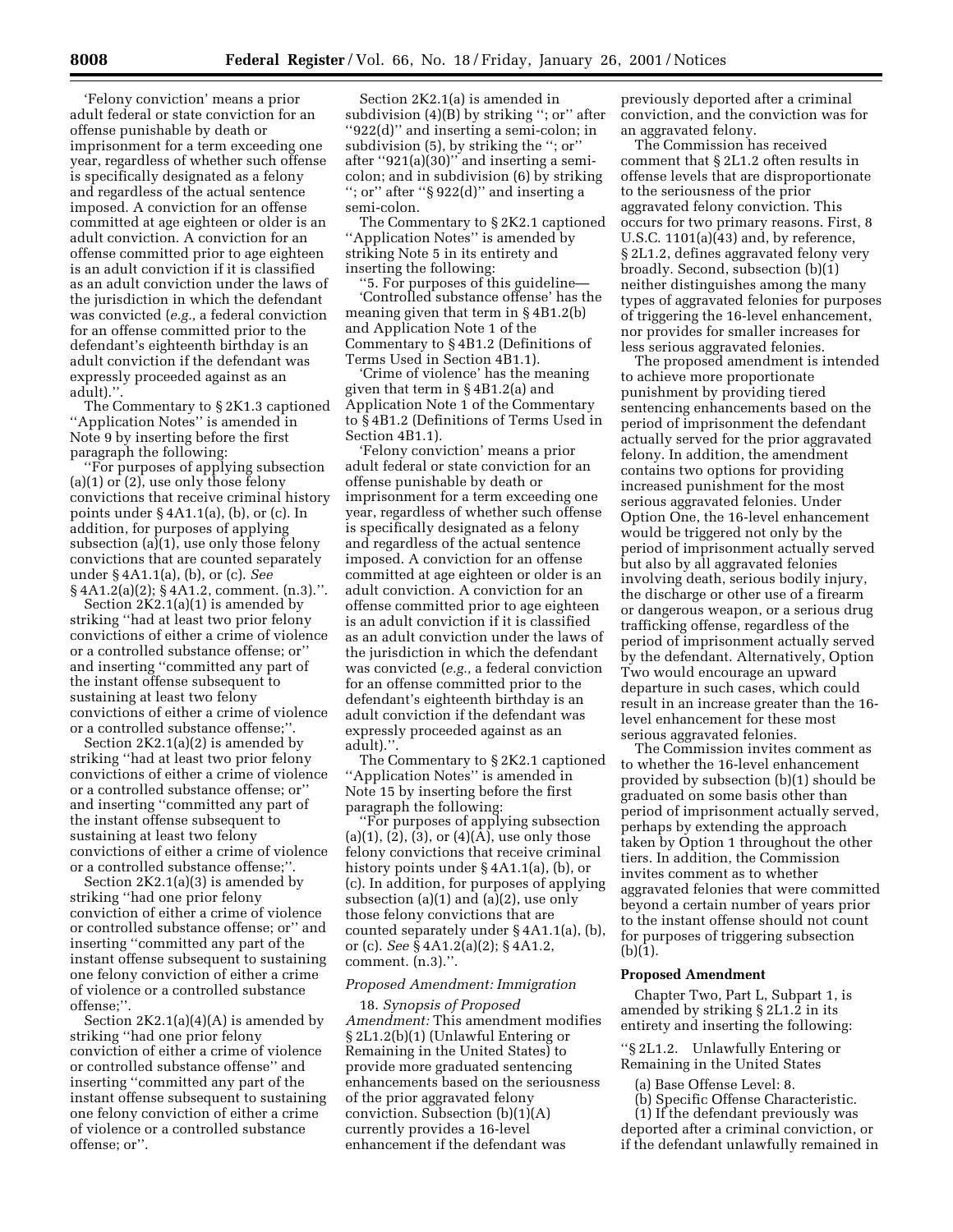'Felony conviction' means a prior adult federal or state conviction for an offense punishable by death or imprisonment for a term exceeding one year, regardless of whether such offense is specifically designated as a felony and regardless of the actual sentence imposed. A conviction for an offense committed at age eighteen or older is an adult conviction. A conviction for an offense committed prior to age eighteen is an adult conviction if it is classified as an adult conviction under the laws of the jurisdiction in which the defendant was convicted (*e.g.,* a federal conviction for an offense committed prior to the defendant's eighteenth birthday is an adult conviction if the defendant was expressly proceeded against as an adult).''.

The Commentary to § 2K1.3 captioned ''Application Notes'' is amended in Note 9 by inserting before the first paragraph the following:

''For purposes of applying subsection (a)(1) or (2), use only those felony convictions that receive criminal history points under § 4A1.1(a), (b), or (c). In addition, for purposes of applying subsection (a)(1), use only those felony convictions that are counted separately under § 4A1.1(a), (b), or (c). *See* § 4A1.2(a)(2); § 4A1.2, comment. (n.3).''.

Section 2K2.1(a)(1) is amended by striking ''had at least two prior felony convictions of either a crime of violence or a controlled substance offense; or'' and inserting ''committed any part of the instant offense subsequent to sustaining at least two felony convictions of either a crime of violence or a controlled substance offense;''.

Section 2K2.1(a)(2) is amended by striking ''had at least two prior felony convictions of either a crime of violence or a controlled substance offense; or'' and inserting ''committed any part of the instant offense subsequent to sustaining at least two felony convictions of either a crime of violence or a controlled substance offense;''.

Section 2K2.1(a)(3) is amended by striking ''had one prior felony conviction of either a crime of violence or controlled substance offense; or'' and inserting ''committed any part of the instant offense subsequent to sustaining one felony conviction of either a crime of violence or a controlled substance offense;''.

Section 2K2.1(a)(4)(A) is amended by striking ''had one prior felony conviction of either a crime of violence or controlled substance offense'' and inserting ''committed any part of the instant offense subsequent to sustaining one felony conviction of either a crime of violence or a controlled substance offense; or''.

Section 2K2.1(a) is amended in subdivision (4)(B) by striking ''; or'' after ''922(d)'' and inserting a semi-colon; in subdivision (5), by striking the ''; or'' after ''921(a)(30)'' and inserting a semi-colon; and in subdivision (6) by striking ''; or'' after ''§ 922(d)'' and inserting a semi-colon.

The Commentary to § 2K2.1 captioned ''Application Notes'' is amended by striking Note 5 in its entirety and inserting the following:

''5. For purposes of this guideline—

'Controlled substance offense' has the meaning given that term in § 4B1.2(b) and Application Note 1 of the Commentary to § 4B1.2 (Definitions of Terms Used in Section 4B1.1).

'Crime of violence' has the meaning given that term in § 4B1.2(a) and Application Note 1 of the Commentary to § 4B1.2 (Definitions of Terms Used in Section 4B1.1).

'Felony conviction' means a prior adult federal or state conviction for an offense punishable by death or imprisonment for a term exceeding one year, regardless of whether such offense is specifically designated as a felony and regardless of the actual sentence imposed. A conviction for an offense committed at age eighteen or older is an adult conviction. A conviction for an offense committed prior to age eighteen is an adult conviction if it is classified as an adult conviction under the laws of the jurisdiction in which the defendant was convicted (*e.g.,* a federal conviction for an offense committed prior to the defendant's eighteenth birthday is an adult conviction if the defendant was expressly proceeded against as an adult).''.

The Commentary to § 2K2.1 captioned ''Application Notes'' is amended in Note 15 by inserting before the first paragraph the following:

''For purposes of applying subsection (a)(1), (2), (3), or (4)(A), use only those felony convictions that receive criminal history points under § 4A1.1(a), (b), or (c). In addition, for purposes of applying subsection (a)(1) and (a)(2), use only those felony convictions that are counted separately under § 4A1.1(a), (b), or (c). *See* § 4A1.2(a)(2); § 4A1.2, comment. (n.3).''.

*Proposed Amendment: Immigration*

18. *Synopsis of Proposed Amendment:* This amendment modifies § 2L1.2(b)(1) (Unlawful Entering or Remaining in the United States) to provide more graduated sentencing enhancements based on the seriousness of the prior aggravated felony conviction. Subsection (b)(1)(A) currently provides a 16-level enhancement if the defendant was previously deported after a criminal conviction, and the conviction was for an aggravated felony.

The Commission has received comment that § 2L1.2 often results in offense levels that are disproportionate to the seriousness of the prior aggravated felony conviction. This occurs for two primary reasons. First, 8 U.S.C. 1101(a)(43) and, by reference, § 2L1.2, defines aggravated felony very broadly. Second, subsection (b)(1) neither distinguishes among the many types of aggravated felonies for purposes of triggering the 16-level enhancement, nor provides for smaller increases for less serious aggravated felonies.

The proposed amendment is intended to achieve more proportionate punishment by providing tiered sentencing enhancements based on the period of imprisonment the defendant actually served for the prior aggravated felony. In addition, the amendment contains two options for providing increased punishment for the most serious aggravated felonies. Under Option One, the 16-level enhancement would be triggered not only by the period of imprisonment actually served but also by all aggravated felonies involving death, serious bodily injury, the discharge or other use of a firearm or dangerous weapon, or a serious drug trafficking offense, regardless of the period of imprisonment actually served by the defendant. Alternatively, Option Two would encourage an upward departure in such cases, which could result in an increase greater than the 16-level enhancement for these most serious aggravated felonies.

The Commission invites comment as to whether the 16-level enhancement provided by subsection (b)(1) should be graduated on some basis other than period of imprisonment actually served, perhaps by extending the approach taken by Option 1 throughout the other tiers. In addition, the Commission invites comment as to whether aggravated felonies that were committed beyond a certain number of years prior to the instant offense should not count for purposes of triggering subsection (b)(1).

**Proposed Amendment**

Chapter Two, Part L, Subpart 1, is amended by striking § 2L1.2 in its entirety and inserting the following:

''§ 2L1.2. Unlawfully Entering or Remaining in the United States

(a) Base Offense Level: 8.

(b) Specific Offense Characteristic.

(1) If the defendant previously was deported after a criminal conviction, or if the defendant unlawfully remained in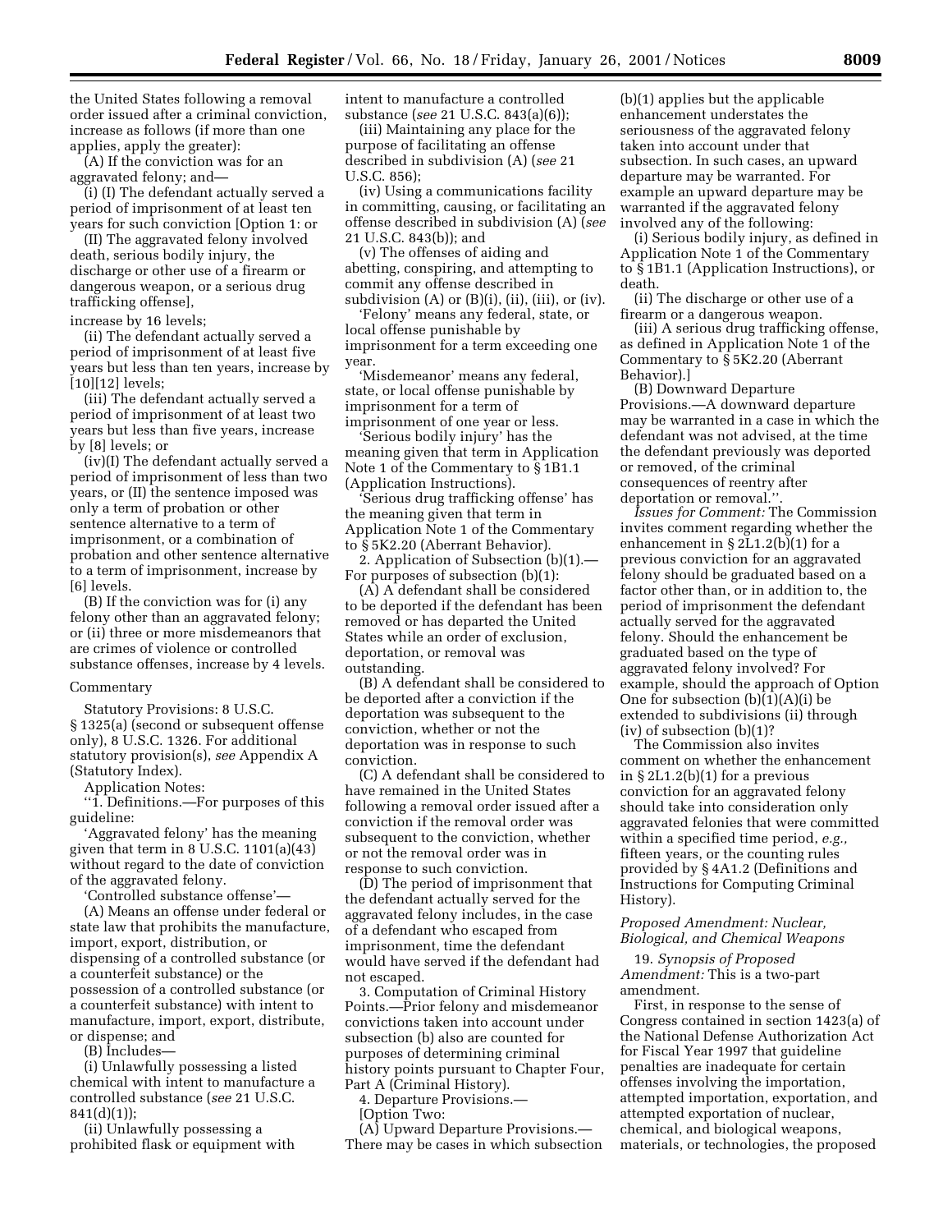the United States following a removal order issued after a criminal conviction, increase as follows (if more than one applies, apply the greater):

(A) If the conviction was for an aggravated felony; and—

(i) (I) The defendant actually served a period of imprisonment of at least ten years for such conviction [Option 1: or

(II) The aggravated felony involved death, serious bodily injury, the discharge or other use of a firearm or dangerous weapon, or a serious drug trafficking offense],

increase by 16 levels;

(ii) The defendant actually served a period of imprisonment of at least five years but less than ten years, increase by [10][12] levels;

(iii) The defendant actually served a period of imprisonment of at least two years but less than five years, increase by [8] levels; or

(iv)(I) The defendant actually served a period of imprisonment of less than two years, or (II) the sentence imposed was only a term of probation or other sentence alternative to a term of imprisonment, or a combination of probation and other sentence alternative to a term of imprisonment, increase by [6] levels.

(B) If the conviction was for (i) any felony other than an aggravated felony; or (ii) three or more misdemeanors that are crimes of violence or controlled substance offenses, increase by 4 levels.

Commentary

Statutory Provisions: 8 U.S.C. § 1325(a) (second or subsequent offense only), 8 U.S.C. 1326. For additional statutory provision(s), *see* Appendix A (Statutory Index).

Application Notes:

''1. Definitions.—For purposes of this guideline:

'Aggravated felony' has the meaning given that term in 8 U.S.C. 1101(a)(43) without regard to the date of conviction of the aggravated felony.

'Controlled substance offense'—

(A) Means an offense under federal or state law that prohibits the manufacture, import, export, distribution, or dispensing of a controlled substance (or a counterfeit substance) or the possession of a controlled substance (or a counterfeit substance) with intent to manufacture, import, export, distribute, or dispense; and

(B) Includes—

(i) Unlawfully possessing a listed chemical with intent to manufacture a controlled substance (*see* 21 U.S.C. 841(d)(1));

(ii) Unlawfully possessing a prohibited flask or equipment with intent to manufacture a controlled substance (*see* 21 U.S.C. 843(a)(6));

(iii) Maintaining any place for the purpose of facilitating an offense described in subdivision (A) (*see* 21 U.S.C. 856);

(iv) Using a communications facility in committing, causing, or facilitating an offense described in subdivision (A) (*see* 21 U.S.C. 843(b)); and

(v) The offenses of aiding and abetting, conspiring, and attempting to commit any offense described in subdivision (A) or (B)(i), (ii), (iii), or (iv).

'Felony' means any federal, state, or local offense punishable by imprisonment for a term exceeding one year.

'Misdemeanor' means any federal, state, or local offense punishable by imprisonment for a term of imprisonment of one year or less.

'Serious bodily injury' has the meaning given that term in Application Note 1 of the Commentary to § 1B1.1 (Application Instructions).

'Serious drug trafficking offense' has the meaning given that term in Application Note 1 of the Commentary to § 5K2.20 (Aberrant Behavior).

2. Application of Subsection (b)(1).—For purposes of subsection (b)(1):

(A) A defendant shall be considered to be deported if the defendant has been removed or has departed the United States while an order of exclusion, deportation, or removal was outstanding.

(B) A defendant shall be considered to be deported after a conviction if the deportation was subsequent to the conviction, whether or not the deportation was in response to such conviction.

(C) A defendant shall be considered to have remained in the United States following a removal order issued after a conviction if the removal order was subsequent to the conviction, whether or not the removal order was in response to such conviction.

(D) The period of imprisonment that the defendant actually served for the aggravated felony includes, in the case of a defendant who escaped from imprisonment, time the defendant would have served if the defendant had not escaped.

3. Computation of Criminal History Points.—Prior felony and misdemeanor convictions taken into account under subsection (b) also are counted for purposes of determining criminal history points pursuant to Chapter Four, Part A (Criminal History).

4. Departure Provisions.—

[Option Two:

(A) Upward Departure Provisions.—There may be cases in which subsection (b)(1) applies but the applicable enhancement understates the seriousness of the aggravated felony taken into account under that subsection. In such cases, an upward departure may be warranted. For example an upward departure may be warranted if the aggravated felony involved any of the following:

(i) Serious bodily injury, as defined in Application Note 1 of the Commentary to § 1B1.1 (Application Instructions), or death.

(ii) The discharge or other use of a firearm or a dangerous weapon.

(iii) A serious drug trafficking offense, as defined in Application Note 1 of the Commentary to § 5K2.20 (Aberrant Behavior).]

(B) Downward Departure Provisions.—A downward departure may be warranted in a case in which the defendant was not advised, at the time the defendant previously was deported or removed, of the criminal consequences of reentry after deportation or removal.''.

*Issues for Comment:* The Commission invites comment regarding whether the enhancement in § 2L1.2(b)(1) for a previous conviction for an aggravated felony should be graduated based on a factor other than, or in addition to, the period of imprisonment the defendant actually served for the aggravated felony. Should the enhancement be graduated based on the type of aggravated felony involved? For example, should the approach of Option One for subsection (b)(1)(A)(i) be extended to subdivisions (ii) through (iv) of subsection (b)(1)?

The Commission also invites comment on whether the enhancement in § 2L1.2(b)(1) for a previous conviction for an aggravated felony should take into consideration only aggravated felonies that were committed within a specified time period, *e.g.,* fifteen years, or the counting rules provided by § 4A1.2 (Definitions and Instructions for Computing Criminal History).

### *Proposed Amendment: Nuclear, Biological, and Chemical Weapons*

19. *Synopsis of Proposed Amendment:* This is a two-part amendment.

First, in response to the sense of Congress contained in section 1423(a) of the National Defense Authorization Act for Fiscal Year 1997 that guideline penalties are inadequate for certain offenses involving the importation, attempted importation, exportation, and attempted exportation of nuclear, chemical, and biological weapons, materials, or technologies, the proposed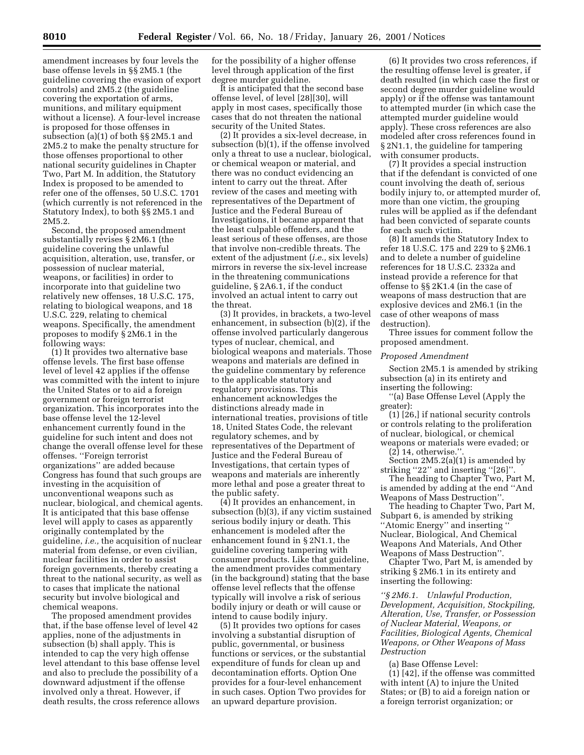amendment increases by four levels the base offense levels in §§ 2M5.1 (the guideline covering the evasion of export controls) and 2M5.2 (the guideline covering the exportation of arms, munitions, and military equipment without a license). A four-level increase is proposed for those offenses in subsection (a)(1) of both §§ 2M5.1 and 2M5.2 to make the penalty structure for those offenses proportional to other national security guidelines in Chapter Two, Part M. In addition, the Statutory Index is proposed to be amended to refer one of the offenses, 50 U.S.C. 1701 (which currently is not referenced in the Statutory Index), to both §§ 2M5.1 and 2M5.2.

Second, the proposed amendment substantially revises § 2M6.1 (the guideline covering the unlawful acquisition, alteration, use, transfer, or possession of nuclear material, weapons, or facilities) in order to incorporate into that guideline two relatively new offenses, 18 U.S.C. 175, relating to biological weapons, and 18 U.S.C. 229, relating to chemical weapons. Specifically, the amendment proposes to modify § 2M6.1 in the following ways:

(1) It provides two alternative base offense levels. The first base offense level of level 42 applies if the offense was committed with the intent to injure the United States or to aid a foreign government or foreign terrorist organization. This incorporates into the base offense level the 12-level enhancement currently found in the guideline for such intent and does not change the overall offense level for these offenses. ''Foreign terrorist organizations'' are added because Congress has found that such groups are investing in the acquisition of unconventional weapons such as nuclear, biological, and chemical agents. It is anticipated that this base offense level will apply to cases as apparently originally contemplated by the guideline, *i.e.,* the acquisition of nuclear material from defense, or even civilian, nuclear facilities in order to assist foreign governments, thereby creating a threat to the national security, as well as to cases that implicate the national security but involve biological and chemical weapons.

The proposed amendment provides that, if the base offense level of level 42 applies, none of the adjustments in subsection (b) shall apply. This is intended to cap the very high offense level attendant to this base offense level and also to preclude the possibility of a downward adjustment if the offense involved only a threat. However, if death results, the cross reference allows for the possibility of a higher offense level through application of the first degree murder guideline.

It is anticipated that the second base offense level, of level [28][30], will apply in most cases, specifically those cases that do not threaten the national security of the United States.

(2) It provides a six-level decrease, in subsection (b)(1), if the offense involved only a threat to use a nuclear, biological, or chemical weapon or material, and there was no conduct evidencing an intent to carry out the threat. After review of the cases and meeting with representatives of the Department of Justice and the Federal Bureau of Investigations, it became apparent that the least culpable offenders, and the least serious of these offenses, are those that involve non-credible threats. The extent of the adjustment (*i.e.,* six levels) mirrors in reverse the six-level increase in the threatening communications guideline, § 2A6.1, if the conduct involved an actual intent to carry out the threat.

(3) It provides, in brackets, a two-level enhancement, in subsection (b)(2), if the offense involved particularly dangerous types of nuclear, chemical, and biological weapons and materials. Those weapons and materials are defined in the guideline commentary by reference to the applicable statutory and regulatory provisions. This enhancement acknowledges the distinctions already made in international treaties, provisions of title 18, United States Code, the relevant regulatory schemes, and by representatives of the Department of Justice and the Federal Bureau of Investigations, that certain types of weapons and materials are inherently more lethal and pose a greater threat to the public safety.

(4) It provides an enhancement, in subsection (b)(3), if any victim sustained serious bodily injury or death. This enhancement is modeled after the enhancement found in § 2N1.1, the guideline covering tampering with consumer products. Like that guideline, the amendment provides commentary (in the background) stating that the base offense level reflects that the offense typically will involve a risk of serious bodily injury or death or will cause or intend to cause bodily injury.

(5) It provides two options for cases involving a substantial disruption of public, governmental, or business functions or services, or the substantial expenditure of funds for clean up and decontamination efforts. Option One provides for a four-level enhancement in such cases. Option Two provides for an upward departure provision.

(6) It provides two cross references, if the resulting offense level is greater, if death resulted (in which case the first or second degree murder guideline would apply) or if the offense was tantamount to attempted murder (in which case the attempted murder guideline would apply). These cross references are also modeled after cross references found in § 2N1.1, the guideline for tampering with consumer products.

(7) It provides a special instruction that if the defendant is convicted of one count involving the death of, serious bodily injury to, or attempted murder of, more than one victim, the grouping rules will be applied as if the defendant had been convicted of separate counts for each such victim.

(8) It amends the Statutory Index to refer 18 U.S.C. 175 and 229 to § 2M6.1 and to delete a number of guideline references for 18 U.S.C. 2332a and instead provide a reference for that offense to §§ 2K1.4 (in the case of weapons of mass destruction that are explosive devices and 2M6.1 (in the case of other weapons of mass destruction).

Three issues for comment follow the proposed amendment.

*Proposed Amendment*

Section 2M5.1 is amended by striking subsection (a) in its entirety and inserting the following:

''(a) Base Offense Level (Apply the greater):

(1) [26,] if national security controls or controls relating to the proliferation of nuclear, biological, or chemical weapons or materials were evaded; or

(2) 14, otherwise.''.

Section 2M5.2(a)(1) is amended by striking ''22'' and inserting ''[26]''.

The heading to Chapter Two, Part M, is amended by adding at the end ''And Weapons of Mass Destruction''.

The heading to Chapter Two, Part M, Subpart 6, is amended by striking ''Atomic Energy'' and inserting '' Nuclear, Biological, And Chemical Weapons And Materials, And Other Weapons of Mass Destruction''.

Chapter Two, Part M, is amended by striking § 2M6.1 in its entirety and inserting the following:

*''§ 2M6.1. Unlawful Production, Development, Acquisition, Stockpiling, Alteration, Use, Transfer, or Possession of Nuclear Material, Weapons, or Facilities, Biological Agents, Chemical Weapons, or Other Weapons of Mass Destruction*

(a) Base Offense Level:

(1) [42], if the offense was committed with intent (A) to injure the United States; or (B) to aid a foreign nation or a foreign terrorist organization; or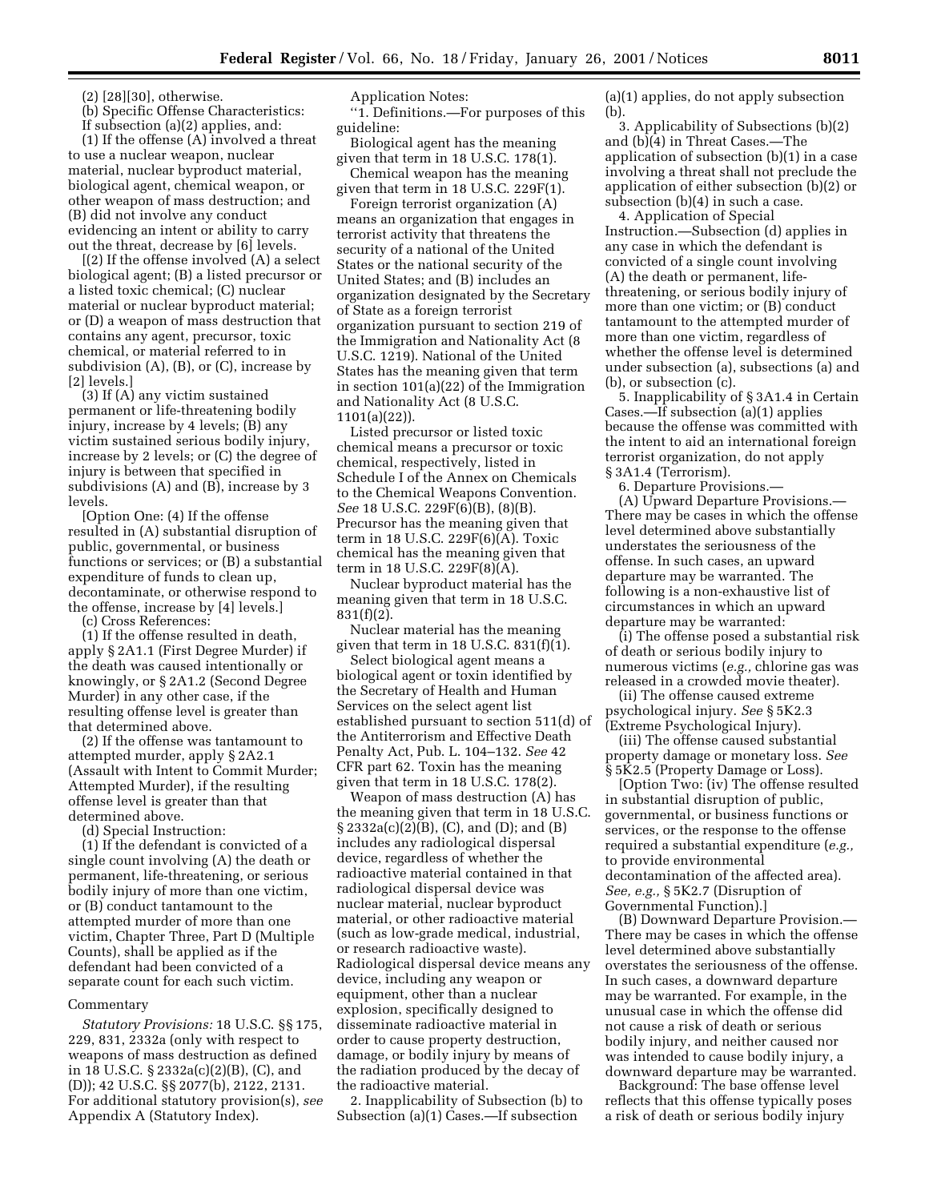(2) [28][30], otherwise.

(b) Specific Offense Characteristics: If subsection (a)(2) applies, and:

(1) If the offense (A) involved a threat to use a nuclear weapon, nuclear material, nuclear byproduct material, biological agent, chemical weapon, or other weapon of mass destruction; and (B) did not involve any conduct evidencing an intent or ability to carry out the threat, decrease by [6] levels.

[(2) If the offense involved (A) a select biological agent; (B) a listed precursor or a listed toxic chemical; (C) nuclear material or nuclear byproduct material; or (D) a weapon of mass destruction that contains any agent, precursor, toxic chemical, or material referred to in subdivision (A), (B), or (C), increase by [2] levels.]

(3) If (A) any victim sustained permanent or life-threatening bodily injury, increase by 4 levels; (B) any victim sustained serious bodily injury, increase by 2 levels; or (C) the degree of injury is between that specified in subdivisions (A) and (B), increase by 3 levels.

[Option One: (4) If the offense resulted in (A) substantial disruption of public, governmental, or business functions or services; or (B) a substantial expenditure of funds to clean up, decontaminate, or otherwise respond to the offense, increase by [4] levels.]

(c) Cross References:

(1) If the offense resulted in death, apply § 2A1.1 (First Degree Murder) if the death was caused intentionally or knowingly, or § 2A1.2 (Second Degree Murder) in any other case, if the resulting offense level is greater than that determined above.

(2) If the offense was tantamount to attempted murder, apply § 2A2.1 (Assault with Intent to Commit Murder; Attempted Murder), if the resulting offense level is greater than that determined above.

(d) Special Instruction:

(1) If the defendant is convicted of a single count involving (A) the death or permanent, life-threatening, or serious bodily injury of more than one victim, or (B) conduct tantamount to the attempted murder of more than one victim, Chapter Three, Part D (Multiple Counts), shall be applied as if the defendant had been convicted of a separate count for each such victim.

Commentary

*Statutory Provisions:* 18 U.S.C. §§ 175, 229, 831, 2332a (only with respect to weapons of mass destruction as defined in 18 U.S.C. § 2332a(c)(2)(B), (C), and (D)); 42 U.S.C. §§ 2077(b), 2122, 2131. For additional statutory provision(s), *see* Appendix A (Statutory Index).

Application Notes:

''1. Definitions.—For purposes of this guideline:

Biological agent has the meaning given that term in 18 U.S.C. 178(1).

Chemical weapon has the meaning given that term in 18 U.S.C. 229F(1).

Foreign terrorist organization (A) means an organization that engages in terrorist activity that threatens the security of a national of the United States or the national security of the United States; and (B) includes an organization designated by the Secretary of State as a foreign terrorist organization pursuant to section 219 of the Immigration and Nationality Act (8 U.S.C. 1219). National of the United States has the meaning given that term in section 101(a)(22) of the Immigration and Nationality Act (8 U.S.C. 1101(a)(22)).

Listed precursor or listed toxic chemical means a precursor or toxic chemical, respectively, listed in Schedule I of the Annex on Chemicals to the Chemical Weapons Convention. *See* 18 U.S.C. 229F(6)(B), (8)(B). Precursor has the meaning given that term in 18 U.S.C. 229F(6)(A). Toxic chemical has the meaning given that term in 18 U.S.C. 229F(8)(A).

Nuclear byproduct material has the meaning given that term in 18 U.S.C. 831(f)(2).

Nuclear material has the meaning given that term in 18 U.S.C. 831(f)(1).

Select biological agent means a biological agent or toxin identified by the Secretary of Health and Human Services on the select agent list established pursuant to section 511(d) of the Antiterrorism and Effective Death Penalty Act, Pub. L. 104–132. *See* 42 CFR part 62. Toxin has the meaning given that term in 18 U.S.C. 178(2).

Weapon of mass destruction (A) has the meaning given that term in 18 U.S.C. § 2332a(c)(2)(B), (C), and (D); and (B) includes any radiological dispersal device, regardless of whether the radioactive material contained in that radiological dispersal device was nuclear material, nuclear byproduct material, or other radioactive material (such as low-grade medical, industrial, or research radioactive waste). Radiological dispersal device means any device, including any weapon or equipment, other than a nuclear explosion, specifically designed to disseminate radioactive material in order to cause property destruction, damage, or bodily injury by means of the radiation produced by the decay of the radioactive material.

2. Inapplicability of Subsection (b) to Subsection (a)(1) Cases.—If subsection (a)(1) applies, do not apply subsection (b).

3. Applicability of Subsections (b)(2) and (b)(4) in Threat Cases.—The application of subsection (b)(1) in a case involving a threat shall not preclude the application of either subsection (b)(2) or subsection (b)(4) in such a case.

4. Application of Special Instruction.—Subsection (d) applies in any case in which the defendant is convicted of a single count involving (A) the death or permanent, life-threatening, or serious bodily injury of more than one victim; or (B) conduct tantamount to the attempted murder of more than one victim, regardless of whether the offense level is determined under subsection (a), subsections (a) and (b), or subsection (c).

5. Inapplicability of § 3A1.4 in Certain Cases.—If subsection (a)(1) applies because the offense was committed with the intent to aid an international foreign terrorist organization, do not apply § 3A1.4 (Terrorism).

6. Departure Provisions.—

(A) Upward Departure Provisions.—There may be cases in which the offense level determined above substantially understates the seriousness of the offense. In such cases, an upward departure may be warranted. The following is a non-exhaustive list of circumstances in which an upward departure may be warranted:

(i) The offense posed a substantial risk of death or serious bodily injury to numerous victims (*e.g.,* chlorine gas was released in a crowded movie theater).

(ii) The offense caused extreme psychological injury. *See* § 5K2.3 (Extreme Psychological Injury).

(iii) The offense caused substantial property damage or monetary loss. *See* § 5K2.5 (Property Damage or Loss).

[Option Two: (iv) The offense resulted in substantial disruption of public, governmental, or business functions or services, or the response to the offense required a substantial expenditure (*e.g.,* to provide environmental decontamination of the affected area). *See, e.g.,* § 5K2.7 (Disruption of Governmental Function).]

(B) Downward Departure Provision.—There may be cases in which the offense level determined above substantially overstates the seriousness of the offense. In such cases, a downward departure may be warranted. For example, in the unusual case in which the offense did not cause a risk of death or serious bodily injury, and neither caused nor was intended to cause bodily injury, a downward departure may be warranted.

Background: The base offense level reflects that this offense typically poses a risk of death or serious bodily injury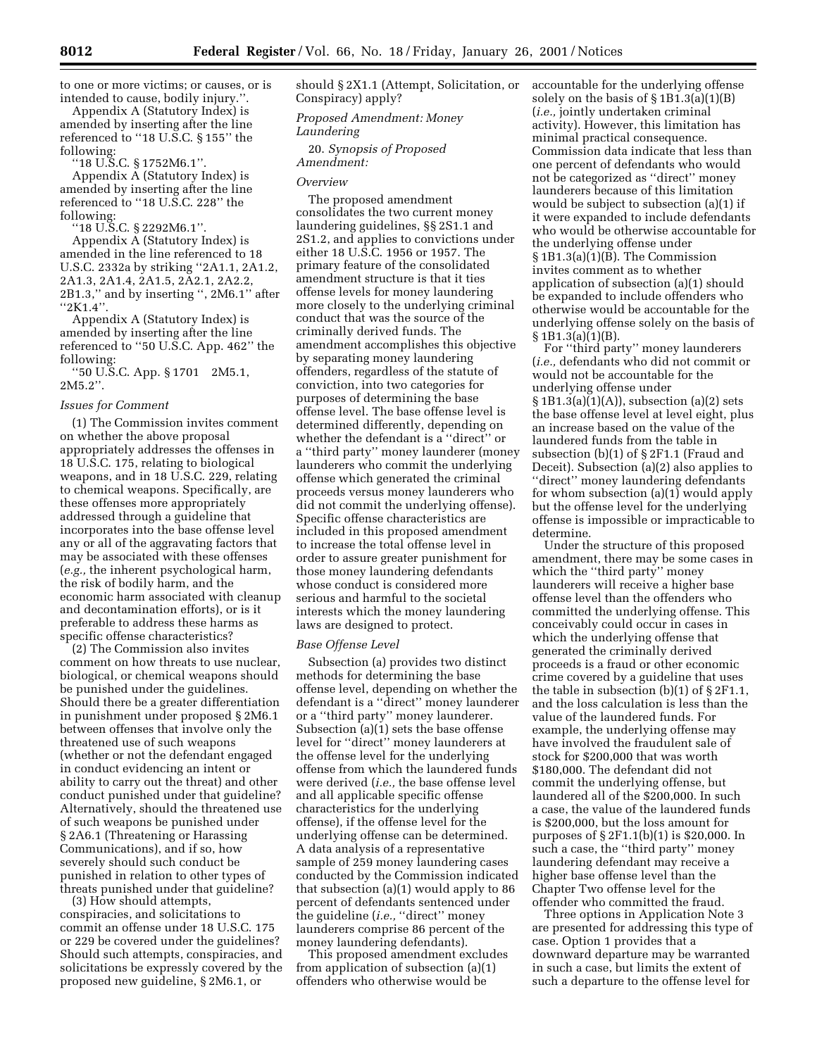to one or more victims; or causes, or is intended to cause, bodily injury.''.

Appendix A (Statutory Index) is amended by inserting after the line referenced to ''18 U.S.C. § 155'' the following:

''18 U.S.C. § 1752M6.1''.

Appendix A (Statutory Index) is amended by inserting after the line referenced to ''18 U.S.C. 228'' the following:

''18 U.S.C. § 2292M6.1''.

Appendix A (Statutory Index) is amended in the line referenced to 18 U.S.C. 2332a by striking ''2A1.1, 2A1.2, 2A1.3, 2A1.4, 2A1.5, 2A2.1, 2A2.2, 2B1.3,'' and by inserting '', 2M6.1'' after ''2K1.4''.

Appendix A (Statutory Index) is amended by inserting after the line referenced to ''50 U.S.C. App. 462'' the following:

''50 U.S.C. App. § 1701 2M5.1, 2M5.2''.

*Issues for Comment*

(1) The Commission invites comment on whether the above proposal appropriately addresses the offenses in 18 U.S.C. 175, relating to biological weapons, and in 18 U.S.C. 229, relating to chemical weapons. Specifically, are these offenses more appropriately addressed through a guideline that incorporates into the base offense level any or all of the aggravating factors that may be associated with these offenses (*e.g.,* the inherent psychological harm, the risk of bodily harm, and the economic harm associated with cleanup and decontamination efforts), or is it preferable to address these harms as specific offense characteristics?

(2) The Commission also invites comment on how threats to use nuclear, biological, or chemical weapons should be punished under the guidelines. Should there be a greater differentiation in punishment under proposed § 2M6.1 between offenses that involve only the threatened use of such weapons (whether or not the defendant engaged in conduct evidencing an intent or ability to carry out the threat) and other conduct punished under that guideline? Alternatively, should the threatened use of such weapons be punished under § 2A6.1 (Threatening or Harassing Communications), and if so, how severely should such conduct be punished in relation to other types of threats punished under that guideline?

(3) How should attempts, conspiracies, and solicitations to commit an offense under 18 U.S.C. 175 or 229 be covered under the guidelines? Should such attempts, conspiracies, and solicitations be expressly covered by the proposed new guideline, § 2M6.1, or should § 2X1.1 (Attempt, Solicitation, or Conspiracy) apply?

*Proposed Amendment: Money Laundering*

20. *Synopsis of Proposed Amendment:*

*Overview*

The proposed amendment consolidates the two current money laundering guidelines, §§ 2S1.1 and 2S1.2, and applies to convictions under either 18 U.S.C. 1956 or 1957. The primary feature of the consolidated amendment structure is that it ties offense levels for money laundering more closely to the underlying criminal conduct that was the source of the criminally derived funds. The amendment accomplishes this objective by separating money laundering offenders, regardless of the statute of conviction, into two categories for purposes of determining the base offense level. The base offense level is determined differently, depending on whether the defendant is a ''direct'' or a ''third party'' money launderer (money launderers who commit the underlying offense which generated the criminal proceeds versus money launderers who did not commit the underlying offense). Specific offense characteristics are included in this proposed amendment to increase the total offense level in order to assure greater punishment for those money laundering defendants whose conduct is considered more serious and harmful to the societal interests which the money laundering laws are designed to protect.

*Base Offense Level*

Subsection (a) provides two distinct methods for determining the base offense level, depending on whether the defendant is a ''direct'' money launderer or a ''third party'' money launderer. Subsection (a)(1) sets the base offense level for ''direct'' money launderers at the offense level for the underlying offense from which the laundered funds were derived (*i.e.,* the base offense level and all applicable specific offense characteristics for the underlying offense), if the offense level for the underlying offense can be determined. A data analysis of a representative sample of 259 money laundering cases conducted by the Commission indicated that subsection (a)(1) would apply to 86 percent of defendants sentenced under the guideline (*i.e.,* ''direct'' money launderers comprise 86 percent of the money laundering defendants).

This proposed amendment excludes from application of subsection (a)(1) offenders who otherwise would be accountable for the underlying offense solely on the basis of § 1B1.3(a)(1)(B) (*i.e.,* jointly undertaken criminal activity). However, this limitation has minimal practical consequence. Commission data indicate that less than one percent of defendants who would not be categorized as ''direct'' money launderers because of this limitation would be subject to subsection (a)(1) if it were expanded to include defendants who would be otherwise accountable for the underlying offense under § 1B1.3(a)(1)(B). The Commission invites comment as to whether application of subsection (a)(1) should be expanded to include offenders who otherwise would be accountable for the underlying offense solely on the basis of § 1B1.3(a)(1)(B).

For ''third party'' money launderers (*i.e.,* defendants who did not commit or would not be accountable for the underlying offense under § 1B1.3(a)(1)(A)), subsection (a)(2) sets the base offense level at level eight, plus an increase based on the value of the laundered funds from the table in subsection (b)(1) of § 2F1.1 (Fraud and Deceit). Subsection (a)(2) also applies to ''direct'' money laundering defendants for whom subsection (a)(1) would apply but the offense level for the underlying offense is impossible or impracticable to determine.

Under the structure of this proposed amendment, there may be some cases in which the ''third party'' money launderers will receive a higher base offense level than the offenders who committed the underlying offense. This conceivably could occur in cases in which the underlying offense that generated the criminally derived proceeds is a fraud or other economic crime covered by a guideline that uses the table in subsection (b)(1) of § 2F1.1, and the loss calculation is less than the value of the laundered funds. For example, the underlying offense may have involved the fraudulent sale of stock for $200,000 that was worth $180,000. The defendant did not commit the underlying offense, but laundered all of the $200,000. In such a case, the value of the laundered funds is $200,000, but the loss amount for purposes of § 2F1.1(b)(1) is $20,000. In such a case, the ''third party'' money laundering defendant may receive a higher base offense level than the Chapter Two offense level for the offender who committed the fraud.

Three options in Application Note 3 are presented for addressing this type of case. Option 1 provides that a downward departure may be warranted in such a case, but limits the extent of such a departure to the offense level for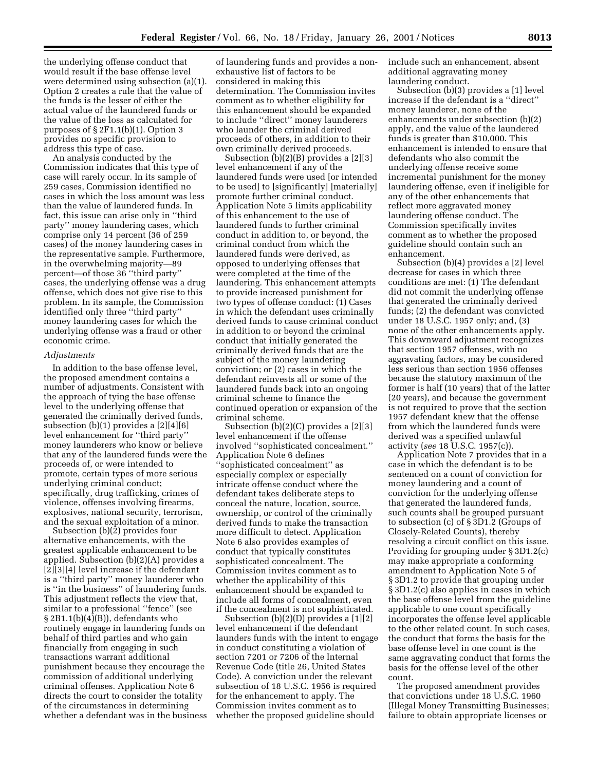the underlying offense conduct that would result if the base offense level were determined using subsection (a)(1). Option 2 creates a rule that the value of the funds is the lesser of either the actual value of the laundered funds or the value of the loss as calculated for purposes of § 2F1.1(b)(1). Option 3 provides no specific provision to address this type of case.

An analysis conducted by the Commission indicates that this type of case will rarely occur. In its sample of 259 cases, Commission identified no cases in which the loss amount was less than the value of laundered funds. In fact, this issue can arise only in ''third party'' money laundering cases, which comprise only 14 percent (36 of 259 cases) of the money laundering cases in the representative sample. Furthermore, in the overwhelming majority—89 percent—of those 36 ''third party'' cases, the underlying offense was a drug offense, which does not give rise to this problem. In its sample, the Commission identified only three ''third party'' money laundering cases for which the underlying offense was a fraud or other economic crime.

*Adjustments*

In addition to the base offense level, the proposed amendment contains a number of adjustments. Consistent with the approach of tying the base offense level to the underlying offense that generated the criminally derived funds, subsection (b)(1) provides a [2][4][6] level enhancement for ''third party'' money launderers who know or believe that any of the laundered funds were the proceeds of, or were intended to promote, certain types of more serious underlying criminal conduct; specifically, drug trafficking, crimes of violence, offenses involving firearms, explosives, national security, terrorism, and the sexual exploitation of a minor.

Subsection (b)(2) provides four alternative enhancements, with the greatest applicable enhancement to be applied. Subsection (b)(2)(A) provides a [2][3][4] level increase if the defendant is a ''third party'' money launderer who is ''in the business'' of laundering funds. This adjustment reflects the view that, similar to a professional ''fence'' (see § 2B1.1(b)(4)(B)), defendants who routinely engage in laundering funds on behalf of third parties and who gain financially from engaging in such transactions warrant additional punishment because they encourage the commission of additional underlying criminal offenses. Application Note 6 directs the court to consider the totality of the circumstances in determining whether a defendant was in the business of laundering funds and provides a non-exhaustive list of factors to be considered in making this determination. The Commission invites comment as to whether eligibility for this enhancement should be expanded to include ''direct'' money launderers who launder the criminal derived proceeds of others, in addition to their own criminally derived proceeds.

Subsection (b)(2)(B) provides a [2][3] level enhancement if any of the laundered funds were used [or intended to be used] to [significantly] [materially] promote further criminal conduct. Application Note 5 limits applicability of this enhancement to the use of laundered funds to further criminal conduct in addition to, or beyond, the criminal conduct from which the laundered funds were derived, as opposed to underlying offenses that were completed at the time of the laundering. This enhancement attempts to provide increased punishment for two types of offense conduct: (1) Cases in which the defendant uses criminally derived funds to cause criminal conduct in addition to or beyond the criminal conduct that initially generated the criminally derived funds that are the subject of the money laundering conviction; or (2) cases in which the defendant reinvests all or some of the laundered funds back into an ongoing criminal scheme to finance the continued operation or expansion of the criminal scheme.

Subsection (b)(2)(C) provides a [2][3] level enhancement if the offense involved ''sophisticated concealment.'' Application Note 6 defines ''sophisticated concealment'' as especially complex or especially intricate offense conduct where the defendant takes deliberate steps to conceal the nature, location, source, ownership, or control of the criminally derived funds to make the transaction more difficult to detect. Application Note 6 also provides examples of conduct that typically constitutes sophisticated concealment. The Commission invites comment as to whether the applicability of this enhancement should be expanded to include all forms of concealment, even if the concealment is not sophisticated.

Subsection (b)(2)(D) provides a [1][2] level enhancement if the defendant launders funds with the intent to engage in conduct constituting a violation of section 7201 or 7206 of the Internal Revenue Code (title 26, United States Code). A conviction under the relevant subsection of 18 U.S.C. 1956 is required for the enhancement to apply. The Commission invites comment as to whether the proposed guideline should include such an enhancement, absent additional aggravating money laundering conduct.

Subsection (b)(3) provides a [1] level increase if the defendant is a ''direct'' money launderer, none of the enhancements under subsection (b)(2) apply, and the value of the laundered funds is greater than $10,000. This enhancement is intended to ensure that defendants who also commit the underlying offense receive some incremental punishment for the money laundering offense, even if ineligible for any of the other enhancements that reflect more aggravated money laundering offense conduct. The Commission specifically invites comment as to whether the proposed guideline should contain such an enhancement.

Subsection (b)(4) provides a [2] level decrease for cases in which three conditions are met: (1) The defendant did not commit the underlying offense that generated the criminally derived funds; (2) the defendant was convicted under 18 U.S.C. 1957 only; and, (3) none of the other enhancements apply. This downward adjustment recognizes that section 1957 offenses, with no aggravating factors, may be considered less serious than section 1956 offenses because the statutory maximum of the former is half (10 years) that of the latter (20 years), and because the government is not required to prove that the section 1957 defendant knew that the offense from which the laundered funds were derived was a specified unlawful activity (*see* 18 U.S.C. 1957(c)).

Application Note 7 provides that in a case in which the defendant is to be sentenced on a count of conviction for money laundering and a count of conviction for the underlying offense that generated the laundered funds, such counts shall be grouped pursuant to subsection (c) of § 3D1.2 (Groups of Closely-Related Counts), thereby resolving a circuit conflict on this issue. Providing for grouping under § 3D1.2(c) may make appropriate a conforming amendment to Application Note 5 of § 3D1.2 to provide that grouping under § 3D1.2(c) also applies in cases in which the base offense level from the guideline applicable to one count specifically incorporates the offense level applicable to the other related count. In such cases, the conduct that forms the basis for the base offense level in one count is the same aggravating conduct that forms the basis for the offense level of the other count.

The proposed amendment provides that convictions under 18 U.S.C. 1960 (Illegal Money Transmitting Businesses; failure to obtain appropriate licenses or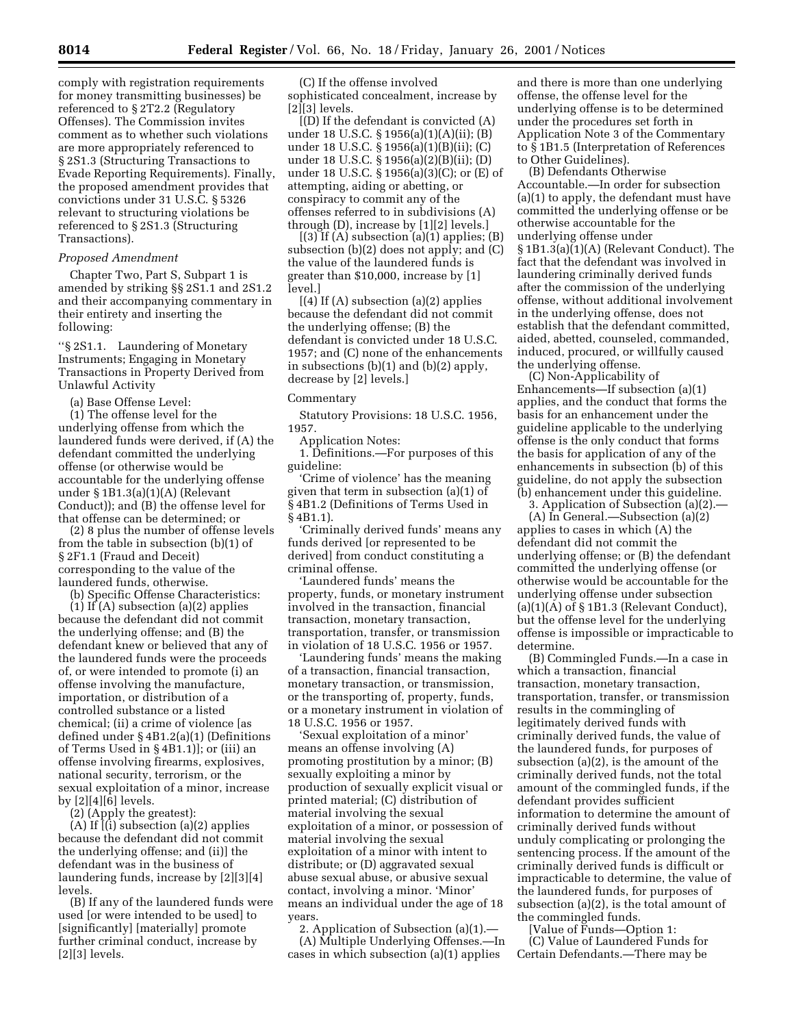comply with registration requirements for money transmitting businesses) be referenced to § 2T2.2 (Regulatory Offenses). The Commission invites comment as to whether such violations are more appropriately referenced to § 2S1.3 (Structuring Transactions to Evade Reporting Requirements). Finally, the proposed amendment provides that convictions under 31 U.S.C. § 5326 relevant to structuring violations be referenced to § 2S1.3 (Structuring Transactions).

*Proposed Amendment*

Chapter Two, Part S, Subpart 1 is amended by striking §§ 2S1.1 and 2S1.2 and their accompanying commentary in their entirety and inserting the following:

''§ 2S1.1. Laundering of Monetary Instruments; Engaging in Monetary Transactions in Property Derived from Unlawful Activity

(a) Base Offense Level:

(1) The offense level for the underlying offense from which the laundered funds were derived, if (A) the defendant committed the underlying offense (or otherwise would be accountable for the underlying offense under § 1B1.3(a)(1)(A) (Relevant Conduct)); and (B) the offense level for that offense can be determined; or

(2) 8 plus the number of offense levels from the table in subsection (b)(1) of § 2F1.1 (Fraud and Deceit) corresponding to the value of the laundered funds, otherwise.

(b) Specific Offense Characteristics:

(1) If (A) subsection (a)(2) applies because the defendant did not commit the underlying offense; and (B) the defendant knew or believed that any of the laundered funds were the proceeds of, or were intended to promote (i) an offense involving the manufacture, importation, or distribution of a controlled substance or a listed chemical; (ii) a crime of violence [as defined under § 4B1.2(a)(1) (Definitions of Terms Used in § 4B1.1)]; or (iii) an offense involving firearms, explosives, national security, terrorism, or the sexual exploitation of a minor, increase by [2][4][6] levels.

(2) (Apply the greatest):

(A) If [(i) subsection (a)(2) applies because the defendant did not commit the underlying offense; and (ii)] the defendant was in the business of laundering funds, increase by [2][3][4] levels.

(B) If any of the laundered funds were used [or were intended to be used] to [significantly] [materially] promote further criminal conduct, increase by [2][3] levels.

(C) If the offense involved sophisticated concealment, increase by [2][3] levels.

[(D) If the defendant is convicted (A) under 18 U.S.C. § 1956(a)(1)(A)(ii); (B) under 18 U.S.C. § 1956(a)(1)(B)(ii); (C) under 18 U.S.C. § 1956(a)(2)(B)(ii); (D) under 18 U.S.C. § 1956(a)(3)(C); or (E) of attempting, aiding or abetting, or conspiracy to commit any of the offenses referred to in subdivisions (A) through (D), increase by [1][2] levels.]

[(3) If (A) subsection (a)(1) applies; (B) subsection (b)(2) does not apply; and (C) the value of the laundered funds is greater than $10,000, increase by [1] level.]

[(4) If (A) subsection (a)(2) applies because the defendant did not commit the underlying offense; (B) the defendant is convicted under 18 U.S.C. 1957; and (C) none of the enhancements in subsections (b)(1) and (b)(2) apply, decrease by [2] levels.]

Commentary

Statutory Provisions: 18 U.S.C. 1956, 1957.

Application Notes:

1. Definitions.—For purposes of this guideline:

'Crime of violence' has the meaning given that term in subsection (a)(1) of § 4B1.2 (Definitions of Terms Used in § 4B1.1).

'Criminally derived funds' means any funds derived [or represented to be derived] from conduct constituting a criminal offense.

'Laundered funds' means the property, funds, or monetary instrument involved in the transaction, financial transaction, monetary transaction, transportation, transfer, or transmission in violation of 18 U.S.C. 1956 or 1957.

'Laundering funds' means the making of a transaction, financial transaction, monetary transaction, or transmission, or the transporting of, property, funds, or a monetary instrument in violation of 18 U.S.C. 1956 or 1957.

'Sexual exploitation of a minor' means an offense involving (A) promoting prostitution by a minor; (B) sexually exploiting a minor by production of sexually explicit visual or printed material; (C) distribution of material involving the sexual exploitation of a minor, or possession of material involving the sexual exploitation of a minor with intent to distribute; or (D) aggravated sexual abuse sexual abuse, or abusive sexual contact, involving a minor. 'Minor' means an individual under the age of 18 years.

2. Application of Subsection (a)(1).—

(A) Multiple Underlying Offenses.—In cases in which subsection (a)(1) applies and there is more than one underlying offense, the offense level for the underlying offense is to be determined under the procedures set forth in Application Note 3 of the Commentary to § 1B1.5 (Interpretation of References to Other Guidelines).

(B) Defendants Otherwise Accountable.—In order for subsection (a)(1) to apply, the defendant must have committed the underlying offense or be otherwise accountable for the underlying offense under § 1B1.3(a)(1)(A) (Relevant Conduct). The fact that the defendant was involved in laundering criminally derived funds after the commission of the underlying offense, without additional involvement in the underlying offense, does not establish that the defendant committed, aided, abetted, counseled, commanded, induced, procured, or willfully caused the underlying offense.

(C) Non-Applicability of Enhancements—If subsection (a)(1) applies, and the conduct that forms the basis for an enhancement under the guideline applicable to the underlying offense is the only conduct that forms the basis for application of any of the enhancements in subsection (b) of this guideline, do not apply the subsection (b) enhancement under this guideline.

3. Application of Subsection (a)(2).—

(A) In General.—Subsection (a)(2) applies to cases in which (A) the defendant did not commit the underlying offense; or (B) the defendant committed the underlying offense (or otherwise would be accountable for the underlying offense under subsection (a)(1)(A) of § 1B1.3 (Relevant Conduct), but the offense level for the underlying offense is impossible or impracticable to determine.

(B) Commingled Funds.—In a case in which a transaction, financial transaction, monetary transaction, transportation, transfer, or transmission results in the commingling of legitimately derived funds with criminally derived funds, the value of the laundered funds, for purposes of subsection (a)(2), is the amount of the criminally derived funds, not the total amount of the commingled funds, if the defendant provides sufficient information to determine the amount of criminally derived funds without unduly complicating or prolonging the sentencing process. If the amount of the criminally derived funds is difficult or impracticable to determine, the value of the laundered funds, for purposes of subsection (a)(2), is the total amount of the commingled funds.

[Value of Funds—Option 1:

(C) Value of Laundered Funds for Certain Defendants.—There may be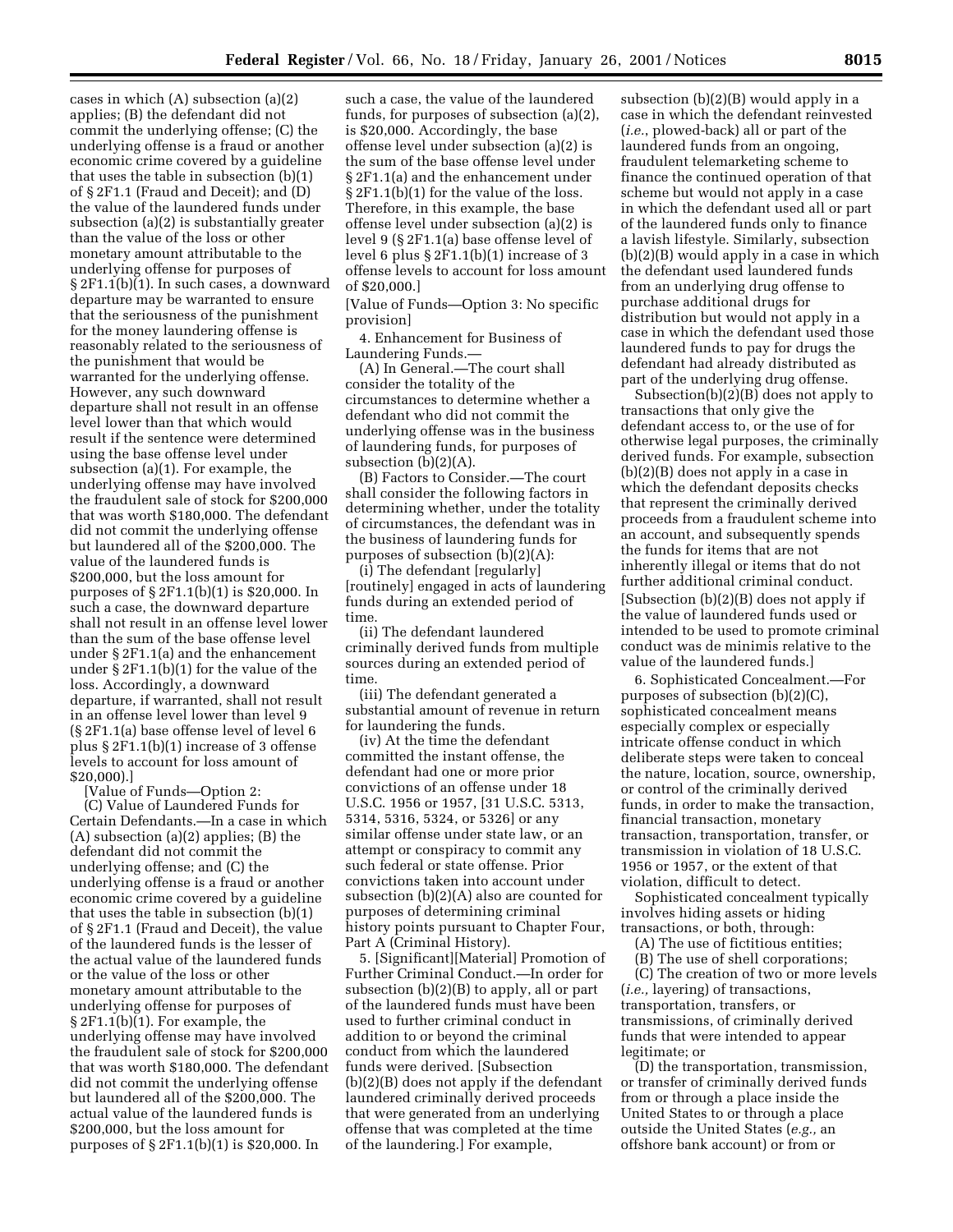cases in which (A) subsection (a)(2) applies; (B) the defendant did not commit the underlying offense; (C) the underlying offense is a fraud or another economic crime covered by a guideline that uses the table in subsection (b)(1) of § 2F1.1 (Fraud and Deceit); and (D) the value of the laundered funds under subsection (a)(2) is substantially greater than the value of the loss or other monetary amount attributable to the underlying offense for purposes of § 2F1.1(b)(1). In such cases, a downward departure may be warranted to ensure that the seriousness of the punishment for the money laundering offense is reasonably related to the seriousness of the punishment that would be warranted for the underlying offense. However, any such downward departure shall not result in an offense level lower than that which would result if the sentence were determined using the base offense level under subsection (a)(1). For example, the underlying offense may have involved the fraudulent sale of stock for $200,000 that was worth $180,000. The defendant did not commit the underlying offense but laundered all of the $200,000. The value of the laundered funds is $200,000, but the loss amount for purposes of § 2F1.1(b)(1) is $20,000. In such a case, the downward departure shall not result in an offense level lower than the sum of the base offense level under § 2F1.1(a) and the enhancement under § 2F1.1(b)(1) for the value of the loss. Accordingly, a downward departure, if warranted, shall not result in an offense level lower than level 9 (§ 2F1.1(a) base offense level of level 6 plus § 2F1.1(b)(1) increase of 3 offense levels to account for loss amount of $20,000).]

[Value of Funds—Option 2:

(C) Value of Laundered Funds for Certain Defendants.—In a case in which (A) subsection (a)(2) applies; (B) the defendant did not commit the underlying offense; and (C) the underlying offense is a fraud or another economic crime covered by a guideline that uses the table in subsection (b)(1) of § 2F1.1 (Fraud and Deceit), the value of the laundered funds is the lesser of the actual value of the laundered funds or the value of the loss or other monetary amount attributable to the underlying offense for purposes of § 2F1.1(b)(1). For example, the underlying offense may have involved the fraudulent sale of stock for $200,000 that was worth $180,000. The defendant did not commit the underlying offense but laundered all of the $200,000. The actual value of the laundered funds is $200,000, but the loss amount for purposes of § 2F1.1(b)(1) is $20,000. In such a case, the value of the laundered funds, for purposes of subsection (a)(2), is $20,000. Accordingly, the base offense level under subsection (a)(2) is the sum of the base offense level under § 2F1.1(a) and the enhancement under § 2F1.1(b)(1) for the value of the loss. Therefore, in this example, the base offense level under subsection (a)(2) is level 9 (§ 2F1.1(a) base offense level of level 6 plus § 2F1.1(b)(1) increase of 3 offense levels to account for loss amount of $20,000.]

[Value of Funds—Option 3: No specific provision]

4. Enhancement for Business of Laundering Funds.—

(A) In General.—The court shall consider the totality of the circumstances to determine whether a defendant who did not commit the underlying offense was in the business of laundering funds, for purposes of subsection (b)(2)(A).

(B) Factors to Consider.—The court shall consider the following factors in determining whether, under the totality of circumstances, the defendant was in the business of laundering funds for purposes of subsection (b)(2)(A):

(i) The defendant [regularly] [routinely] engaged in acts of laundering funds during an extended period of time.

(ii) The defendant laundered criminally derived funds from multiple sources during an extended period of time.

(iii) The defendant generated a substantial amount of revenue in return for laundering the funds.

(iv) At the time the defendant committed the instant offense, the defendant had one or more prior convictions of an offense under 18 U.S.C. 1956 or 1957, [31 U.S.C. 5313, 5314, 5316, 5324, or 5326] or any similar offense under state law, or an attempt or conspiracy to commit any such federal or state offense. Prior convictions taken into account under subsection (b)(2)(A) also are counted for purposes of determining criminal history points pursuant to Chapter Four, Part A (Criminal History).

5. [Significant][Material] Promotion of Further Criminal Conduct.—In order for subsection (b)(2)(B) to apply, all or part of the laundered funds must have been used to further criminal conduct in addition to or beyond the criminal conduct from which the laundered funds were derived. [Subsection (b)(2)(B) does not apply if the defendant laundered criminally derived proceeds that were generated from an underlying offense that was completed at the time of the laundering.] For example, subsection (b)(2)(B) would apply in a case in which the defendant reinvested (*i.e.*, plowed-back) all or part of the laundered funds from an ongoing, fraudulent telemarketing scheme to finance the continued operation of that scheme but would not apply in a case in which the defendant used all or part of the laundered funds only to finance a lavish lifestyle. Similarly, subsection (b)(2)(B) would apply in a case in which the defendant used laundered funds from an underlying drug offense to purchase additional drugs for distribution but would not apply in a case in which the defendant used those laundered funds to pay for drugs the defendant had already distributed as part of the underlying drug offense.

Subsection(b)(2)(B) does not apply to transactions that only give the defendant access to, or the use of for otherwise legal purposes, the criminally derived funds. For example, subsection (b)(2)(B) does not apply in a case in which the defendant deposits checks that represent the criminally derived proceeds from a fraudulent scheme into an account, and subsequently spends the funds for items that are not inherently illegal or items that do not further additional criminal conduct. [Subsection (b)(2)(B) does not apply if the value of laundered funds used or intended to be used to promote criminal conduct was de minimis relative to the value of the laundered funds.]

6. Sophisticated Concealment.—For purposes of subsection (b)(2)(C), sophisticated concealment means especially complex or especially intricate offense conduct in which deliberate steps were taken to conceal the nature, location, source, ownership, or control of the criminally derived funds, in order to make the transaction, financial transaction, monetary transaction, transportation, transfer, or transmission in violation of 18 U.S.C. 1956 or 1957, or the extent of that violation, difficult to detect.

Sophisticated concealment typically involves hiding assets or hiding transactions, or both, through:

(A) The use of fictitious entities;

(B) The use of shell corporations;

(C) The creation of two or more levels (*i.e.,* layering) of transactions, transportation, transfers, or transmissions, of criminally derived funds that were intended to appear legitimate; or

(D) the transportation, transmission, or transfer of criminally derived funds from or through a place inside the United States to or through a place outside the United States (*e.g.,* an offshore bank account) or from or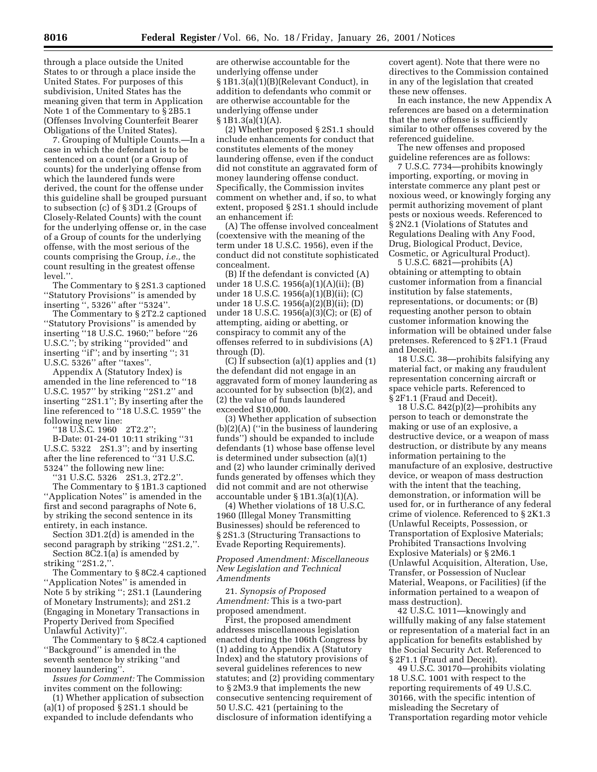through a place outside the United States to or through a place inside the United States. For purposes of this subdivision, United States has the meaning given that term in Application Note 1 of the Commentary to § 2B5.1 (Offenses Involving Counterfeit Bearer Obligations of the United States).

7. Grouping of Multiple Counts.—In a case in which the defendant is to be sentenced on a count (or a Group of counts) for the underlying offense from which the laundered funds were derived, the count for the offense under this guideline shall be grouped pursuant to subsection (c) of § 3D1.2 (Groups of Closely-Related Counts) with the count for the underlying offense or, in the case of a Group of counts for the underlying offense, with the most serious of the counts comprising the Group, *i.e.,* the count resulting in the greatest offense level.''.

The Commentary to § 2S1.3 captioned ''Statutory Provisions'' is amended by inserting '', 5326'' after ''5324''.

The Commentary to § 2T2.2 captioned ''Statutory Provisions'' is amended by inserting ''18 U.S.C. 1960;'' before ''26 U.S.C.''; by striking ''provided'' and inserting ''if''; and by inserting ''; 31 U.S.C. 5326'' after ''taxes''.

Appendix A (Statutory Index) is amended in the line referenced to ''18 U.S.C. 1957'' by striking ''2S1.2'' and inserting ''2S1.1''; By inserting after the line referenced to ''18 U.S.C. 1959'' the following new line:

''18 U.S.C. 1960 2T2.2'';

B-Date: 01-24-01 10:11 striking ''31 U.S.C. 5322 2S1.3''; and by inserting after the line referenced to ''31 U.S.C. 5324'' the following new line:

''31 U.S.C. 5326 2S1.3, 2T2.2''.

The Commentary to § 1B1.3 captioned ''Application Notes'' is amended in the first and second paragraphs of Note 6, by striking the second sentence in its entirety, in each instance.

Section 3D1.2(d) is amended in the second paragraph by striking ''2S1.2,''.

Section 8C2.1(a) is amended by striking ''2S1.2,''.

The Commentary to § 8C2.4 captioned ''Application Notes'' is amended in Note 5 by striking ''; 2S1.1 (Laundering of Monetary Instruments); and 2S1.2 (Engaging in Monetary Transactions in Property Derived from Specified Unlawful Activity)''.

The Commentary to § 8C2.4 captioned ''Background'' is amended in the seventh sentence by striking ''and money laundering''.

*Issues for Comment:* The Commission invites comment on the following:

(1) Whether application of subsection (a)(1) of proposed § 2S1.1 should be expanded to include defendants who are otherwise accountable for the underlying offense under § 1B1.3(a)(1)(B)(Relevant Conduct), in addition to defendants who commit or are otherwise accountable for the underlying offense under § 1B1.3(a)(1)(A).

(2) Whether proposed § 2S1.1 should include enhancements for conduct that constitutes elements of the money laundering offense, even if the conduct did not constitute an aggravated form of money laundering offense conduct. Specifically, the Commission invites comment on whether and, if so, to what extent, proposed § 2S1.1 should include an enhancement if:

(A) The offense involved concealment (coextensive with the meaning of the term under 18 U.S.C. 1956), even if the conduct did not constitute sophisticated concealment.

(B) If the defendant is convicted (A) under 18 U.S.C. 1956(a)(1)(A)(ii); (B) under 18 U.S.C. 1956(a)(1)(B)(ii); (C) under 18 U.S.C. 1956(a)(2)(B)(ii); (D) under 18 U.S.C. 1956(a)(3)(C); or (E) of attempting, aiding or abetting, or conspiracy to commit any of the offenses referred to in subdivisions (A) through (D).

(C) If subsection (a)(1) applies and (1) the defendant did not engage in an aggravated form of money laundering as accounted for by subsection (b)(2), and (2) the value of funds laundered exceeded $10,000.

(3) Whether application of subsection (b)(2)(A) (''in the business of laundering funds'') should be expanded to include defendants (1) whose base offense level is determined under subsection (a)(1) and (2) who launder criminally derived funds generated by offenses which they did not commit and are not otherwise accountable under § 1B1.3(a)(1)(A).

(4) Whether violations of 18 U.S.C. 1960 (Illegal Money Transmitting Businesses) should be referenced to § 2S1.3 (Structuring Transactions to Evade Reporting Requirements).

### *Proposed Amendment: Miscellaneous New Legislation and Technical Amendments*

21. *Synopsis of Proposed Amendment:* This is a two-part proposed amendment.

First, the proposed amendment addresses miscellaneous legislation enacted during the 106th Congress by (1) adding to Appendix A (Statutory Index) and the statutory provisions of several guidelines references to new statutes; and (2) providing commentary to § 2M3.9 that implements the new consecutive sentencing requirement of 50 U.S.C. 421 (pertaining to the disclosure of information identifying a covert agent). Note that there were no directives to the Commission contained in any of the legislation that created these new offenses.

In each instance, the new Appendix A references are based on a determination that the new offense is sufficiently similar to other offenses covered by the referenced guideline.

The new offenses and proposed guideline references are as follows:

7 U.S.C. 7734—prohibits knowingly importing, exporting, or moving in interstate commerce any plant pest or noxious weed, or knowingly forging any permit authorizing movement of plant pests or noxious weeds. Referenced to § 2N2.1 (Violations of Statutes and Regulations Dealing with Any Food, Drug, Biological Product, Device, Cosmetic, or Agricultural Product).

5 U.S.C. 6821—prohibits (A) obtaining or attempting to obtain customer information from a financial institution by false statements, representations, or documents; or (B) requesting another person to obtain customer information knowing the information will be obtained under false pretenses. Referenced to § 2F1.1 (Fraud and Deceit).

18 U.S.C. 38—prohibits falsifying any material fact, or making any fraudulent representation concerning aircraft or space vehicle parts. Referenced to § 2F1.1 (Fraud and Deceit).

18 U.S.C. 842(p)(2)—prohibits any person to teach or demonstrate the making or use of an explosive, a destructive device, or a weapon of mass destruction, or distribute by any means information pertaining to the manufacture of an explosive, destructive device, or weapon of mass destruction with the intent that the teaching, demonstration, or information will be used for, or in furtherance of any federal crime of violence. Referenced to § 2K1.3 (Unlawful Receipts, Possession, or Transportation of Explosive Materials; Prohibited Transactions Involving Explosive Materials) or § 2M6.1 (Unlawful Acquisition, Alteration, Use, Transfer, or Possession of Nuclear Material, Weapons, or Facilities) (if the information pertained to a weapon of mass destruction).

42 U.S.C. 1011—knowingly and willfully making of any false statement or representation of a material fact in an application for benefits established by the Social Security Act. Referenced to § 2F1.1 (Fraud and Deceit).

49 U.S.C. 30170—prohibits violating 18 U.S.C. 1001 with respect to the reporting requirements of 49 U.S.C. 30166, with the specific intention of misleading the Secretary of Transportation regarding motor vehicle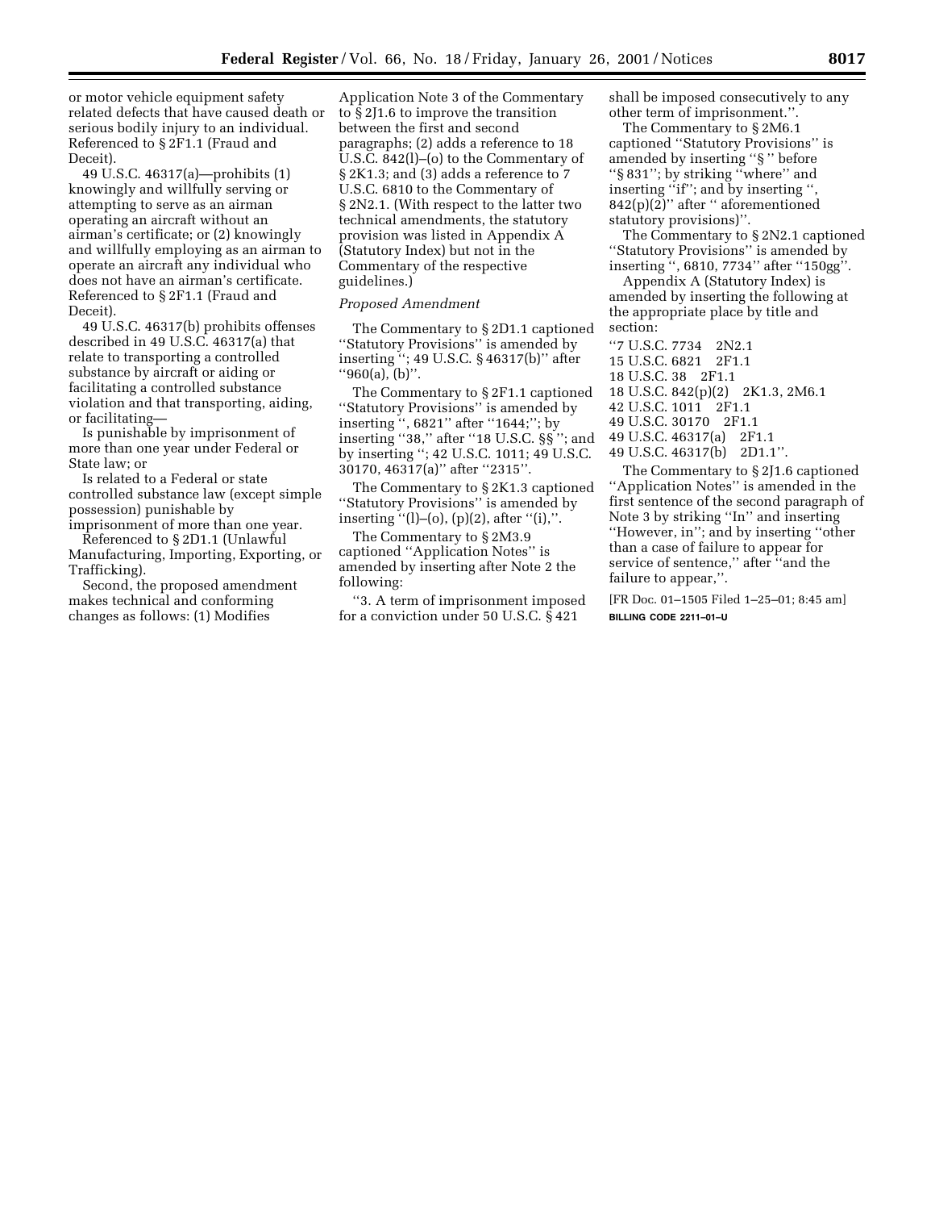or motor vehicle equipment safety related defects that have caused death or serious bodily injury to an individual. Referenced to § 2F1.1 (Fraud and Deceit).

49 U.S.C. 46317(a)—prohibits (1) knowingly and willfully serving or attempting to serve as an airman operating an aircraft without an airman's certificate; or (2) knowingly and willfully employing as an airman to operate an aircraft any individual who does not have an airman's certificate. Referenced to § 2F1.1 (Fraud and Deceit).

49 U.S.C. 46317(b) prohibits offenses described in 49 U.S.C. 46317(a) that relate to transporting a controlled substance by aircraft or aiding or facilitating a controlled substance violation and that transporting, aiding, or facilitating—

Is punishable by imprisonment of more than one year under Federal or State law; or

Is related to a Federal or state controlled substance law (except simple possession) punishable by imprisonment of more than one year.

Referenced to § 2D1.1 (Unlawful Manufacturing, Importing, Exporting, or Trafficking).

Second, the proposed amendment makes technical and conforming changes as follows: (1) Modifies Application Note 3 of the Commentary to § 2J1.6 to improve the transition between the first and second paragraphs; (2) adds a reference to 18 U.S.C. 842(l)–(o) to the Commentary of § 2K1.3; and (3) adds a reference to 7 U.S.C. 6810 to the Commentary of § 2N2.1. (With respect to the latter two technical amendments, the statutory provision was listed in Appendix A (Statutory Index) but not in the Commentary of the respective guidelines.)

*Proposed Amendment*

The Commentary to § 2D1.1 captioned ''Statutory Provisions'' is amended by inserting ''; 49 U.S.C. § 46317(b)'' after ''960(a), (b)''.

The Commentary to § 2F1.1 captioned ''Statutory Provisions'' is amended by inserting '', 6821'' after ''1644;''; by inserting ''38,'' after ''18 U.S.C. §§''; and by inserting ''; 42 U.S.C. 1011; 49 U.S.C. 30170, 46317(a)'' after ''2315''.

The Commentary to § 2K1.3 captioned ''Statutory Provisions'' is amended by inserting ''(l)–(o), (p)(2), after ''(i),''.

The Commentary to § 2M3.9 captioned ''Application Notes'' is amended by inserting after Note 2 the following:

''3. A term of imprisonment imposed for a conviction under 50 U.S.C. § 421 shall be imposed consecutively to any other term of imprisonment.''.

The Commentary to § 2M6.1 captioned ''Statutory Provisions'' is amended by inserting ''§'' before ''§ 831''; by striking ''where'' and inserting ''if''; and by inserting '', 842(p)(2)'' after '' aforementioned statutory provisions)''.

The Commentary to § 2N2.1 captioned ''Statutory Provisions'' is amended by inserting '', 6810, 7734'' after ''150gg''.

Appendix A (Statutory Index) is amended by inserting the following at the appropriate place by title and section:

''7 U.S.C. 7734 2N2.1
15 U.S.C. 6821 2F1.1
18 U.S.C. 38 2F1.1
18 U.S.C. 842(p)(2) 2K1.3, 2M6.1
42 U.S.C. 1011 2F1.1
49 U.S.C. 30170 2F1.1
49 U.S.C. 46317(a) 2F1.1
49 U.S.C. 46317(b) 2D1.1''.

The Commentary to § 2J1.6 captioned ''Application Notes'' is amended in the first sentence of the second paragraph of Note 3 by striking ''In'' and inserting ''However, in''; and by inserting ''other than a case of failure to appear for service of sentence,'' after ''and the failure to appear,''.

[FR Doc. 01–1505 Filed 1–25–01; 8:45 am]

**BILLING CODE 2211–01–U**